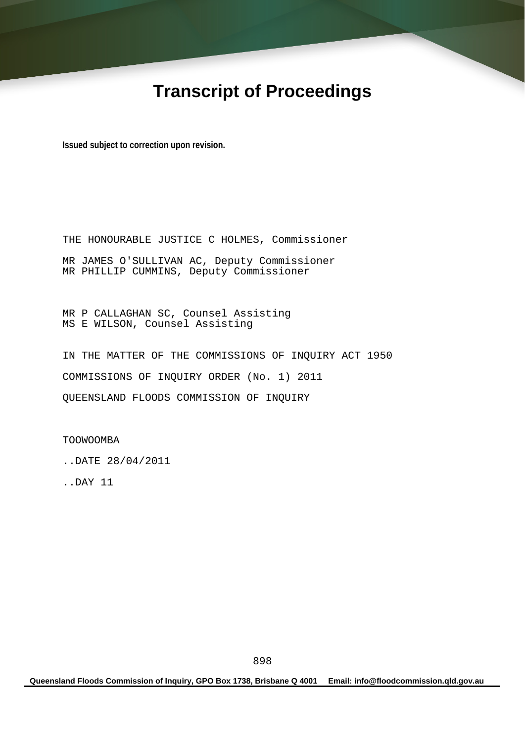# Transcript of Proceedings

**Issued subject to correction upon revision.**

THE HONOURABLE JUSTICE C HOLMES, Commissioner

MR JAMES O'SULLIVAN AC, Deputy Commissioner
MR PHILLIP CUMMINS, Deputy Commissioner

MR P CALLAGHAN SC, Counsel Assisting
MS E WILSON, Counsel Assisting

IN THE MATTER OF THE COMMISSIONS OF INQUIRY ACT 1950

COMMISSIONS OF INQUIRY ORDER (No. 1) 2011

QUEENSLAND FLOODS COMMISSION OF INQUIRY

TOOWOOMBA

..DATE 28/04/2011

..DAY 11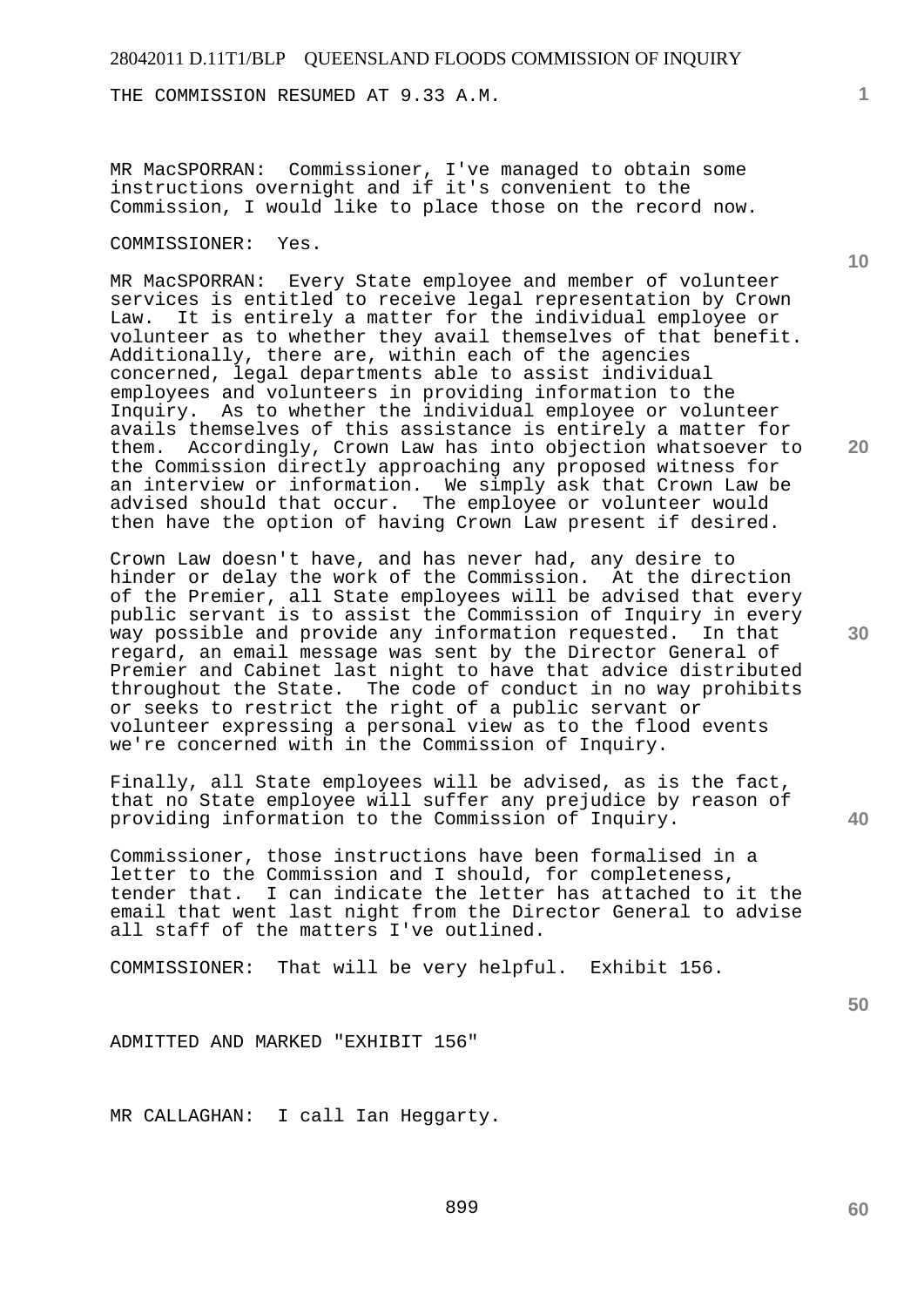THE COMMISSION RESUMED AT 9.33 A.M.

MR MacSPORRAN: Commissioner, I've managed to obtain some instructions overnight and if it's convenient to the Commission, I would like to place those on the record now.

COMMISSIONER: Yes.

MR MacSPORRAN: Every State employee and member of volunteer services is entitled to receive legal representation by Crown Law. It is entirely a matter for the individual employee or volunteer as to whether they avail themselves of that benefit. Additionally, there are, within each of the agencies concerned, legal departments able to assist individual employees and volunteers in providing information to the Inquiry. As to whether the individual employee or volunteer avails themselves of this assistance is entirely a matter for them. Accordingly, Crown Law has into objection whatsoever to the Commission directly approaching any proposed witness for an interview or information. We simply ask that Crown Law be advised should that occur. The employee or volunteer would then have the option of having Crown Law present if desired.

Crown Law doesn't have, and has never had, any desire to hinder or delay the work of the Commission. At the direction of the Premier, all State employees will be advised that every public servant is to assist the Commission of Inquiry in every way possible and provide any information requested. In that regard, an email message was sent by the Director General of Premier and Cabinet last night to have that advice distributed throughout the State. The code of conduct in no way prohibits or seeks to restrict the right of a public servant or volunteer expressing a personal view as to the flood events we're concerned with in the Commission of Inquiry.

Finally, all State employees will be advised, as is the fact, that no State employee will suffer any prejudice by reason of providing information to the Commission of Inquiry.

Commissioner, those instructions have been formalised in a letter to the Commission and I should, for completeness, tender that. I can indicate the letter has attached to it the email that went last night from the Director General to advise all staff of the matters I've outlined.

COMMISSIONER: That will be very helpful. Exhibit 156.

ADMITTED AND MARKED "EXHIBIT 156"

MR CALLAGHAN: I call Ian Heggarty.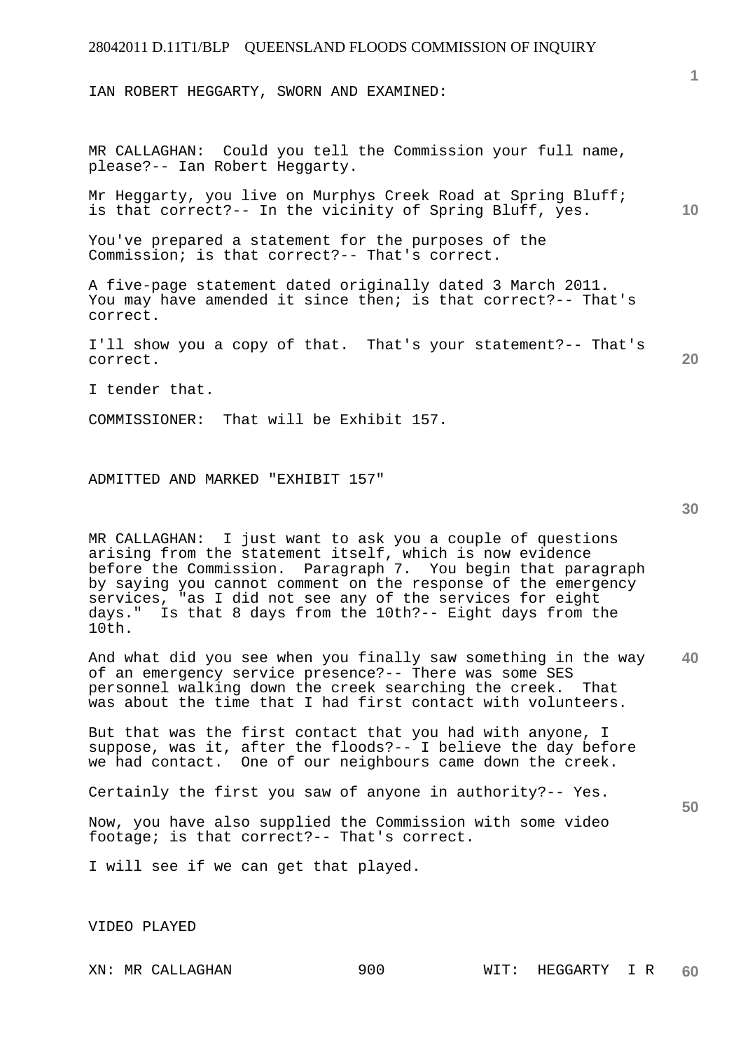IAN ROBERT HEGGARTY, SWORN AND EXAMINED:

MR CALLAGHAN: Could you tell the Commission your full name, please?-- Ian Robert Heggarty.

Mr Heggarty, you live on Murphys Creek Road at Spring Bluff; is that correct?-- In the vicinity of Spring Bluff, yes.

You've prepared a statement for the purposes of the Commission; is that correct?-- That's correct.

A five-page statement dated originally dated 3 March 2011. You may have amended it since then; is that correct?-- That's correct.

I'll show you a copy of that. That's your statement?-- That's correct.

I tender that.

COMMISSIONER: That will be Exhibit 157.

ADMITTED AND MARKED "EXHIBIT 157"

MR CALLAGHAN: I just want to ask you a couple of questions arising from the statement itself, which is now evidence before the Commission. Paragraph 7. You begin that paragraph by saying you cannot comment on the response of the emergency services, "as I did not see any of the services for eight days." Is that 8 days from the 10th?-- Eight days from the 10th.

And what did you see when you finally saw something in the way of an emergency service presence?-- There was some SES personnel walking down the creek searching the creek. That was about the time that I had first contact with volunteers.

But that was the first contact that you had with anyone, I suppose, was it, after the floods?-- I believe the day before we had contact. One of our neighbours came down the creek.

Certainly the first you saw of anyone in authority?-- Yes.

Now, you have also supplied the Commission with some video footage; is that correct?-- That's correct.

I will see if we can get that played.

VIDEO PLAYED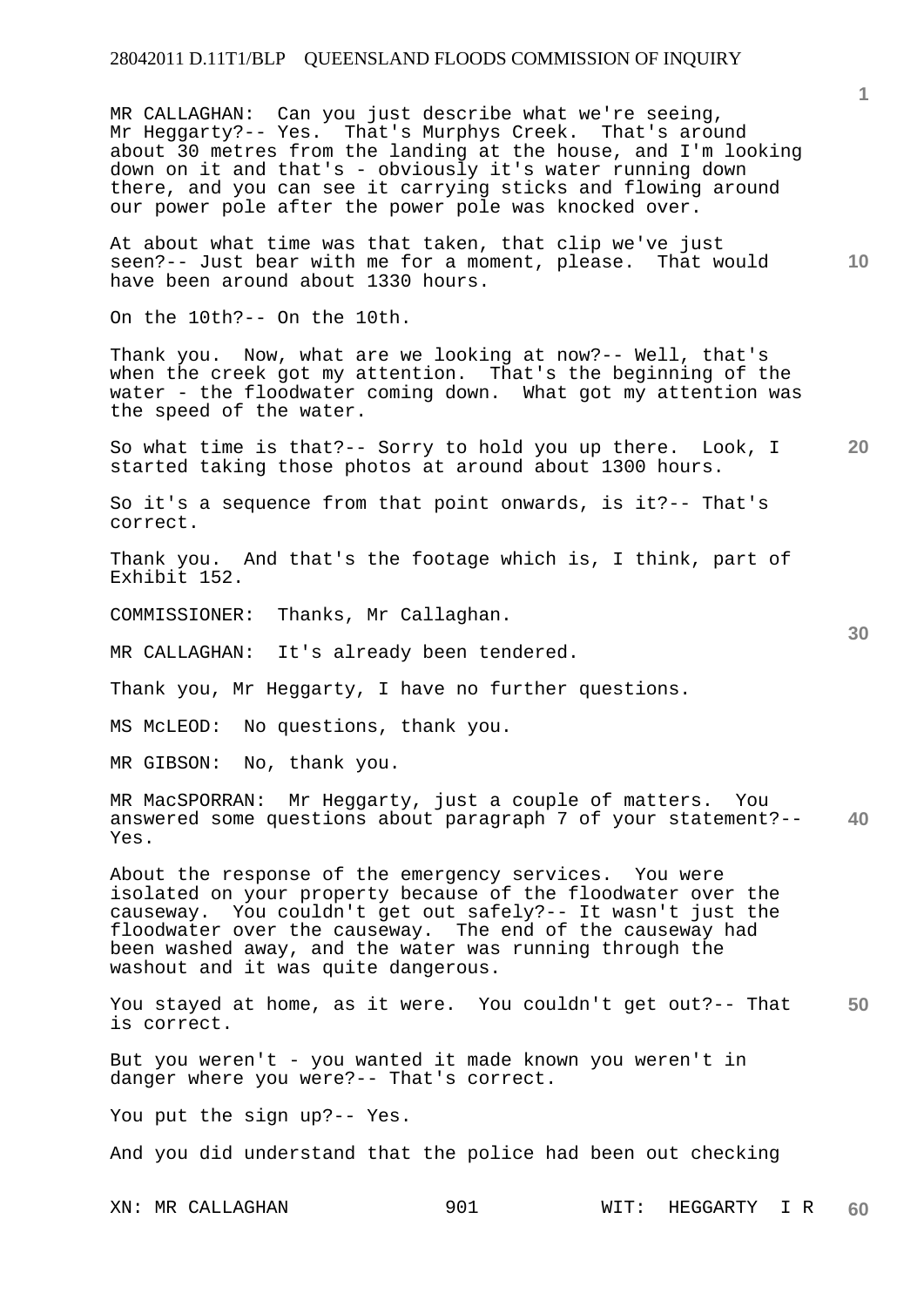MR CALLAGHAN: Can you just describe what we're seeing, Mr Heggarty?-- Yes. That's Murphys Creek. That's around about 30 metres from the landing at the house, and I'm looking down on it and that's - obviously it's water running down there, and you can see it carrying sticks and flowing around our power pole after the power pole was knocked over.

At about what time was that taken, that clip we've just seen?-- Just bear with me for a moment, please. That would have been around about 1330 hours.

On the 10th?-- On the 10th.

Thank you. Now, what are we looking at now?-- Well, that's when the creek got my attention. That's the beginning of the water - the floodwater coming down. What got my attention was the speed of the water.

So what time is that?-- Sorry to hold you up there. Look, I started taking those photos at around about 1300 hours.

So it's a sequence from that point onwards, is it?-- That's correct.

Thank you. And that's the footage which is, I think, part of Exhibit 152.

COMMISSIONER: Thanks, Mr Callaghan.

MR CALLAGHAN: It's already been tendered.

Thank you, Mr Heggarty, I have no further questions.

MS McLEOD: No questions, thank you.

MR GIBSON: No, thank you.

MR MacSPORRAN: Mr Heggarty, just a couple of matters. You answered some questions about paragraph 7 of your statement?-- Yes.

About the response of the emergency services. You were isolated on your property because of the floodwater over the causeway. You couldn't get out safely?-- It wasn't just the floodwater over the causeway. The end of the causeway had been washed away, and the water was running through the washout and it was quite dangerous.

You stayed at home, as it were. You couldn't get out?-- That is correct.

But you weren't - you wanted it made known you weren't in danger where you were?-- That's correct.

You put the sign up?-- Yes.

And you did understand that the police had been out checking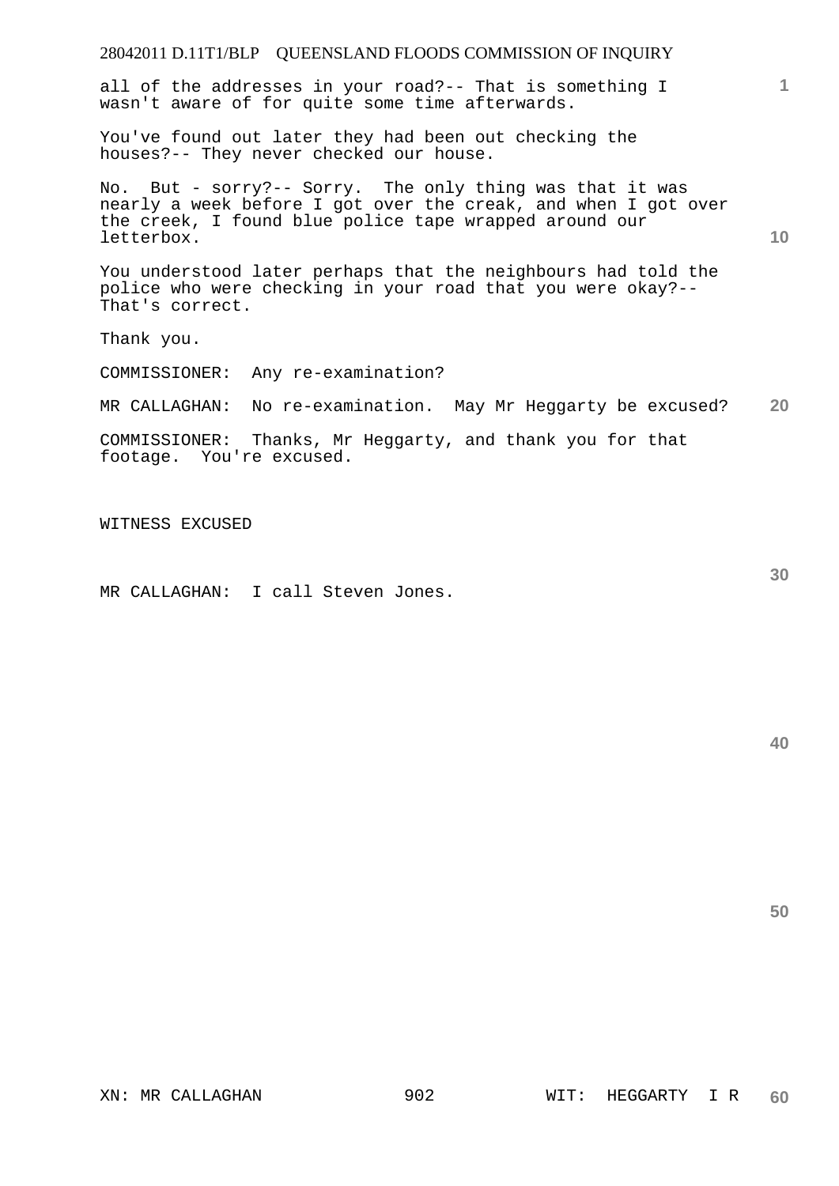all of the addresses in your road?-- That is something I wasn't aware of for quite some time afterwards.

You've found out later they had been out checking the houses?-- They never checked our house.

No. But - sorry?-- Sorry. The only thing was that it was nearly a week before I got over the creak, and when I got over the creek, I found blue police tape wrapped around our letterbox.

You understood later perhaps that the neighbours had told the police who were checking in your road that you were okay?-- That's correct.

Thank you.

COMMISSIONER: Any re-examination?

MR CALLAGHAN: No re-examination. May Mr Heggarty be excused?

COMMISSIONER: Thanks, Mr Heggarty, and thank you for that footage. You're excused.

WITNESS EXCUSED

MR CALLAGHAN: I call Steven Jones.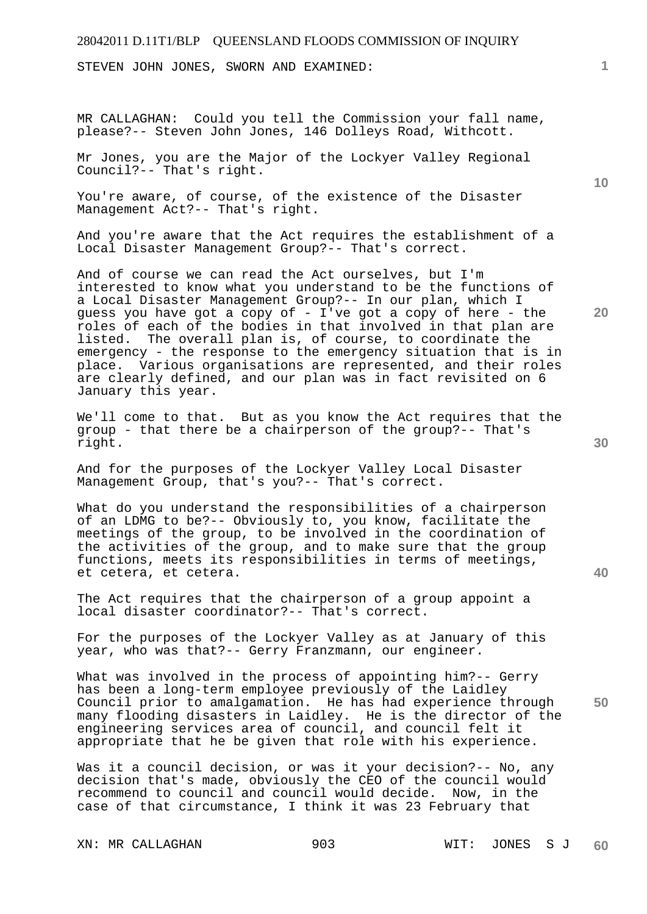STEVEN JOHN JONES, SWORN AND EXAMINED:

MR CALLAGHAN: Could you tell the Commission your fall name, please?-- Steven John Jones, 146 Dolleys Road, Withcott.

Mr Jones, you are the Major of the Lockyer Valley Regional Council?-- That's right.

You're aware, of course, of the existence of the Disaster Management Act?-- That's right.

And you're aware that the Act requires the establishment of a Local Disaster Management Group?-- That's correct.

And of course we can read the Act ourselves, but I'm interested to know what you understand to be the functions of a Local Disaster Management Group?-- In our plan, which I guess you have got a copy of - I've got a copy of here - the roles of each of the bodies in that involved in that plan are listed. The overall plan is, of course, to coordinate the emergency - the response to the emergency situation that is in place. Various organisations are represented, and their roles are clearly defined, and our plan was in fact revisited on 6 January this year.

We'll come to that. But as you know the Act requires that the group - that there be a chairperson of the group?-- That's right.

And for the purposes of the Lockyer Valley Local Disaster Management Group, that's you?-- That's correct.

What do you understand the responsibilities of a chairperson of an LDMG to be?-- Obviously to, you know, facilitate the meetings of the group, to be involved in the coordination of the activities of the group, and to make sure that the group functions, meets its responsibilities in terms of meetings, et cetera, et cetera.

The Act requires that the chairperson of a group appoint a local disaster coordinator?-- That's correct.

For the purposes of the Lockyer Valley as at January of this year, who was that?-- Gerry Franzmann, our engineer.

What was involved in the process of appointing him?-- Gerry has been a long-term employee previously of the Laidley Council prior to amalgamation. He has had experience through many flooding disasters in Laidley. He is the director of the engineering services area of council, and council felt it appropriate that he be given that role with his experience.

Was it a council decision, or was it your decision?-- No, any decision that's made, obviously the CEO of the council would recommend to council and council would decide. Now, in the case of that circumstance, I think it was 23 February that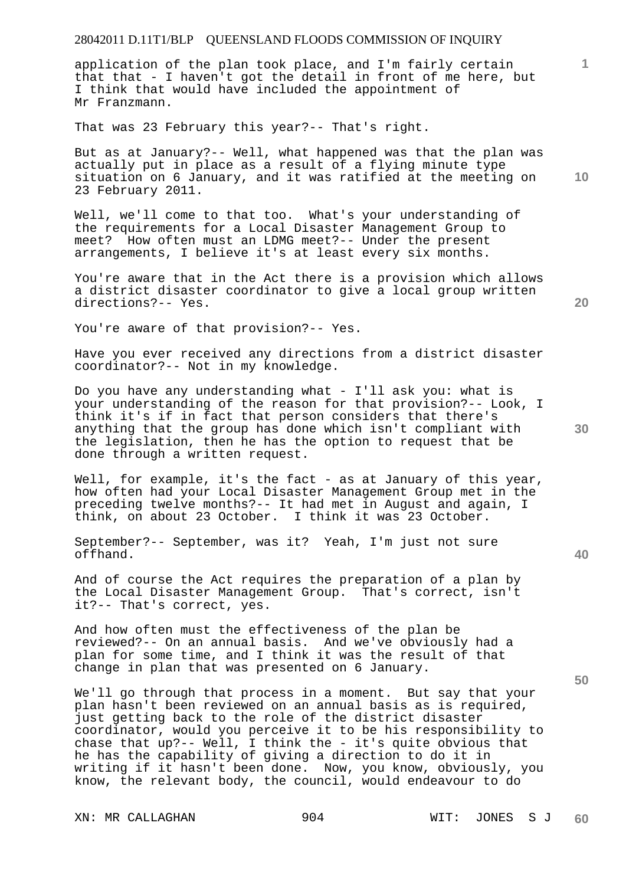application of the plan took place, and I'm fairly certain that that - I haven't got the detail in front of me here, but I think that would have included the appointment of Mr Franzmann.

That was 23 February this year?-- That's right.

But as at January?-- Well, what happened was that the plan was actually put in place as a result of a flying minute type situation on 6 January, and it was ratified at the meeting on 23 February 2011.

Well, we'll come to that too. What's your understanding of the requirements for a Local Disaster Management Group to meet? How often must an LDMG meet?-- Under the present arrangements, I believe it's at least every six months.

You're aware that in the Act there is a provision which allows a district disaster coordinator to give a local group written directions?-- Yes.

You're aware of that provision?-- Yes.

Have you ever received any directions from a district disaster coordinator?-- Not in my knowledge.

Do you have any understanding what - I'll ask you: what is your understanding of the reason for that provision?-- Look, I think it's if in fact that person considers that there's anything that the group has done which isn't compliant with the legislation, then he has the option to request that be done through a written request.

Well, for example, it's the fact - as at January of this year, how often had your Local Disaster Management Group met in the preceding twelve months?-- It had met in August and again, I think, on about 23 October. I think it was 23 October.

September?-- September, was it? Yeah, I'm just not sure offhand.

And of course the Act requires the preparation of a plan by the Local Disaster Management Group. That's correct, isn't it?-- That's correct, yes.

And how often must the effectiveness of the plan be reviewed?-- On an annual basis. And we've obviously had a plan for some time, and I think it was the result of that change in plan that was presented on 6 January.

We'll go through that process in a moment. But say that your plan hasn't been reviewed on an annual basis as is required, just getting back to the role of the district disaster coordinator, would you perceive it to be his responsibility to chase that up?-- Well, I think the - it's quite obvious that he has the capability of giving a direction to do it in writing if it hasn't been done. Now, you know, obviously, you know, the relevant body, the council, would endeavour to do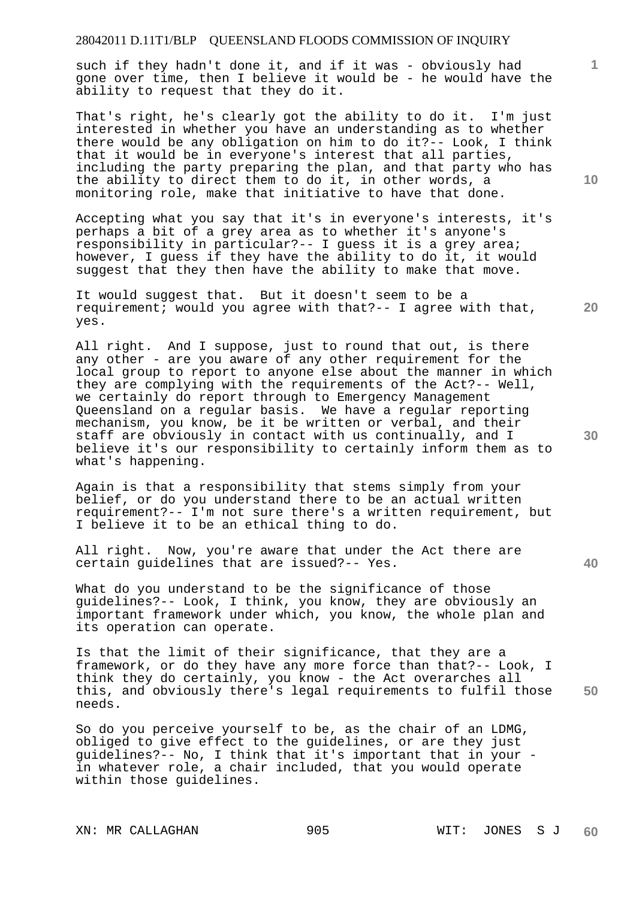such if they hadn't done it, and if it was - obviously had gone over time, then I believe it would be - he would have the ability to request that they do it.

That's right, he's clearly got the ability to do it. I'm just interested in whether you have an understanding as to whether there would be any obligation on him to do it?-- Look, I think that it would be in everyone's interest that all parties, including the party preparing the plan, and that party who has the ability to direct them to do it, in other words, a monitoring role, make that initiative to have that done.

Accepting what you say that it's in everyone's interests, it's perhaps a bit of a grey area as to whether it's anyone's responsibility in particular?-- I guess it is a grey area; however, I guess if they have the ability to do it, it would suggest that they then have the ability to make that move.

It would suggest that. But it doesn't seem to be a requirement; would you agree with that?-- I agree with that, yes.

All right. And I suppose, just to round that out, is there any other - are you aware of any other requirement for the local group to report to anyone else about the manner in which they are complying with the requirements of the Act?-- Well, we certainly do report through to Emergency Management Queensland on a regular basis. We have a regular reporting mechanism, you know, be it be written or verbal, and their staff are obviously in contact with us continually, and I believe it's our responsibility to certainly inform them as to what's happening.

Again is that a responsibility that stems simply from your belief, or do you understand there to be an actual written requirement?-- I'm not sure there's a written requirement, but I believe it to be an ethical thing to do.

All right. Now, you're aware that under the Act there are certain guidelines that are issued?-- Yes.

What do you understand to be the significance of those guidelines?-- Look, I think, you know, they are obviously an important framework under which, you know, the whole plan and its operation can operate.

Is that the limit of their significance, that they are a framework, or do they have any more force than that?-- Look, I think they do certainly, you know - the Act overarches all this, and obviously there's legal requirements to fulfil those needs.

So do you perceive yourself to be, as the chair of an LDMG, obliged to give effect to the guidelines, or are they just guidelines?-- No, I think that it's important that in your - in whatever role, a chair included, that you would operate within those guidelines.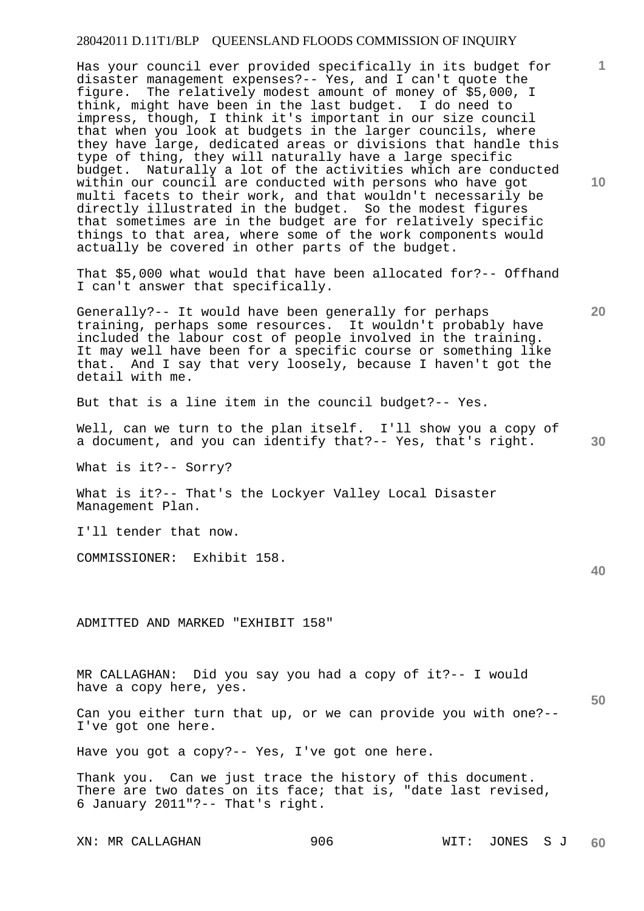Has your council ever provided specifically in its budget for disaster management expenses?-- Yes, and I can't quote the figure. The relatively modest amount of money of $5,000, I think, might have been in the last budget. I do need to impress, though, I think it's important in our size council that when you look at budgets in the larger councils, where they have large, dedicated areas or divisions that handle this type of thing, they will naturally have a large specific budget. Naturally a lot of the activities which are conducted within our council are conducted with persons who have got multi facets to their work, and that wouldn't necessarily be directly illustrated in the budget. So the modest figures that sometimes are in the budget are for relatively specific things to that area, where some of the work components would actually be covered in other parts of the budget.

That $5,000 what would that have been allocated for?-- Offhand I can't answer that specifically.

Generally?-- It would have been generally for perhaps training, perhaps some resources. It wouldn't probably have included the labour cost of people involved in the training. It may well have been for a specific course or something like that. And I say that very loosely, because I haven't got the detail with me.

But that is a line item in the council budget?-- Yes.

Well, can we turn to the plan itself. I'll show you a copy of a document, and you can identify that?-- Yes, that's right.

What is it?-- Sorry?

What is it?-- That's the Lockyer Valley Local Disaster Management Plan.

I'll tender that now.

COMMISSIONER: Exhibit 158.

ADMITTED AND MARKED "EXHIBIT 158"

MR CALLAGHAN: Did you say you had a copy of it?-- I would have a copy here, yes.

Can you either turn that up, or we can provide you with one?-- I've got one here.

Have you got a copy?-- Yes, I've got one here.

Thank you. Can we just trace the history of this document. There are two dates on its face; that is, "date last revised, 6 January 2011"?-- That's right.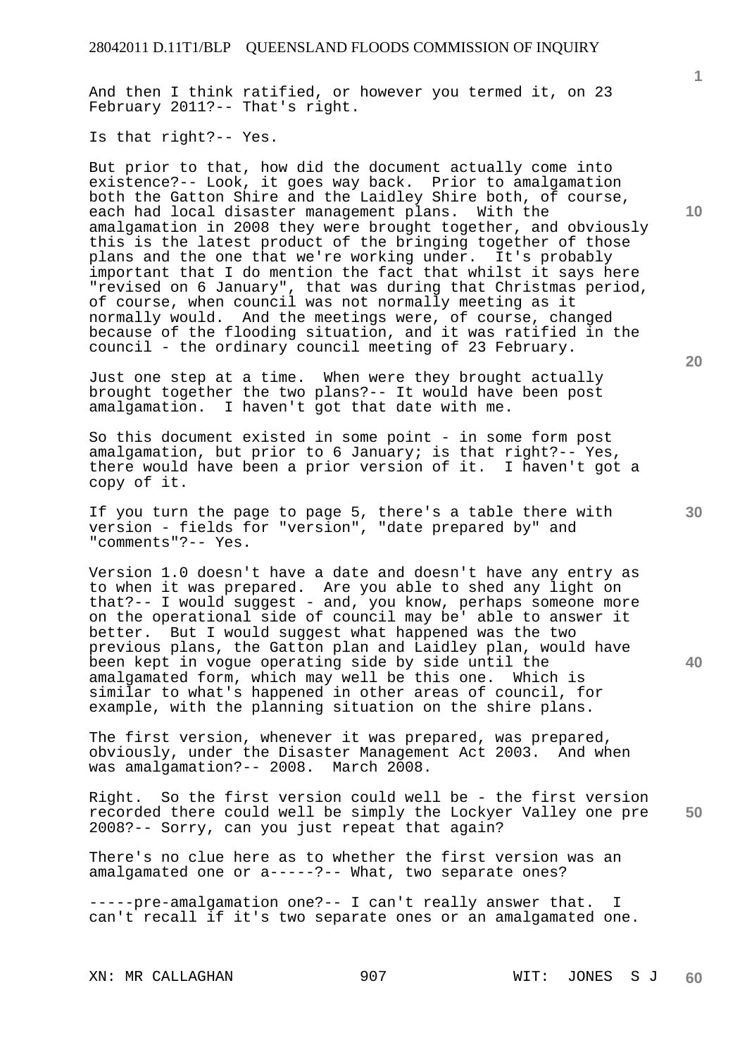And then I think ratified, or however you termed it, on 23 February 2011?-- That's right.

Is that right?-- Yes.

But prior to that, how did the document actually come into existence?-- Look, it goes way back. Prior to amalgamation both the Gatton Shire and the Laidley Shire both, of course, each had local disaster management plans. With the amalgamation in 2008 they were brought together, and obviously this is the latest product of the bringing together of those plans and the one that we're working under. It's probably important that I do mention the fact that whilst it says here "revised on 6 January", that was during that Christmas period, of course, when council was not normally meeting as it normally would. And the meetings were, of course, changed because of the flooding situation, and it was ratified in the council - the ordinary council meeting of 23 February.

Just one step at a time. When were they brought actually brought together the two plans?-- It would have been post amalgamation. I haven't got that date with me.

So this document existed in some point - in some form post amalgamation, but prior to 6 January; is that right?-- Yes, there would have been a prior version of it. I haven't got a copy of it.

If you turn the page to page 5, there's a table there with version - fields for "version", "date prepared by" and "comments"?-- Yes.

Version 1.0 doesn't have a date and doesn't have any entry as to when it was prepared. Are you able to shed any light on that?-- I would suggest - and, you know, perhaps someone more on the operational side of council may be' able to answer it better. But I would suggest what happened was the two previous plans, the Gatton plan and Laidley plan, would have been kept in vogue operating side by side until the amalgamated form, which may well be this one. Which is similar to what's happened in other areas of council, for example, with the planning situation on the shire plans.

The first version, whenever it was prepared, was prepared, obviously, under the Disaster Management Act 2003. And when was amalgamation?-- 2008. March 2008.

Right. So the first version could well be - the first version recorded there could well be simply the Lockyer Valley one pre 2008?-- Sorry, can you just repeat that again?

There's no clue here as to whether the first version was an amalgamated one or a-----?-- What, two separate ones?

-----pre-amalgamation one?-- I can't really answer that. I can't recall if it's two separate ones or an amalgamated one.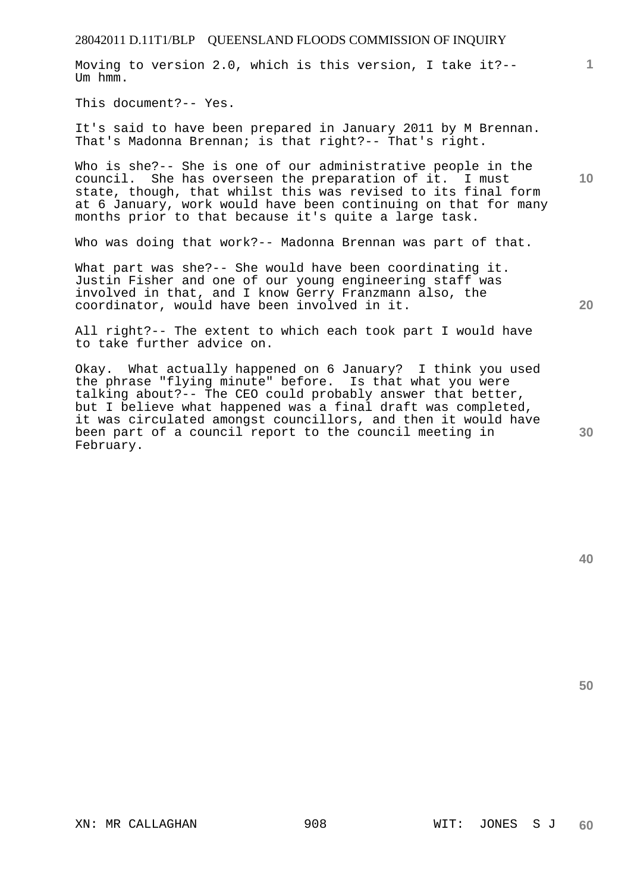Moving to version 2.0, which is this version, I take it?-- Um hmm.

This document?-- Yes.

It's said to have been prepared in January 2011 by M Brennan. That's Madonna Brennan; is that right?-- That's right.

Who is she?-- She is one of our administrative people in the council. She has overseen the preparation of it. I must state, though, that whilst this was revised to its final form at 6 January, work would have been continuing on that for many months prior to that because it's quite a large task.

Who was doing that work?-- Madonna Brennan was part of that.

What part was she?-- She would have been coordinating it. Justin Fisher and one of our young engineering staff was involved in that, and I know Gerry Franzmann also, the coordinator, would have been involved in it.

All right?-- The extent to which each took part I would have to take further advice on.

Okay. What actually happened on 6 January? I think you used the phrase "flying minute" before. Is that what you were talking about?-- The CEO could probably answer that better, but I believe what happened was a final draft was completed, it was circulated amongst councillors, and then it would have been part of a council report to the council meeting in February.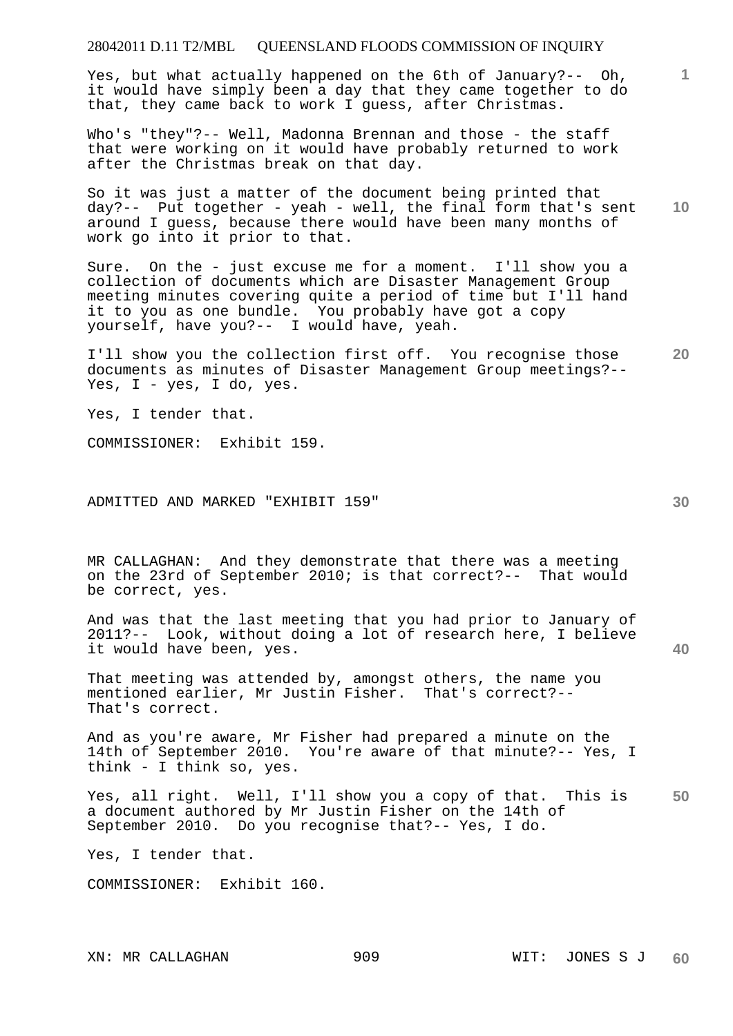Yes, but what actually happened on the 6th of January?-- Oh, it would have simply been a day that they came together to do that, they came back to work I guess, after Christmas.

Who's "they"?-- Well, Madonna Brennan and those - the staff that were working on it would have probably returned to work after the Christmas break on that day.

So it was just a matter of the document being printed that day?-- Put together - yeah - well, the final form that's sent around I guess, because there would have been many months of work go into it prior to that.

Sure. On the - just excuse me for a moment. I'll show you a collection of documents which are Disaster Management Group meeting minutes covering quite a period of time but I'll hand it to you as one bundle. You probably have got a copy yourself, have you?-- I would have, yeah.

I'll show you the collection first off. You recognise those documents as minutes of Disaster Management Group meetings?-- Yes, I - yes, I do, yes.

Yes, I tender that.

COMMISSIONER: Exhibit 159.

ADMITTED AND MARKED "EXHIBIT 159"

MR CALLAGHAN: And they demonstrate that there was a meeting on the 23rd of September 2010; is that correct?-- That would be correct, yes.

And was that the last meeting that you had prior to January of 2011?-- Look, without doing a lot of research here, I believe it would have been, yes.

That meeting was attended by, amongst others, the name you mentioned earlier, Mr Justin Fisher. That's correct?-- That's correct.

And as you're aware, Mr Fisher had prepared a minute on the 14th of September 2010. You're aware of that minute?-- Yes, I think - I think so, yes.

Yes, all right. Well, I'll show you a copy of that. This is a document authored by Mr Justin Fisher on the 14th of September 2010. Do you recognise that?-- Yes, I do.

Yes, I tender that.

COMMISSIONER: Exhibit 160.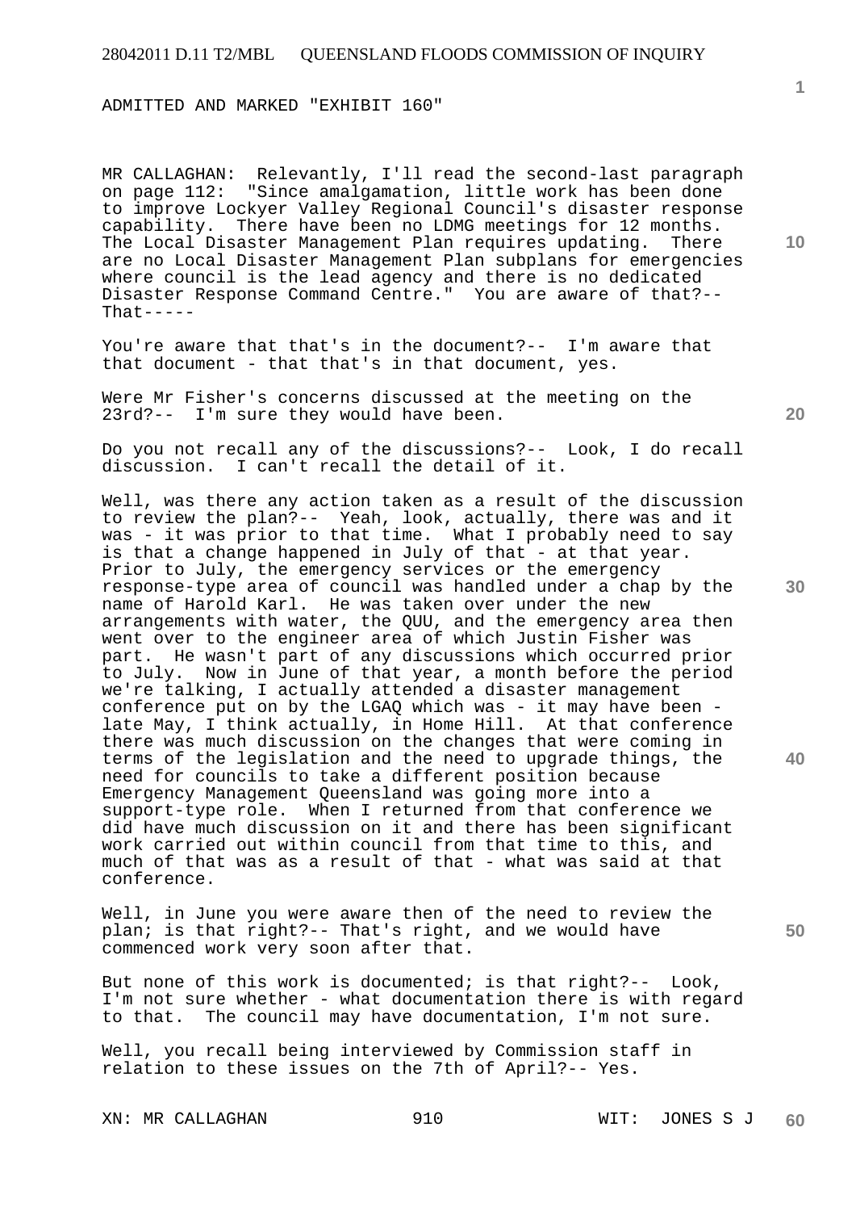ADMITTED AND MARKED "EXHIBIT 160"

MR CALLAGHAN: Relevantly, I'll read the second-last paragraph on page 112: "Since amalgamation, little work has been done to improve Lockyer Valley Regional Council's disaster response capability. There have been no LDMG meetings for 12 months. The Local Disaster Management Plan requires updating. There are no Local Disaster Management Plan subplans for emergencies where council is the lead agency and there is no dedicated Disaster Response Command Centre." You are aware of that?-- That-----

You're aware that that's in the document?-- I'm aware that that document - that that's in that document, yes.

Were Mr Fisher's concerns discussed at the meeting on the 23rd?-- I'm sure they would have been.

Do you not recall any of the discussions?-- Look, I do recall discussion. I can't recall the detail of it.

Well, was there any action taken as a result of the discussion to review the plan?-- Yeah, look, actually, there was and it was - it was prior to that time. What I probably need to say is that a change happened in July of that - at that year. Prior to July, the emergency services or the emergency response-type area of council was handled under a chap by the name of Harold Karl. He was taken over under the new arrangements with water, the QUU, and the emergency area then went over to the engineer area of which Justin Fisher was part. He wasn't part of any discussions which occurred prior to July. Now in June of that year, a month before the period we're talking, I actually attended a disaster management conference put on by the LGAQ which was - it may have been - late May, I think actually, in Home Hill. At that conference there was much discussion on the changes that were coming in terms of the legislation and the need to upgrade things, the need for councils to take a different position because Emergency Management Queensland was going more into a support-type role. When I returned from that conference we did have much discussion on it and there has been significant work carried out within council from that time to this, and much of that was as a result of that - what was said at that conference.

Well, in June you were aware then of the need to review the plan; is that right?-- That's right, and we would have commenced work very soon after that.

But none of this work is documented; is that right?-- Look, I'm not sure whether - what documentation there is with regard to that. The council may have documentation, I'm not sure.

Well, you recall being interviewed by Commission staff in relation to these issues on the 7th of April?-- Yes.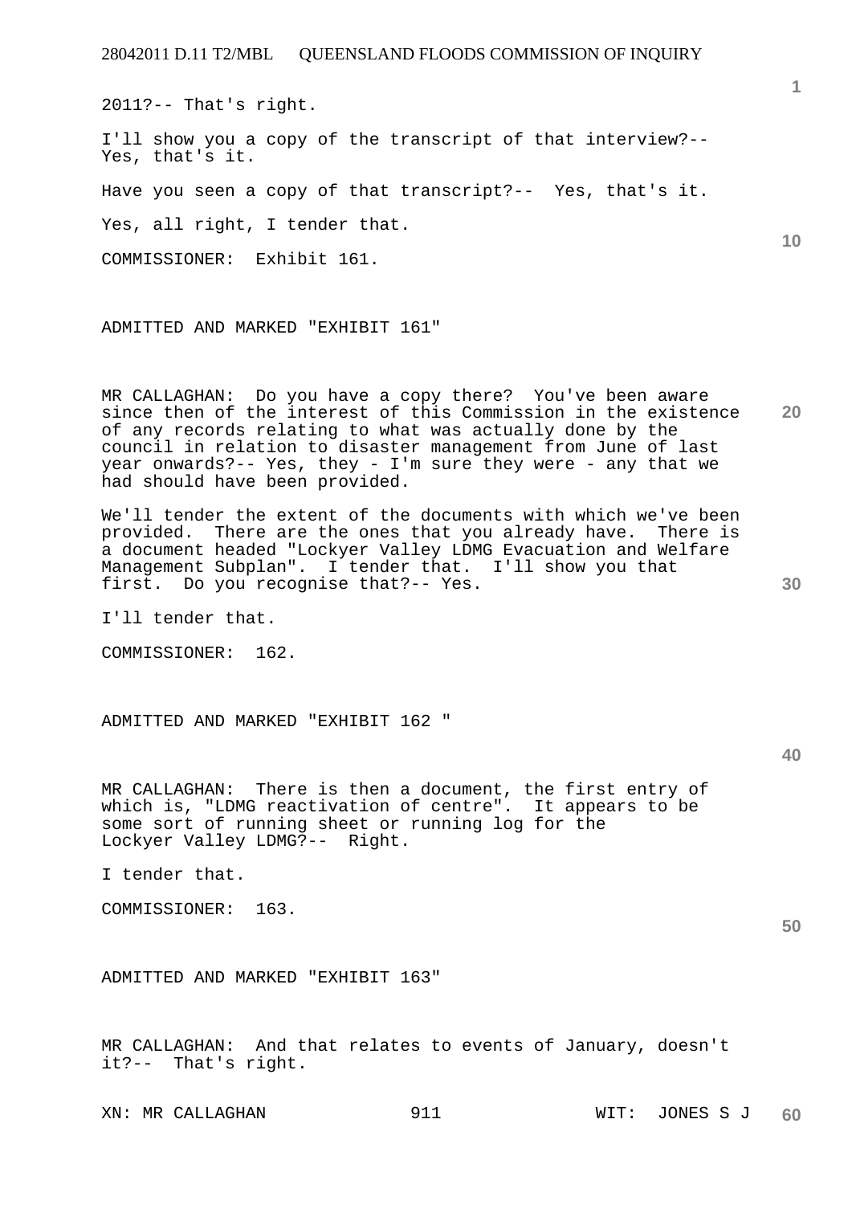2011?-- That's right.

I'll show you a copy of the transcript of that interview?-- Yes, that's it.

Have you seen a copy of that transcript?-- Yes, that's it.

Yes, all right, I tender that.

COMMISSIONER: Exhibit 161.

ADMITTED AND MARKED "EXHIBIT 161"

MR CALLAGHAN: Do you have a copy there? You've been aware since then of the interest of this Commission in the existence of any records relating to what was actually done by the council in relation to disaster management from June of last year onwards?-- Yes, they - I'm sure they were - any that we had should have been provided.

We'll tender the extent of the documents with which we've been provided. There are the ones that you already have. There is a document headed "Lockyer Valley LDMG Evacuation and Welfare Management Subplan". I tender that. I'll show you that first. Do you recognise that?-- Yes.

I'll tender that.

COMMISSIONER: 162.

ADMITTED AND MARKED "EXHIBIT 162 "

MR CALLAGHAN: There is then a document, the first entry of which is, "LDMG reactivation of centre". It appears to be some sort of running sheet or running log for the Lockyer Valley LDMG?-- Right.

I tender that.

COMMISSIONER: 163.

ADMITTED AND MARKED "EXHIBIT 163"

MR CALLAGHAN: And that relates to events of January, doesn't it?-- That's right.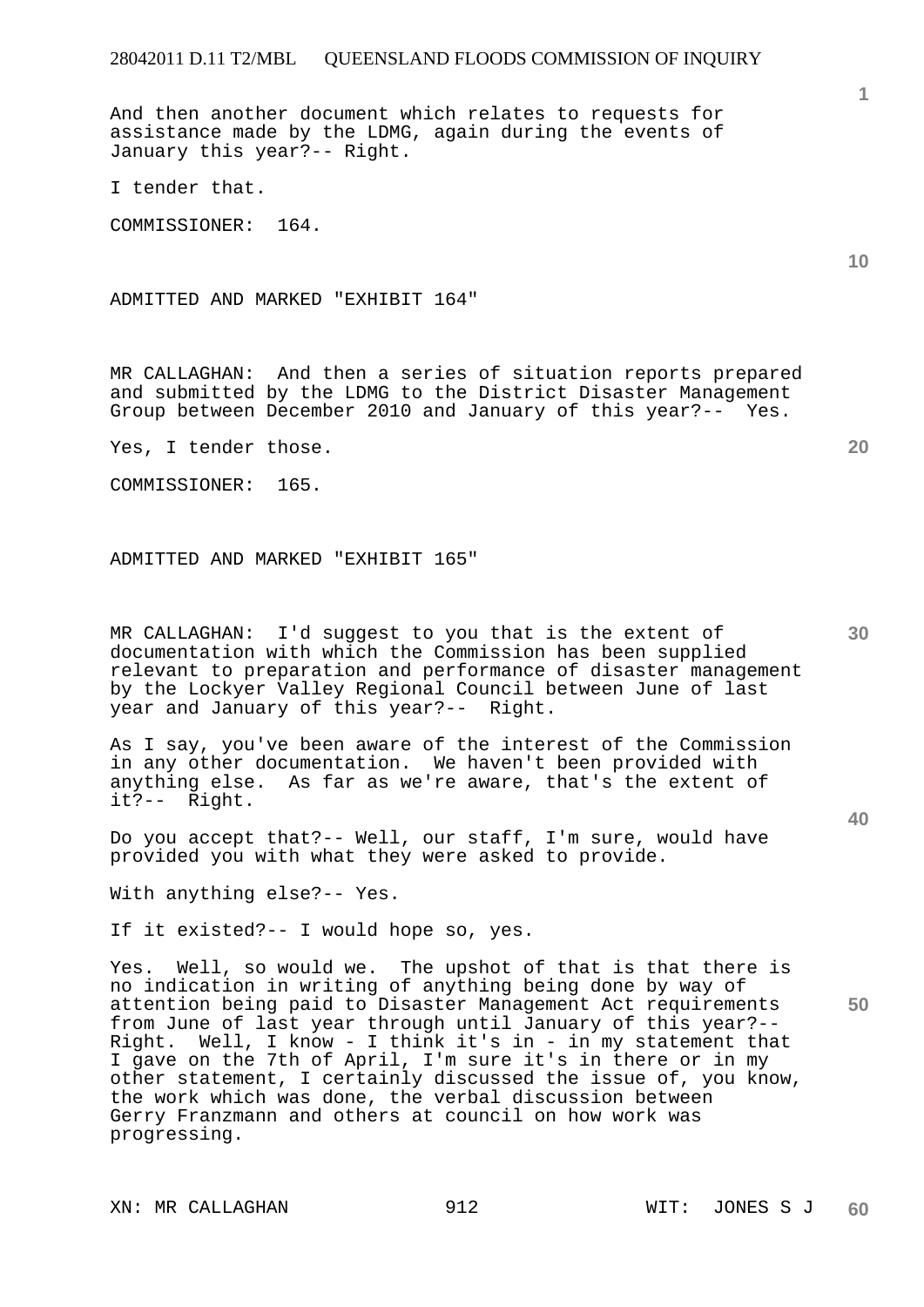And then another document which relates to requests for assistance made by the LDMG, again during the events of January this year?-- Right.

I tender that.

COMMISSIONER: 164.

ADMITTED AND MARKED "EXHIBIT 164"

MR CALLAGHAN: And then a series of situation reports prepared and submitted by the LDMG to the District Disaster Management Group between December 2010 and January of this year?-- Yes.

Yes, I tender those.

COMMISSIONER: 165.

ADMITTED AND MARKED "EXHIBIT 165"

MR CALLAGHAN: I'd suggest to you that is the extent of documentation with which the Commission has been supplied relevant to preparation and performance of disaster management by the Lockyer Valley Regional Council between June of last year and January of this year?-- Right.

As I say, you've been aware of the interest of the Commission in any other documentation. We haven't been provided with anything else. As far as we're aware, that's the extent of it?-- Right.

Do you accept that?-- Well, our staff, I'm sure, would have provided you with what they were asked to provide.

With anything else?-- Yes.

If it existed?-- I would hope so, yes.

Yes. Well, so would we. The upshot of that is that there is no indication in writing of anything being done by way of attention being paid to Disaster Management Act requirements from June of last year through until January of this year?-- Right. Well, I know - I think it's in - in my statement that I gave on the 7th of April, I'm sure it's in there or in my other statement, I certainly discussed the issue of, you know, the work which was done, the verbal discussion between Gerry Franzmann and others at council on how work was progressing.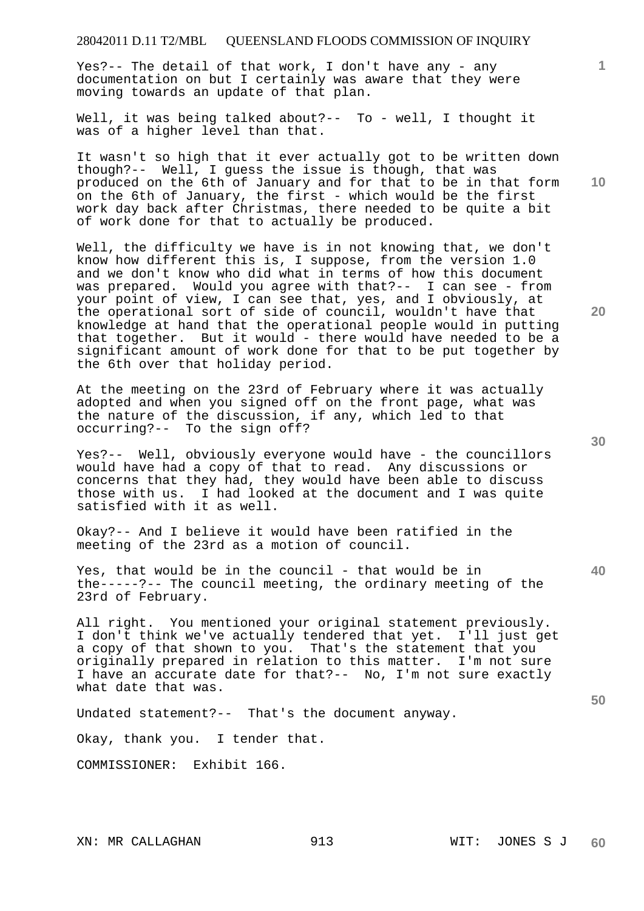Yes?-- The detail of that work, I don't have any - any documentation on but I certainly was aware that they were moving towards an update of that plan.

Well, it was being talked about?-- To - well, I thought it was of a higher level than that.

It wasn't so high that it ever actually got to be written down though?-- Well, I guess the issue is though, that was produced on the 6th of January and for that to be in that form on the 6th of January, the first - which would be the first work day back after Christmas, there needed to be quite a bit of work done for that to actually be produced.

Well, the difficulty we have is in not knowing that, we don't know how different this is, I suppose, from the version 1.0 and we don't know who did what in terms of how this document was prepared. Would you agree with that?-- I can see - from your point of view, I can see that, yes, and I obviously, at the operational sort of side of council, wouldn't have that knowledge at hand that the operational people would in putting that together. But it would - there would have needed to be a significant amount of work done for that to be put together by the 6th over that holiday period.

At the meeting on the 23rd of February where it was actually adopted and when you signed off on the front page, what was the nature of the discussion, if any, which led to that occurring?-- To the sign off?

Yes?-- Well, obviously everyone would have - the councillors would have had a copy of that to read. Any discussions or concerns that they had, they would have been able to discuss those with us. I had looked at the document and I was quite satisfied with it as well.

Okay?-- And I believe it would have been ratified in the meeting of the 23rd as a motion of council.

Yes, that would be in the council - that would be in the-----?-- The council meeting, the ordinary meeting of the 23rd of February.

All right. You mentioned your original statement previously. I don't think we've actually tendered that yet. I'll just get a copy of that shown to you. That's the statement that you originally prepared in relation to this matter. I'm not sure I have an accurate date for that?-- No, I'm not sure exactly what date that was.

Undated statement?-- That's the document anyway.

Okay, thank you. I tender that.

COMMISSIONER: Exhibit 166.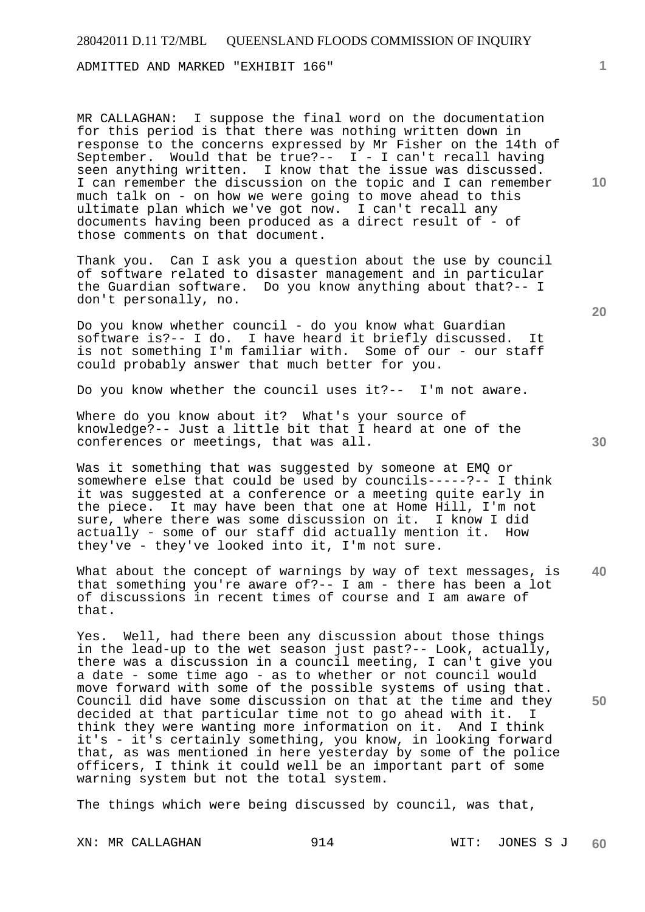ADMITTED AND MARKED "EXHIBIT 166"

MR CALLAGHAN: I suppose the final word on the documentation for this period is that there was nothing written down in response to the concerns expressed by Mr Fisher on the 14th of September. Would that be true?-- I - I can't recall having seen anything written. I know that the issue was discussed. I can remember the discussion on the topic and I can remember much talk on - on how we were going to move ahead to this ultimate plan which we've got now. I can't recall any documents having been produced as a direct result of - of those comments on that document.

Thank you. Can I ask you a question about the use by council of software related to disaster management and in particular the Guardian software. Do you know anything about that?-- I don't personally, no.

Do you know whether council - do you know what Guardian software is?-- I do. I have heard it briefly discussed. It is not something I'm familiar with. Some of our - our staff could probably answer that much better for you.

Do you know whether the council uses it?-- I'm not aware.

Where do you know about it? What's your source of knowledge?-- Just a little bit that I heard at one of the conferences or meetings, that was all.

Was it something that was suggested by someone at EMQ or somewhere else that could be used by councils-----?-- I think it was suggested at a conference or a meeting quite early in the piece. It may have been that one at Home Hill, I'm not sure, where there was some discussion on it. I know I did actually - some of our staff did actually mention it. How they've - they've looked into it, I'm not sure.

What about the concept of warnings by way of text messages, is that something you're aware of?-- I am - there has been a lot of discussions in recent times of course and I am aware of that.

Yes. Well, had there been any discussion about those things in the lead-up to the wet season just past?-- Look, actually, there was a discussion in a council meeting, I can't give you a date - some time ago - as to whether or not council would move forward with some of the possible systems of using that. Council did have some discussion on that at the time and they decided at that particular time not to go ahead with it. I think they were wanting more information on it. And I think it's - it's certainly something, you know, in looking forward that, as was mentioned in here yesterday by some of the police officers, I think it could well be an important part of some warning system but not the total system.

The things which were being discussed by council, was that,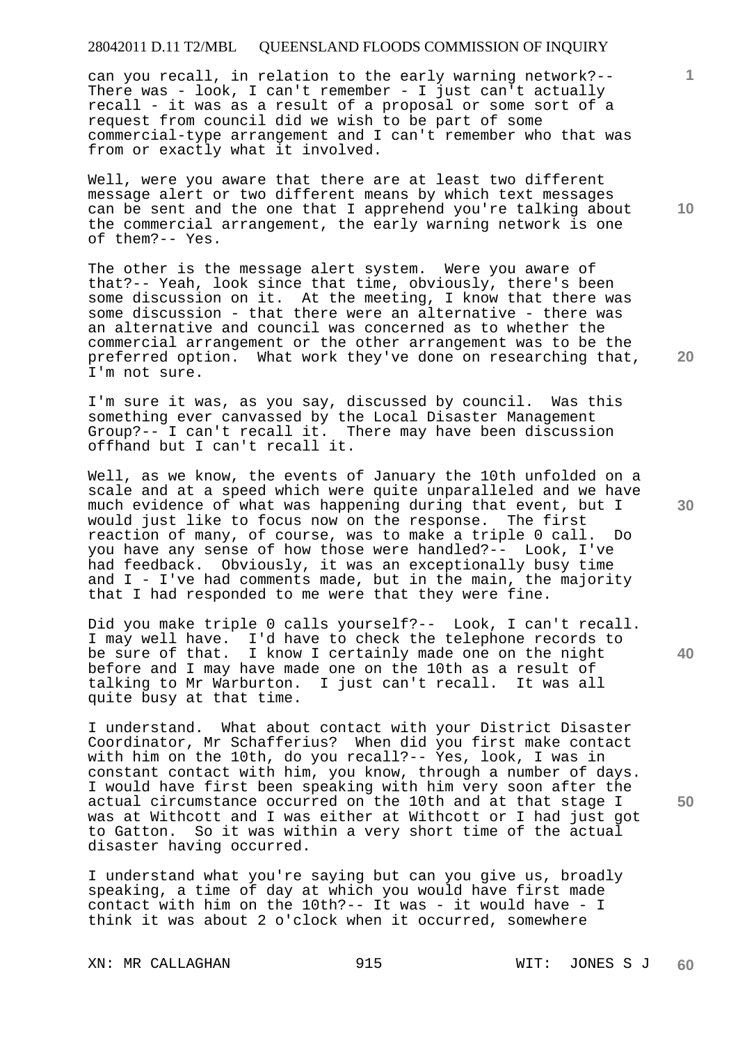can you recall, in relation to the early warning network?-- There was - look, I can't remember - I just can't actually recall - it was as a result of a proposal or some sort of a request from council did we wish to be part of some commercial-type arrangement and I can't remember who that was from or exactly what it involved.

Well, were you aware that there are at least two different message alert or two different means by which text messages can be sent and the one that I apprehend you're talking about the commercial arrangement, the early warning network is one of them?-- Yes.

The other is the message alert system. Were you aware of that?-- Yeah, look since that time, obviously, there's been some discussion on it. At the meeting, I know that there was some discussion - that there were an alternative - there was an alternative and council was concerned as to whether the commercial arrangement or the other arrangement was to be the preferred option. What work they've done on researching that, I'm not sure.

I'm sure it was, as you say, discussed by council. Was this something ever canvassed by the Local Disaster Management Group?-- I can't recall it. There may have been discussion offhand but I can't recall it.

Well, as we know, the events of January the 10th unfolded on a scale and at a speed which were quite unparalleled and we have much evidence of what was happening during that event, but I would just like to focus now on the response. The first reaction of many, of course, was to make a triple 0 call. Do you have any sense of how those were handled?-- Look, I've had feedback. Obviously, it was an exceptionally busy time and I - I've had comments made, but in the main, the majority that I had responded to me were that they were fine.

Did you make triple 0 calls yourself?-- Look, I can't recall. I may well have. I'd have to check the telephone records to be sure of that. I know I certainly made one on the night before and I may have made one on the 10th as a result of talking to Mr Warburton. I just can't recall. It was all quite busy at that time.

I understand. What about contact with your District Disaster Coordinator, Mr Schafferius? When did you first make contact with him on the 10th, do you recall?-- Yes, look, I was in constant contact with him, you know, through a number of days. I would have first been speaking with him very soon after the actual circumstance occurred on the 10th and at that stage I was at Withcott and I was either at Withcott or I had just got to Gatton. So it was within a very short time of the actual disaster having occurred.

I understand what you're saying but can you give us, broadly speaking, a time of day at which you would have first made contact with him on the 10th?-- It was - it would have - I think it was about 2 o'clock when it occurred, somewhere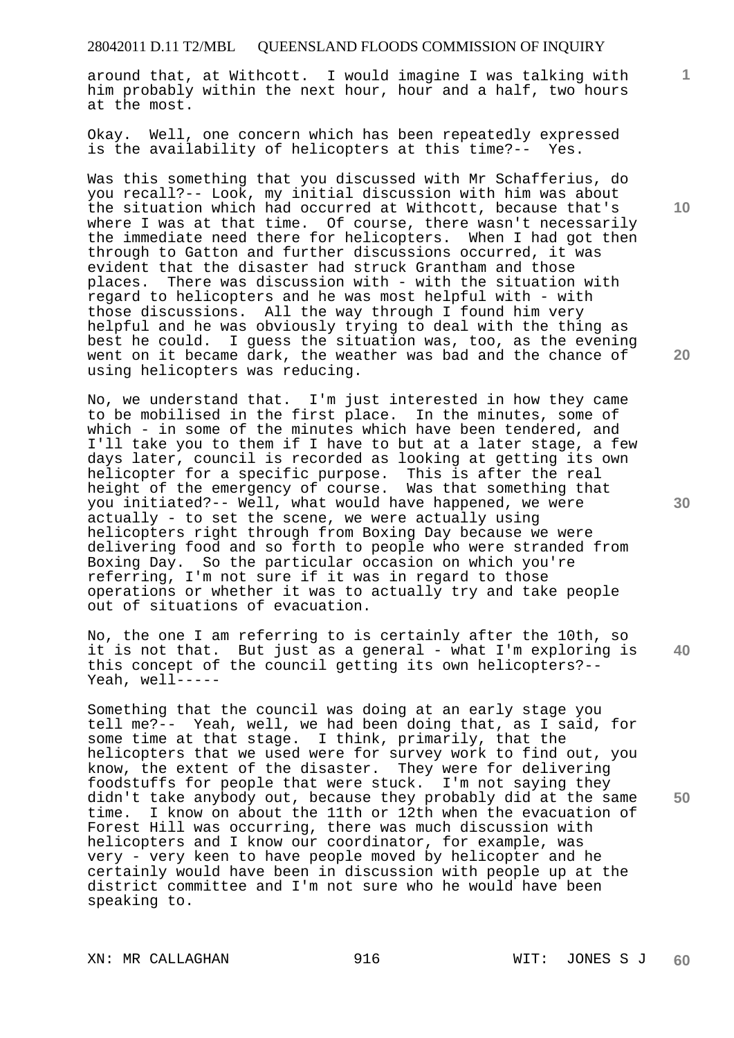around that, at Withcott. I would imagine I was talking with him probably within the next hour, hour and a half, two hours at the most.

Okay. Well, one concern which has been repeatedly expressed is the availability of helicopters at this time?-- Yes.

Was this something that you discussed with Mr Schafferius, do you recall?-- Look, my initial discussion with him was about the situation which had occurred at Withcott, because that's where I was at that time. Of course, there wasn't necessarily the immediate need there for helicopters. When I had got then through to Gatton and further discussions occurred, it was evident that the disaster had struck Grantham and those places. There was discussion with - with the situation with regard to helicopters and he was most helpful with - with those discussions. All the way through I found him very helpful and he was obviously trying to deal with the thing as best he could. I guess the situation was, too, as the evening went on it became dark, the weather was bad and the chance of using helicopters was reducing.

No, we understand that. I'm just interested in how they came to be mobilised in the first place. In the minutes, some of which - in some of the minutes which have been tendered, and I'll take you to them if I have to but at a later stage, a few days later, council is recorded as looking at getting its own helicopter for a specific purpose. This is after the real height of the emergency of course. Was that something that you initiated?-- Well, what would have happened, we were actually - to set the scene, we were actually using helicopters right through from Boxing Day because we were delivering food and so forth to people who were stranded from Boxing Day. So the particular occasion on which you're referring, I'm not sure if it was in regard to those operations or whether it was to actually try and take people out of situations of evacuation.

No, the one I am referring to is certainly after the 10th, so it is not that. But just as a general - what I'm exploring is this concept of the council getting its own helicopters?-- Yeah, well-----

Something that the council was doing at an early stage you tell me?-- Yeah, well, we had been doing that, as I said, for some time at that stage. I think, primarily, that the helicopters that we used were for survey work to find out, you know, the extent of the disaster. They were for delivering foodstuffs for people that were stuck. I'm not saying they didn't take anybody out, because they probably did at the same time. I know on about the 11th or 12th when the evacuation of Forest Hill was occurring, there was much discussion with helicopters and I know our coordinator, for example, was very - very keen to have people moved by helicopter and he certainly would have been in discussion with people up at the district committee and I'm not sure who he would have been speaking to.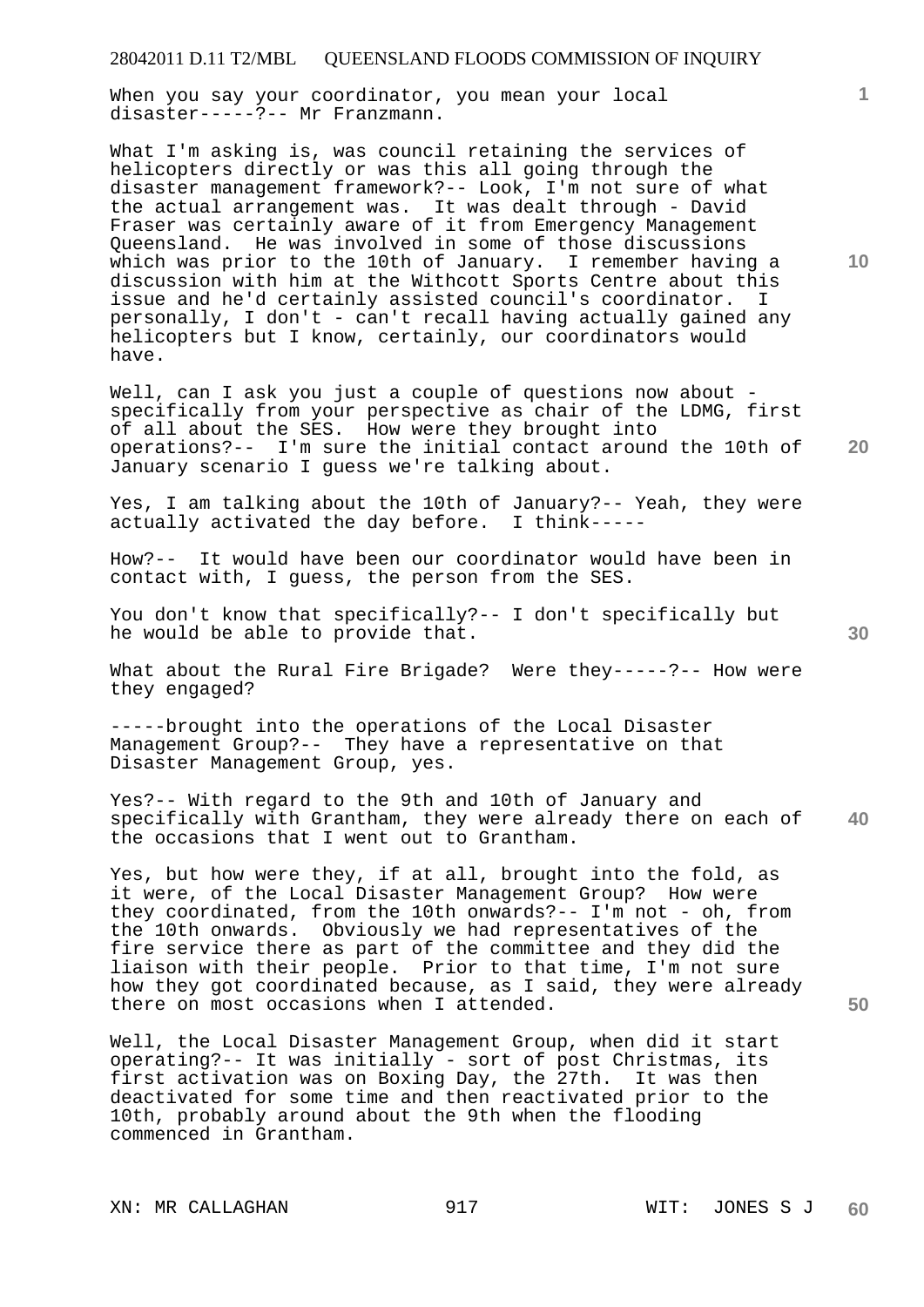When you say your coordinator, you mean your local disaster-----?-- Mr Franzmann.

What I'm asking is, was council retaining the services of helicopters directly or was this all going through the disaster management framework?-- Look, I'm not sure of what the actual arrangement was. It was dealt through - David Fraser was certainly aware of it from Emergency Management Queensland. He was involved in some of those discussions which was prior to the 10th of January. I remember having a discussion with him at the Withcott Sports Centre about this issue and he'd certainly assisted council's coordinator. I personally, I don't - can't recall having actually gained any helicopters but I know, certainly, our coordinators would have.

Well, can I ask you just a couple of questions now about - specifically from your perspective as chair of the LDMG, first of all about the SES. How were they brought into operations?-- I'm sure the initial contact around the 10th of January scenario I guess we're talking about.

Yes, I am talking about the 10th of January?-- Yeah, they were actually activated the day before. I think-----

How?-- It would have been our coordinator would have been in contact with, I guess, the person from the SES.

You don't know that specifically?-- I don't specifically but he would be able to provide that.

What about the Rural Fire Brigade? Were they-----?-- How were they engaged?

-----brought into the operations of the Local Disaster Management Group?-- They have a representative on that Disaster Management Group, yes.

Yes?-- With regard to the 9th and 10th of January and specifically with Grantham, they were already there on each of the occasions that I went out to Grantham.

Yes, but how were they, if at all, brought into the fold, as it were, of the Local Disaster Management Group? How were they coordinated, from the 10th onwards?-- I'm not - oh, from the 10th onwards. Obviously we had representatives of the fire service there as part of the committee and they did the liaison with their people. Prior to that time, I'm not sure how they got coordinated because, as I said, they were already there on most occasions when I attended.

Well, the Local Disaster Management Group, when did it start operating?-- It was initially - sort of post Christmas, its first activation was on Boxing Day, the 27th. It was then deactivated for some time and then reactivated prior to the 10th, probably around about the 9th when the flooding commenced in Grantham.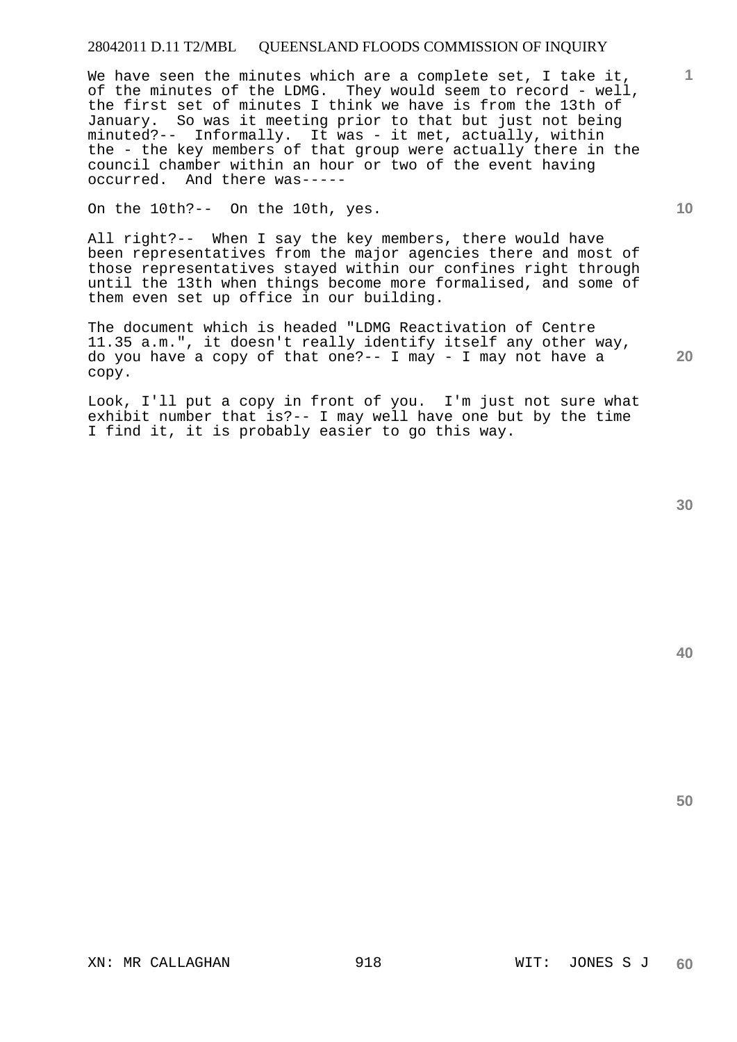We have seen the minutes which are a complete set, I take it, of the minutes of the LDMG. They would seem to record - well, the first set of minutes I think we have is from the 13th of January. So was it meeting prior to that but just not being minuted?-- Informally. It was - it met, actually, within the - the key members of that group were actually there in the council chamber within an hour or two of the event having occurred. And there was-----

On the 10th?-- On the 10th, yes.

All right?-- When I say the key members, there would have been representatives from the major agencies there and most of those representatives stayed within our confines right through until the 13th when things become more formalised, and some of them even set up office in our building.

The document which is headed "LDMG Reactivation of Centre 11.35 a.m.", it doesn't really identify itself any other way, do you have a copy of that one?-- I may - I may not have a copy.

Look, I'll put a copy in front of you. I'm just not sure what exhibit number that is?-- I may well have one but by the time I find it, it is probably easier to go this way.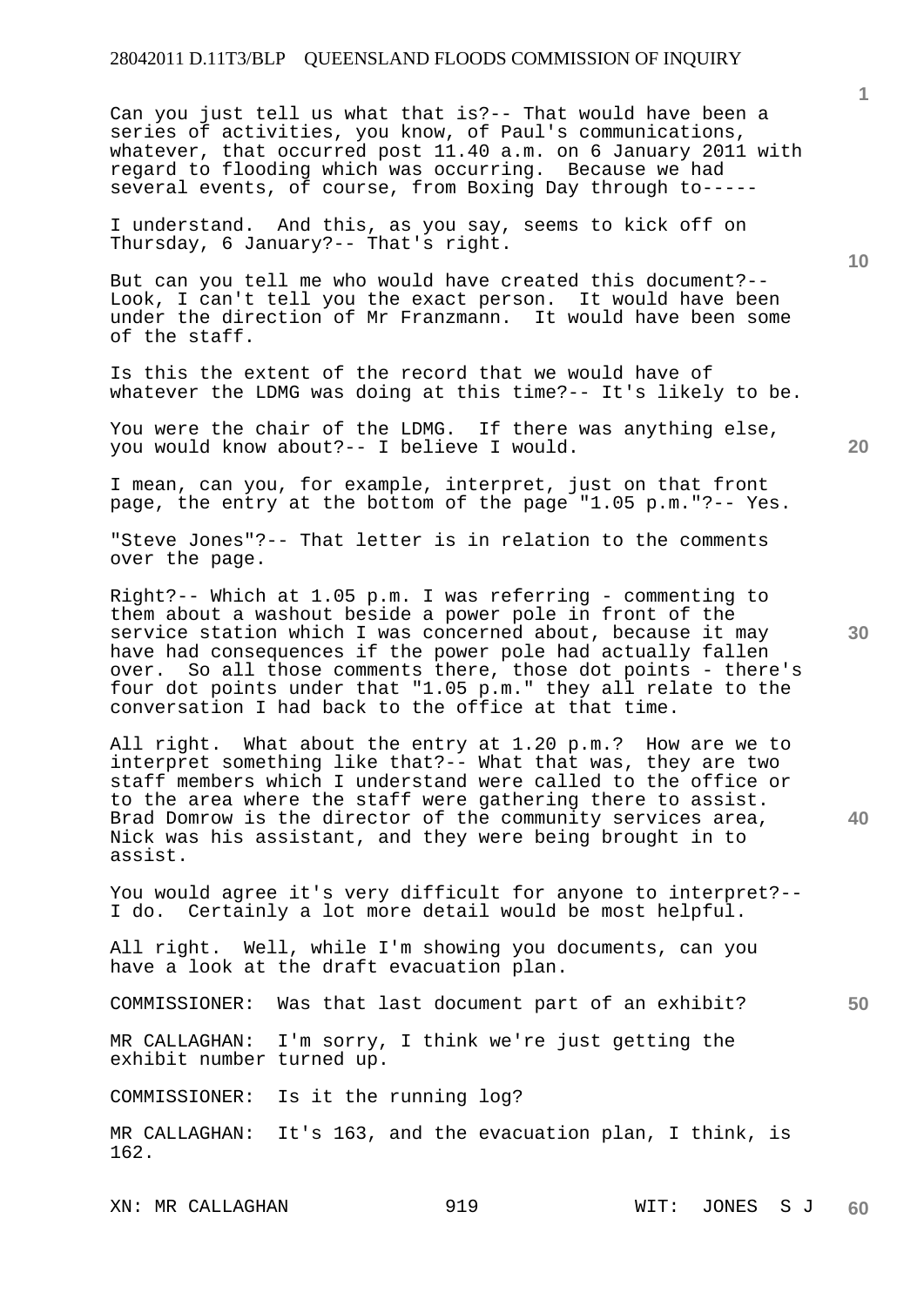Can you just tell us what that is?-- That would have been a series of activities, you know, of Paul's communications, whatever, that occurred post 11.40 a.m. on 6 January 2011 with regard to flooding which was occurring. Because we had several events, of course, from Boxing Day through to-----

I understand. And this, as you say, seems to kick off on Thursday, 6 January?-- That's right.

But can you tell me who would have created this document?-- Look, I can't tell you the exact person. It would have been under the direction of Mr Franzmann. It would have been some of the staff.

Is this the extent of the record that we would have of whatever the LDMG was doing at this time?-- It's likely to be.

You were the chair of the LDMG. If there was anything else, you would know about?-- I believe I would.

I mean, can you, for example, interpret, just on that front page, the entry at the bottom of the page "1.05 p.m."?-- Yes.

"Steve Jones"?-- That letter is in relation to the comments over the page.

Right?-- Which at 1.05 p.m. I was referring - commenting to them about a washout beside a power pole in front of the service station which I was concerned about, because it may have had consequences if the power pole had actually fallen over. So all those comments there, those dot points - there's four dot points under that "1.05 p.m." they all relate to the conversation I had back to the office at that time.

All right. What about the entry at 1.20 p.m.? How are we to interpret something like that?-- What that was, they are two staff members which I understand were called to the office or to the area where the staff were gathering there to assist. Brad Domrow is the director of the community services area, Nick was his assistant, and they were being brought in to assist.

You would agree it's very difficult for anyone to interpret?-- I do. Certainly a lot more detail would be most helpful.

All right. Well, while I'm showing you documents, can you have a look at the draft evacuation plan.

COMMISSIONER: Was that last document part of an exhibit?

MR CALLAGHAN: I'm sorry, I think we're just getting the exhibit number turned up.

COMMISSIONER: Is it the running log?

MR CALLAGHAN: It's 163, and the evacuation plan, I think, is 162.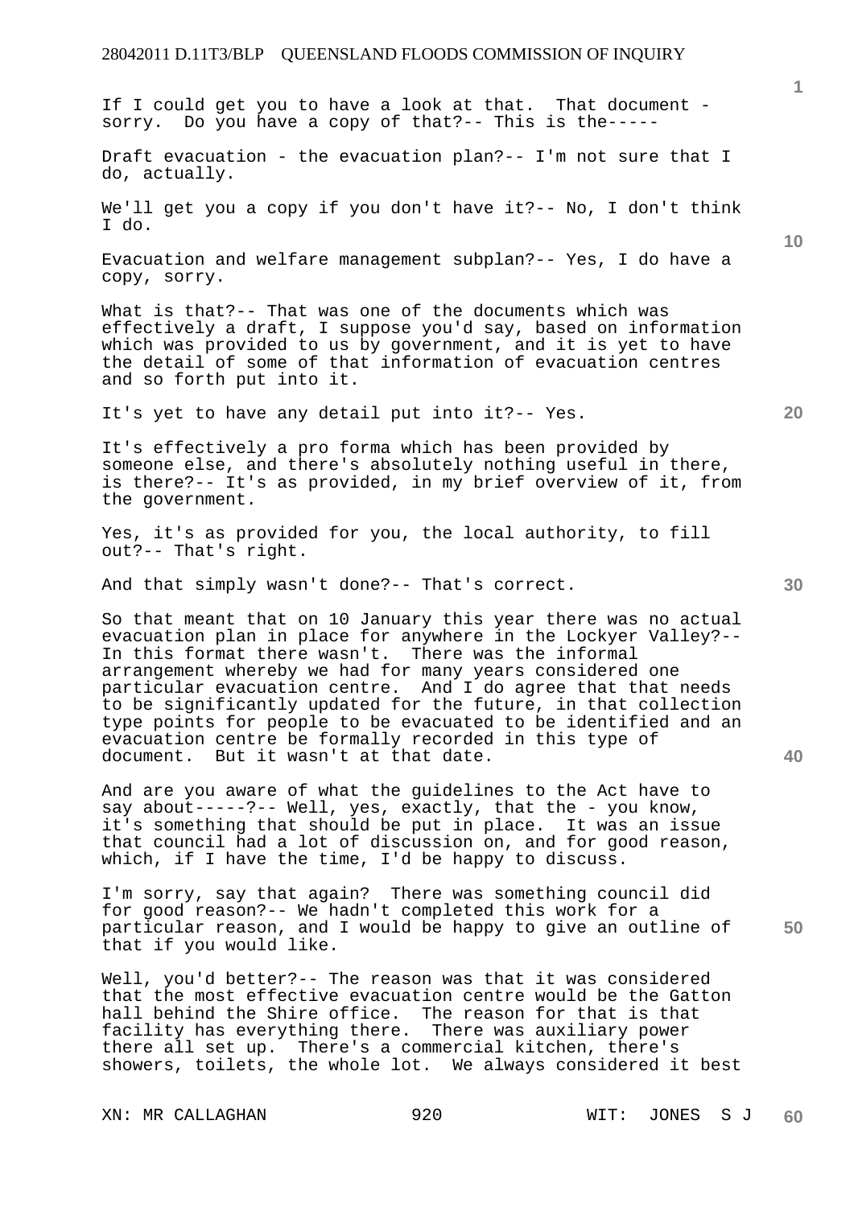If I could get you to have a look at that. That document - sorry. Do you have a copy of that?-- This is the-----

Draft evacuation - the evacuation plan?-- I'm not sure that I do, actually.

We'll get you a copy if you don't have it?-- No, I don't think I do.

Evacuation and welfare management subplan?-- Yes, I do have a copy, sorry.

What is that?-- That was one of the documents which was effectively a draft, I suppose you'd say, based on information which was provided to us by government, and it is yet to have the detail of some of that information of evacuation centres and so forth put into it.

It's yet to have any detail put into it?-- Yes.

It's effectively a pro forma which has been provided by someone else, and there's absolutely nothing useful in there, is there?-- It's as provided, in my brief overview of it, from the government.

Yes, it's as provided for you, the local authority, to fill out?-- That's right.

And that simply wasn't done?-- That's correct.

So that meant that on 10 January this year there was no actual evacuation plan in place for anywhere in the Lockyer Valley?-- In this format there wasn't. There was the informal arrangement whereby we had for many years considered one particular evacuation centre. And I do agree that that needs to be significantly updated for the future, in that collection type points for people to be evacuated to be identified and an evacuation centre be formally recorded in this type of document. But it wasn't at that date.

And are you aware of what the guidelines to the Act have to say about-----?-- Well, yes, exactly, that the - you know, it's something that should be put in place. It was an issue that council had a lot of discussion on, and for good reason, which, if I have the time, I'd be happy to discuss.

I'm sorry, say that again? There was something council did for good reason?-- We hadn't completed this work for a particular reason, and I would be happy to give an outline of that if you would like.

Well, you'd better?-- The reason was that it was considered that the most effective evacuation centre would be the Gatton hall behind the Shire office. The reason for that is that facility has everything there. There was auxiliary power there all set up. There's a commercial kitchen, there's showers, toilets, the whole lot. We always considered it best

XN: MR CALLAGHAN WIT: JONES S J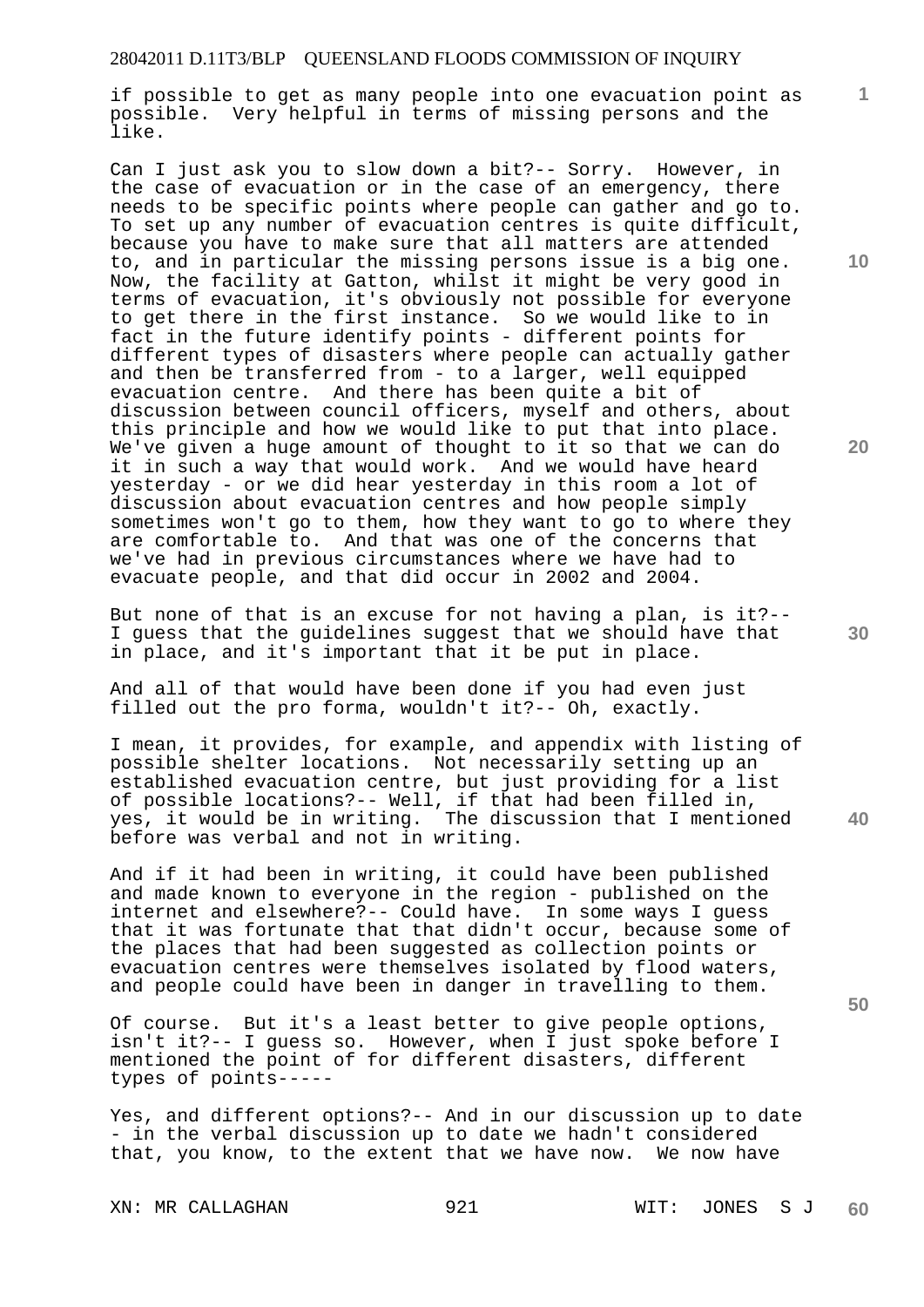if possible to get as many people into one evacuation point as possible. Very helpful in terms of missing persons and the like.

Can I just ask you to slow down a bit?-- Sorry. However, in the case of evacuation or in the case of an emergency, there needs to be specific points where people can gather and go to. To set up any number of evacuation centres is quite difficult, because you have to make sure that all matters are attended to, and in particular the missing persons issue is a big one. Now, the facility at Gatton, whilst it might be very good in terms of evacuation, it's obviously not possible for everyone to get there in the first instance. So we would like to in fact in the future identify points - different points for different types of disasters where people can actually gather and then be transferred from - to a larger, well equipped evacuation centre. And there has been quite a bit of discussion between council officers, myself and others, about this principle and how we would like to put that into place. We've given a huge amount of thought to it so that we can do it in such a way that would work. And we would have heard yesterday - or we did hear yesterday in this room a lot of discussion about evacuation centres and how people simply sometimes won't go to them, how they want to go to where they are comfortable to. And that was one of the concerns that we've had in previous circumstances where we have had to evacuate people, and that did occur in 2002 and 2004.

But none of that is an excuse for not having a plan, is it?-- I guess that the guidelines suggest that we should have that in place, and it's important that it be put in place.

And all of that would have been done if you had even just filled out the pro forma, wouldn't it?-- Oh, exactly.

I mean, it provides, for example, and appendix with listing of possible shelter locations. Not necessarily setting up an established evacuation centre, but just providing for a list of possible locations?-- Well, if that had been filled in, yes, it would be in writing. The discussion that I mentioned before was verbal and not in writing.

And if it had been in writing, it could have been published and made known to everyone in the region - published on the internet and elsewhere?-- Could have. In some ways I guess that it was fortunate that that didn't occur, because some of the places that had been suggested as collection points or evacuation centres were themselves isolated by flood waters, and people could have been in danger in travelling to them.

Of course. But it's a least better to give people options, isn't it?-- I guess so. However, when I just spoke before I mentioned the point of for different disasters, different types of points-----

Yes, and different options?-- And in our discussion up to date - in the verbal discussion up to date we hadn't considered that, you know, to the extent that we have now. We now have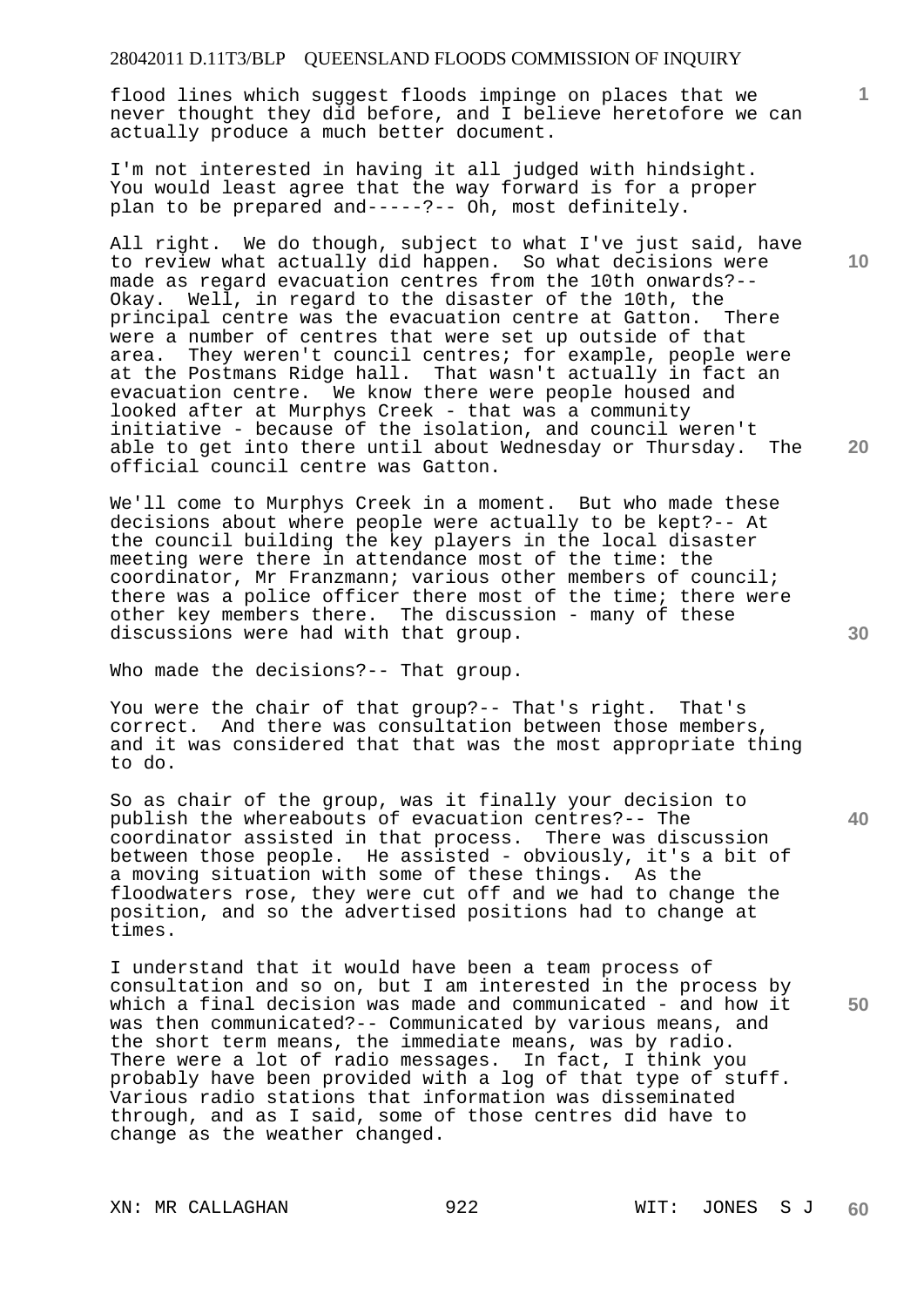flood lines which suggest floods impinge on places that we never thought they did before, and I believe heretofore we can actually produce a much better document.

I'm not interested in having it all judged with hindsight. You would least agree that the way forward is for a proper plan to be prepared and-----?-- Oh, most definitely.

All right. We do though, subject to what I've just said, have to review what actually did happen. So what decisions were made as regard evacuation centres from the 10th onwards?-- Okay. Well, in regard to the disaster of the 10th, the principal centre was the evacuation centre at Gatton. There were a number of centres that were set up outside of that area. They weren't council centres; for example, people were at the Postmans Ridge hall. That wasn't actually in fact an evacuation centre. We know there were people housed and looked after at Murphys Creek - that was a community initiative - because of the isolation, and council weren't able to get into there until about Wednesday or Thursday. The official council centre was Gatton.

We'll come to Murphys Creek in a moment. But who made these decisions about where people were actually to be kept?-- At the council building the key players in the local disaster meeting were there in attendance most of the time: the coordinator, Mr Franzmann; various other members of council; there was a police officer there most of the time; there were other key members there. The discussion - many of these discussions were had with that group.

Who made the decisions?-- That group.

You were the chair of that group?-- That's right. That's correct. And there was consultation between those members, and it was considered that that was the most appropriate thing to do.

So as chair of the group, was it finally your decision to publish the whereabouts of evacuation centres?-- The coordinator assisted in that process. There was discussion between those people. He assisted - obviously, it's a bit of a moving situation with some of these things. As the floodwaters rose, they were cut off and we had to change the position, and so the advertised positions had to change at times.

I understand that it would have been a team process of consultation and so on, but I am interested in the process by which a final decision was made and communicated - and how it was then communicated?-- Communicated by various means, and the short term means, the immediate means, was by radio. There were a lot of radio messages. In fact, I think you probably have been provided with a log of that type of stuff. Various radio stations that information was disseminated through, and as I said, some of those centres did have to change as the weather changed.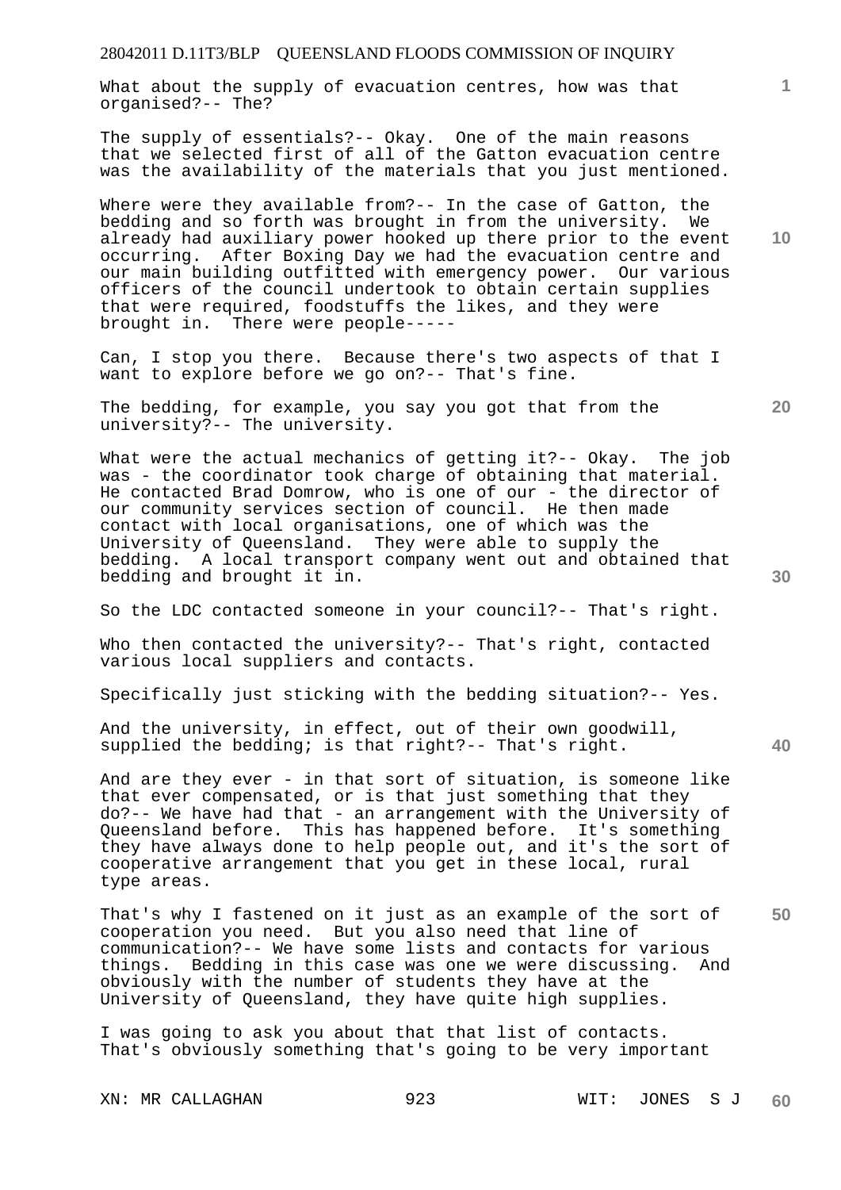What about the supply of evacuation centres, how was that organised?-- The?

The supply of essentials?-- Okay. One of the main reasons that we selected first of all of the Gatton evacuation centre was the availability of the materials that you just mentioned.

Where were they available from?-- In the case of Gatton, the bedding and so forth was brought in from the university. We already had auxiliary power hooked up there prior to the event occurring. After Boxing Day we had the evacuation centre and our main building outfitted with emergency power. Our various officers of the council undertook to obtain certain supplies that were required, foodstuffs the likes, and they were brought in. There were people-----

Can, I stop you there. Because there's two aspects of that I want to explore before we go on?-- That's fine.

The bedding, for example, you say you got that from the university?-- The university.

What were the actual mechanics of getting it?-- Okay. The job was - the coordinator took charge of obtaining that material. He contacted Brad Domrow, who is one of our - the director of our community services section of council. He then made contact with local organisations, one of which was the University of Queensland. They were able to supply the bedding. A local transport company went out and obtained that bedding and brought it in.

So the LDC contacted someone in your council?-- That's right.

Who then contacted the university?-- That's right, contacted various local suppliers and contacts.

Specifically just sticking with the bedding situation?-- Yes.

And the university, in effect, out of their own goodwill, supplied the bedding; is that right?-- That's right.

And are they ever - in that sort of situation, is someone like that ever compensated, or is that just something that they do?-- We have had that - an arrangement with the University of Queensland before. This has happened before. It's something they have always done to help people out, and it's the sort of cooperative arrangement that you get in these local, rural type areas.

That's why I fastened on it just as an example of the sort of cooperation you need. But you also need that line of communication?-- We have some lists and contacts for various things. Bedding in this case was one we were discussing. And obviously with the number of students they have at the University of Queensland, they have quite high supplies.

I was going to ask you about that that list of contacts. That's obviously something that's going to be very important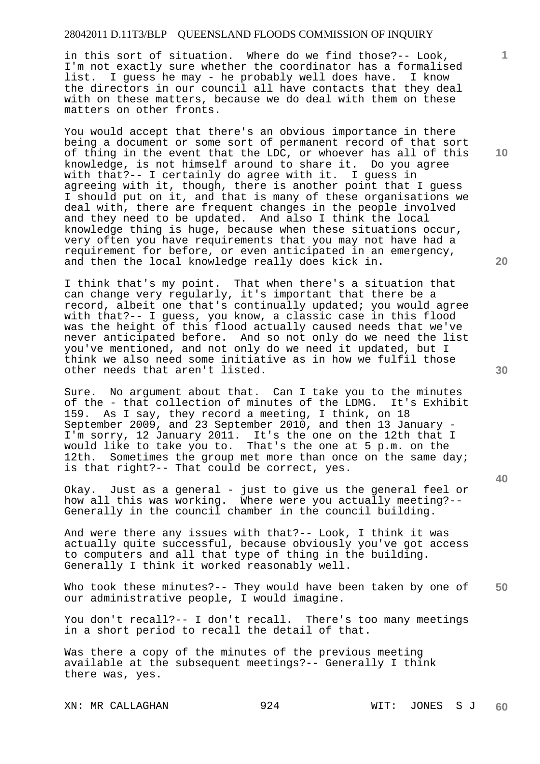in this sort of situation. Where do we find those?-- Look, I'm not exactly sure whether the coordinator has a formalised list. I guess he may - he probably well does have. I know the directors in our council all have contacts that they deal with on these matters, because we do deal with them on these matters on other fronts.

You would accept that there's an obvious importance in there being a document or some sort of permanent record of that sort of thing in the event that the LDC, or whoever has all of this knowledge, is not himself around to share it. Do you agree with that?-- I certainly do agree with it. I guess in agreeing with it, though, there is another point that I guess I should put on it, and that is many of these organisations we deal with, there are frequent changes in the people involved and they need to be updated. And also I think the local knowledge thing is huge, because when these situations occur, very often you have requirements that you may not have had a requirement for before, or even anticipated in an emergency, and then the local knowledge really does kick in.

I think that's my point. That when there's a situation that can change very regularly, it's important that there be a record, albeit one that's continually updated; you would agree with that?-- I guess, you know, a classic case in this flood was the height of this flood actually caused needs that we've never anticipated before. And so not only do we need the list you've mentioned, and not only do we need it updated, but I think we also need some initiative as in how we fulfil those other needs that aren't listed.

Sure. No argument about that. Can I take you to the minutes of the - that collection of minutes of the LDMG. It's Exhibit 159. As I say, they record a meeting, I think, on 18 September 2009, and 23 September 2010, and then 13 January - I'm sorry, 12 January 2011. It's the one on the 12th that I would like to take you to. That's the one at 5 p.m. on the 12th. Sometimes the group met more than once on the same day; is that right?-- That could be correct, yes.

Okay. Just as a general - just to give us the general feel or how all this was working. Where were you actually meeting?-- Generally in the council chamber in the council building.

And were there any issues with that?-- Look, I think it was actually quite successful, because obviously you've got access to computers and all that type of thing in the building. Generally I think it worked reasonably well.

Who took these minutes?-- They would have been taken by one of our administrative people, I would imagine.

You don't recall?-- I don't recall. There's too many meetings in a short period to recall the detail of that.

Was there a copy of the minutes of the previous meeting available at the subsequent meetings?-- Generally I think there was, yes.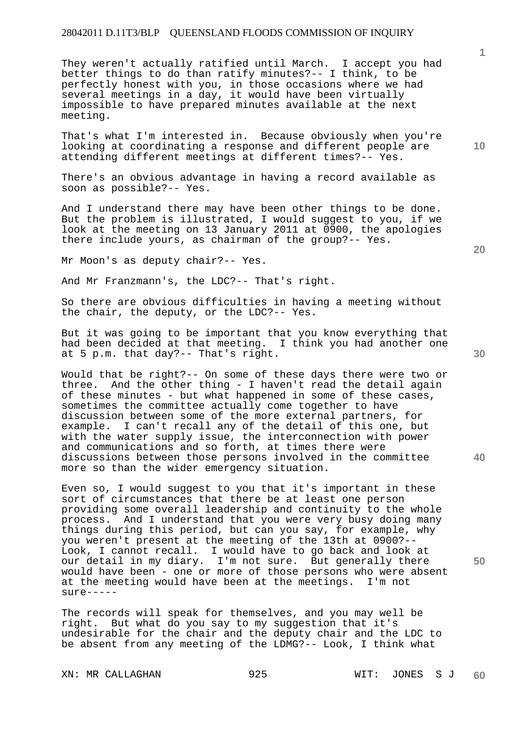They weren't actually ratified until March. I accept you had better things to do than ratify minutes?-- I think, to be perfectly honest with you, in those occasions where we had several meetings in a day, it would have been virtually impossible to have prepared minutes available at the next meeting.

That's what I'm interested in. Because obviously when you're looking at coordinating a response and different people are attending different meetings at different times?-- Yes.

There's an obvious advantage in having a record available as soon as possible?-- Yes.

And I understand there may have been other things to be done. But the problem is illustrated, I would suggest to you, if we look at the meeting on 13 January 2011 at 0900, the apologies there include yours, as chairman of the group?-- Yes.

Mr Moon's as deputy chair?-- Yes.

And Mr Franzmann's, the LDC?-- That's right.

So there are obvious difficulties in having a meeting without the chair, the deputy, or the LDC?-- Yes.

But it was going to be important that you know everything that had been decided at that meeting. I think you had another one at 5 p.m. that day?-- That's right.

Would that be right?-- On some of these days there were two or three. And the other thing - I haven't read the detail again of these minutes - but what happened in some of these cases, sometimes the committee actually come together to have discussion between some of the more external partners, for example. I can't recall any of the detail of this one, but with the water supply issue, the interconnection with power and communications and so forth, at times there were discussions between those persons involved in the committee more so than the wider emergency situation.

Even so, I would suggest to you that it's important in these sort of circumstances that there be at least one person providing some overall leadership and continuity to the whole process. And I understand that you were very busy doing many things during this period, but can you say, for example, why you weren't present at the meeting of the 13th at 0900?-- Look, I cannot recall. I would have to go back and look at our detail in my diary. I'm not sure. But generally there would have been - one or more of those persons who were absent at the meeting would have been at the meetings. I'm not sure-----

The records will speak for themselves, and you may well be right. But what do you say to my suggestion that it's undesirable for the chair and the deputy chair and the LDC to be absent from any meeting of the LDMG?-- Look, I think what

XN: MR CALLAGHAN WIT: JONES S J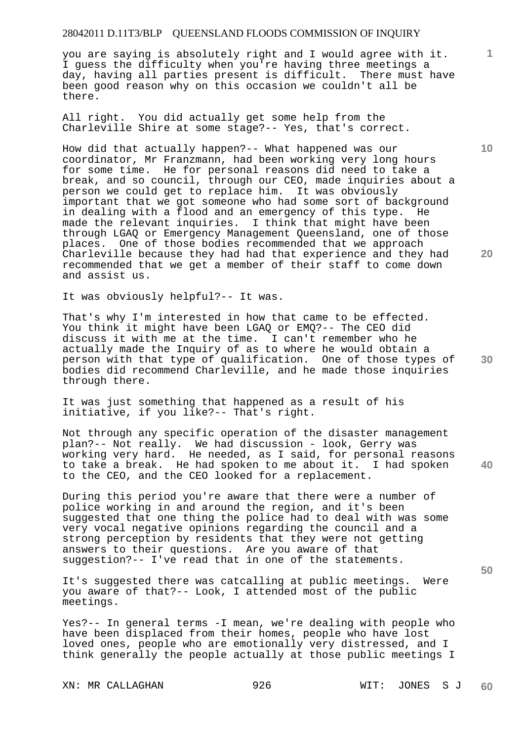you are saying is absolutely right and I would agree with it. I guess the difficulty when you're having three meetings a day, having all parties present is difficult. There must have been good reason why on this occasion we couldn't all be there.

All right. You did actually get some help from the Charleville Shire at some stage?-- Yes, that's correct.

How did that actually happen?-- What happened was our coordinator, Mr Franzmann, had been working very long hours for some time. He for personal reasons did need to take a break, and so council, through our CEO, made inquiries about a person we could get to replace him. It was obviously important that we got someone who had some sort of background in dealing with a flood and an emergency of this type. He made the relevant inquiries. I think that might have been through LGAQ or Emergency Management Queensland, one of those places. One of those bodies recommended that we approach Charleville because they had had that experience and they had recommended that we get a member of their staff to come down and assist us.

It was obviously helpful?-- It was.

That's why I'm interested in how that came to be effected. You think it might have been LGAQ or EMQ?-- The CEO did discuss it with me at the time. I can't remember who he actually made the Inquiry of as to where he would obtain a person with that type of qualification. One of those types of bodies did recommend Charleville, and he made those inquiries through there.

It was just something that happened as a result of his initiative, if you like?-- That's right.

Not through any specific operation of the disaster management plan?-- Not really. We had discussion - look, Gerry was working very hard. He needed, as I said, for personal reasons to take a break. He had spoken to me about it. I had spoken to the CEO, and the CEO looked for a replacement.

During this period you're aware that there were a number of police working in and around the region, and it's been suggested that one thing the police had to deal with was some very vocal negative opinions regarding the council and a strong perception by residents that they were not getting answers to their questions. Are you aware of that suggestion?-- I've read that in one of the statements.

It's suggested there was catcalling at public meetings. Were you aware of that?-- Look, I attended most of the public meetings.

Yes?-- In general terms -I mean, we're dealing with people who have been displaced from their homes, people who have lost loved ones, people who are emotionally very distressed, and I think generally the people actually at those public meetings I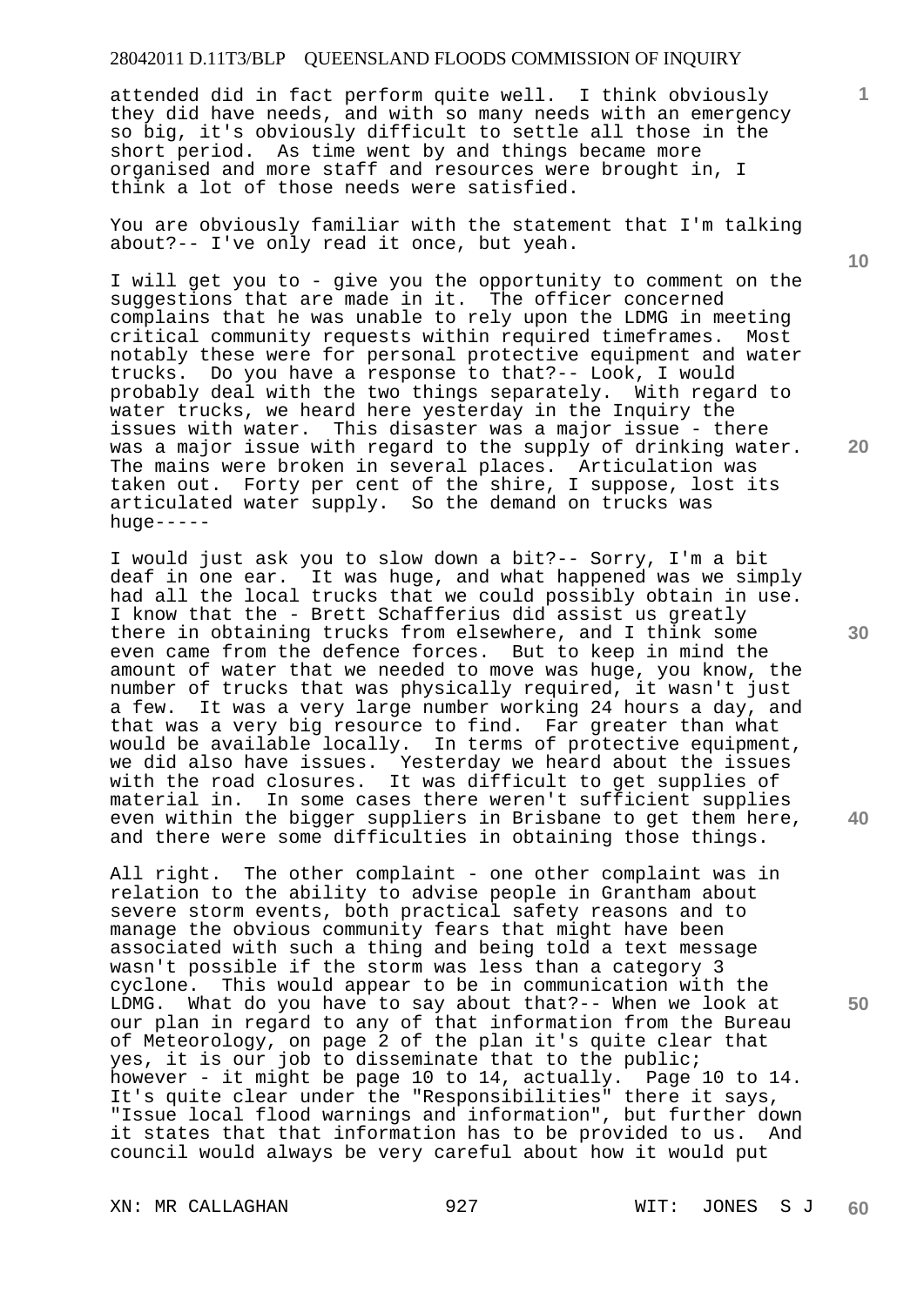attended did in fact perform quite well. I think obviously they did have needs, and with so many needs with an emergency so big, it's obviously difficult to settle all those in the short period. As time went by and things became more organised and more staff and resources were brought in, I think a lot of those needs were satisfied.

You are obviously familiar with the statement that I'm talking about?-- I've only read it once, but yeah.

I will get you to - give you the opportunity to comment on the suggestions that are made in it. The officer concerned complains that he was unable to rely upon the LDMG in meeting critical community requests within required timeframes. Most notably these were for personal protective equipment and water trucks. Do you have a response to that?-- Look, I would probably deal with the two things separately. With regard to water trucks, we heard here yesterday in the Inquiry the issues with water. This disaster was a major issue - there was a major issue with regard to the supply of drinking water. The mains were broken in several places. Articulation was taken out. Forty per cent of the shire, I suppose, lost its articulated water supply. So the demand on trucks was huge-----

I would just ask you to slow down a bit?-- Sorry, I'm a bit deaf in one ear. It was huge, and what happened was we simply had all the local trucks that we could possibly obtain in use. I know that the - Brett Schafferius did assist us greatly there in obtaining trucks from elsewhere, and I think some even came from the defence forces. But to keep in mind the amount of water that we needed to move was huge, you know, the number of trucks that was physically required, it wasn't just a few. It was a very large number working 24 hours a day, and that was a very big resource to find. Far greater than what would be available locally. In terms of protective equipment, we did also have issues. Yesterday we heard about the issues with the road closures. It was difficult to get supplies of material in. In some cases there weren't sufficient supplies even within the bigger suppliers in Brisbane to get them here, and there were some difficulties in obtaining those things.

All right. The other complaint - one other complaint was in relation to the ability to advise people in Grantham about severe storm events, both practical safety reasons and to manage the obvious community fears that might have been associated with such a thing and being told a text message wasn't possible if the storm was less than a category 3 cyclone. This would appear to be in communication with the LDMG. What do you have to say about that?-- When we look at our plan in regard to any of that information from the Bureau of Meteorology, on page 2 of the plan it's quite clear that yes, it is our job to disseminate that to the public; however - it might be page 10 to 14, actually. Page 10 to 14. It's quite clear under the "Responsibilities" there it says, "Issue local flood warnings and information", but further down it states that that information has to be provided to us. And council would always be very careful about how it would put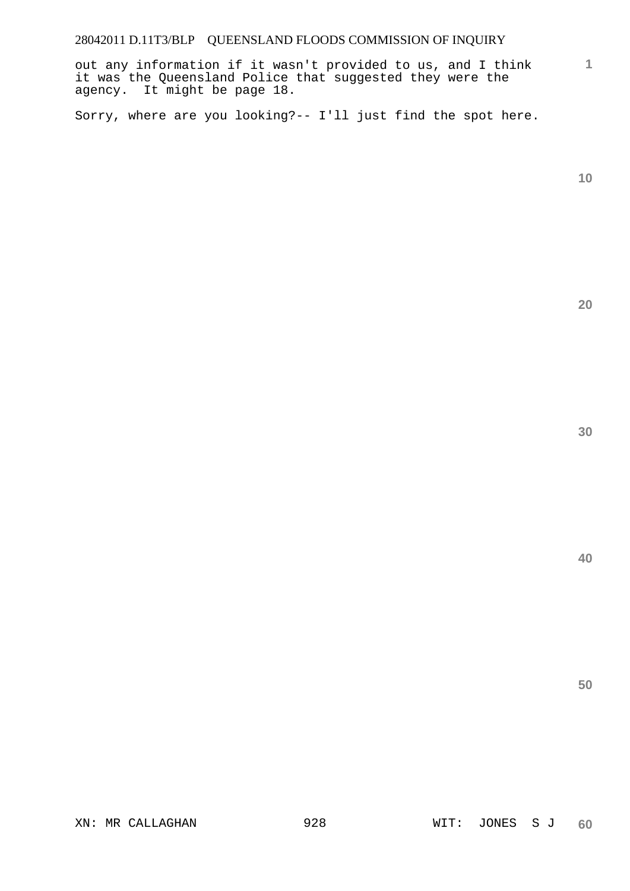out any information if it wasn't provided to us, and I think it was the Queensland Police that suggested they were the agency. It might be page 18.

Sorry, where are you looking?-- I'll just find the spot here.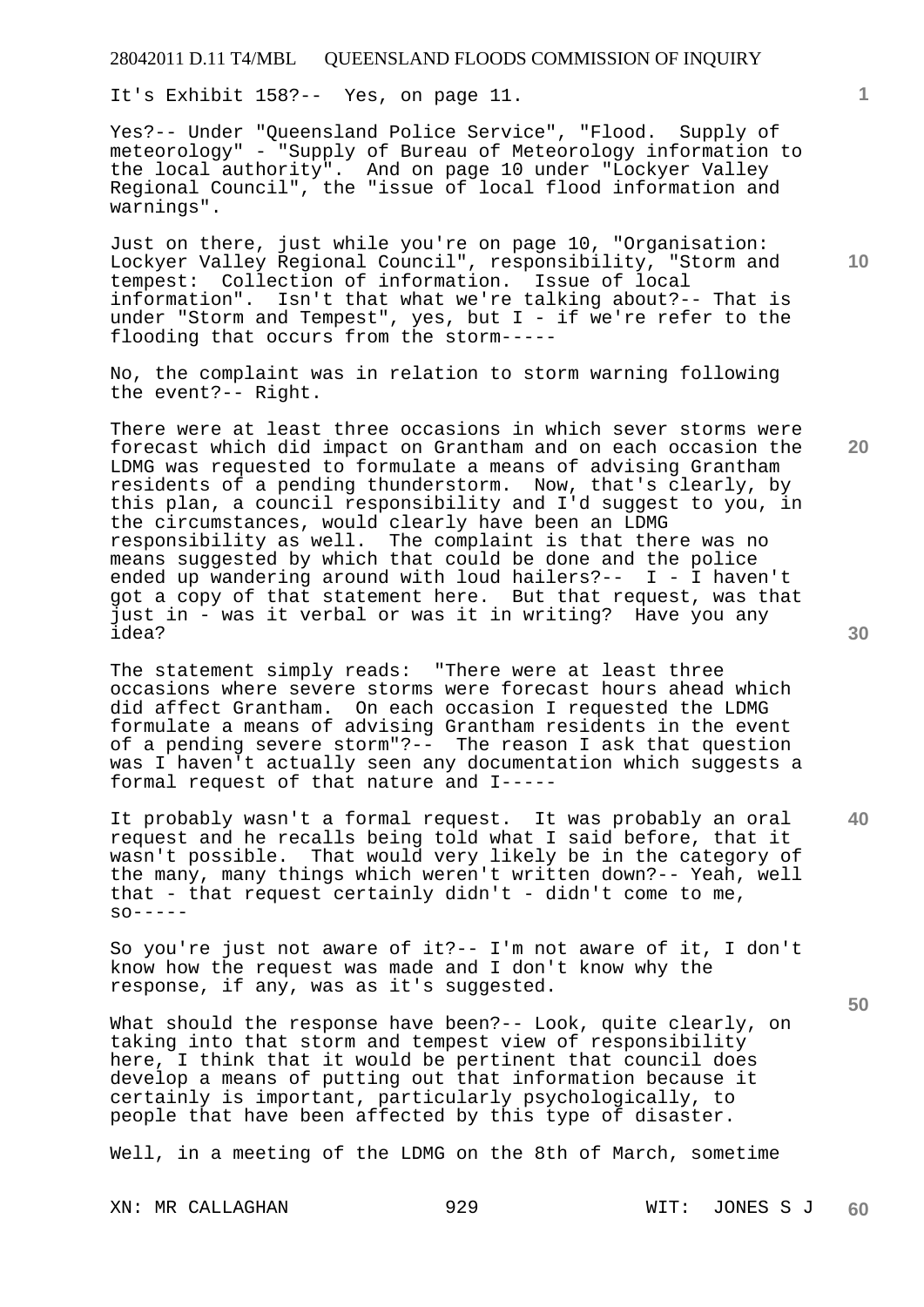It's Exhibit 158?-- Yes, on page 11.

Yes?-- Under "Queensland Police Service", "Flood. Supply of meteorology" - "Supply of Bureau of Meteorology information to the local authority". And on page 10 under "Lockyer Valley Regional Council", the "issue of local flood information and warnings".

Just on there, just while you're on page 10, "Organisation: Lockyer Valley Regional Council", responsibility, "Storm and tempest: Collection of information. Issue of local information". Isn't that what we're talking about?-- That is under "Storm and Tempest", yes, but I - if we're refer to the flooding that occurs from the storm-----

No, the complaint was in relation to storm warning following the event?-- Right.

There were at least three occasions in which sever storms were forecast which did impact on Grantham and on each occasion the LDMG was requested to formulate a means of advising Grantham residents of a pending thunderstorm. Now, that's clearly, by this plan, a council responsibility and I'd suggest to you, in the circumstances, would clearly have been an LDMG responsibility as well. The complaint is that there was no means suggested by which that could be done and the police ended up wandering around with loud hailers?-- I - I haven't got a copy of that statement here. But that request, was that just in - was it verbal or was it in writing? Have you any idea?

The statement simply reads: "There were at least three occasions where severe storms were forecast hours ahead which did affect Grantham. On each occasion I requested the LDMG formulate a means of advising Grantham residents in the event of a pending severe storm"?-- The reason I ask that question was I haven't actually seen any documentation which suggests a formal request of that nature and I-----

It probably wasn't a formal request. It was probably an oral request and he recalls being told what I said before, that it wasn't possible. That would very likely be in the category of the many, many things which weren't written down?-- Yeah, well that - that request certainly didn't - didn't come to me, so-----

So you're just not aware of it?-- I'm not aware of it, I don't know how the request was made and I don't know why the response, if any, was as it's suggested.

What should the response have been?-- Look, quite clearly, on taking into that storm and tempest view of responsibility here, I think that it would be pertinent that council does develop a means of putting out that information because it certainly is important, particularly psychologically, to people that have been affected by this type of disaster.

Well, in a meeting of the LDMG on the 8th of March, sometime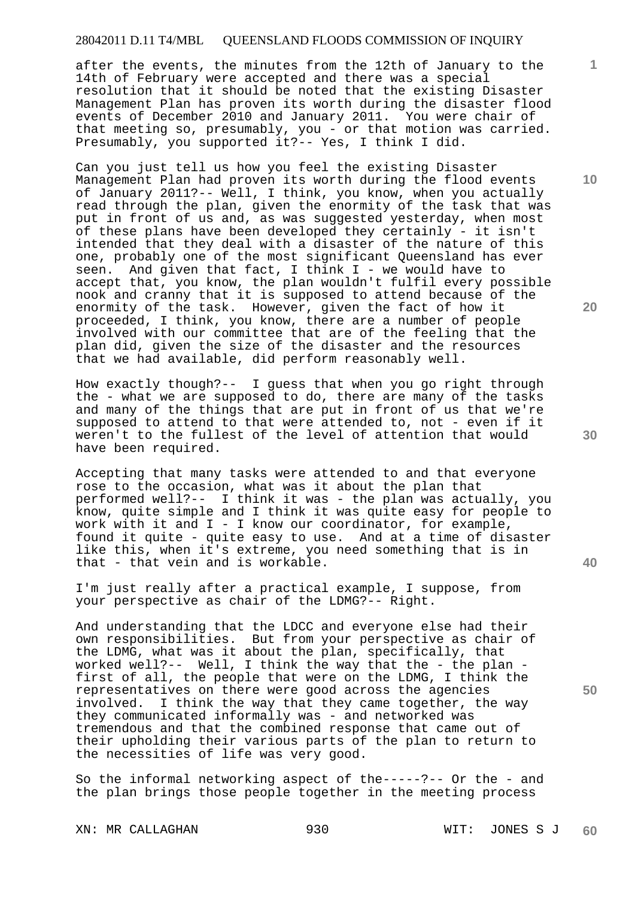after the events, the minutes from the 12th of January to the 14th of February were accepted and there was a special resolution that it should be noted that the existing Disaster Management Plan has proven its worth during the disaster flood events of December 2010 and January 2011. You were chair of that meeting so, presumably, you - or that motion was carried. Presumably, you supported it?-- Yes, I think I did.

Can you just tell us how you feel the existing Disaster Management Plan had proven its worth during the flood events of January 2011?-- Well, I think, you know, when you actually read through the plan, given the enormity of the task that was put in front of us and, as was suggested yesterday, when most of these plans have been developed they certainly - it isn't intended that they deal with a disaster of the nature of this one, probably one of the most significant Queensland has ever seen. And given that fact, I think I - we would have to accept that, you know, the plan wouldn't fulfil every possible nook and cranny that it is supposed to attend because of the enormity of the task. However, given the fact of how it proceeded, I think, you know, there are a number of people involved with our committee that are of the feeling that the plan did, given the size of the disaster and the resources that we had available, did perform reasonably well.

How exactly though?-- I guess that when you go right through the - what we are supposed to do, there are many of the tasks and many of the things that are put in front of us that we're supposed to attend to that were attended to, not - even if it weren't to the fullest of the level of attention that would have been required.

Accepting that many tasks were attended to and that everyone rose to the occasion, what was it about the plan that performed well?-- I think it was - the plan was actually, you know, quite simple and I think it was quite easy for people to work with it and I - I know our coordinator, for example, found it quite - quite easy to use. And at a time of disaster like this, when it's extreme, you need something that is in that - that vein and is workable.

I'm just really after a practical example, I suppose, from your perspective as chair of the LDMG?-- Right.

And understanding that the LDCC and everyone else had their own responsibilities. But from your perspective as chair of the LDMG, what was it about the plan, specifically, that worked well?-- Well, I think the way that the - the plan - first of all, the people that were on the LDMG, I think the representatives on there were good across the agencies involved. I think the way that they came together, the way they communicated informally was - and networked was tremendous and that the combined response that came out of their upholding their various parts of the plan to return to the necessities of life was very good.

So the informal networking aspect of the-----?-- Or the - and the plan brings those people together in the meeting process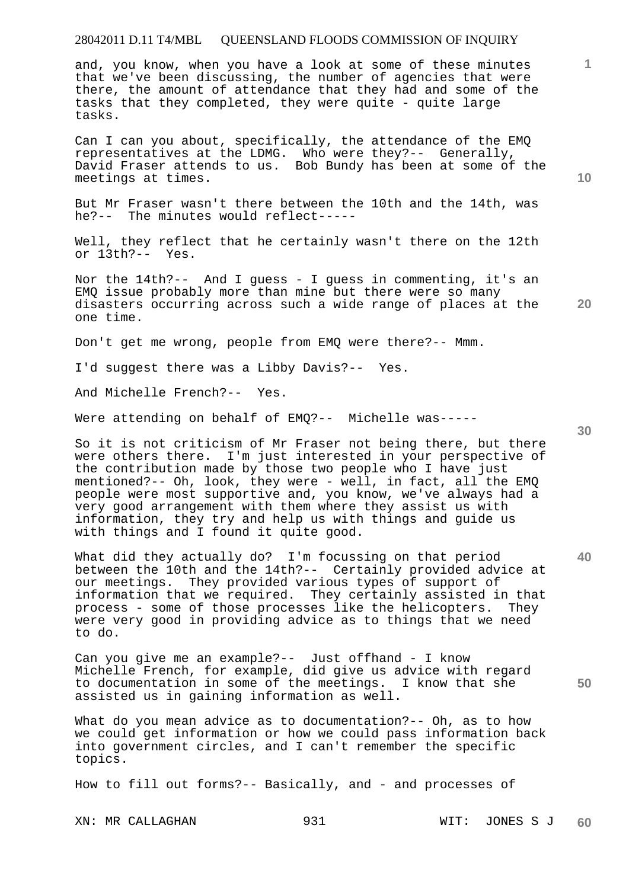and, you know, when you have a look at some of these minutes that we've been discussing, the number of agencies that were there, the amount of attendance that they had and some of the tasks that they completed, they were quite - quite large tasks.

Can I can you about, specifically, the attendance of the EMQ representatives at the LDMG. Who were they?-- Generally, David Fraser attends to us. Bob Bundy has been at some of the meetings at times.

But Mr Fraser wasn't there between the 10th and the 14th, was he?-- The minutes would reflect-----

Well, they reflect that he certainly wasn't there on the 12th or 13th?-- Yes.

Nor the 14th?-- And I guess - I guess in commenting, it's an EMQ issue probably more than mine but there were so many disasters occurring across such a wide range of places at the one time.

Don't get me wrong, people from EMQ were there?-- Mmm.

I'd suggest there was a Libby Davis?-- Yes.

And Michelle French?-- Yes.

Were attending on behalf of EMQ?-- Michelle was-----

So it is not criticism of Mr Fraser not being there, but there were others there. I'm just interested in your perspective of the contribution made by those two people who I have just mentioned?-- Oh, look, they were - well, in fact, all the EMQ people were most supportive and, you know, we've always had a very good arrangement with them where they assist us with information, they try and help us with things and guide us with things and I found it quite good.

What did they actually do? I'm focussing on that period between the 10th and the 14th?-- Certainly provided advice at our meetings. They provided various types of support of information that we required. They certainly assisted in that process - some of those processes like the helicopters. They were very good in providing advice as to things that we need to do.

Can you give me an example?-- Just offhand - I know Michelle French, for example, did give us advice with regard to documentation in some of the meetings. I know that she assisted us in gaining information as well.

What do you mean advice as to documentation?-- Oh, as to how we could get information or how we could pass information back into government circles, and I can't remember the specific topics.

How to fill out forms?-- Basically, and - and processes of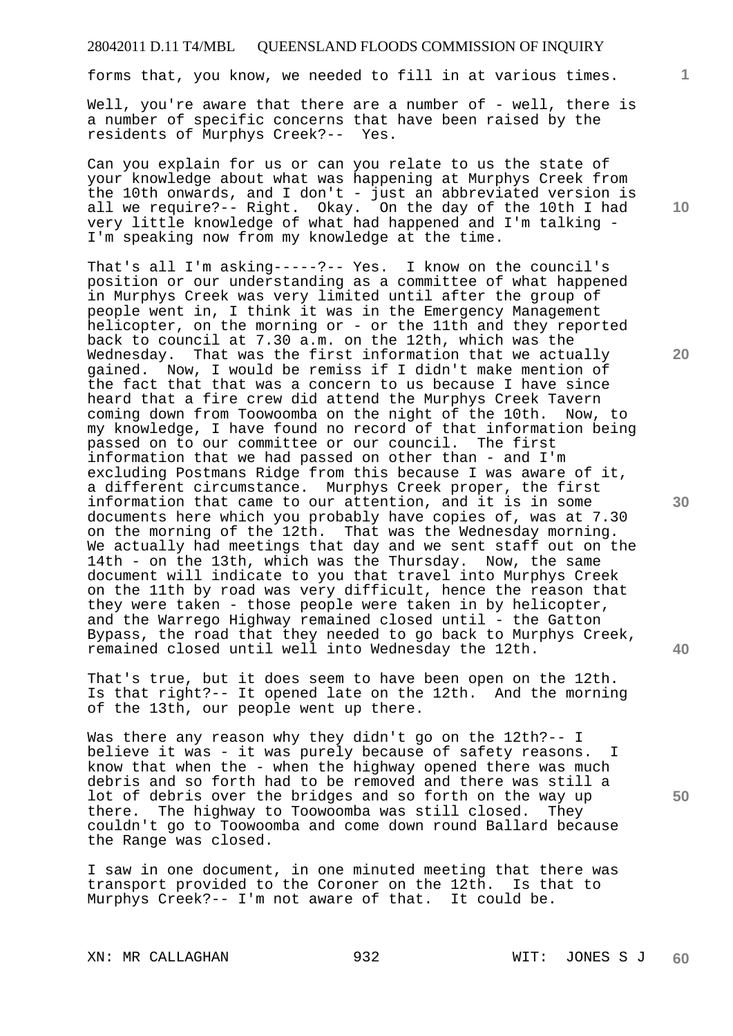forms that, you know, we needed to fill in at various times.

Well, you're aware that there are a number of - well, there is a number of specific concerns that have been raised by the residents of Murphys Creek?-- Yes.

Can you explain for us or can you relate to us the state of your knowledge about what was happening at Murphys Creek from the 10th onwards, and I don't - just an abbreviated version is all we require?-- Right. Okay. On the day of the 10th I had very little knowledge of what had happened and I'm talking - I'm speaking now from my knowledge at the time.

That's all I'm asking-----?-- Yes. I know on the council's position or our understanding as a committee of what happened in Murphys Creek was very limited until after the group of people went in, I think it was in the Emergency Management helicopter, on the morning or - or the 11th and they reported back to council at 7.30 a.m. on the 12th, which was the Wednesday. That was the first information that we actually gained. Now, I would be remiss if I didn't make mention of the fact that that was a concern to us because I have since heard that a fire crew did attend the Murphys Creek Tavern coming down from Toowoomba on the night of the 10th. Now, to my knowledge, I have found no record of that information being passed on to our committee or our council. The first information that we had passed on other than - and I'm excluding Postmans Ridge from this because I was aware of it, a different circumstance. Murphys Creek proper, the first information that came to our attention, and it is in some documents here which you probably have copies of, was at 7.30 on the morning of the 12th. That was the Wednesday morning. We actually had meetings that day and we sent staff out on the 14th - on the 13th, which was the Thursday. Now, the same document will indicate to you that travel into Murphys Creek on the 11th by road was very difficult, hence the reason that they were taken - those people were taken in by helicopter, and the Warrego Highway remained closed until - the Gatton Bypass, the road that they needed to go back to Murphys Creek, remained closed until well into Wednesday the 12th.

That's true, but it does seem to have been open on the 12th. Is that right?-- It opened late on the 12th. And the morning of the 13th, our people went up there.

Was there any reason why they didn't go on the 12th?-- I believe it was - it was purely because of safety reasons. I know that when the - when the highway opened there was much debris and so forth had to be removed and there was still a lot of debris over the bridges and so forth on the way up there. The highway to Toowoomba was still closed. They couldn't go to Toowoomba and come down round Ballard because the Range was closed.

I saw in one document, in one minuted meeting that there was transport provided to the Coroner on the 12th. Is that to Murphys Creek?-- I'm not aware of that. It could be.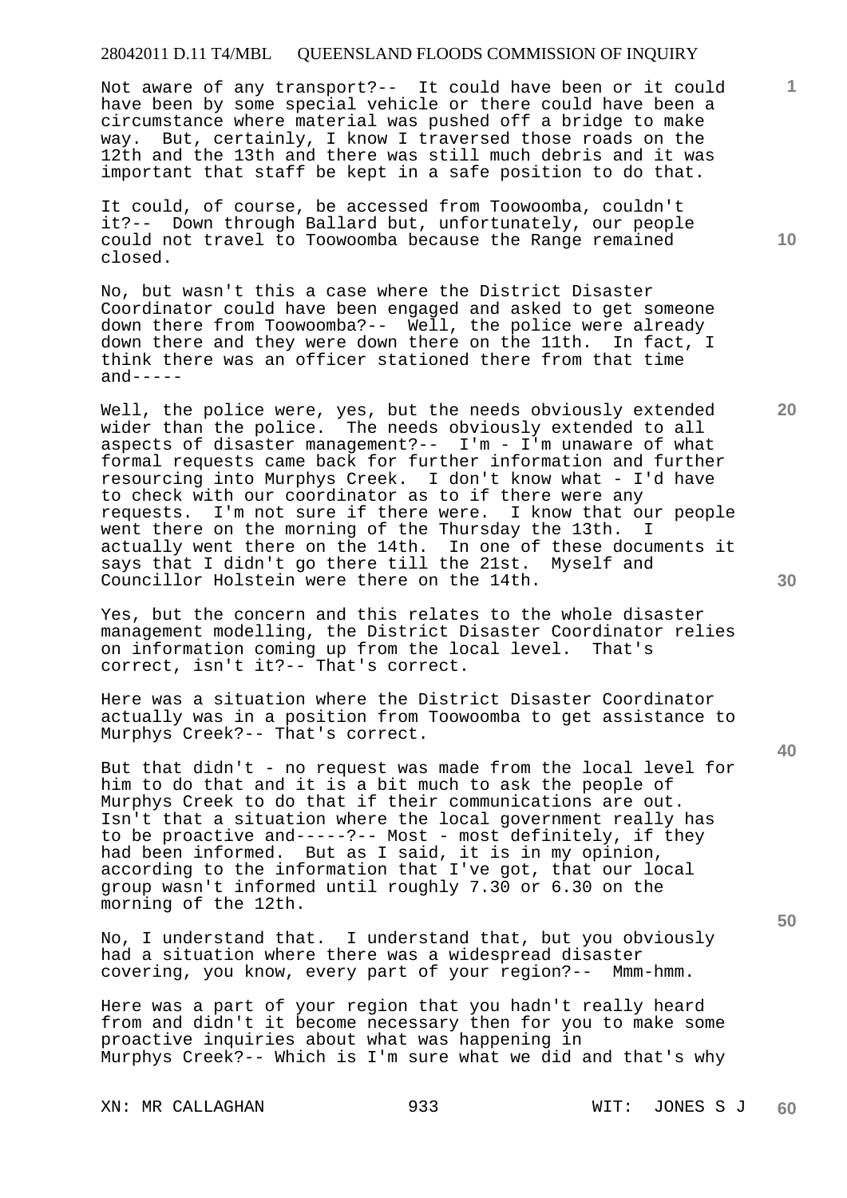Not aware of any transport?-- It could have been or it could have been by some special vehicle or there could have been a circumstance where material was pushed off a bridge to make way. But, certainly, I know I traversed those roads on the 12th and the 13th and there was still much debris and it was important that staff be kept in a safe position to do that.

It could, of course, be accessed from Toowoomba, couldn't it?-- Down through Ballard but, unfortunately, our people could not travel to Toowoomba because the Range remained closed.

No, but wasn't this a case where the District Disaster Coordinator could have been engaged and asked to get someone down there from Toowoomba?-- Well, the police were already down there and they were down there on the 11th. In fact, I think there was an officer stationed there from that time and-----

Well, the police were, yes, but the needs obviously extended wider than the police. The needs obviously extended to all aspects of disaster management?-- I'm - I'm unaware of what formal requests came back for further information and further resourcing into Murphys Creek. I don't know what - I'd have to check with our coordinator as to if there were any requests. I'm not sure if there were. I know that our people went there on the morning of the Thursday the 13th. I actually went there on the 14th. In one of these documents it says that I didn't go there till the 21st. Myself and Councillor Holstein were there on the 14th.

Yes, but the concern and this relates to the whole disaster management modelling, the District Disaster Coordinator relies on information coming up from the local level. That's correct, isn't it?-- That's correct.

Here was a situation where the District Disaster Coordinator actually was in a position from Toowoomba to get assistance to Murphys Creek?-- That's correct.

But that didn't - no request was made from the local level for him to do that and it is a bit much to ask the people of Murphys Creek to do that if their communications are out. Isn't that a situation where the local government really has to be proactive and-----?-- Most - most definitely, if they had been informed. But as I said, it is in my opinion, according to the information that I've got, that our local group wasn't informed until roughly 7.30 or 6.30 on the morning of the 12th.

No, I understand that. I understand that, but you obviously had a situation where there was a widespread disaster covering, you know, every part of your region?-- Mmm-hmm.

Here was a part of your region that you hadn't really heard from and didn't it become necessary then for you to make some proactive inquiries about what was happening in Murphys Creek?-- Which is I'm sure what we did and that's why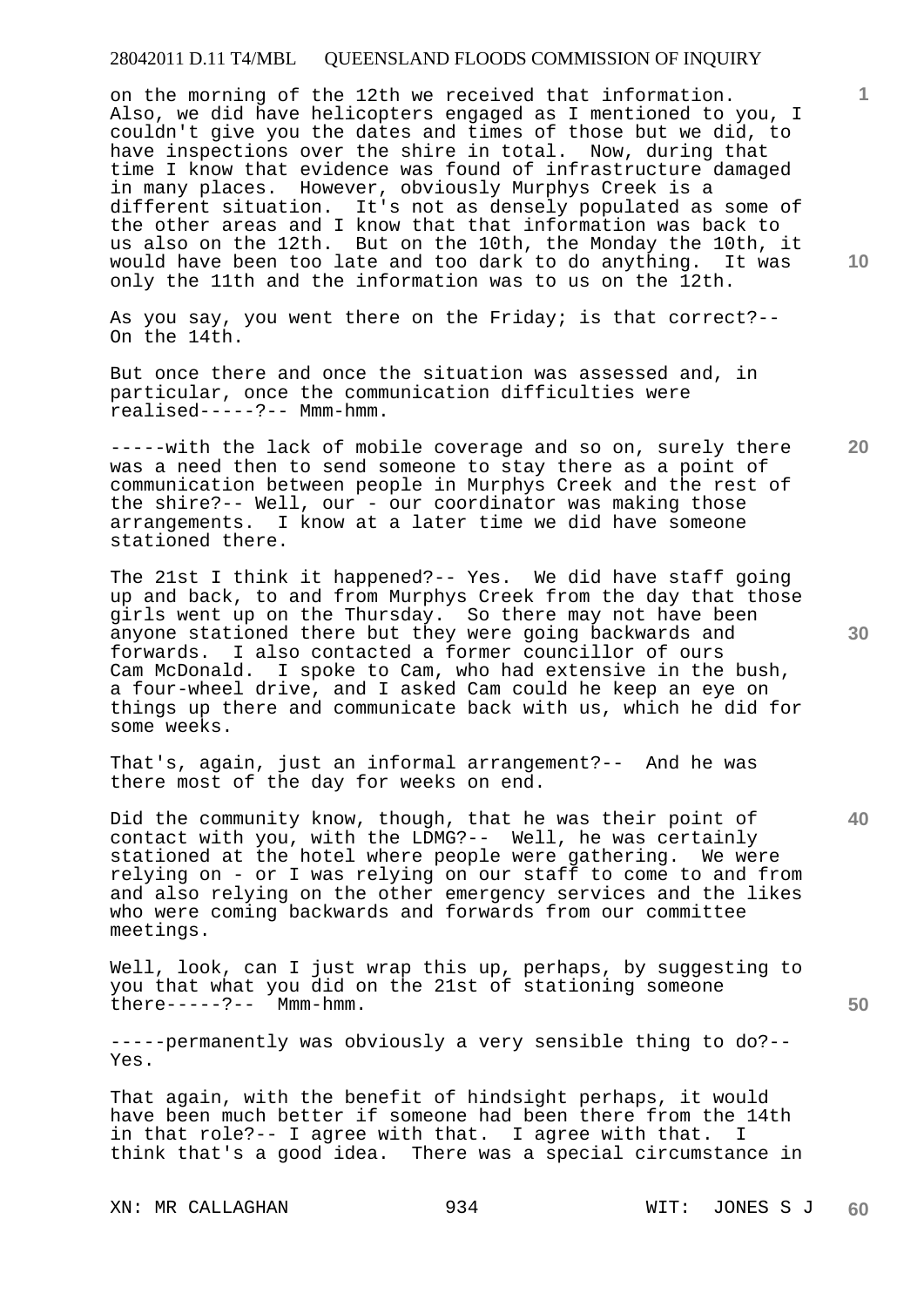on the morning of the 12th we received that information. Also, we did have helicopters engaged as I mentioned to you, I couldn't give you the dates and times of those but we did, to have inspections over the shire in total. Now, during that time I know that evidence was found of infrastructure damaged in many places. However, obviously Murphys Creek is a different situation. It's not as densely populated as some of the other areas and I know that that information was back to us also on the 12th. But on the 10th, the Monday the 10th, it would have been too late and too dark to do anything. It was only the 11th and the information was to us on the 12th.

As you say, you went there on the Friday; is that correct?-- On the 14th.

But once there and once the situation was assessed and, in particular, once the communication difficulties were realised-----?-- Mmm-hmm.

-----with the lack of mobile coverage and so on, surely there was a need then to send someone to stay there as a point of communication between people in Murphys Creek and the rest of the shire?-- Well, our - our coordinator was making those arrangements. I know at a later time we did have someone stationed there.

The 21st I think it happened?-- Yes. We did have staff going up and back, to and from Murphys Creek from the day that those girls went up on the Thursday. So there may not have been anyone stationed there but they were going backwards and forwards. I also contacted a former councillor of ours Cam McDonald. I spoke to Cam, who had extensive in the bush, a four-wheel drive, and I asked Cam could he keep an eye on things up there and communicate back with us, which he did for some weeks.

That's, again, just an informal arrangement?-- And he was there most of the day for weeks on end.

Did the community know, though, that he was their point of contact with you, with the LDMG?-- Well, he was certainly stationed at the hotel where people were gathering. We were relying on - or I was relying on our staff to come to and from and also relying on the other emergency services and the likes who were coming backwards and forwards from our committee meetings.

Well, look, can I just wrap this up, perhaps, by suggesting to you that what you did on the 21st of stationing someone there-----?-- Mmm-hmm.

-----permanently was obviously a very sensible thing to do?-- Yes.

That again, with the benefit of hindsight perhaps, it would have been much better if someone had been there from the 14th in that role?-- I agree with that. I agree with that. I think that's a good idea. There was a special circumstance in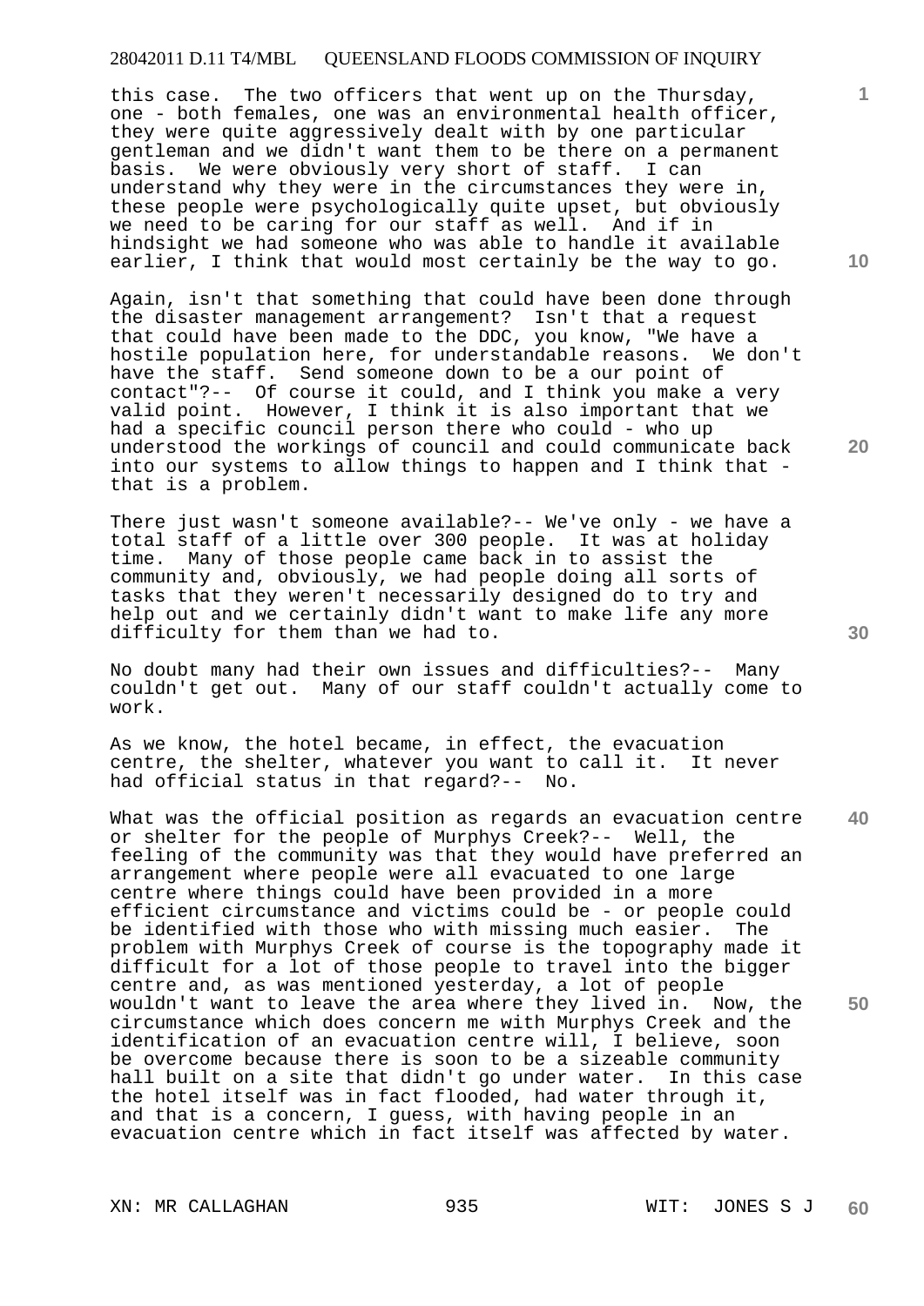this case. The two officers that went up on the Thursday, one - both females, one was an environmental health officer, they were quite aggressively dealt with by one particular gentleman and we didn't want them to be there on a permanent basis. We were obviously very short of staff. I can understand why they were in the circumstances they were in, these people were psychologically quite upset, but obviously we need to be caring for our staff as well. And if in hindsight we had someone who was able to handle it available earlier, I think that would most certainly be the way to go.

Again, isn't that something that could have been done through the disaster management arrangement? Isn't that a request that could have been made to the DDC, you know, "We have a hostile population here, for understandable reasons. We don't have the staff. Send someone down to be a our point of contact"?-- Of course it could, and I think you make a very valid point. However, I think it is also important that we had a specific council person there who could - who up understood the workings of council and could communicate back into our systems to allow things to happen and I think that - that is a problem.

There just wasn't someone available?-- We've only - we have a total staff of a little over 300 people. It was at holiday time. Many of those people came back in to assist the community and, obviously, we had people doing all sorts of tasks that they weren't necessarily designed do to try and help out and we certainly didn't want to make life any more difficulty for them than we had to.

No doubt many had their own issues and difficulties?-- Many couldn't get out. Many of our staff couldn't actually come to work.

As we know, the hotel became, in effect, the evacuation centre, the shelter, whatever you want to call it. It never had official status in that regard?-- No.

What was the official position as regards an evacuation centre or shelter for the people of Murphys Creek?-- Well, the feeling of the community was that they would have preferred an arrangement where people were all evacuated to one large centre where things could have been provided in a more efficient circumstance and victims could be - or people could be identified with those who with missing much easier. The problem with Murphys Creek of course is the topography made it difficult for a lot of those people to travel into the bigger centre and, as was mentioned yesterday, a lot of people wouldn't want to leave the area where they lived in. Now, the circumstance which does concern me with Murphys Creek and the identification of an evacuation centre will, I believe, soon be overcome because there is soon to be a sizeable community hall built on a site that didn't go under water. In this case the hotel itself was in fact flooded, had water through it, and that is a concern, I guess, with having people in an evacuation centre which in fact itself was affected by water.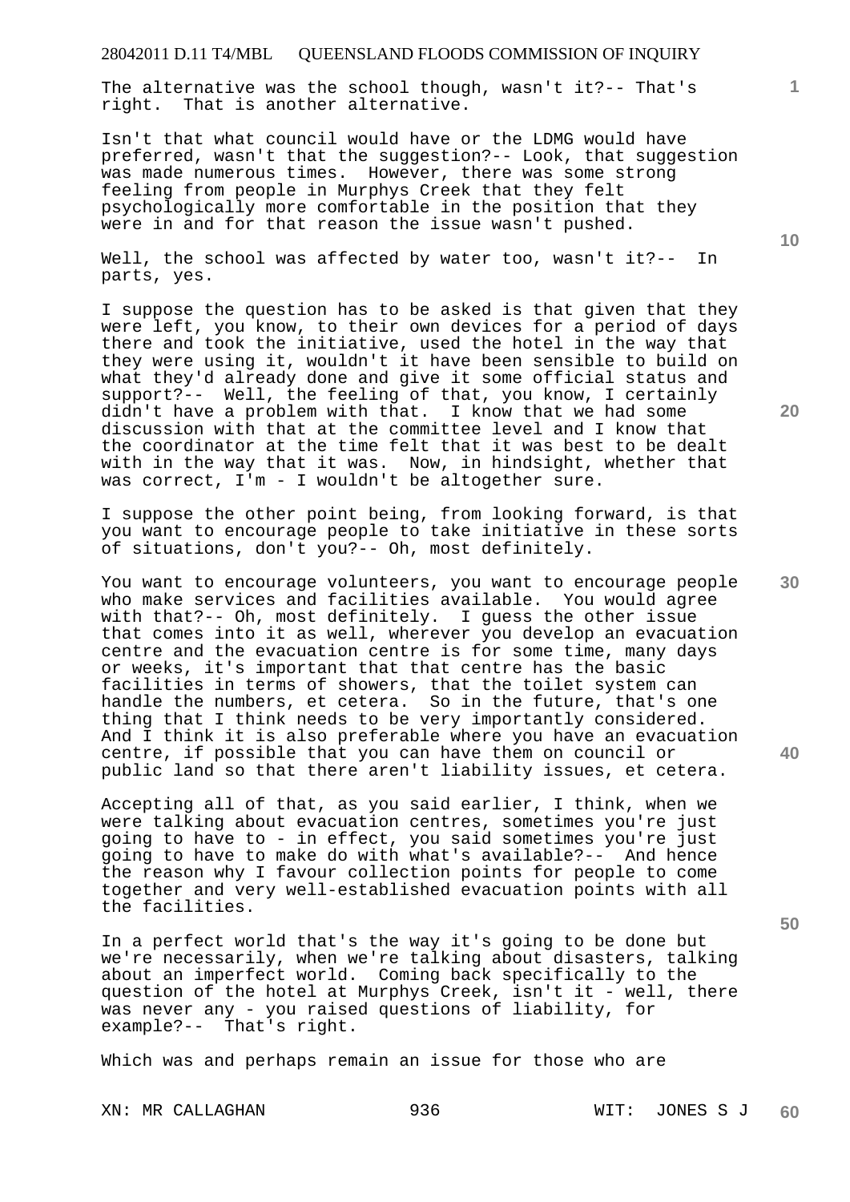The alternative was the school though, wasn't it?-- That's right. That is another alternative.

Isn't that what council would have or the LDMG would have preferred, wasn't that the suggestion?-- Look, that suggestion was made numerous times. However, there was some strong feeling from people in Murphys Creek that they felt psychologically more comfortable in the position that they were in and for that reason the issue wasn't pushed.

Well, the school was affected by water too, wasn't it?-- In parts, yes.

I suppose the question has to be asked is that given that they were left, you know, to their own devices for a period of days there and took the initiative, used the hotel in the way that they were using it, wouldn't it have been sensible to build on what they'd already done and give it some official status and support?-- Well, the feeling of that, you know, I certainly didn't have a problem with that. I know that we had some discussion with that at the committee level and I know that the coordinator at the time felt that it was best to be dealt with in the way that it was. Now, in hindsight, whether that was correct, I'm - I wouldn't be altogether sure.

I suppose the other point being, from looking forward, is that you want to encourage people to take initiative in these sorts of situations, don't you?-- Oh, most definitely.

You want to encourage volunteers, you want to encourage people who make services and facilities available. You would agree with that?-- Oh, most definitely. I guess the other issue that comes into it as well, wherever you develop an evacuation centre and the evacuation centre is for some time, many days or weeks, it's important that that centre has the basic facilities in terms of showers, that the toilet system can handle the numbers, et cetera. So in the future, that's one thing that I think needs to be very importantly considered. And I think it is also preferable where you have an evacuation centre, if possible that you can have them on council or public land so that there aren't liability issues, et cetera.

Accepting all of that, as you said earlier, I think, when we were talking about evacuation centres, sometimes you're just going to have to - in effect, you said sometimes you're just going to have to make do with what's available?-- And hence the reason why I favour collection points for people to come together and very well-established evacuation points with all the facilities.

In a perfect world that's the way it's going to be done but we're necessarily, when we're talking about disasters, talking about an imperfect world. Coming back specifically to the question of the hotel at Murphys Creek, isn't it - well, there was never any - you raised questions of liability, for example?-- That's right.

Which was and perhaps remain an issue for those who are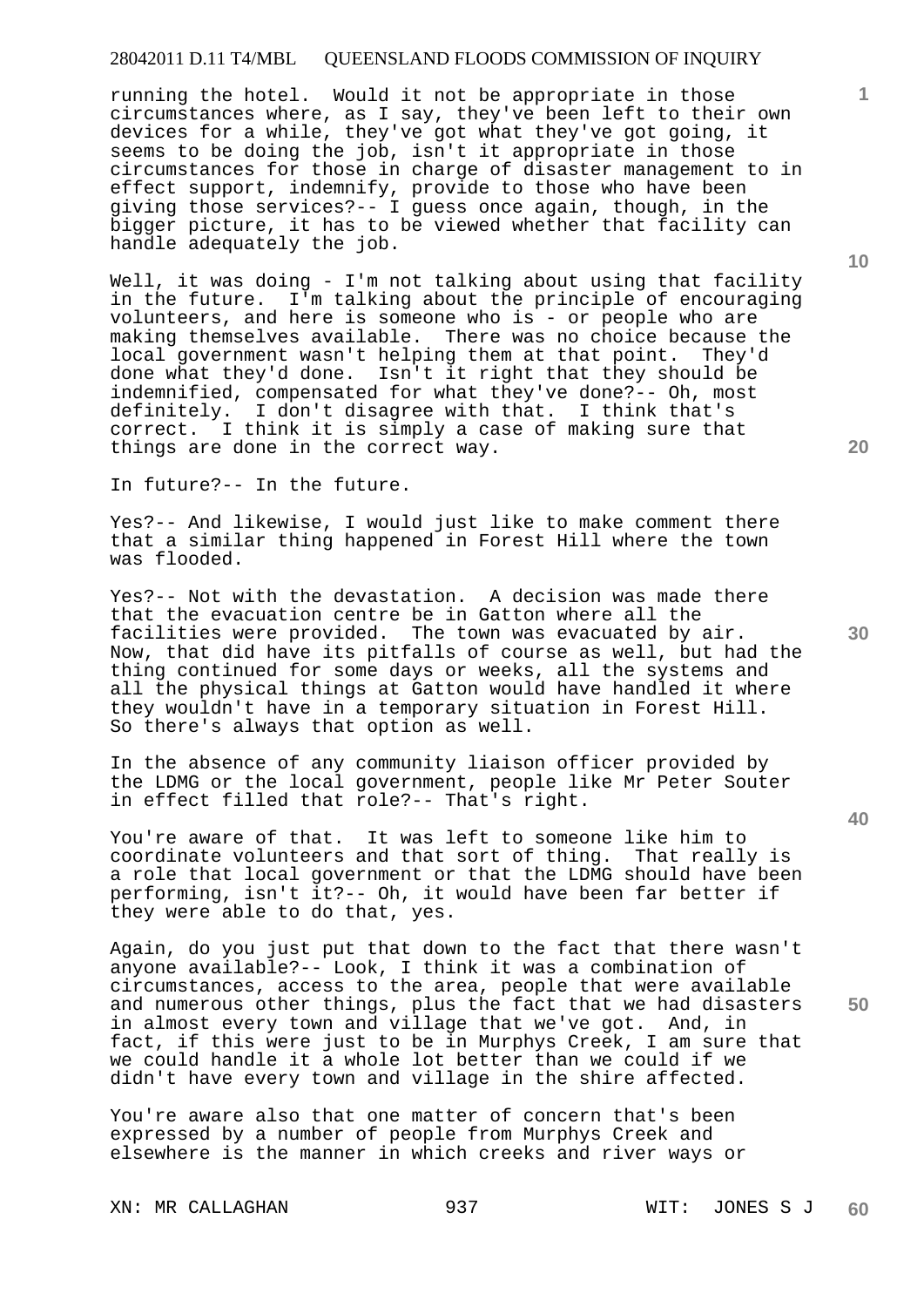running the hotel. Would it not be appropriate in those circumstances where, as I say, they've been left to their own devices for a while, they've got what they've got going, it seems to be doing the job, isn't it appropriate in those circumstances for those in charge of disaster management to in effect support, indemnify, provide to those who have been giving those services?-- I guess once again, though, in the bigger picture, it has to be viewed whether that facility can handle adequately the job.

Well, it was doing - I'm not talking about using that facility in the future. I'm talking about the principle of encouraging volunteers, and here is someone who is - or people who are making themselves available. There was no choice because the local government wasn't helping them at that point. They'd done what they'd done. Isn't it right that they should be indemnified, compensated for what they've done?-- Oh, most definitely. I don't disagree with that. I think that's correct. I think it is simply a case of making sure that things are done in the correct way.

In future?-- In the future.

Yes?-- And likewise, I would just like to make comment there that a similar thing happened in Forest Hill where the town was flooded.

Yes?-- Not with the devastation. A decision was made there that the evacuation centre be in Gatton where all the facilities were provided. The town was evacuated by air. Now, that did have its pitfalls of course as well, but had the thing continued for some days or weeks, all the systems and all the physical things at Gatton would have handled it where they wouldn't have in a temporary situation in Forest Hill. So there's always that option as well.

In the absence of any community liaison officer provided by the LDMG or the local government, people like Mr Peter Souter in effect filled that role?-- That's right.

You're aware of that. It was left to someone like him to coordinate volunteers and that sort of thing. That really is a role that local government or that the LDMG should have been performing, isn't it?-- Oh, it would have been far better if they were able to do that, yes.

Again, do you just put that down to the fact that there wasn't anyone available?-- Look, I think it was a combination of circumstances, access to the area, people that were available and numerous other things, plus the fact that we had disasters in almost every town and village that we've got. And, in fact, if this were just to be in Murphys Creek, I am sure that we could handle it a whole lot better than we could if we didn't have every town and village in the shire affected.

You're aware also that one matter of concern that's been expressed by a number of people from Murphys Creek and elsewhere is the manner in which creeks and river ways or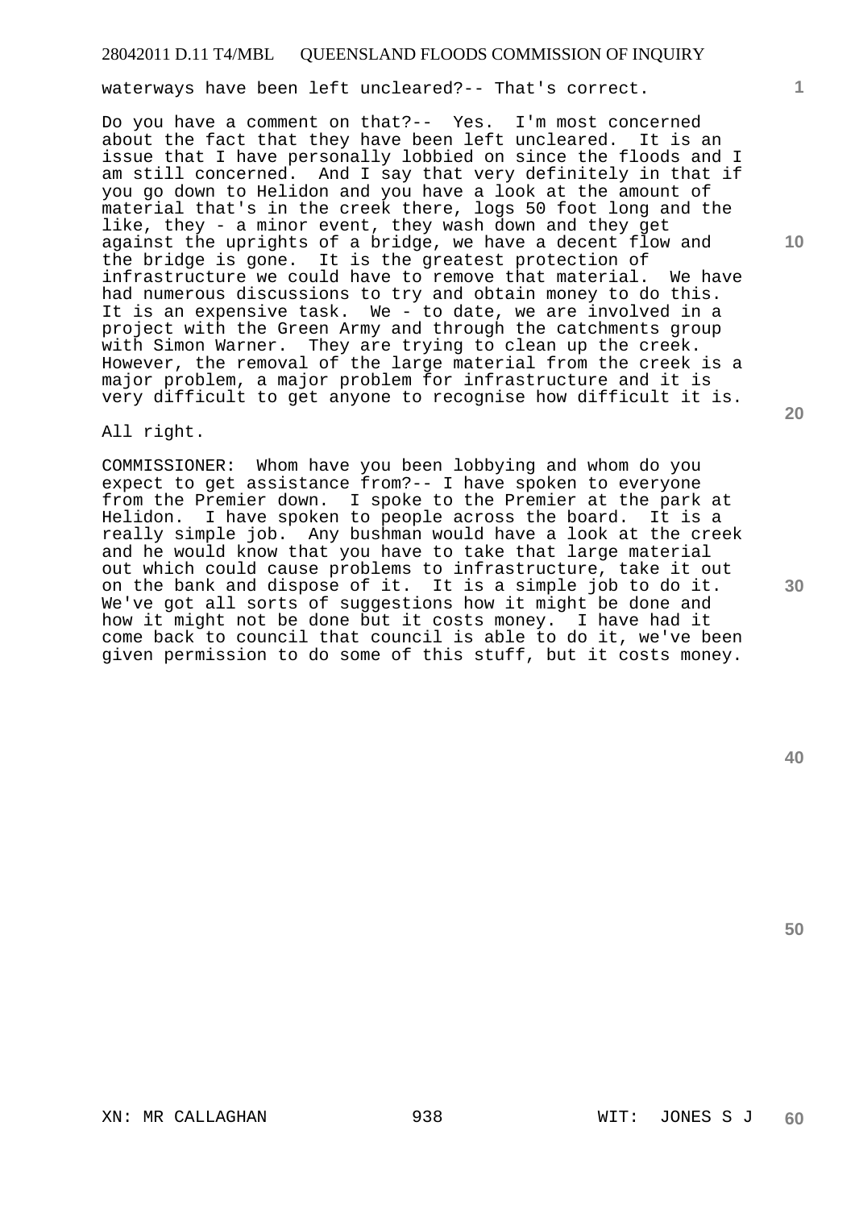waterways have been left uncleared?-- That's correct.

Do you have a comment on that?-- Yes. I'm most concerned about the fact that they have been left uncleared. It is an issue that I have personally lobbied on since the floods and I am still concerned. And I say that very definitely in that if you go down to Helidon and you have a look at the amount of material that's in the creek there, logs 50 foot long and the like, they - a minor event, they wash down and they get against the uprights of a bridge, we have a decent flow and the bridge is gone. It is the greatest protection of infrastructure we could have to remove that material. We have had numerous discussions to try and obtain money to do this. It is an expensive task. We - to date, we are involved in a project with the Green Army and through the catchments group with Simon Warner. They are trying to clean up the creek. However, the removal of the large material from the creek is a major problem, a major problem for infrastructure and it is very difficult to get anyone to recognise how difficult it is.

All right.

COMMISSIONER: Whom have you been lobbying and whom do you expect to get assistance from?-- I have spoken to everyone from the Premier down. I spoke to the Premier at the park at Helidon. I have spoken to people across the board. It is a really simple job. Any bushman would have a look at the creek and he would know that you have to take that large material out which could cause problems to infrastructure, take it out on the bank and dispose of it. It is a simple job to do it. We've got all sorts of suggestions how it might be done and how it might not be done but it costs money. I have had it come back to council that council is able to do it, we've been given permission to do some of this stuff, but it costs money.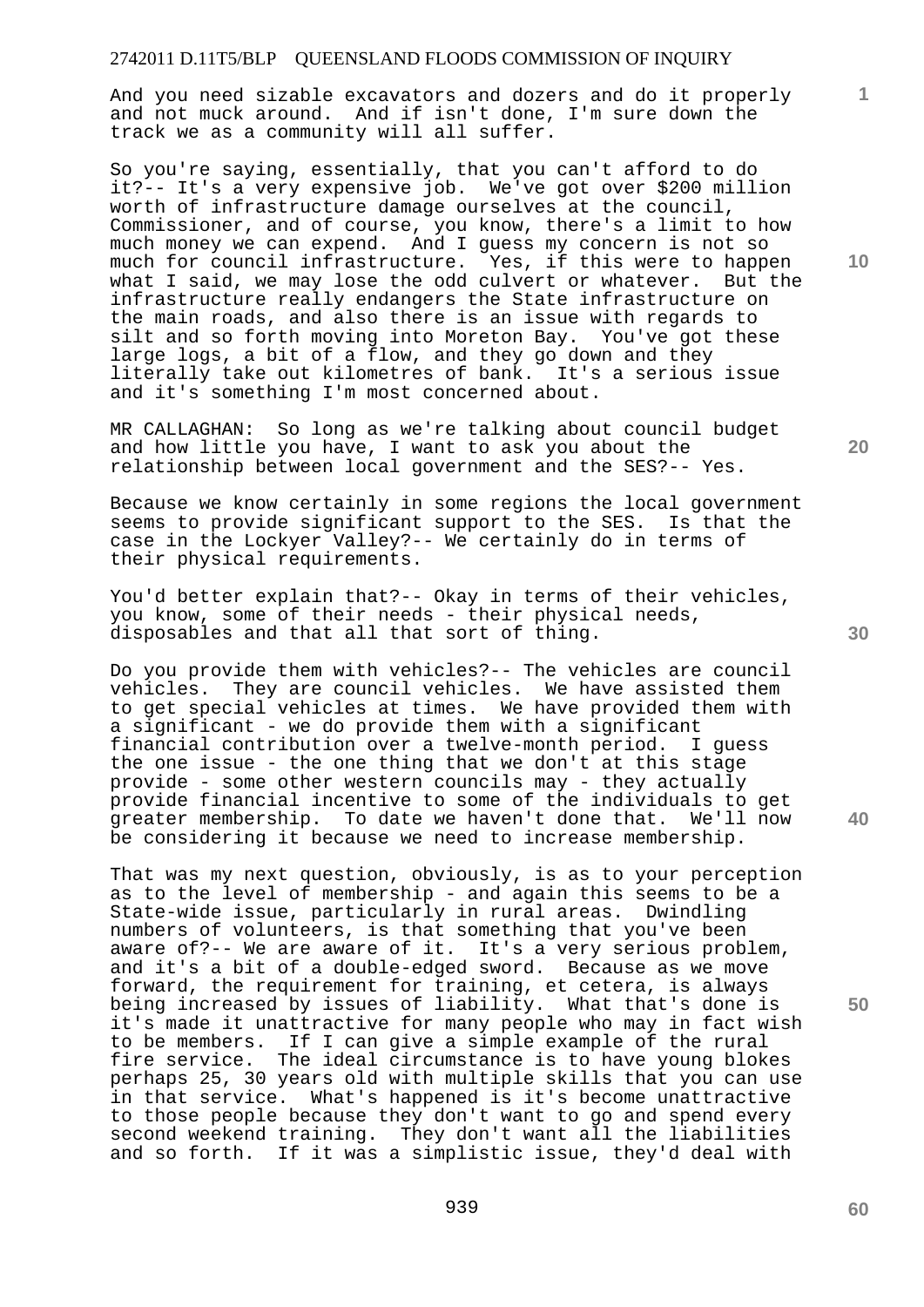And you need sizable excavators and dozers and do it properly and not muck around. And if isn't done, I'm sure down the track we as a community will all suffer.

So you're saying, essentially, that you can't afford to do it?-- It's a very expensive job. We've got over $200 million worth of infrastructure damage ourselves at the council, Commissioner, and of course, you know, there's a limit to how much money we can expend. And I guess my concern is not so much for council infrastructure. Yes, if this were to happen what I said, we may lose the odd culvert or whatever. But the infrastructure really endangers the State infrastructure on the main roads, and also there is an issue with regards to silt and so forth moving into Moreton Bay. You've got these large logs, a bit of a flow, and they go down and they literally take out kilometres of bank. It's a serious issue and it's something I'm most concerned about.

MR CALLAGHAN: So long as we're talking about council budget and how little you have, I want to ask you about the relationship between local government and the SES?-- Yes.

Because we know certainly in some regions the local government seems to provide significant support to the SES. Is that the case in the Lockyer Valley?-- We certainly do in terms of their physical requirements.

You'd better explain that?-- Okay in terms of their vehicles, you know, some of their needs - their physical needs, disposables and that all that sort of thing.

Do you provide them with vehicles?-- The vehicles are council vehicles. They are council vehicles. We have assisted them to get special vehicles at times. We have provided them with a significant - we do provide them with a significant financial contribution over a twelve-month period. I guess the one issue - the one thing that we don't at this stage provide - some other western councils may - they actually provide financial incentive to some of the individuals to get greater membership. To date we haven't done that. We'll now be considering it because we need to increase membership.

That was my next question, obviously, is as to your perception as to the level of membership - and again this seems to be a State-wide issue, particularly in rural areas. Dwindling numbers of volunteers, is that something that you've been aware of?-- We are aware of it. It's a very serious problem, and it's a bit of a double-edged sword. Because as we move forward, the requirement for training, et cetera, is always being increased by issues of liability. What that's done is it's made it unattractive for many people who may in fact wish to be members. If I can give a simple example of the rural fire service. The ideal circumstance is to have young blokes perhaps 25, 30 years old with multiple skills that you can use in that service. What's happened is it's become unattractive to those people because they don't want to go and spend every second weekend training. They don't want all the liabilities and so forth. If it was a simplistic issue, they'd deal with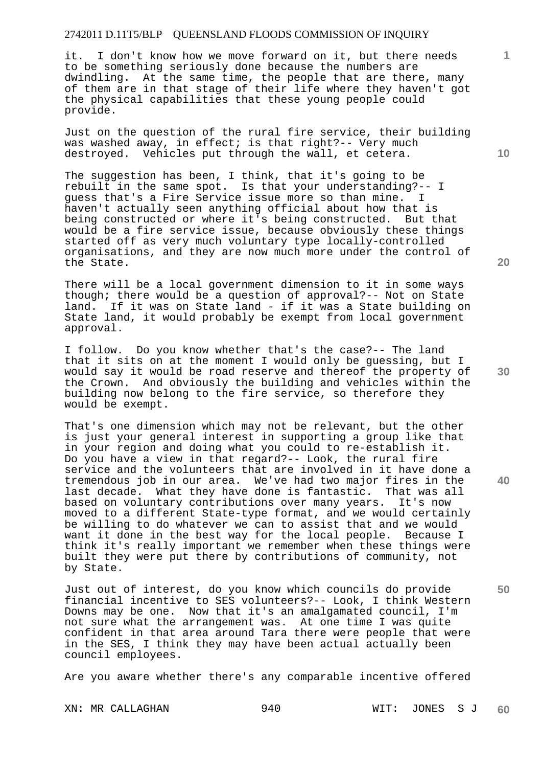it. I don't know how we move forward on it, but there needs to be something seriously done because the numbers are dwindling. At the same time, the people that are there, many of them are in that stage of their life where they haven't got the physical capabilities that these young people could provide.

Just on the question of the rural fire service, their building was washed away, in effect; is that right?-- Very much destroyed. Vehicles put through the wall, et cetera.

The suggestion has been, I think, that it's going to be rebuilt in the same spot. Is that your understanding?-- I guess that's a Fire Service issue more so than mine. I haven't actually seen anything official about how that is being constructed or where it's being constructed. But that would be a fire service issue, because obviously these things started off as very much voluntary type locally-controlled organisations, and they are now much more under the control of the State.

There will be a local government dimension to it in some ways though; there would be a question of approval?-- Not on State land. If it was on State land - if it was a State building on State land, it would probably be exempt from local government approval.

I follow. Do you know whether that's the case?-- The land that it sits on at the moment I would only be guessing, but I would say it would be road reserve and thereof the property of the Crown. And obviously the building and vehicles within the building now belong to the fire service, so therefore they would be exempt.

That's one dimension which may not be relevant, but the other is just your general interest in supporting a group like that in your region and doing what you could to re-establish it. Do you have a view in that regard?-- Look, the rural fire service and the volunteers that are involved in it have done a tremendous job in our area. We've had two major fires in the last decade. What they have done is fantastic. That was all based on voluntary contributions over many years. It's now moved to a different State-type format, and we would certainly be willing to do whatever we can to assist that and we would want it done in the best way for the local people. Because I think it's really important we remember when these things were built they were put there by contributions of community, not by State.

Just out of interest, do you know which councils do provide financial incentive to SES volunteers?-- Look, I think Western Downs may be one. Now that it's an amalgamated council, I'm not sure what the arrangement was. At one time I was quite confident in that area around Tara there were people that were in the SES, I think they may have been actual actually been council employees.

Are you aware whether there's any comparable incentive offered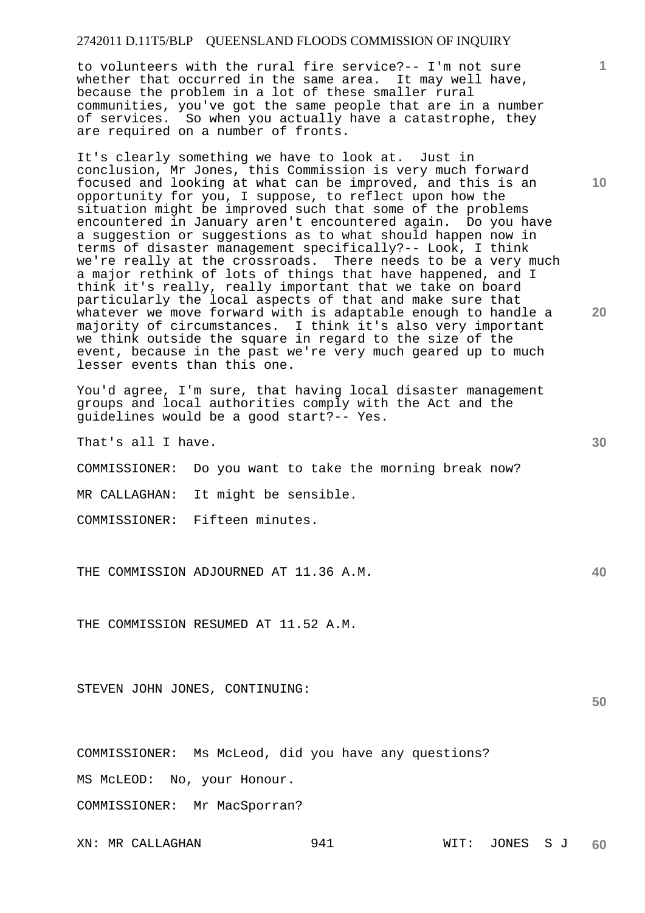to volunteers with the rural fire service?-- I'm not sure whether that occurred in the same area. It may well have, because the problem in a lot of these smaller rural communities, you've got the same people that are in a number of services. So when you actually have a catastrophe, they are required on a number of fronts.

It's clearly something we have to look at. Just in conclusion, Mr Jones, this Commission is very much forward focused and looking at what can be improved, and this is an opportunity for you, I suppose, to reflect upon how the situation might be improved such that some of the problems encountered in January aren't encountered again. Do you have a suggestion or suggestions as to what should happen now in terms of disaster management specifically?-- Look, I think we're really at the crossroads. There needs to be a very much a major rethink of lots of things that have happened, and I think it's really, really important that we take on board particularly the local aspects of that and make sure that whatever we move forward with is adaptable enough to handle a majority of circumstances. I think it's also very important we think outside the square in regard to the size of the event, because in the past we're very much geared up to much lesser events than this one.

You'd agree, I'm sure, that having local disaster management groups and local authorities comply with the Act and the guidelines would be a good start?-- Yes.

That's all I have.

COMMISSIONER: Do you want to take the morning break now?

MR CALLAGHAN: It might be sensible.

COMMISSIONER: Fifteen minutes.

THE COMMISSION ADJOURNED AT 11.36 A.M.

THE COMMISSION RESUMED AT 11.52 A.M.

STEVEN JOHN JONES, CONTINUING:

COMMISSIONER: Ms McLeod, did you have any questions?

MS McLEOD: No, your Honour.

COMMISSIONER: Mr MacSporran?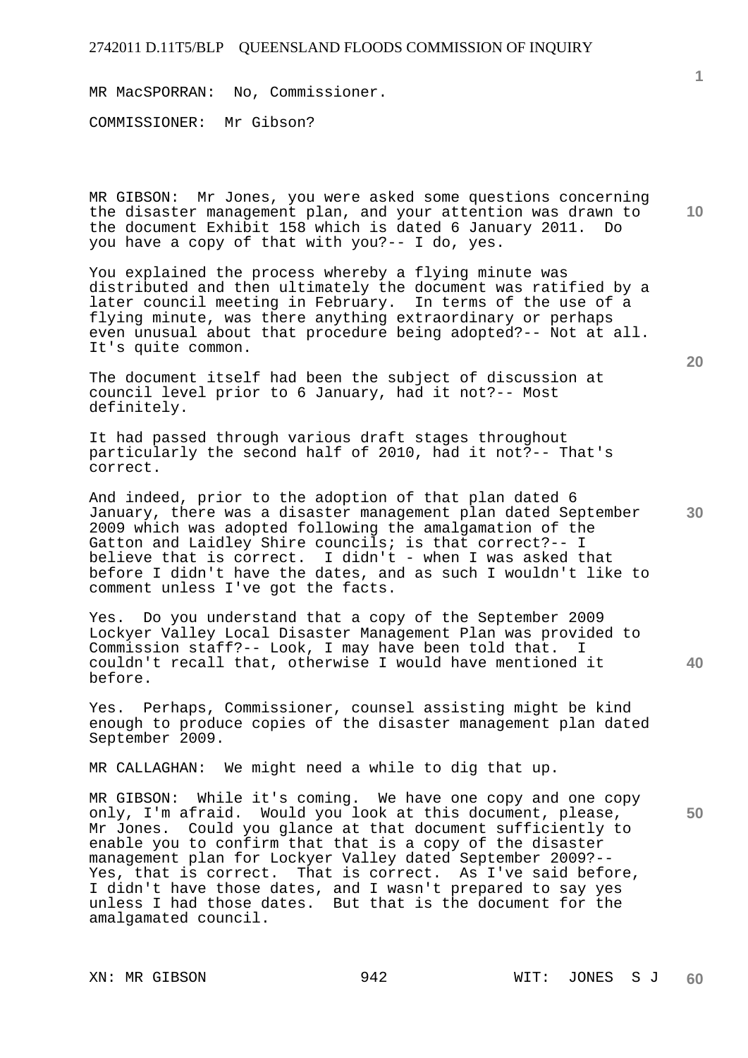MR MacSPORRAN: No, Commissioner.

COMMISSIONER: Mr Gibson?

MR GIBSON: Mr Jones, you were asked some questions concerning the disaster management plan, and your attention was drawn to the document Exhibit 158 which is dated 6 January 2011. Do you have a copy of that with you?-- I do, yes.

You explained the process whereby a flying minute was distributed and then ultimately the document was ratified by a later council meeting in February. In terms of the use of a flying minute, was there anything extraordinary or perhaps even unusual about that procedure being adopted?-- Not at all. It's quite common.

The document itself had been the subject of discussion at council level prior to 6 January, had it not?-- Most definitely.

It had passed through various draft stages throughout particularly the second half of 2010, had it not?-- That's correct.

And indeed, prior to the adoption of that plan dated 6 January, there was a disaster management plan dated September 2009 which was adopted following the amalgamation of the Gatton and Laidley Shire councils; is that correct?-- I believe that is correct. I didn't - when I was asked that before I didn't have the dates, and as such I wouldn't like to comment unless I've got the facts.

Yes. Do you understand that a copy of the September 2009 Lockyer Valley Local Disaster Management Plan was provided to Commission staff?-- Look, I may have been told that. I couldn't recall that, otherwise I would have mentioned it before.

Yes. Perhaps, Commissioner, counsel assisting might be kind enough to produce copies of the disaster management plan dated September 2009.

MR CALLAGHAN: We might need a while to dig that up.

MR GIBSON: While it's coming. We have one copy and one copy only, I'm afraid. Would you look at this document, please, Mr Jones. Could you glance at that document sufficiently to enable you to confirm that that is a copy of the disaster management plan for Lockyer Valley dated September 2009?-- Yes, that is correct. That is correct. As I've said before, I didn't have those dates, and I wasn't prepared to say yes unless I had those dates. But that is the document for the amalgamated council.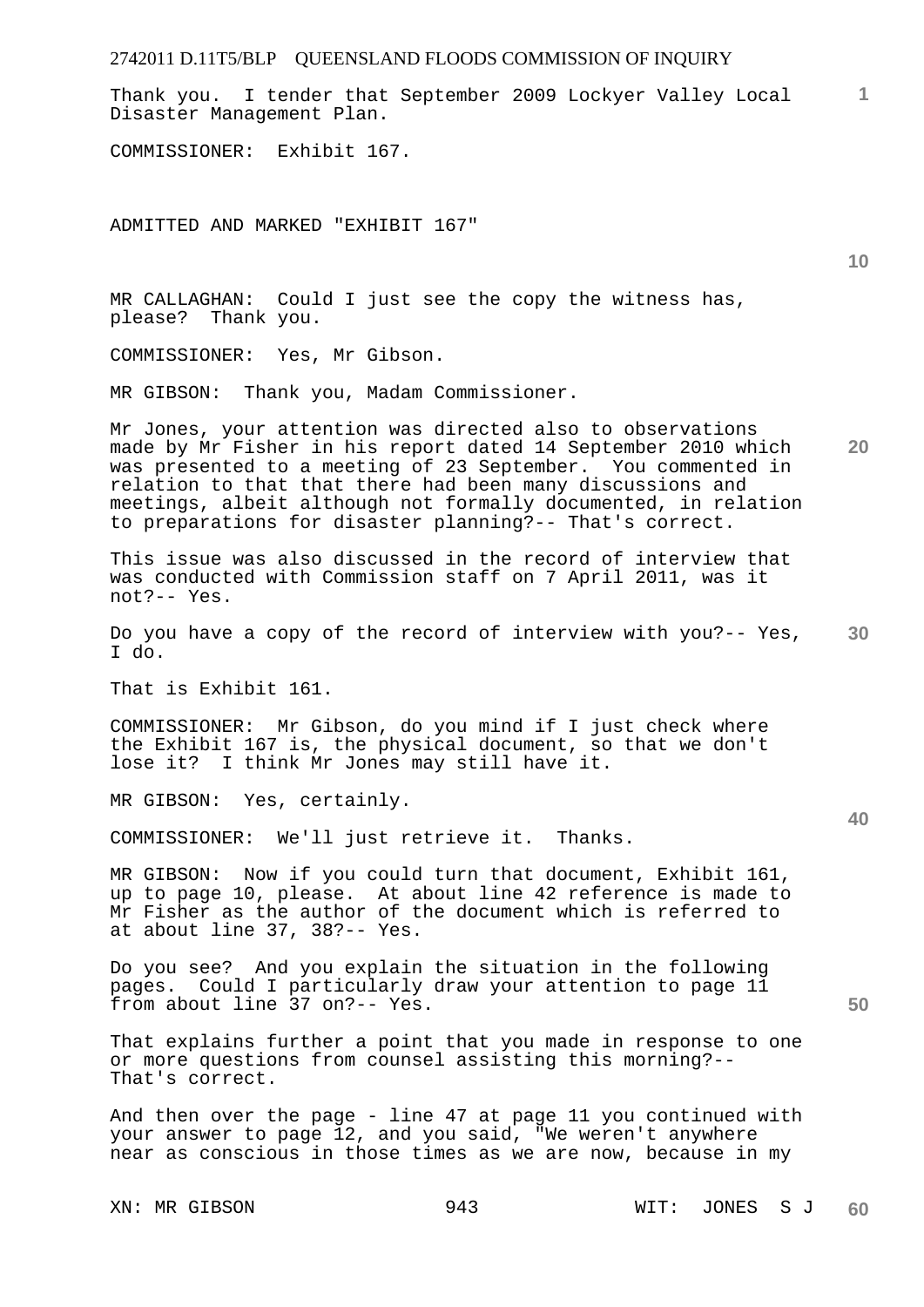Thank you. I tender that September 2009 Lockyer Valley Local Disaster Management Plan.

COMMISSIONER: Exhibit 167.

ADMITTED AND MARKED "EXHIBIT 167"

MR CALLAGHAN: Could I just see the copy the witness has, please? Thank you.

COMMISSIONER: Yes, Mr Gibson.

MR GIBSON: Thank you, Madam Commissioner.

Mr Jones, your attention was directed also to observations made by Mr Fisher in his report dated 14 September 2010 which was presented to a meeting of 23 September. You commented in relation to that that there had been many discussions and meetings, albeit although not formally documented, in relation to preparations for disaster planning?-- That's correct.

This issue was also discussed in the record of interview that was conducted with Commission staff on 7 April 2011, was it not?-- Yes.

Do you have a copy of the record of interview with you?-- Yes, I do.

That is Exhibit 161.

COMMISSIONER: Mr Gibson, do you mind if I just check where the Exhibit 167 is, the physical document, so that we don't lose it? I think Mr Jones may still have it.

MR GIBSON: Yes, certainly.

COMMISSIONER: We'll just retrieve it. Thanks.

MR GIBSON: Now if you could turn that document, Exhibit 161, up to page 10, please. At about line 42 reference is made to Mr Fisher as the author of the document which is referred to at about line 37, 38?-- Yes.

Do you see? And you explain the situation in the following pages. Could I particularly draw your attention to page 11 from about line 37 on?-- Yes.

That explains further a point that you made in response to one or more questions from counsel assisting this morning?-- That's correct.

And then over the page - line 47 at page 11 you continued with your answer to page 12, and you said, "We weren't anywhere near as conscious in those times as we are now, because in my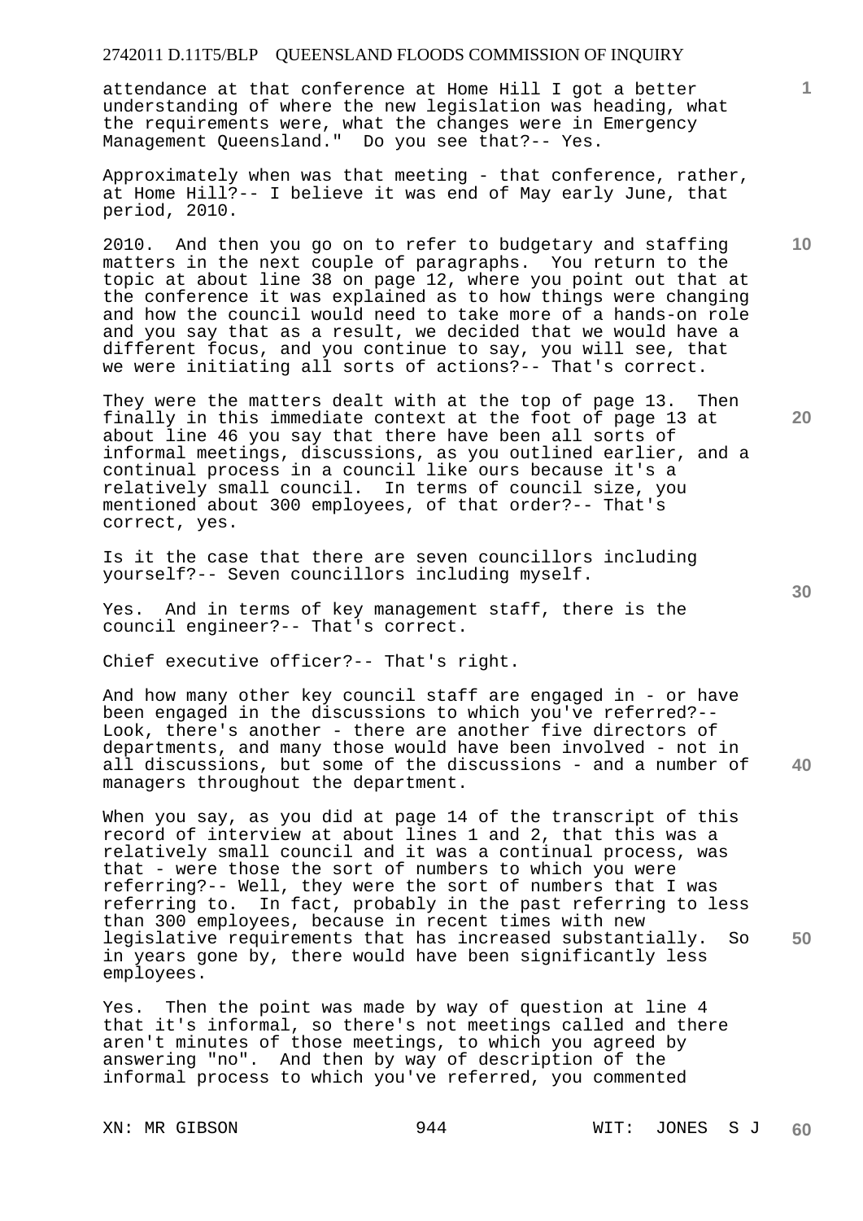attendance at that conference at Home Hill I got a better understanding of where the new legislation was heading, what the requirements were, what the changes were in Emergency Management Queensland." Do you see that?-- Yes.

Approximately when was that meeting - that conference, rather, at Home Hill?-- I believe it was end of May early June, that period, 2010.

2010. And then you go on to refer to budgetary and staffing matters in the next couple of paragraphs. You return to the topic at about line 38 on page 12, where you point out that at the conference it was explained as to how things were changing and how the council would need to take more of a hands-on role and you say that as a result, we decided that we would have a different focus, and you continue to say, you will see, that we were initiating all sorts of actions?-- That's correct.

They were the matters dealt with at the top of page 13. Then finally in this immediate context at the foot of page 13 at about line 46 you say that there have been all sorts of informal meetings, discussions, as you outlined earlier, and a continual process in a council like ours because it's a relatively small council. In terms of council size, you mentioned about 300 employees, of that order?-- That's correct, yes.

Is it the case that there are seven councillors including yourself?-- Seven councillors including myself.

Yes. And in terms of key management staff, there is the council engineer?-- That's correct.

Chief executive officer?-- That's right.

And how many other key council staff are engaged in - or have been engaged in the discussions to which you've referred?-- Look, there's another - there are another five directors of departments, and many those would have been involved - not in all discussions, but some of the discussions - and a number of managers throughout the department.

When you say, as you did at page 14 of the transcript of this record of interview at about lines 1 and 2, that this was a relatively small council and it was a continual process, was that - were those the sort of numbers to which you were referring?-- Well, they were the sort of numbers that I was referring to. In fact, probably in the past referring to less than 300 employees, because in recent times with new legislative requirements that has increased substantially. So in years gone by, there would have been significantly less employees.

Yes. Then the point was made by way of question at line 4 that it's informal, so there's not meetings called and there aren't minutes of those meetings, to which you agreed by answering "no". And then by way of description of the informal process to which you've referred, you commented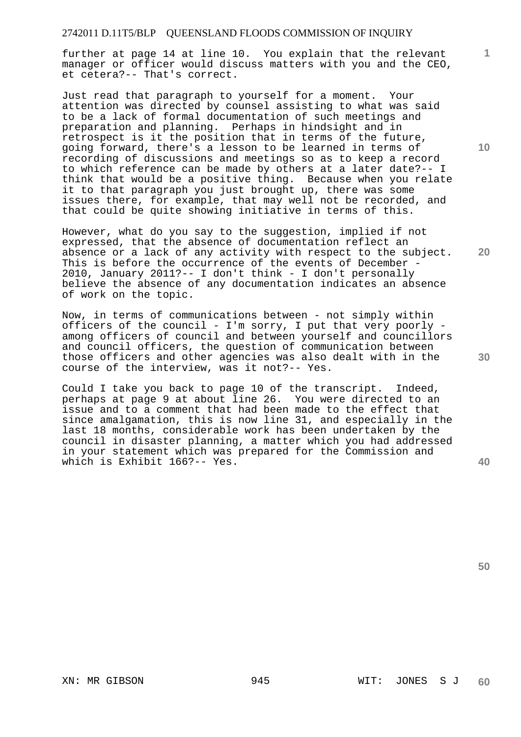further at page 14 at line 10. You explain that the relevant manager or officer would discuss matters with you and the CEO, et cetera?-- That's correct.

Just read that paragraph to yourself for a moment. Your attention was directed by counsel assisting to what was said to be a lack of formal documentation of such meetings and preparation and planning. Perhaps in hindsight and in retrospect is it the position that in terms of the future, going forward, there's a lesson to be learned in terms of recording of discussions and meetings so as to keep a record to which reference can be made by others at a later date?-- I think that would be a positive thing. Because when you relate it to that paragraph you just brought up, there was some issues there, for example, that may well not be recorded, and that could be quite showing initiative in terms of this.

However, what do you say to the suggestion, implied if not expressed, that the absence of documentation reflect an absence or a lack of any activity with respect to the subject. This is before the occurrence of the events of December - 2010, January 2011?-- I don't think - I don't personally believe the absence of any documentation indicates an absence of work on the topic.

Now, in terms of communications between - not simply within officers of the council - I'm sorry, I put that very poorly - among officers of council and between yourself and councillors and council officers, the question of communication between those officers and other agencies was also dealt with in the course of the interview, was it not?-- Yes.

Could I take you back to page 10 of the transcript. Indeed, perhaps at page 9 at about line 26. You were directed to an issue and to a comment that had been made to the effect that since amalgamation, this is now line 31, and especially in the last 18 months, considerable work has been undertaken by the council in disaster planning, a matter which you had addressed in your statement which was prepared for the Commission and which is Exhibit 166?-- Yes.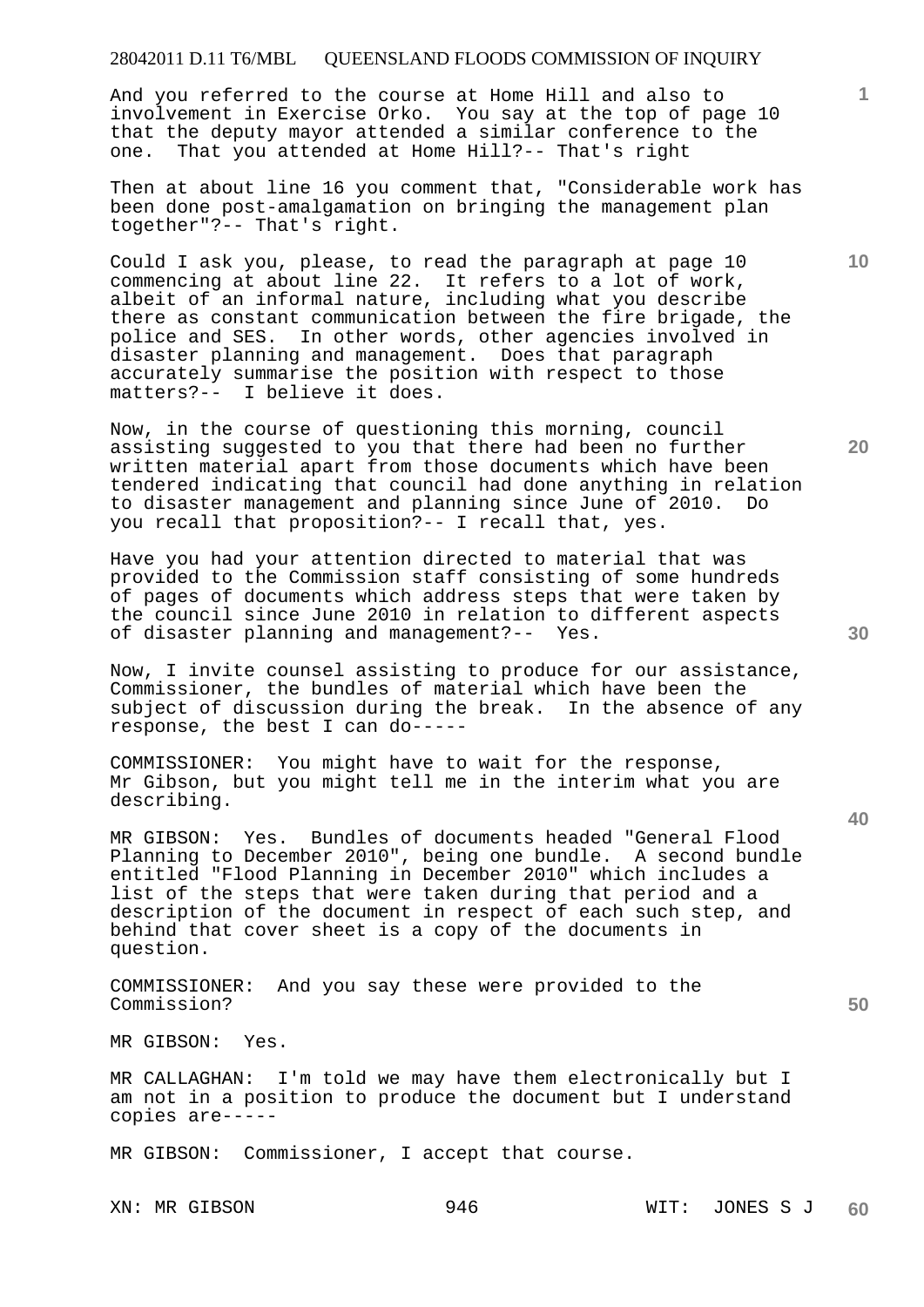And you referred to the course at Home Hill and also to involvement in Exercise Orko. You say at the top of page 10 that the deputy mayor attended a similar conference to the one. That you attended at Home Hill?-- That's right

Then at about line 16 you comment that, "Considerable work has been done post-amalgamation on bringing the management plan together"?-- That's right.

Could I ask you, please, to read the paragraph at page 10 commencing at about line 22. It refers to a lot of work, albeit of an informal nature, including what you describe there as constant communication between the fire brigade, the police and SES. In other words, other agencies involved in disaster planning and management. Does that paragraph accurately summarise the position with respect to those matters?-- I believe it does.

Now, in the course of questioning this morning, council assisting suggested to you that there had been no further written material apart from those documents which have been tendered indicating that council had done anything in relation to disaster management and planning since June of 2010. Do you recall that proposition?-- I recall that, yes.

Have you had your attention directed to material that was provided to the Commission staff consisting of some hundreds of pages of documents which address steps that were taken by the council since June 2010 in relation to different aspects of disaster planning and management?-- Yes.

Now, I invite counsel assisting to produce for our assistance, Commissioner, the bundles of material which have been the subject of discussion during the break. In the absence of any response, the best I can do-----

COMMISSIONER: You might have to wait for the response, Mr Gibson, but you might tell me in the interim what you are describing.

MR GIBSON: Yes. Bundles of documents headed "General Flood Planning to December 2010", being one bundle. A second bundle entitled "Flood Planning in December 2010" which includes a list of the steps that were taken during that period and a description of the document in respect of each such step, and behind that cover sheet is a copy of the documents in question.

COMMISSIONER: And you say these were provided to the Commission?

MR GIBSON: Yes.

MR CALLAGHAN: I'm told we may have them electronically but I am not in a position to produce the document but I understand copies are-----

MR GIBSON: Commissioner, I accept that course.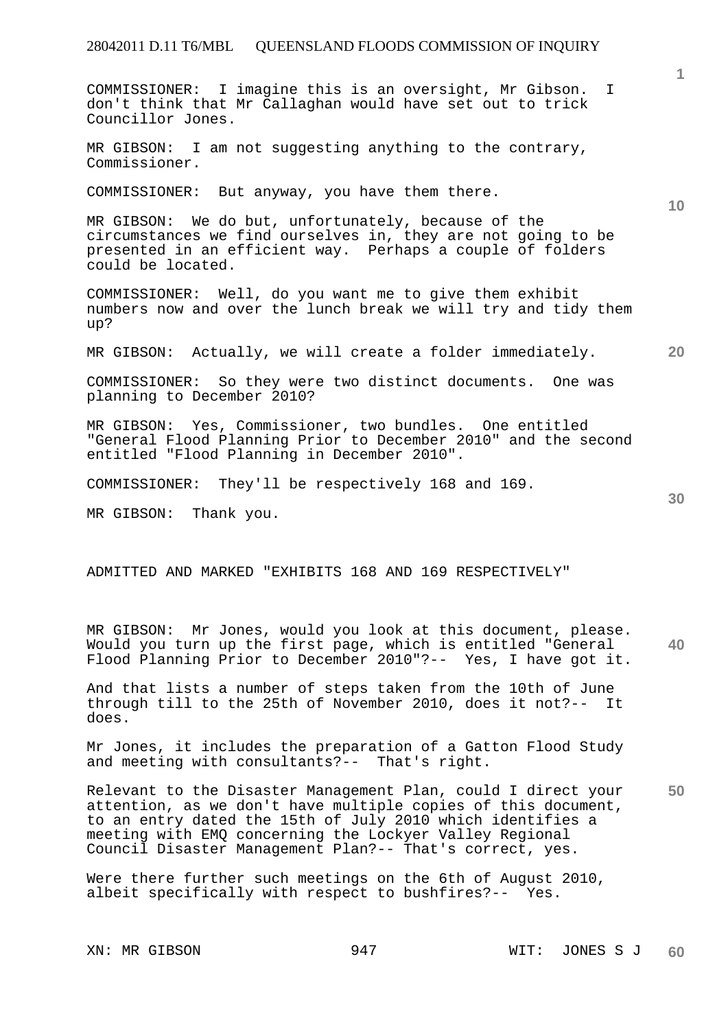COMMISSIONER: I imagine this is an oversight, Mr Gibson. I don't think that Mr Callaghan would have set out to trick Councillor Jones.

MR GIBSON: I am not suggesting anything to the contrary, Commissioner.

COMMISSIONER: But anyway, you have them there.

MR GIBSON: We do but, unfortunately, because of the circumstances we find ourselves in, they are not going to be presented in an efficient way. Perhaps a couple of folders could be located.

COMMISSIONER: Well, do you want me to give them exhibit numbers now and over the lunch break we will try and tidy them up?

MR GIBSON: Actually, we will create a folder immediately.

COMMISSIONER: So they were two distinct documents. One was planning to December 2010?

MR GIBSON: Yes, Commissioner, two bundles. One entitled "General Flood Planning Prior to December 2010" and the second entitled "Flood Planning in December 2010".

COMMISSIONER: They'll be respectively 168 and 169.

MR GIBSON: Thank you.

ADMITTED AND MARKED "EXHIBITS 168 AND 169 RESPECTIVELY"

MR GIBSON: Mr Jones, would you look at this document, please. Would you turn up the first page, which is entitled "General Flood Planning Prior to December 2010"?-- Yes, I have got it.

And that lists a number of steps taken from the 10th of June through till to the 25th of November 2010, does it not?-- It does.

Mr Jones, it includes the preparation of a Gatton Flood Study and meeting with consultants?-- That's right.

Relevant to the Disaster Management Plan, could I direct your attention, as we don't have multiple copies of this document, to an entry dated the 15th of July 2010 which identifies a meeting with EMQ concerning the Lockyer Valley Regional Council Disaster Management Plan?-- That's correct, yes.

Were there further such meetings on the 6th of August 2010, albeit specifically with respect to bushfires?-- Yes.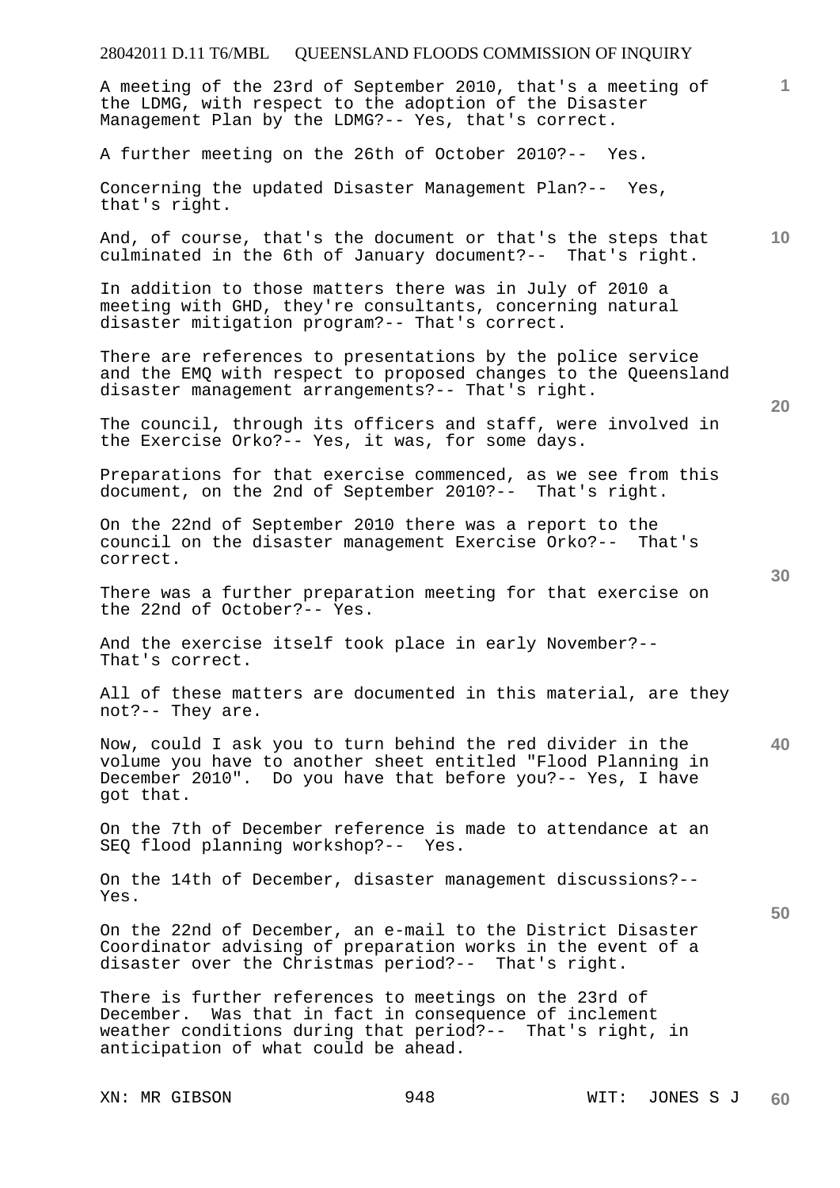A meeting of the 23rd of September 2010, that's a meeting of the LDMG, with respect to the adoption of the Disaster Management Plan by the LDMG?-- Yes, that's correct.

A further meeting on the 26th of October 2010?-- Yes.

Concerning the updated Disaster Management Plan?-- Yes, that's right.

And, of course, that's the document or that's the steps that culminated in the 6th of January document?-- That's right.

In addition to those matters there was in July of 2010 a meeting with GHD, they're consultants, concerning natural disaster mitigation program?-- That's correct.

There are references to presentations by the police service and the EMQ with respect to proposed changes to the Queensland disaster management arrangements?-- That's right.

The council, through its officers and staff, were involved in the Exercise Orko?-- Yes, it was, for some days.

Preparations for that exercise commenced, as we see from this document, on the 2nd of September 2010?-- That's right.

On the 22nd of September 2010 there was a report to the council on the disaster management Exercise Orko?-- That's correct.

There was a further preparation meeting for that exercise on the 22nd of October?-- Yes.

And the exercise itself took place in early November?-- That's correct.

All of these matters are documented in this material, are they not?-- They are.

Now, could I ask you to turn behind the red divider in the volume you have to another sheet entitled "Flood Planning in December 2010". Do you have that before you?-- Yes, I have got that.

On the 7th of December reference is made to attendance at an SEQ flood planning workshop?-- Yes.

On the 14th of December, disaster management discussions?-- Yes.

On the 22nd of December, an e-mail to the District Disaster Coordinator advising of preparation works in the event of a disaster over the Christmas period?-- That's right.

There is further references to meetings on the 23rd of December. Was that in fact in consequence of inclement weather conditions during that period?-- That's right, in anticipation of what could be ahead.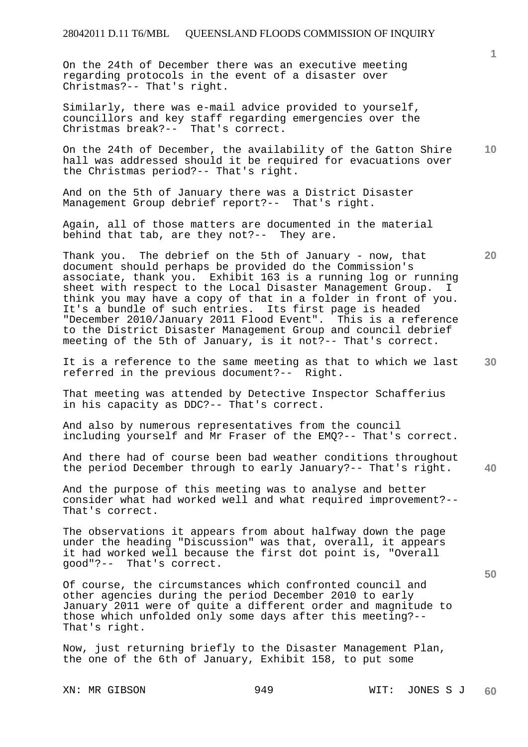On the 24th of December there was an executive meeting regarding protocols in the event of a disaster over Christmas?-- That's right.

Similarly, there was e-mail advice provided to yourself, councillors and key staff regarding emergencies over the Christmas break?-- That's correct.

On the 24th of December, the availability of the Gatton Shire hall was addressed should it be required for evacuations over the Christmas period?-- That's right.

And on the 5th of January there was a District Disaster Management Group debrief report?-- That's right.

Again, all of those matters are documented in the material behind that tab, are they not?-- They are.

Thank you. The debrief on the 5th of January - now, that document should perhaps be provided do the Commission's associate, thank you. Exhibit 163 is a running log or running sheet with respect to the Local Disaster Management Group. I think you may have a copy of that in a folder in front of you. It's a bundle of such entries. Its first page is headed "December 2010/January 2011 Flood Event". This is a reference to the District Disaster Management Group and council debrief meeting of the 5th of January, is it not?-- That's correct.

It is a reference to the same meeting as that to which we last referred in the previous document?-- Right.

That meeting was attended by Detective Inspector Schafferius in his capacity as DDC?-- That's correct.

And also by numerous representatives from the council including yourself and Mr Fraser of the EMQ?-- That's correct.

And there had of course been bad weather conditions throughout the period December through to early January?-- That's right.

And the purpose of this meeting was to analyse and better consider what had worked well and what required improvement?-- That's correct.

The observations it appears from about halfway down the page under the heading "Discussion" was that, overall, it appears it had worked well because the first dot point is, "Overall good"?-- That's correct.

Of course, the circumstances which confronted council and other agencies during the period December 2010 to early January 2011 were of quite a different order and magnitude to those which unfolded only some days after this meeting?-- That's right.

Now, just returning briefly to the Disaster Management Plan, the one of the 6th of January, Exhibit 158, to put some

XN: MR GIBSON WIT: JONES S J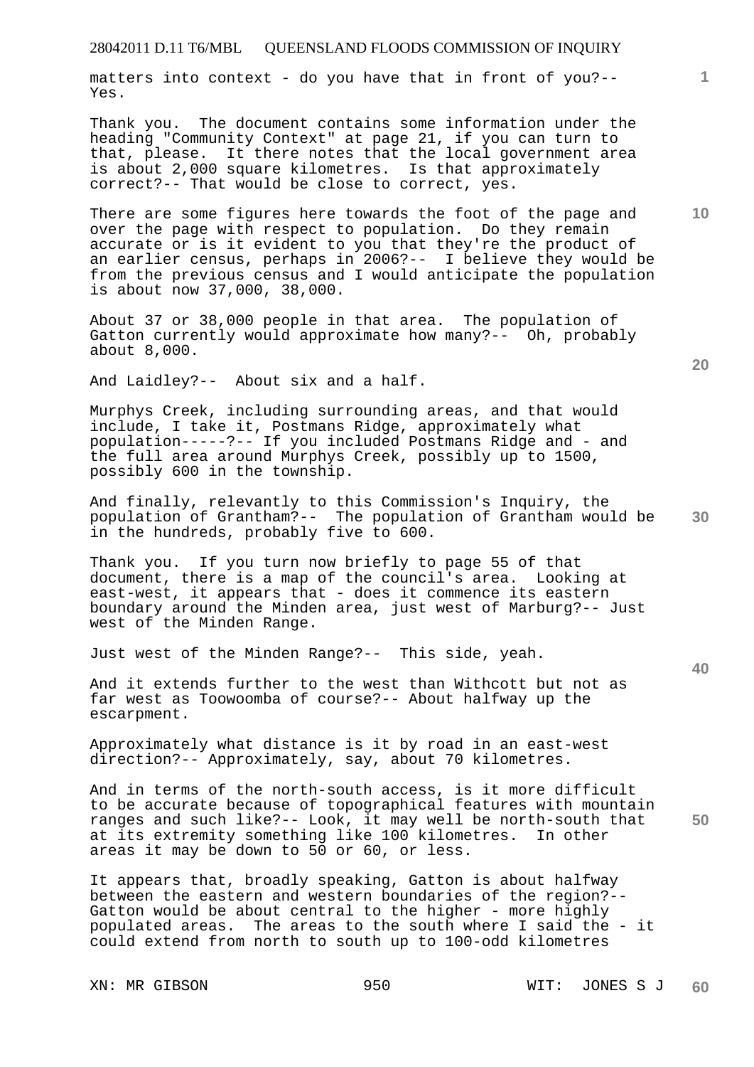matters into context - do you have that in front of you?-- Yes.

Thank you. The document contains some information under the heading "Community Context" at page 21, if you can turn to that, please. It there notes that the local government area is about 2,000 square kilometres. Is that approximately correct?-- That would be close to correct, yes.

There are some figures here towards the foot of the page and over the page with respect to population. Do they remain accurate or is it evident to you that they're the product of an earlier census, perhaps in 2006?-- I believe they would be from the previous census and I would anticipate the population is about now 37,000, 38,000.

About 37 or 38,000 people in that area. The population of Gatton currently would approximate how many?-- Oh, probably about 8,000.

And Laidley?-- About six and a half.

Murphys Creek, including surrounding areas, and that would include, I take it, Postmans Ridge, approximately what population-----?-- If you included Postmans Ridge and - and the full area around Murphys Creek, possibly up to 1500, possibly 600 in the township.

And finally, relevantly to this Commission's Inquiry, the population of Grantham?-- The population of Grantham would be in the hundreds, probably five to 600.

Thank you. If you turn now briefly to page 55 of that document, there is a map of the council's area. Looking at east-west, it appears that - does it commence its eastern boundary around the Minden area, just west of Marburg?-- Just west of the Minden Range.

Just west of the Minden Range?-- This side, yeah.

And it extends further to the west than Withcott but not as far west as Toowoomba of course?-- About halfway up the escarpment.

Approximately what distance is it by road in an east-west direction?-- Approximately, say, about 70 kilometres.

And in terms of the north-south access, is it more difficult to be accurate because of topographical features with mountain ranges and such likе?-- Look, it may well be north-south that at its extremity something like 100 kilometres. In other areas it may be down to 50 or 60, or less.

It appears that, broadly speaking, Gatton is about halfway between the eastern and western boundaries of the region?-- Gatton would be about central to the higher - more highly populated areas. The areas to the south where I said the - it could extend from north to south up to 100-odd kilometres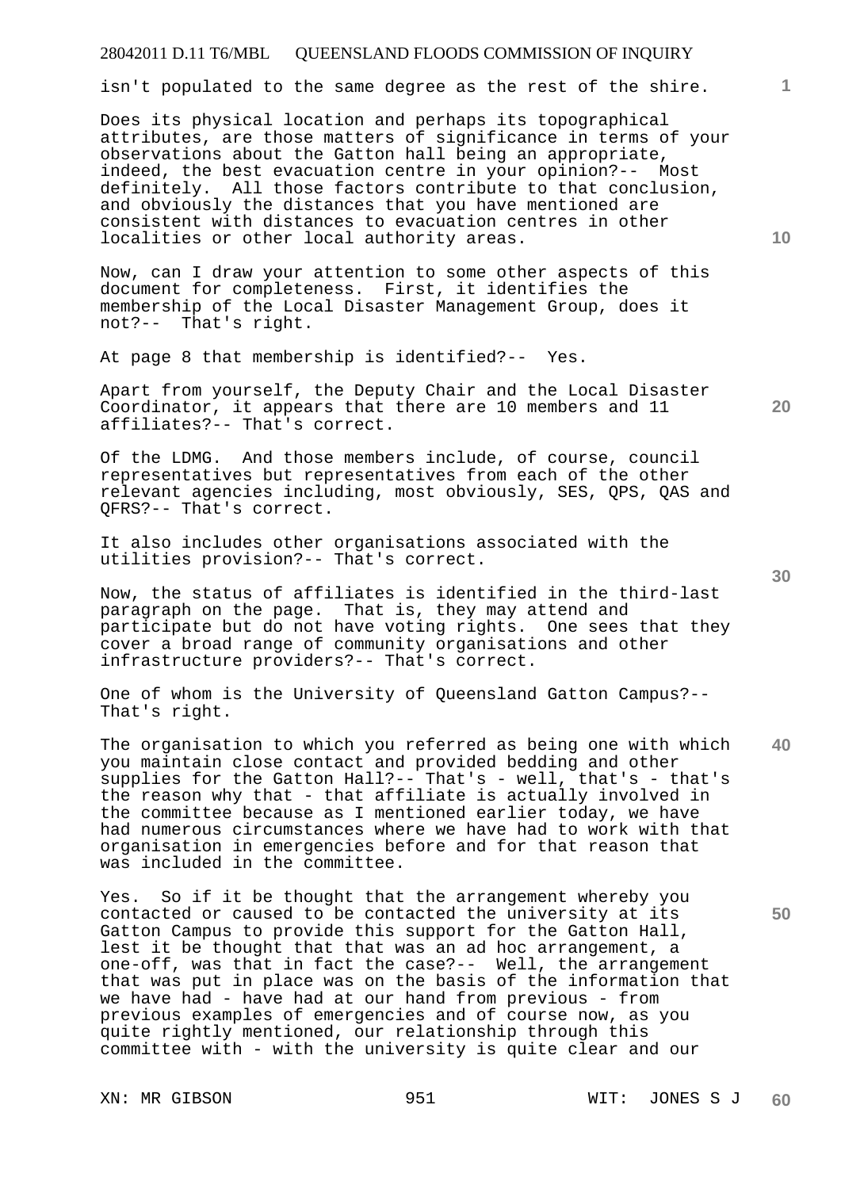isn't populated to the same degree as the rest of the shire.

Does its physical location and perhaps its topographical attributes, are those matters of significance in terms of your observations about the Gatton hall being an appropriate, indeed, the best evacuation centre in your opinion?-- Most definitely. All those factors contribute to that conclusion, and obviously the distances that you have mentioned are consistent with distances to evacuation centres in other localities or other local authority areas.

Now, can I draw your attention to some other aspects of this document for completeness. First, it identifies the membership of the Local Disaster Management Group, does it not?-- That's right.

At page 8 that membership is identified?-- Yes.

Apart from yourself, the Deputy Chair and the Local Disaster Coordinator, it appears that there are 10 members and 11 affiliates?-- That's correct.

Of the LDMG. And those members include, of course, council representatives but representatives from each of the other relevant agencies including, most obviously, SES, QPS, QAS and QFRS?-- That's correct.

It also includes other organisations associated with the utilities provision?-- That's correct.

Now, the status of affiliates is identified in the third-last paragraph on the page. That is, they may attend and participate but do not have voting rights. One sees that they cover a broad range of community organisations and other infrastructure providers?-- That's correct.

One of whom is the University of Queensland Gatton Campus?-- That's right.

The organisation to which you referred as being one with which you maintain close contact and provided bedding and other supplies for the Gatton Hall?-- That's - well, that's - that's the reason why that - that affiliate is actually involved in the committee because as I mentioned earlier today, we have had numerous circumstances where we have had to work with that organisation in emergencies before and for that reason that was included in the committee.

Yes. So if it be thought that the arrangement whereby you contacted or caused to be contacted the university at its Gatton Campus to provide this support for the Gatton Hall, lest it be thought that that was an ad hoc arrangement, a one-off, was that in fact the case?-- Well, the arrangement that was put in place was on the basis of the information that we have had - have had at our hand from previous - from previous examples of emergencies and of course now, as you quite rightly mentioned, our relationship through this committee with - with the university is quite clear and our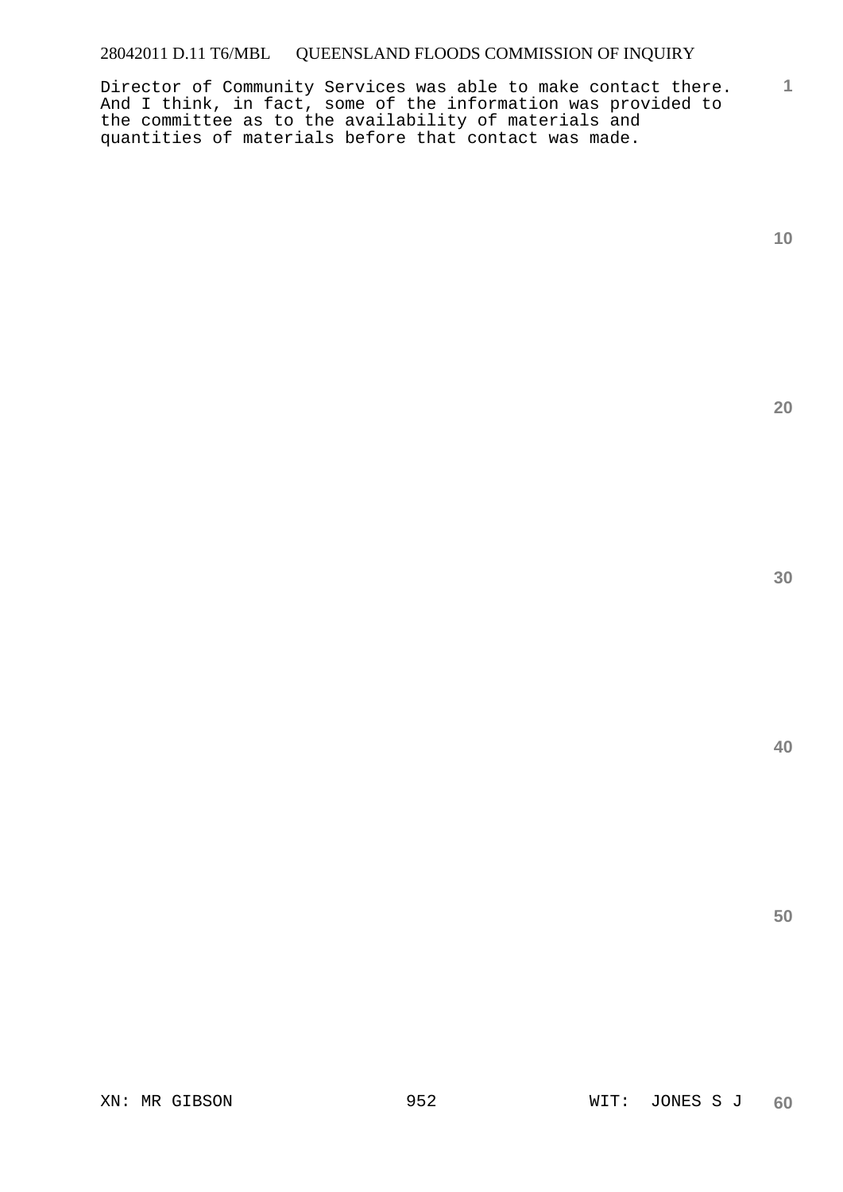Director of Community Services was able to make contact there. And I think, in fact, some of the information was provided to the committee as to the availability of materials and quantities of materials before that contact was made.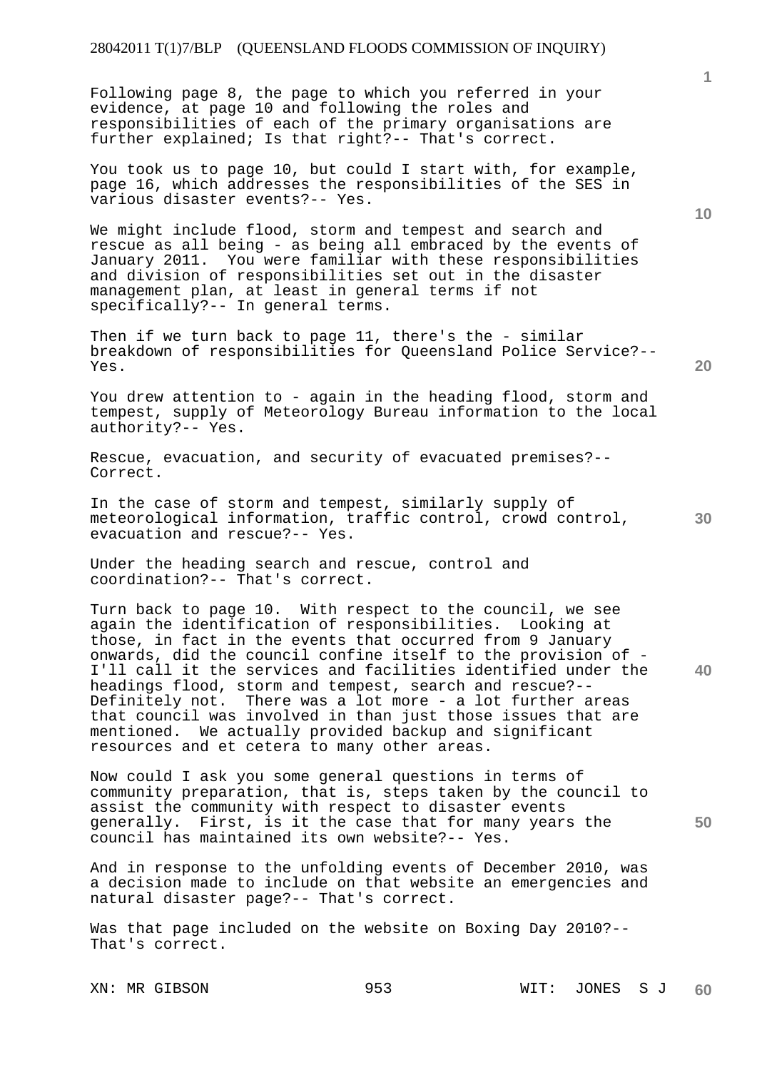Following page 8, the page to which you referred in your evidence, at page 10 and following the roles and responsibilities of each of the primary organisations are further explained; Is that right?-- That's correct.

You took us to page 10, but could I start with, for example, page 16, which addresses the responsibilities of the SES in various disaster events?-- Yes.

We might include flood, storm and tempest and search and rescue as all being - as being all embraced by the events of January 2011. You were familiar with these responsibilities and division of responsibilities set out in the disaster management plan, at least in general terms if not specifically?-- In general terms.

Then if we turn back to page 11, there's the - similar breakdown of responsibilities for Queensland Police Service?-- Yes.

You drew attention to - again in the heading flood, storm and tempest, supply of Meteorology Bureau information to the local authority?-- Yes.

Rescue, evacuation, and security of evacuated premises?-- Correct.

In the case of storm and tempest, similarly supply of meteorological information, traffic control, crowd control, evacuation and rescue?-- Yes.

Under the heading search and rescue, control and coordination?-- That's correct.

Turn back to page 10. With respect to the council, we see again the identification of responsibilities. Looking at those, in fact in the events that occurred from 9 January onwards, did the council confine itself to the provision of - I'll call it the services and facilities identified under the headings flood, storm and tempest, search and rescue?-- Definitely not. There was a lot more - a lot further areas that council was involved in than just those issues that are mentioned. We actually provided backup and significant resources and et cetera to many other areas.

Now could I ask you some general questions in terms of community preparation, that is, steps taken by the council to assist the community with respect to disaster events generally. First, is it the case that for many years the council has maintained its own website?-- Yes.

And in response to the unfolding events of December 2010, was a decision made to include on that website an emergencies and natural disaster page?-- That's correct.

Was that page included on the website on Boxing Day 2010?-- That's correct.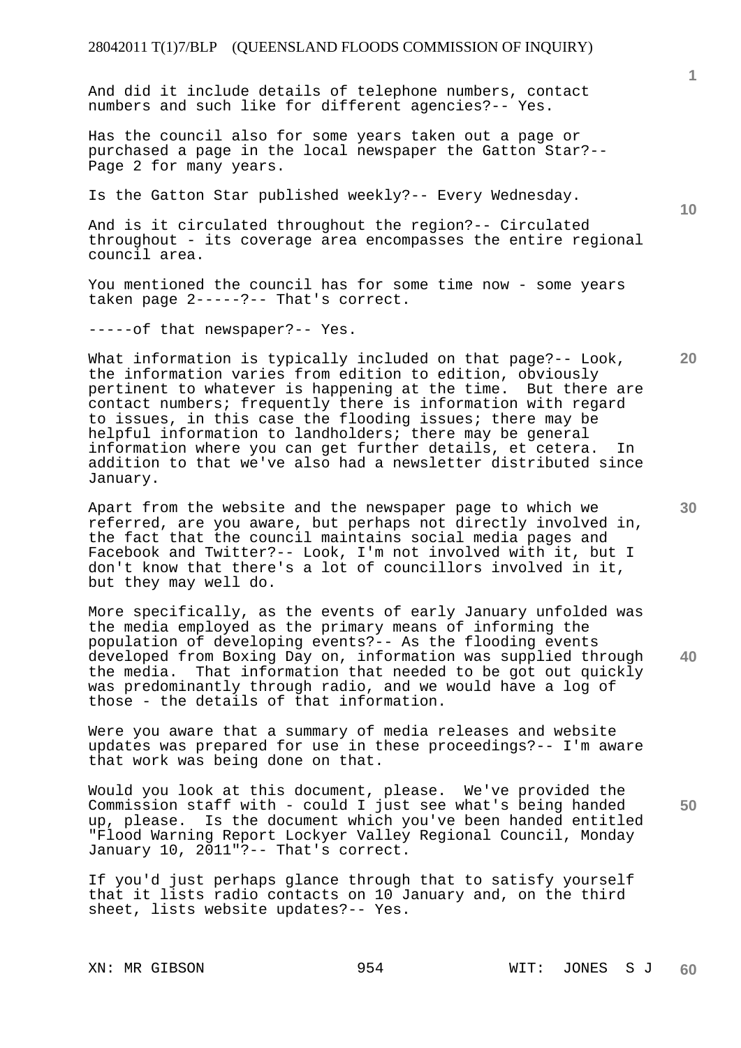And did it include details of telephone numbers, contact numbers and such like for different agencies?-- Yes.

Has the council also for some years taken out a page or purchased a page in the local newspaper the Gatton Star?-- Page 2 for many years.

Is the Gatton Star published weekly?-- Every Wednesday.

And is it circulated throughout the region?-- Circulated throughout - its coverage area encompasses the entire regional council area.

You mentioned the council has for some time now - some years taken page 2-----?-- That's correct.

-----of that newspaper?-- Yes.

What information is typically included on that page?-- Look, the information varies from edition to edition, obviously pertinent to whatever is happening at the time. But there are contact numbers; frequently there is information with regard to issues, in this case the flooding issues; there may be helpful information to landholders; there may be general information where you can get further details, et cetera. In addition to that we've also had a newsletter distributed since January.

Apart from the website and the newspaper page to which we referred, are you aware, but perhaps not directly involved in, the fact that the council maintains social media pages and Facebook and Twitter?-- Look, I'm not involved with it, but I don't know that there's a lot of councillors involved in it, but they may well do.

More specifically, as the events of early January unfolded was the media employed as the primary means of informing the population of developing events?-- As the flooding events developed from Boxing Day on, information was supplied through the media. That information that needed to be got out quickly was predominantly through radio, and we would have a log of those - the details of that information.

Were you aware that a summary of media releases and website updates was prepared for use in these proceedings?-- I'm aware that work was being done on that.

Would you look at this document, please. We've provided the Commission staff with - could I just see what's being handed up, please. Is the document which you've been handed entitled "Flood Warning Report Lockyer Valley Regional Council, Monday January 10, 2011"?-- That's correct.

If you'd just perhaps glance through that to satisfy yourself that it lists radio contacts on 10 January and, on the third sheet, lists website updates?-- Yes.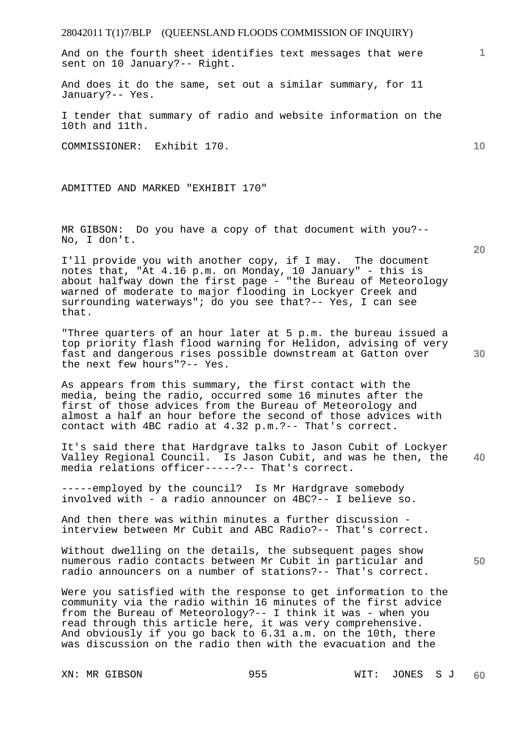And on the fourth sheet identifies text messages that were sent on 10 January?-- Right.

And does it do the same, set out a similar summary, for 11 January?-- Yes.

I tender that summary of radio and website information on the 10th and 11th.

COMMISSIONER: Exhibit 170.

ADMITTED AND MARKED "EXHIBIT 170"

MR GIBSON: Do you have a copy of that document with you?-- No, I don't.

I'll provide you with another copy, if I may. The document notes that, "At 4.16 p.m. on Monday, 10 January" - this is about halfway down the first page - "the Bureau of Meteorology warned of moderate to major flooding in Lockyer Creek and surrounding waterways"; do you see that?-- Yes, I can see that.

"Three quarters of an hour later at 5 p.m. the bureau issued a top priority flash flood warning for Helidon, advising of very fast and dangerous rises possible downstream at Gatton over the next few hours"?-- Yes.

As appears from this summary, the first contact with the media, being the radio, occurred some 16 minutes after the first of those advices from the Bureau of Meteorology and almost a half an hour before the second of those advices with contact with 4BC radio at 4.32 p.m.?-- That's correct.

It's said there that Hardgrave talks to Jason Cubit of Lockyer Valley Regional Council. Is Jason Cubit, and was he then, the media relations officer-----?-- That's correct.

-----employed by the council? Is Mr Hardgrave somebody involved with - a radio announcer on 4BC?-- I believe so.

And then there was within minutes a further discussion - interview between Mr Cubit and ABC Radio?-- That's correct.

Without dwelling on the details, the subsequent pages show numerous radio contacts between Mr Cubit in particular and radio announcers on a number of stations?-- That's correct.

Were you satisfied with the response to get information to the community via the radio within 16 minutes of the first advice from the Bureau of Meteorology?-- I think it was - when you read through this article here, it was very comprehensive. And obviously if you go back to 6.31 a.m. on the 10th, there was discussion on the radio then with the evacuation and the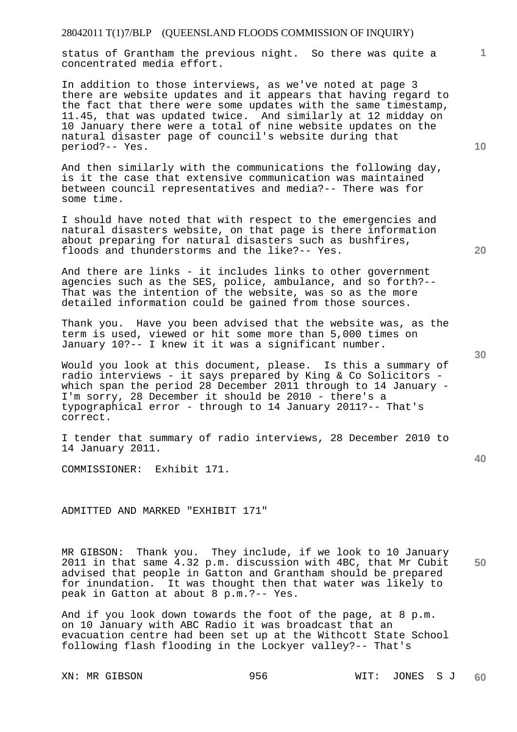status of Grantham the previous night. So there was quite a concentrated media effort.

In addition to those interviews, as we've noted at page 3 there are website updates and it appears that having regard to the fact that there were some updates with the same timestamp, 11.45, that was updated twice. And similarly at 12 midday on 10 January there were a total of nine website updates on the natural disaster page of council's website during that period?-- Yes.

And then similarly with the communications the following day, is it the case that extensive communication was maintained between council representatives and media?-- There was for some time.

I should have noted that with respect to the emergencies and natural disasters website, on that page is there information about preparing for natural disasters such as bushfires, floods and thunderstorms and the like?-- Yes.

And there are links - it includes links to other government agencies such as the SES, police, ambulance, and so forth?-- That was the intention of the website, was so as the more detailed information could be gained from those sources.

Thank you. Have you been advised that the website was, as the term is used, viewed or hit some more than 5,000 times on January 10?-- I knew it it was a significant number.

Would you look at this document, please. Is this a summary of radio interviews - it says prepared by King & Co Solicitors - which span the period 28 December 2011 through to 14 January - I'm sorry, 28 December it should be 2010 - there's a typographical error - through to 14 January 2011?-- That's correct.

I tender that summary of radio interviews, 28 December 2010 to 14 January 2011.

COMMISSIONER: Exhibit 171.

ADMITTED AND MARKED "EXHIBIT 171"

MR GIBSON: Thank you. They include, if we look to 10 January 2011 in that same 4.32 p.m. discussion with 4BC, that Mr Cubit advised that people in Gatton and Grantham should be prepared for inundation. It was thought then that water was likely to peak in Gatton at about 8 p.m.?-- Yes.

And if you look down towards the foot of the page, at 8 p.m. on 10 January with ABC Radio it was broadcast that an evacuation centre had been set up at the Withcott State School following flash flooding in the Lockyer valley?-- That's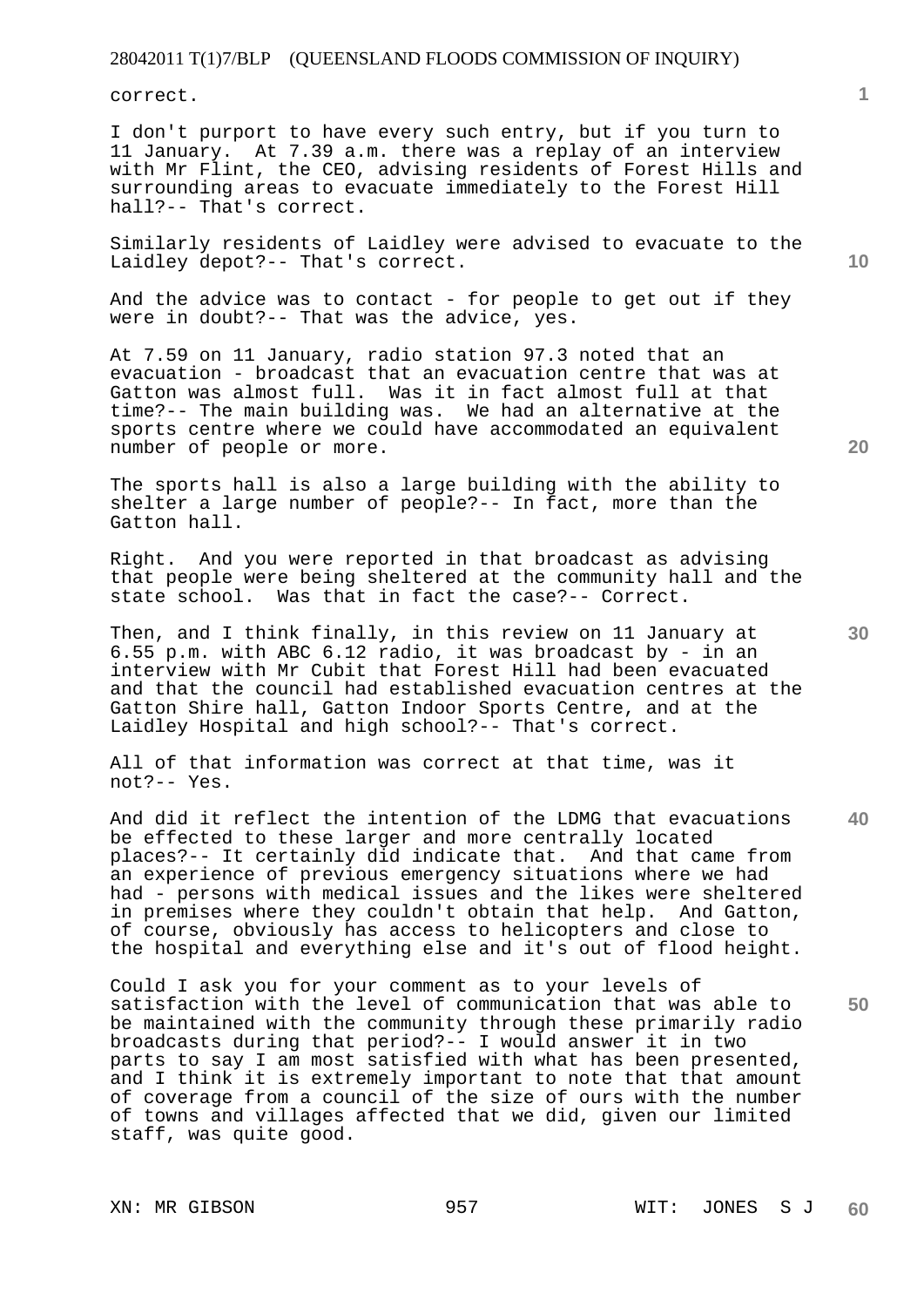correct.

I don't purport to have every such entry, but if you turn to 11 January. At 7.39 a.m. there was a replay of an interview with Mr Flint, the CEO, advising residents of Forest Hills and surrounding areas to evacuate immediately to the Forest Hill hall?-- That's correct.

Similarly residents of Laidley were advised to evacuate to the Laidley depot?-- That's correct.

And the advice was to contact - for people to get out if they were in doubt?-- That was the advice, yes.

At 7.59 on 11 January, radio station 97.3 noted that an evacuation - broadcast that an evacuation centre that was at Gatton was almost full. Was it in fact almost full at that time?-- The main building was. We had an alternative at the sports centre where we could have accommodated an equivalent number of people or more.

The sports hall is also a large building with the ability to shelter a large number of people?-- In fact, more than the Gatton hall.

Right. And you were reported in that broadcast as advising that people were being sheltered at the community hall and the state school. Was that in fact the case?-- Correct.

Then, and I think finally, in this review on 11 January at 6.55 p.m. with ABC 6.12 radio, it was broadcast by - in an interview with Mr Cubit that Forest Hill had been evacuated and that the council had established evacuation centres at the Gatton Shire hall, Gatton Indoor Sports Centre, and at the Laidley Hospital and high school?-- That's correct.

All of that information was correct at that time, was it not?-- Yes.

And did it reflect the intention of the LDMG that evacuations be effected to these larger and more centrally located places?-- It certainly did indicate that. And that came from an experience of previous emergency situations where we had had - persons with medical issues and the likes were sheltered in premises where they couldn't obtain that help. And Gatton, of course, obviously has access to helicopters and close to the hospital and everything else and it's out of flood height.

Could I ask you for your comment as to your levels of satisfaction with the level of communication that was able to be maintained with the community through these primarily radio broadcasts during that period?-- I would answer it in two parts to say I am most satisfied with what has been presented, and I think it is extremely important to note that that amount of coverage from a council of the size of ours with the number of towns and villages affected that we did, given our limited staff, was quite good.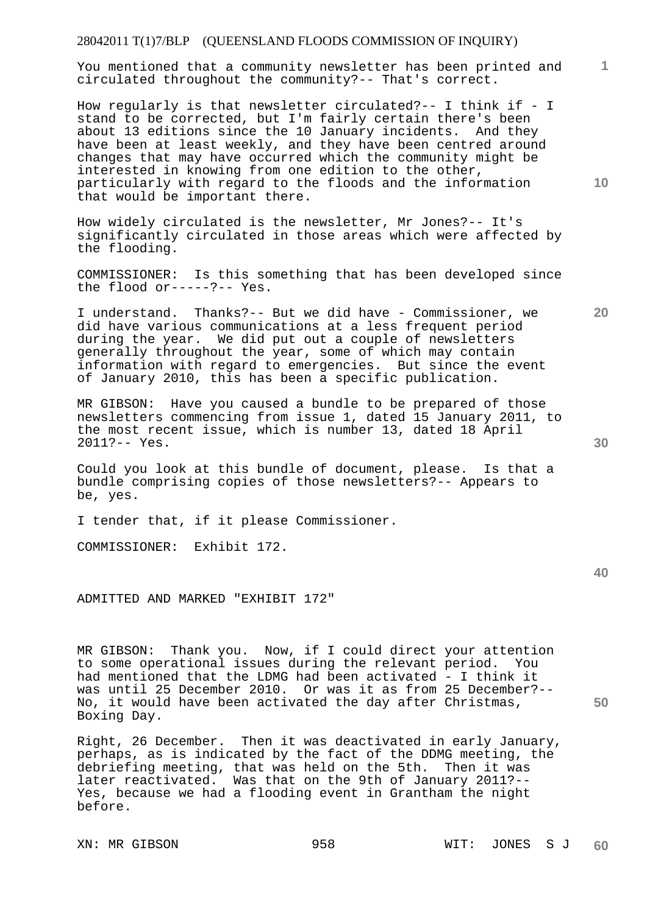You mentioned that a community newsletter has been printed and circulated throughout the community?-- That's correct.

How regularly is that newsletter circulated?-- I think if - I stand to be corrected, but I'm fairly certain there's been about 13 editions since the 10 January incidents. And they have been at least weekly, and they have been centred around changes that may have occurred which the community might be interested in knowing from one edition to the other, particularly with regard to the floods and the information that would be important there.

How widely circulated is the newsletter, Mr Jones?-- It's significantly circulated in those areas which were affected by the flooding.

COMMISSIONER: Is this something that has been developed since the flood or-----?-- Yes.

I understand. Thanks?-- But we did have - Commissioner, we did have various communications at a less frequent period during the year. We did put out a couple of newsletters generally throughout the year, some of which may contain information with regard to emergencies. But since the event of January 2010, this has been a specific publication.

MR GIBSON: Have you caused a bundle to be prepared of those newsletters commencing from issue 1, dated 15 January 2011, to the most recent issue, which is number 13, dated 18 April 2011?-- Yes.

Could you look at this bundle of document, please. Is that a bundle comprising copies of those newsletters?-- Appears to be, yes.

I tender that, if it please Commissioner.

COMMISSIONER: Exhibit 172.

ADMITTED AND MARKED "EXHIBIT 172"

MR GIBSON: Thank you. Now, if I could direct your attention to some operational issues during the relevant period. You had mentioned that the LDMG had been activated - I think it was until 25 December 2010. Or was it as from 25 December?-- No, it would have been activated the day after Christmas, Boxing Day.

Right, 26 December. Then it was deactivated in early January, perhaps, as is indicated by the fact of the DDMG meeting, the debriefing meeting, that was held on the 5th. Then it was later reactivated. Was that on the 9th of January 2011?-- Yes, because we had a flooding event in Grantham the night before.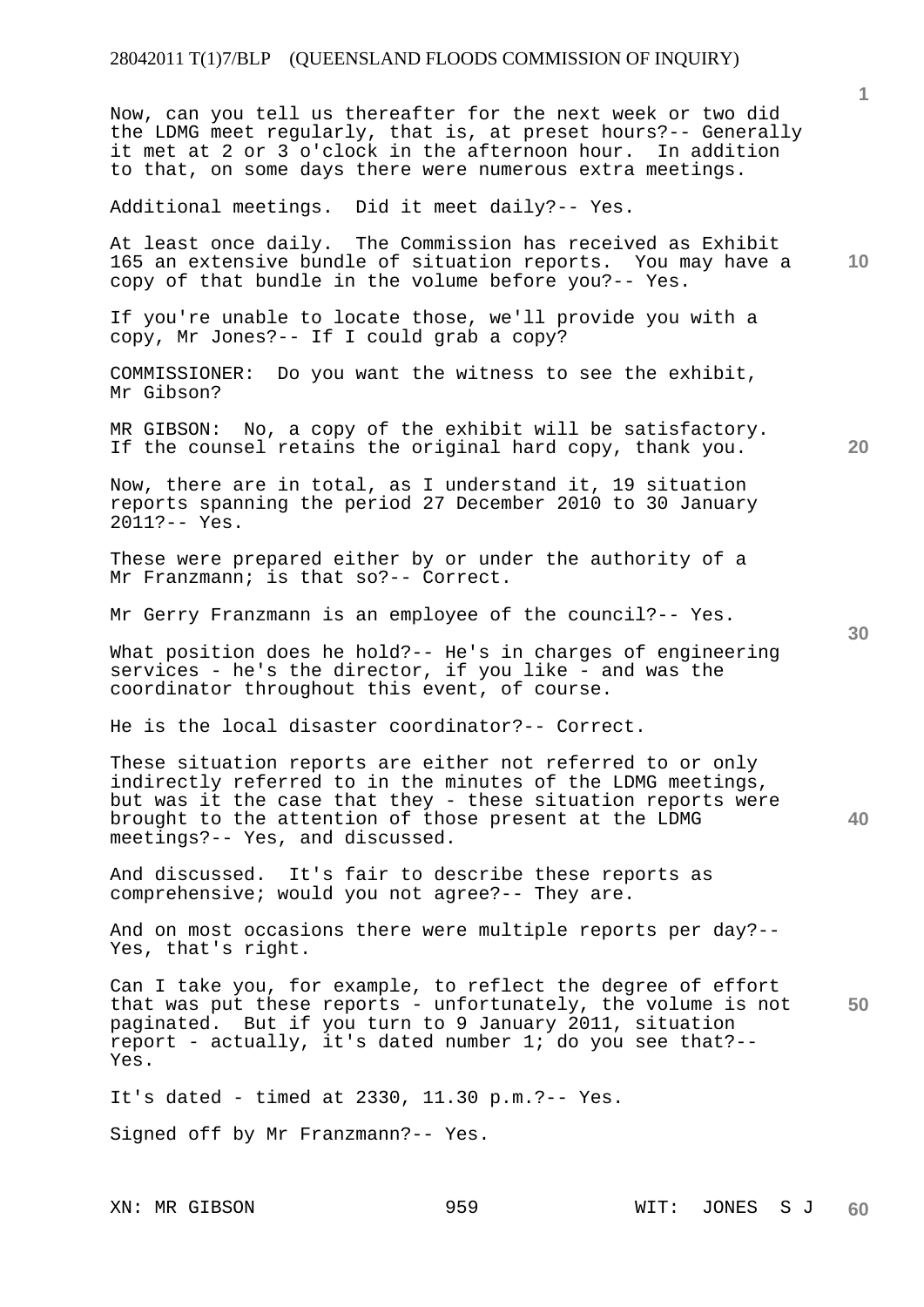Now, can you tell us thereafter for the next week or two did the LDMG meet regularly, that is, at preset hours?-- Generally it met at 2 or 3 o'clock in the afternoon hour. In addition to that, on some days there were numerous extra meetings.

Additional meetings. Did it meet daily?-- Yes.

At least once daily. The Commission has received as Exhibit 165 an extensive bundle of situation reports. You may have a copy of that bundle in the volume before you?-- Yes.

If you're unable to locate those, we'll provide you with a copy, Mr Jones?-- If I could grab a copy?

COMMISSIONER: Do you want the witness to see the exhibit, Mr Gibson?

MR GIBSON: No, a copy of the exhibit will be satisfactory. If the counsel retains the original hard copy, thank you.

Now, there are in total, as I understand it, 19 situation reports spanning the period 27 December 2010 to 30 January 2011?-- Yes.

These were prepared either by or under the authority of a Mr Franzmann; is that so?-- Correct.

Mr Gerry Franzmann is an employee of the council?-- Yes.

What position does he hold?-- He's in charges of engineering services - he's the director, if you like - and was the coordinator throughout this event, of course.

He is the local disaster coordinator?-- Correct.

These situation reports are either not referred to or only indirectly referred to in the minutes of the LDMG meetings, but was it the case that they - these situation reports were brought to the attention of those present at the LDMG meetings?-- Yes, and discussed.

And discussed. It's fair to describe these reports as comprehensive; would you not agree?-- They are.

And on most occasions there were multiple reports per day?-- Yes, that's right.

Can I take you, for example, to reflect the degree of effort that was put these reports - unfortunately, the volume is not paginated. But if you turn to 9 January 2011, situation report - actually, it's dated number 1; do you see that?-- Yes.

It's dated - timed at 2330, 11.30 p.m.?-- Yes.

Signed off by Mr Franzmann?-- Yes.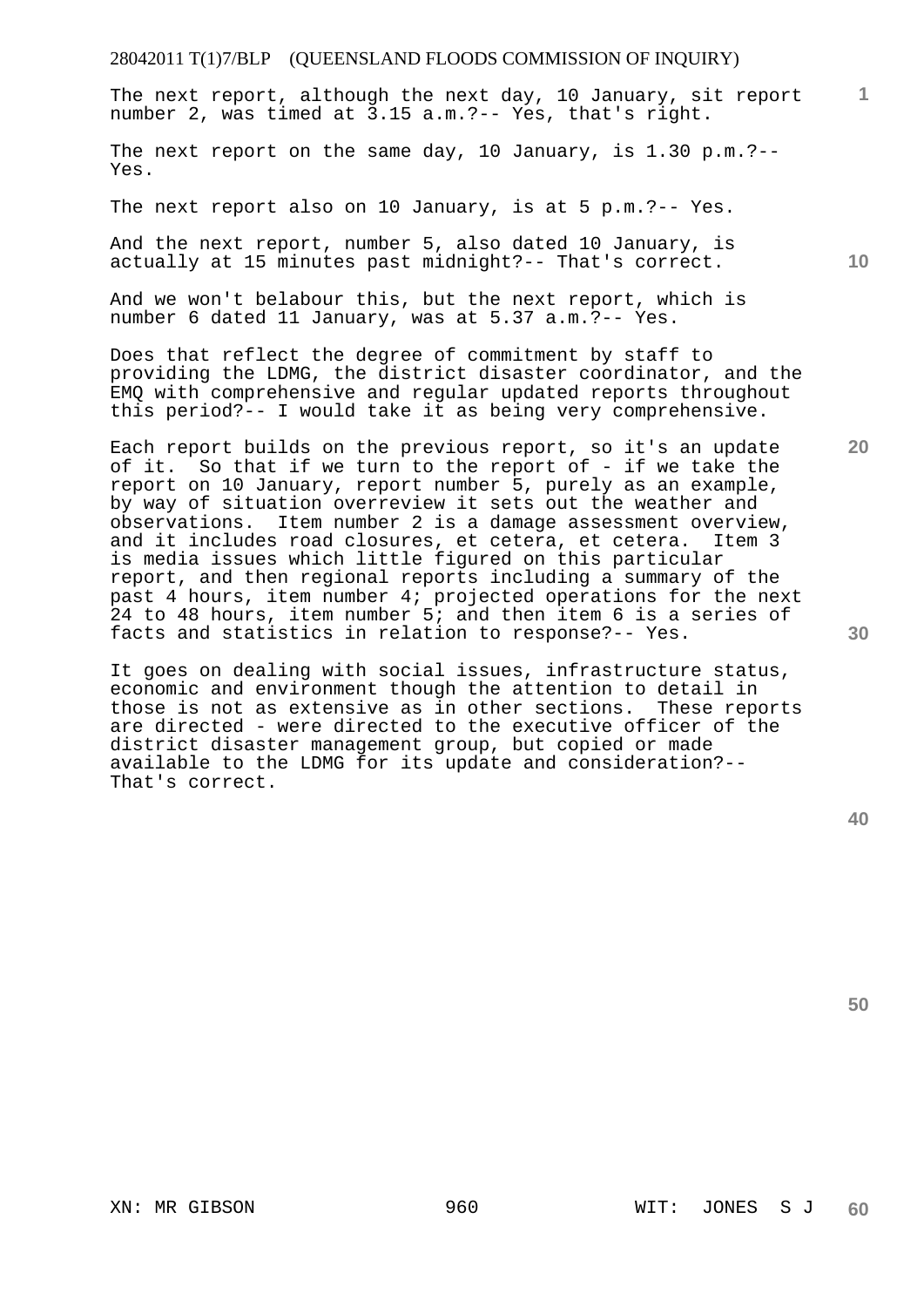The next report, although the next day, 10 January, sit report number 2, was timed at 3.15 a.m.?-- Yes, that's right.

The next report on the same day, 10 January, is 1.30 p.m.?-- Yes.

The next report also on 10 January, is at 5 p.m.?-- Yes.

And the next report, number 5, also dated 10 January, is actually at 15 minutes past midnight?-- That's correct.

And we won't belabour this, but the next report, which is number 6 dated 11 January, was at 5.37 a.m.?-- Yes.

Does that reflect the degree of commitment by staff to providing the LDMG, the district disaster coordinator, and the EMQ with comprehensive and regular updated reports throughout this period?-- I would take it as being very comprehensive.

Each report builds on the previous report, so it's an update of it. So that if we turn to the report of - if we take the report on 10 January, report number 5, purely as an example, by way of situation overreview it sets out the weather and observations. Item number 2 is a damage assessment overview, and it includes road closures, et cetera, et cetera. Item 3 is media issues which little figured on this particular report, and then regional reports including a summary of the past 4 hours, item number 4; projected operations for the next 24 to 48 hours, item number 5; and then item 6 is a series of facts and statistics in relation to response?-- Yes.

It goes on dealing with social issues, infrastructure status, economic and environment though the attention to detail in those is not as extensive as in other sections. These reports are directed - were directed to the executive officer of the district disaster management group, but copied or made available to the LDMG for its update and consideration?-- That's correct.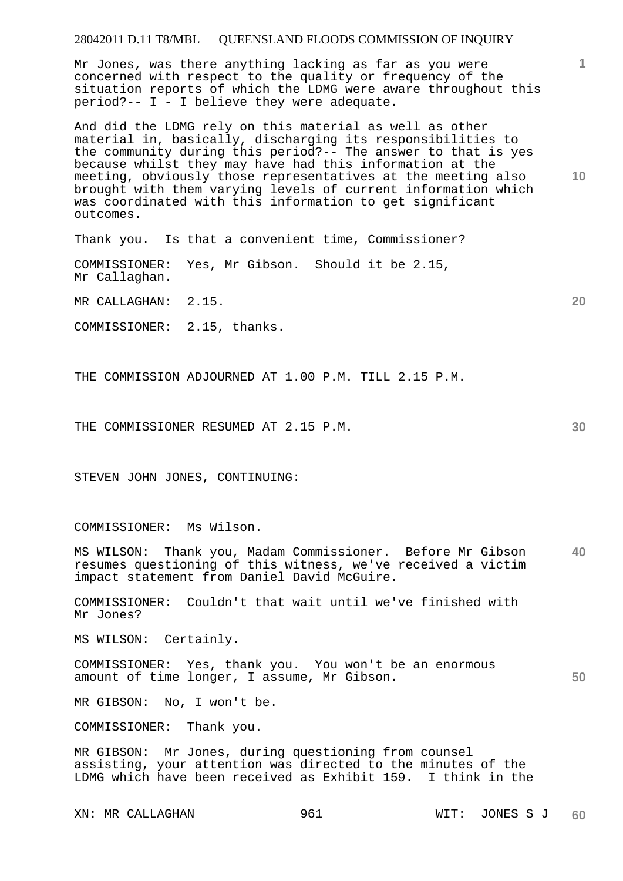Mr Jones, was there anything lacking as far as you were concerned with respect to the quality or frequency of the situation reports of which the LDMG were aware throughout this period?-- I - I believe they were adequate.

And did the LDMG rely on this material as well as other material in, basically, discharging its responsibilities to the community during this period?-- The answer to that is yes because whilst they may have had this information at the meeting, obviously those representatives at the meeting also brought with them varying levels of current information which was coordinated with this information to get significant outcomes.

Thank you. Is that a convenient time, Commissioner?

COMMISSIONER: Yes, Mr Gibson. Should it be 2.15, Mr Callaghan.

MR CALLAGHAN: 2.15.

COMMISSIONER: 2.15, thanks.

THE COMMISSION ADJOURNED AT 1.00 P.M. TILL 2.15 P.M.

THE COMMISSIONER RESUMED AT 2.15 P.M.

STEVEN JOHN JONES, CONTINUING:

COMMISSIONER: Ms Wilson.

MS WILSON: Thank you, Madam Commissioner. Before Mr Gibson resumes questioning of this witness, we've received a victim impact statement from Daniel David McGuire.

COMMISSIONER: Couldn't that wait until we've finished with Mr Jones?

MS WILSON: Certainly.

COMMISSIONER: Yes, thank you. You won't be an enormous amount of time longer, I assume, Mr Gibson.

MR GIBSON: No, I won't be.

COMMISSIONER: Thank you.

MR GIBSON: Mr Jones, during questioning from counsel assisting, your attention was directed to the minutes of the LDMG which have been received as Exhibit 159. I think in the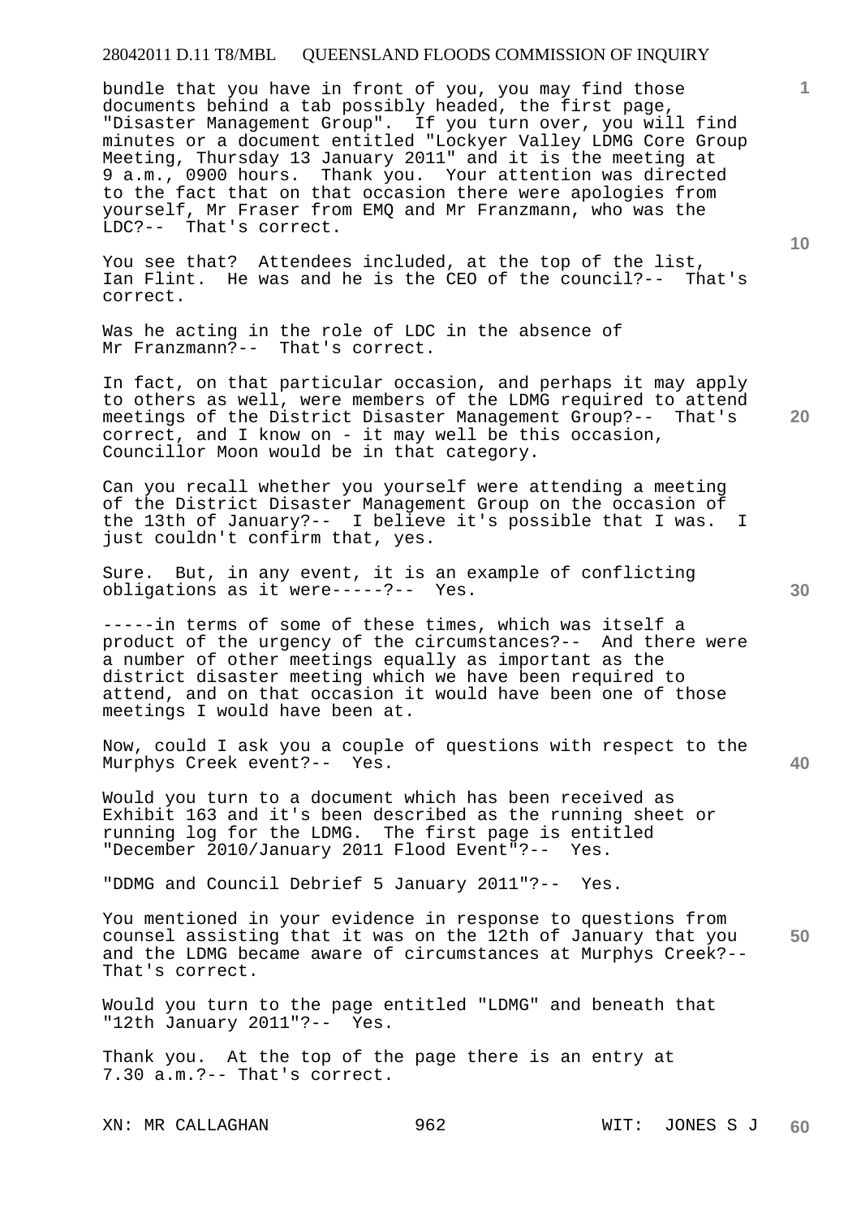bundle that you have in front of you, you may find those documents behind a tab possibly headed, the first page, "Disaster Management Group". If you turn over, you will find minutes or a document entitled "Lockyer Valley LDMG Core Group Meeting, Thursday 13 January 2011" and it is the meeting at 9 a.m., 0900 hours. Thank you. Your attention was directed to the fact that on that occasion there were apologies from yourself, Mr Fraser from EMQ and Mr Franzmann, who was the LDC?-- That's correct.

You see that? Attendees included, at the top of the list, Ian Flint. He was and he is the CEO of the council?-- That's correct.

Was he acting in the role of LDC in the absence of Mr Franzmann?-- That's correct.

In fact, on that particular occasion, and perhaps it may apply to others as well, were members of the LDMG required to attend meetings of the District Disaster Management Group?-- That's correct, and I know on - it may well be this occasion, Councillor Moon would be in that category.

Can you recall whether you yourself were attending a meeting of the District Disaster Management Group on the occasion of the 13th of January?-- I believe it's possible that I was. I just couldn't confirm that, yes.

Sure. But, in any event, it is an example of conflicting obligations as it were-----?-- Yes.

-----in terms of some of these times, which was itself a product of the urgency of the circumstances?-- And there were a number of other meetings equally as important as the district disaster meeting which we have been required to attend, and on that occasion it would have been one of those meetings I would have been at.

Now, could I ask you a couple of questions with respect to the Murphys Creek event?-- Yes.

Would you turn to a document which has been received as Exhibit 163 and it's been described as the running sheet or running log for the LDMG. The first page is entitled "December 2010/January 2011 Flood Event"?-- Yes.

"DDMG and Council Debrief 5 January 2011"?-- Yes.

You mentioned in your evidence in response to questions from counsel assisting that it was on the 12th of January that you and the LDMG became aware of circumstances at Murphys Creek?-- That's correct.

Would you turn to the page entitled "LDMG" and beneath that "12th January 2011"?-- Yes.

Thank you. At the top of the page there is an entry at 7.30 a.m.?-- That's correct.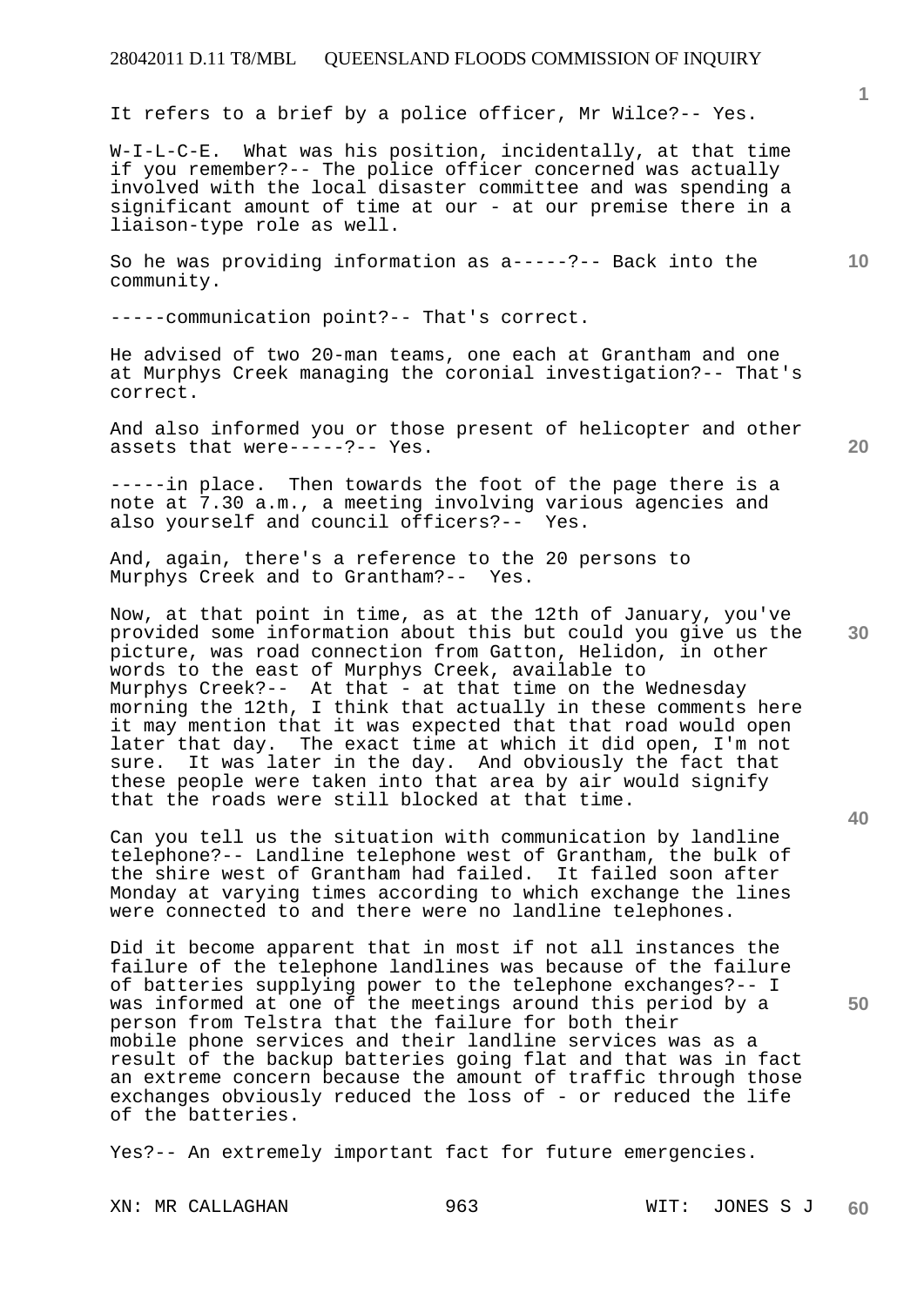It refers to a brief by a police officer, Mr Wilce?-- Yes.

W-I-L-C-E. What was his position, incidentally, at that time if you remember?-- The police officer concerned was actually involved with the local disaster committee and was spending a significant amount of time at our - at our premise there in a liaison-type role as well.

So he was providing information as a-----?-- Back into the community.

-----communication point?-- That's correct.

He advised of two 20-man teams, one each at Grantham and one at Murphys Creek managing the coronial investigation?-- That's correct.

And also informed you or those present of helicopter and other assets that were-----?-- Yes.

-----in place. Then towards the foot of the page there is a note at 7.30 a.m., a meeting involving various agencies and also yourself and council officers?-- Yes.

And, again, there's a reference to the 20 persons to Murphys Creek and to Grantham?-- Yes.

Now, at that point in time, as at the 12th of January, you've provided some information about this but could you give us the picture, was road connection from Gatton, Helidon, in other words to the east of Murphys Creek, available to Murphys Creek?-- At that - at that time on the Wednesday morning the 12th, I think that actually in these comments here it may mention that it was expected that that road would open later that day. The exact time at which it did open, I'm not sure. It was later in the day. And obviously the fact that these people were taken into that area by air would signify that the roads were still blocked at that time.

Can you tell us the situation with communication by landline telephone?-- Landline telephone west of Grantham, the bulk of the shire west of Grantham had failed. It failed soon after Monday at varying times according to which exchange the lines were connected to and there were no landline telephones.

Did it become apparent that in most if not all instances the failure of the telephone landlines was because of the failure of batteries supplying power to the telephone exchanges?-- I was informed at one of the meetings around this period by a person from Telstra that the failure for both their mobile phone services and their landline services was as a result of the backup batteries going flat and that was in fact an extreme concern because the amount of traffic through those exchanges obviously reduced the loss of - or reduced the life of the batteries.

Yes?-- An extremely important fact for future emergencies.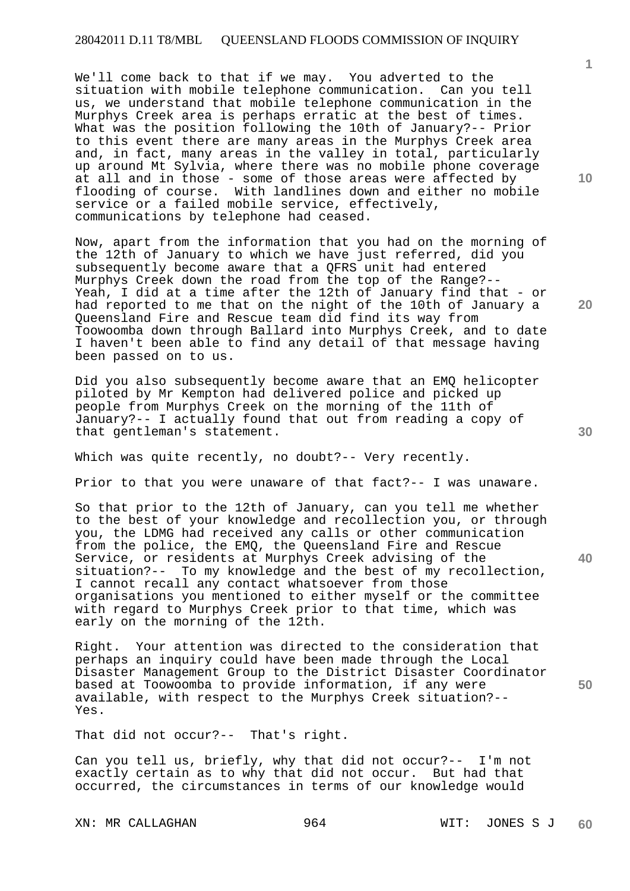We'll come back to that if we may. You adverted to the situation with mobile telephone communication. Can you tell us, we understand that mobile telephone communication in the Murphys Creek area is perhaps erratic at the best of times. What was the position following the 10th of January?-- Prior to this event there are many areas in the Murphys Creek area and, in fact, many areas in the valley in total, particularly up around Mt Sylvia, where there was no mobile phone coverage at all and in those - some of those areas were affected by flooding of course. With landlines down and either no mobile service or a failed mobile service, effectively, communications by telephone had ceased.

Now, apart from the information that you had on the morning of the 12th of January to which we have just referred, did you subsequently become aware that a QFRS unit had entered Murphys Creek down the road from the top of the Range?-- Yeah, I did at a time after the 12th of January find that - or had reported to me that on the night of the 10th of January a Queensland Fire and Rescue team did find its way from Toowoomba down through Ballard into Murphys Creek, and to date I haven't been able to find any detail of that message having been passed on to us.

Did you also subsequently become aware that an EMQ helicopter piloted by Mr Kempton had delivered police and picked up people from Murphys Creek on the morning of the 11th of January?-- I actually found that out from reading a copy of that gentleman's statement.

Which was quite recently, no doubt?-- Very recently.

Prior to that you were unaware of that fact?-- I was unaware.

So that prior to the 12th of January, can you tell me whether to the best of your knowledge and recollection you, or through you, the LDMG had received any calls or other communication from the police, the EMQ, the Queensland Fire and Rescue Service, or residents at Murphys Creek advising of the situation?-- To my knowledge and the best of my recollection, I cannot recall any contact whatsoever from those organisations you mentioned to either myself or the committee with regard to Murphys Creek prior to that time, which was early on the morning of the 12th.

Right. Your attention was directed to the consideration that perhaps an inquiry could have been made through the Local Disaster Management Group to the District Disaster Coordinator based at Toowoomba to provide information, if any were available, with respect to the Murphys Creek situation?-- Yes.

That did not occur?-- That's right.

Can you tell us, briefly, why that did not occur?-- I'm not exactly certain as to why that did not occur. But had that occurred, the circumstances in terms of our knowledge would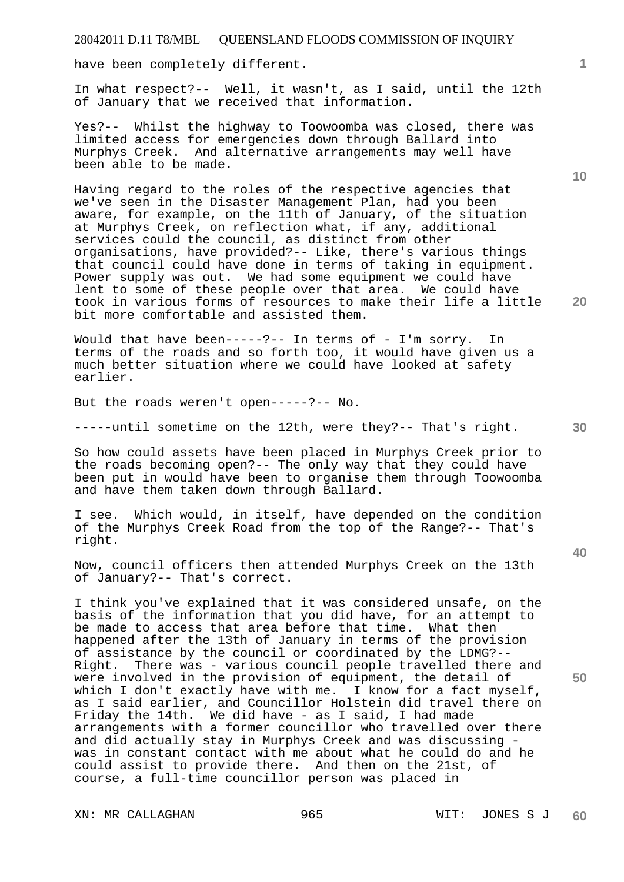have been completely different.

In what respect?-- Well, it wasn't, as I said, until the 12th of January that we received that information.

Yes?-- Whilst the highway to Toowoomba was closed, there was limited access for emergencies down through Ballard into Murphys Creek. And alternative arrangements may well have been able to be made.

Having regard to the roles of the respective agencies that we've seen in the Disaster Management Plan, had you been aware, for example, on the 11th of January, of the situation at Murphys Creek, on reflection what, if any, additional services could the council, as distinct from other organisations, have provided?-- Like, there's various things that council could have done in terms of taking in equipment. Power supply was out. We had some equipment we could have lent to some of these people over that area. We could have took in various forms of resources to make their life a little bit more comfortable and assisted them.

Would that have been-----?-- In terms of - I'm sorry. In terms of the roads and so forth too, it would have given us a much better situation where we could have looked at safety earlier.

But the roads weren't open-----?-- No.

-----until sometime on the 12th, were they?-- That's right.

So how could assets have been placed in Murphys Creek prior to the roads becoming open?-- The only way that they could have been put in would have been to organise them through Toowoomba and have them taken down through Ballard.

I see. Which would, in itself, have depended on the condition of the Murphys Creek Road from the top of the Range?-- That's right.

Now, council officers then attended Murphys Creek on the 13th of January?-- That's correct.

I think you've explained that it was considered unsafe, on the basis of the information that you did have, for an attempt to be made to access that area before that time. What then happened after the 13th of January in terms of the provision of assistance by the council or coordinated by the LDMG?-- Right. There was - various council people travelled there and were involved in the provision of equipment, the detail of which I don't exactly have with me. I know for a fact myself, as I said earlier, and Councillor Holstein did travel there on Friday the 14th. We did have - as I said, I had made arrangements with a former councillor who travelled over there and did actually stay in Murphys Creek and was discussing - was in constant contact with me about what he could do and he could assist to provide there. And then on the 21st, of course, a full-time councillor person was placed in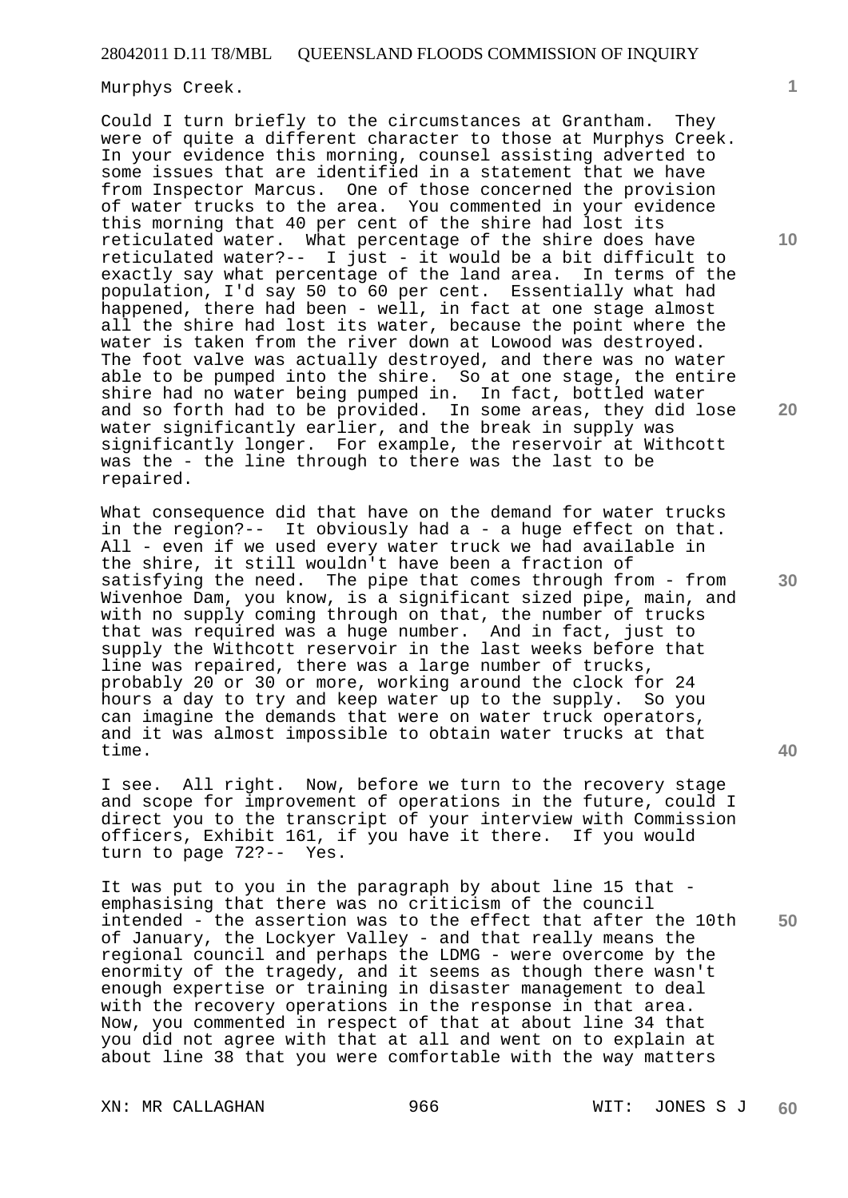Murphys Creek.

Could I turn briefly to the circumstances at Grantham. They were of quite a different character to those at Murphys Creek. In your evidence this morning, counsel assisting adverted to some issues that are identified in a statement that we have from Inspector Marcus. One of those concerned the provision of water trucks to the area. You commented in your evidence this morning that 40 per cent of the shire had lost its reticulated water. What percentage of the shire does have reticulated water?-- I just - it would be a bit difficult to exactly say what percentage of the land area. In terms of the population, I'd say 50 to 60 per cent. Essentially what had happened, there had been - well, in fact at one stage almost all the shire had lost its water, because the point where the water is taken from the river down at Lowood was destroyed. The foot valve was actually destroyed, and there was no water able to be pumped into the shire. So at one stage, the entire shire had no water being pumped in. In fact, bottled water and so forth had to be provided. In some areas, they did lose water significantly earlier, and the break in supply was significantly longer. For example, the reservoir at Withcott was the - the line through to there was the last to be repaired.

What consequence did that have on the demand for water trucks in the region?-- It obviously had a - a huge effect on that. All - even if we used every water truck we had available in the shire, it still wouldn't have been a fraction of satisfying the need. The pipe that comes through from - from Wivenhoe Dam, you know, is a significant sized pipe, main, and with no supply coming through on that, the number of trucks that was required was a huge number. And in fact, just to supply the Withcott reservoir in the last weeks before that line was repaired, there was a large number of trucks, probably 20 or 30 or more, working around the clock for 24 hours a day to try and keep water up to the supply. So you can imagine the demands that were on water truck operators, and it was almost impossible to obtain water trucks at that time.

I see. All right. Now, before we turn to the recovery stage and scope for improvement of operations in the future, could I direct you to the transcript of your interview with Commission officers, Exhibit 161, if you have it there. If you would turn to page 72?-- Yes.

It was put to you in the paragraph by about line 15 that - emphasising that there was no criticism of the council intended - the assertion was to the effect that after the 10th of January, the Lockyer Valley - and that really means the regional council and perhaps the LDMG - were overcome by the enormity of the tragedy, and it seems as though there wasn't enough expertise or training in disaster management to deal with the recovery operations in the response in that area. Now, you commented in respect of that at about line 34 that you did not agree with that at all and went on to explain at about line 38 that you were comfortable with the way matters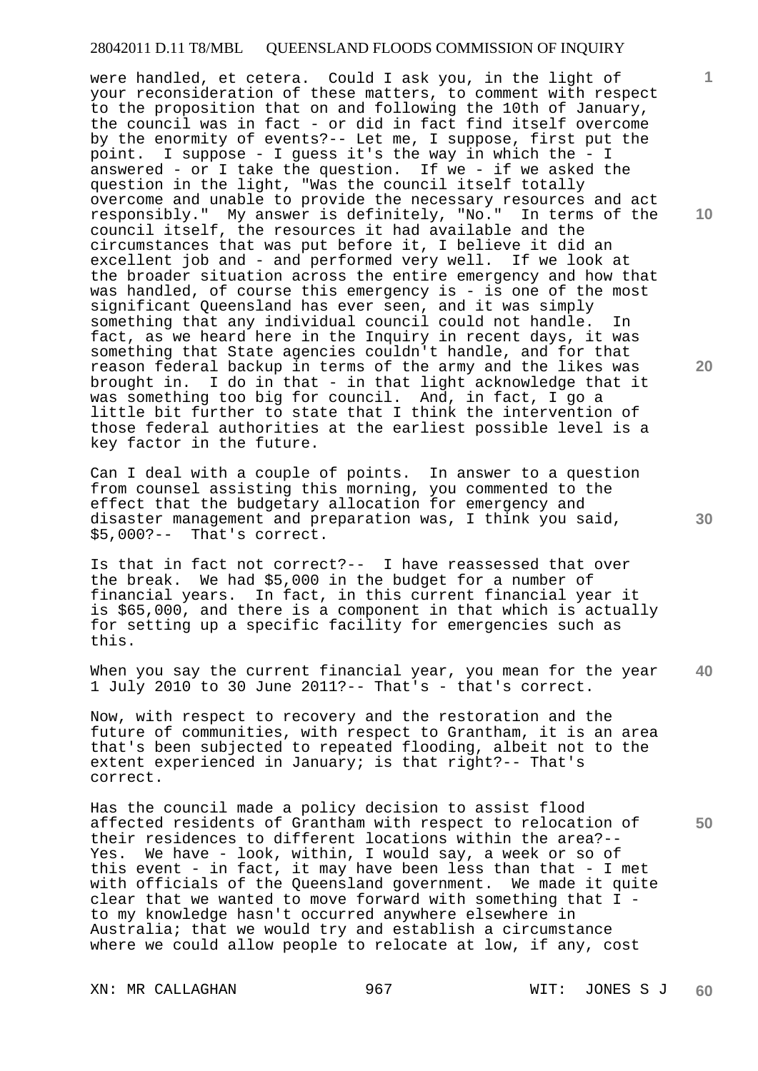were handled, et cetera. Could I ask you, in the light of your reconsideration of these matters, to comment with respect to the proposition that on and following the 10th of January, the council was in fact - or did in fact find itself overcome by the enormity of events?-- Let me, I suppose, first put the point. I suppose - I guess it's the way in which the - I answered - or I take the question. If we - if we asked the question in the light, "Was the council itself totally overcome and unable to provide the necessary resources and act responsibly." My answer is definitely, "No." In terms of the council itself, the resources it had available and the circumstances that was put before it, I believe it did an excellent job and - and performed very well. If we look at the broader situation across the entire emergency and how that was handled, of course this emergency is - is one of the most significant Queensland has ever seen, and it was simply something that any individual council could not handle. In fact, as we heard here in the Inquiry in recent days, it was something that State agencies couldn't handle, and for that reason federal backup in terms of the army and the likes was brought in. I do in that - in that light acknowledge that it was something too big for council. And, in fact, I go a little bit further to state that I think the intervention of those federal authorities at the earliest possible level is a key factor in the future.

Can I deal with a couple of points. In answer to a question from counsel assisting this morning, you commented to the effect that the budgetary allocation for emergency and disaster management and preparation was, I think you said, $5,000?-- That's correct.

Is that in fact not correct?-- I have reassessed that over the break. We had $5,000 in the budget for a number of financial years. In fact, in this current financial year it is $65,000, and there is a component in that which is actually for setting up a specific facility for emergencies such as this.

When you say the current financial year, you mean for the year 1 July 2010 to 30 June 2011?-- That's - that's correct.

Now, with respect to recovery and the restoration and the future of communities, with respect to Grantham, it is an area that's been subjected to repeated flooding, albeit not to the extent experienced in January; is that right?-- That's correct.

Has the council made a policy decision to assist flood affected residents of Grantham with respect to relocation of their residences to different locations within the area?-- Yes. We have - look, within, I would say, a week or so of this event - in fact, it may have been less than that - I met with officials of the Queensland government. We made it quite clear that we wanted to move forward with something that I - to my knowledge hasn't occurred anywhere elsewhere in Australia; that we would try and establish a circumstance where we could allow people to relocate at low, if any, cost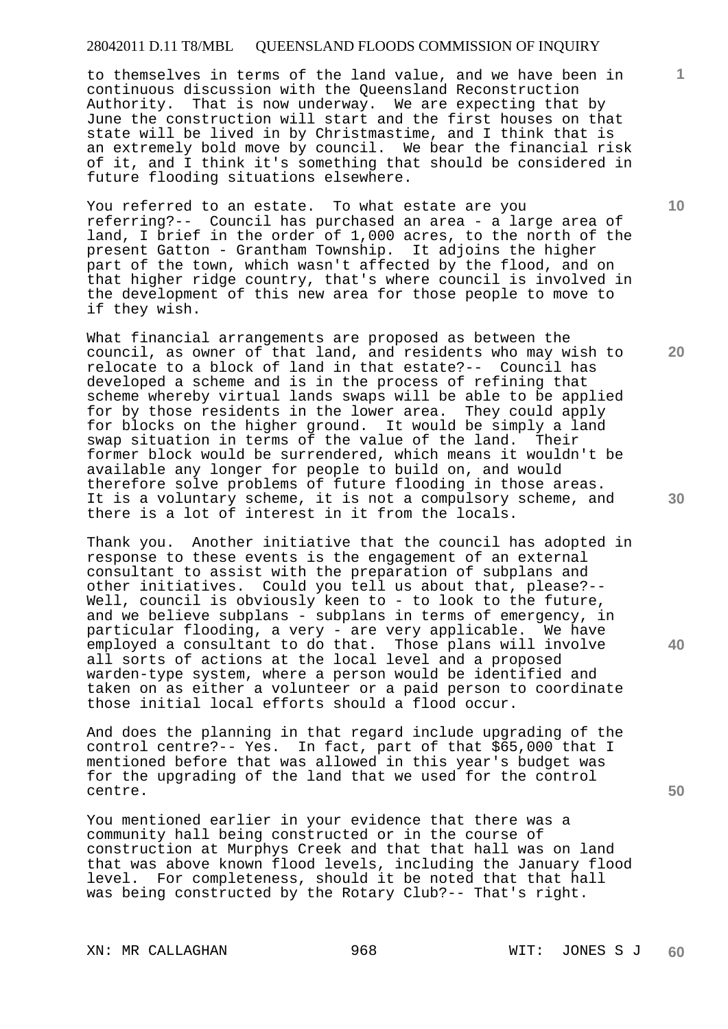to themselves in terms of the land value, and we have been in continuous discussion with the Queensland Reconstruction Authority. That is now underway. We are expecting that by June the construction will start and the first houses on that state will be lived in by Christmastime, and I think that is an extremely bold move by council. We bear the financial risk of it, and I think it's something that should be considered in future flooding situations elsewhere.

You referred to an estate. To what estate are you referring?-- Council has purchased an area - a large area of land, I brief in the order of 1,000 acres, to the north of the present Gatton - Grantham Township. It adjoins the higher part of the town, which wasn't affected by the flood, and on that higher ridge country, that's where council is involved in the development of this new area for those people to move to if they wish.

What financial arrangements are proposed as between the council, as owner of that land, and residents who may wish to relocate to a block of land in that estate?-- Council has developed a scheme and is in the process of refining that scheme whereby virtual lands swaps will be able to be applied for by those residents in the lower area. They could apply for blocks on the higher ground. It would be simply a land swap situation in terms of the value of the land. Their former block would be surrendered, which means it wouldn't be available any longer for people to build on, and would therefore solve problems of future flooding in those areas. It is a voluntary scheme, it is not a compulsory scheme, and there is a lot of interest in it from the locals.

Thank you. Another initiative that the council has adopted in response to these events is the engagement of an external consultant to assist with the preparation of subplans and other initiatives. Could you tell us about that, please?-- Well, council is obviously keen to - to look to the future, and we believe subplans - subplans in terms of emergency, in particular flooding, a very - are very applicable. We have employed a consultant to do that. Those plans will involve all sorts of actions at the local level and a proposed warden-type system, where a person would be identified and taken on as either a volunteer or a paid person to coordinate those initial local efforts should a flood occur.

And does the planning in that regard include upgrading of the control centre?-- Yes. In fact, part of that $65,000 that I mentioned before that was allowed in this year's budget was for the upgrading of the land that we used for the control centre.

You mentioned earlier in your evidence that there was a community hall being constructed or in the course of construction at Murphys Creek and that that hall was on land that was above known flood levels, including the January flood level. For completeness, should it be noted that that hall was being constructed by the Rotary Club?-- That's right.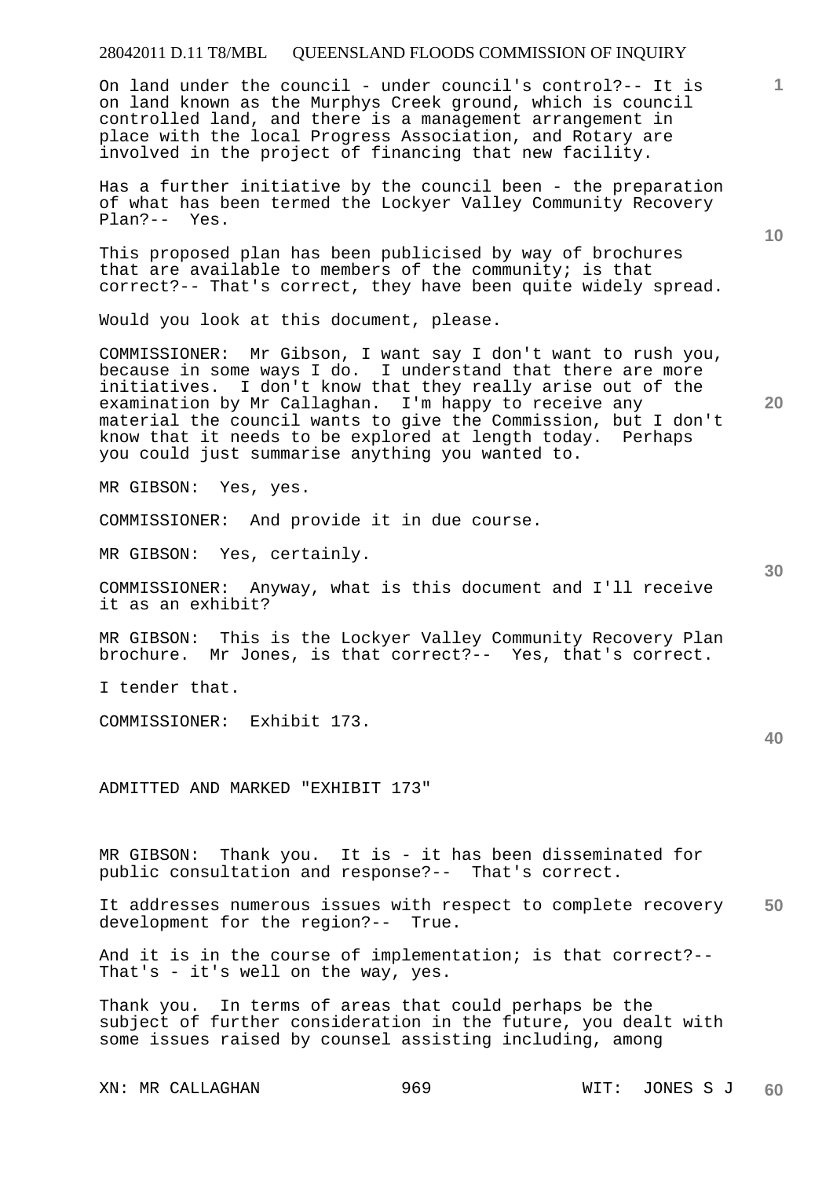On land under the council - under council's control?-- It is on land known as the Murphys Creek ground, which is council controlled land, and there is a management arrangement in place with the local Progress Association, and Rotary are involved in the project of financing that new facility.

Has a further initiative by the council been - the preparation of what has been termed the Lockyer Valley Community Recovery Plan?-- Yes.

This proposed plan has been publicised by way of brochures that are available to members of the community; is that correct?-- That's correct, they have been quite widely spread.

Would you look at this document, please.

COMMISSIONER: Mr Gibson, I want say I don't want to rush you, because in some ways I do. I understand that there are more initiatives. I don't know that they really arise out of the examination by Mr Callaghan. I'm happy to receive any material the council wants to give the Commission, but I don't know that it needs to be explored at length today. Perhaps you could just summarise anything you wanted to.

MR GIBSON: Yes, yes.

COMMISSIONER: And provide it in due course.

MR GIBSON: Yes, certainly.

COMMISSIONER: Anyway, what is this document and I'll receive it as an exhibit?

MR GIBSON: This is the Lockyer Valley Community Recovery Plan brochure. Mr Jones, is that correct?-- Yes, that's correct.

I tender that.

COMMISSIONER: Exhibit 173.

ADMITTED AND MARKED "EXHIBIT 173"

MR GIBSON: Thank you. It is - it has been disseminated for public consultation and response?-- That's correct.

It addresses numerous issues with respect to complete recovery development for the region?-- True.

And it is in the course of implementation; is that correct?-- That's - it's well on the way, yes.

Thank you. In terms of areas that could perhaps be the subject of further consideration in the future, you dealt with some issues raised by counsel assisting including, among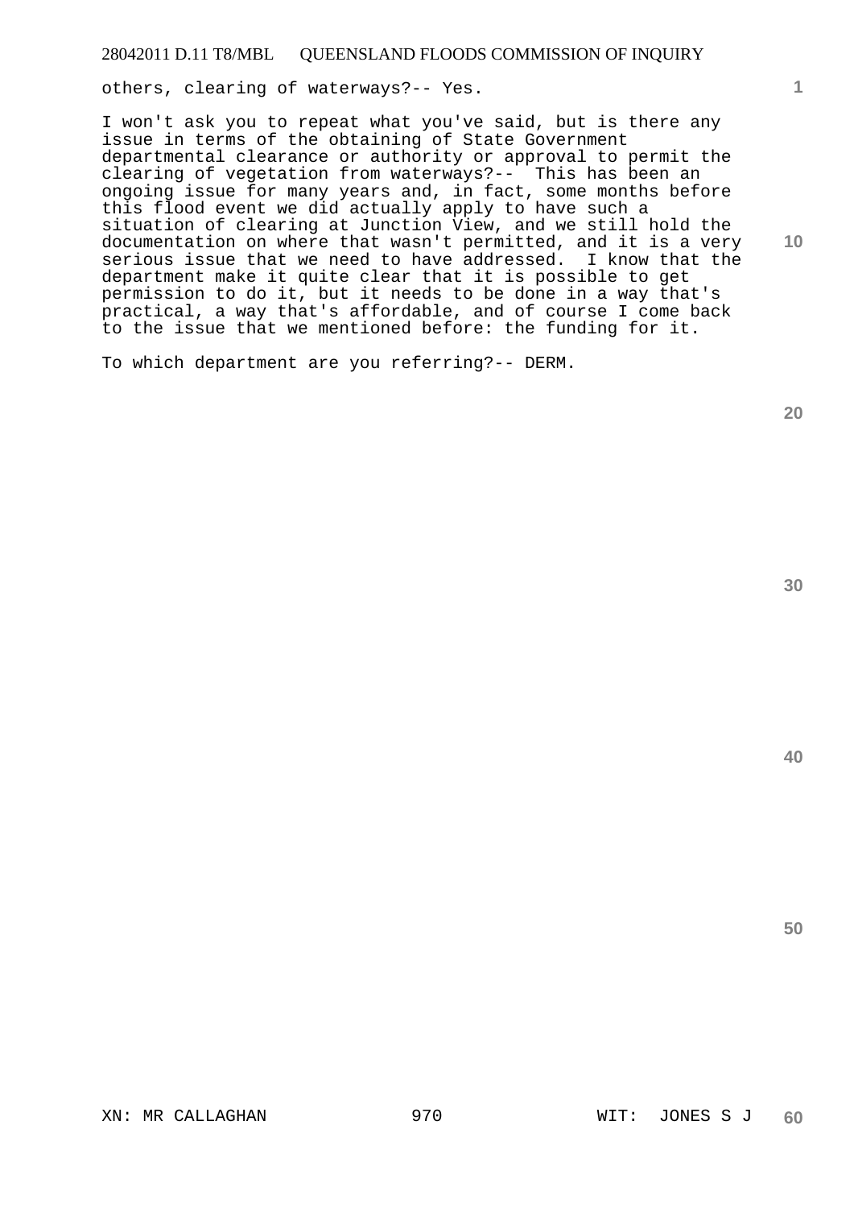others, clearing of waterways?-- Yes.

I won't ask you to repeat what you've said, but is there any issue in terms of the obtaining of State Government departmental clearance or authority or approval to permit the clearing of vegetation from waterways?-- This has been an ongoing issue for many years and, in fact, some months before this flood event we did actually apply to have such a situation of clearing at Junction View, and we still hold the documentation on where that wasn't permitted, and it is a very serious issue that we need to have addressed. I know that the department make it quite clear that it is possible to get permission to do it, but it needs to be done in a way that's practical, a way that's affordable, and of course I come back to the issue that we mentioned before: the funding for it.

To which department are you referring?-- DERM.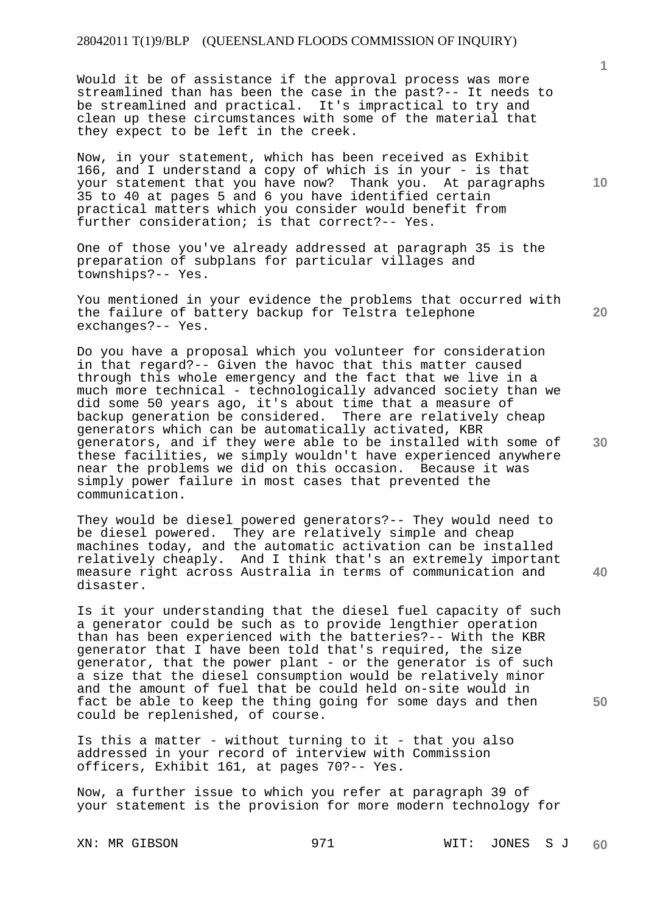Would it be of assistance if the approval process was more streamlined than has been the case in the past?-- It needs to be streamlined and practical. It's impractical to try and clean up these circumstances with some of the material that they expect to be left in the creek.

Now, in your statement, which has been received as Exhibit 166, and I understand a copy of which is in your - is that your statement that you have now? Thank you. At paragraphs 35 to 40 at pages 5 and 6 you have identified certain practical matters which you consider would benefit from further consideration; is that correct?-- Yes.

One of those you've already addressed at paragraph 35 is the preparation of subplans for particular villages and townships?-- Yes.

You mentioned in your evidence the problems that occurred with the failure of battery backup for Telstra telephone exchanges?-- Yes.

Do you have a proposal which you volunteer for consideration in that regard?-- Given the havoc that this matter caused through this whole emergency and the fact that we live in a much more technical - technologically advanced society than we did some 50 years ago, it's about time that a measure of backup generation be considered. There are relatively cheap generators which can be automatically activated, KBR generators, and if they were able to be installed with some of these facilities, we simply wouldn't have experienced anywhere near the problems we did on this occasion. Because it was simply power failure in most cases that prevented the communication.

They would be diesel powered generators?-- They would need to be diesel powered. They are relatively simple and cheap machines today, and the automatic activation can be installed relatively cheaply. And I think that's an extremely important measure right across Australia in terms of communication and disaster.

Is it your understanding that the diesel fuel capacity of such a generator could be such as to provide lengthier operation than has been experienced with the batteries?-- With the KBR generator that I have been told that's required, the size generator, that the power plant - or the generator is of such a size that the diesel consumption would be relatively minor and the amount of fuel that be could held on-site would in fact be able to keep the thing going for some days and then could be replenished, of course.

Is this a matter - without turning to it - that you also addressed in your record of interview with Commission officers, Exhibit 161, at pages 70?-- Yes.

Now, a further issue to which you refer at paragraph 39 of your statement is the provision for more modern technology for

XN: MR GIBSON &emsp;&emsp;&emsp;&emsp; 971 &emsp;&emsp;&emsp;&emsp; WIT: JONES S J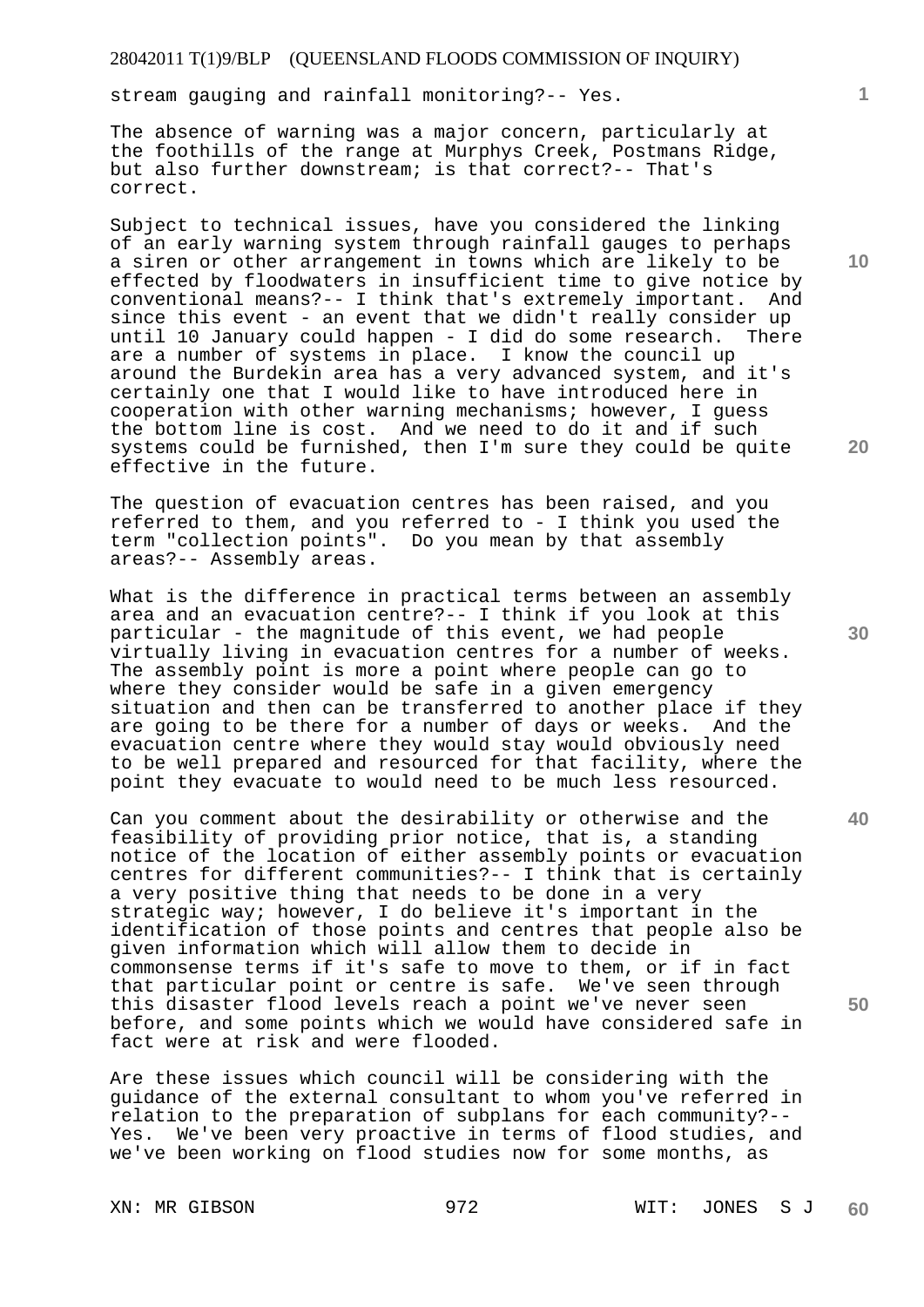stream gauging and rainfall monitoring?-- Yes.

The absence of warning was a major concern, particularly at the foothills of the range at Murphys Creek, Postmans Ridge, but also further downstream; is that correct?-- That's correct.

Subject to technical issues, have you considered the linking of an early warning system through rainfall gauges to perhaps a siren or other arrangement in towns which are likely to be effected by floodwaters in insufficient time to give notice by conventional means?-- I think that's extremely important. And since this event - an event that we didn't really consider up until 10 January could happen - I did do some research. There are a number of systems in place. I know the council up around the Burdekin area has a very advanced system, and it's certainly one that I would like to have introduced here in cooperation with other warning mechanisms; however, I guess the bottom line is cost. And we need to do it and if such systems could be furnished, then I'm sure they could be quite effective in the future.

The question of evacuation centres has been raised, and you referred to them, and you referred to - I think you used the term "collection points". Do you mean by that assembly areas?-- Assembly areas.

What is the difference in practical terms between an assembly area and an evacuation centre?-- I think if you look at this particular - the magnitude of this event, we had people virtually living in evacuation centres for a number of weeks. The assembly point is more a point where people can go to where they consider would be safe in a given emergency situation and then can be transferred to another place if they are going to be there for a number of days or weeks. And the evacuation centre where they would stay would obviously need to be well prepared and resourced for that facility, where the point they evacuate to would need to be much less resourced.

Can you comment about the desirability or otherwise and the feasibility of providing prior notice, that is, a standing notice of the location of either assembly points or evacuation centres for different communities?-- I think that is certainly a very positive thing that needs to be done in a very strategic way; however, I do believe it's important in the identification of those points and centres that people also be given information which will allow them to decide in commonsense terms if it's safe to move to them, or if in fact that particular point or centre is safe. We've seen through this disaster flood levels reach a point we've never seen before, and some points which we would have considered safe in fact were at risk and were flooded.

Are these issues which council will be considering with the guidance of the external consultant to whom you've referred in relation to the preparation of subplans for each community?-- Yes. We've been very proactive in terms of flood studies, and we've been working on flood studies now for some months, as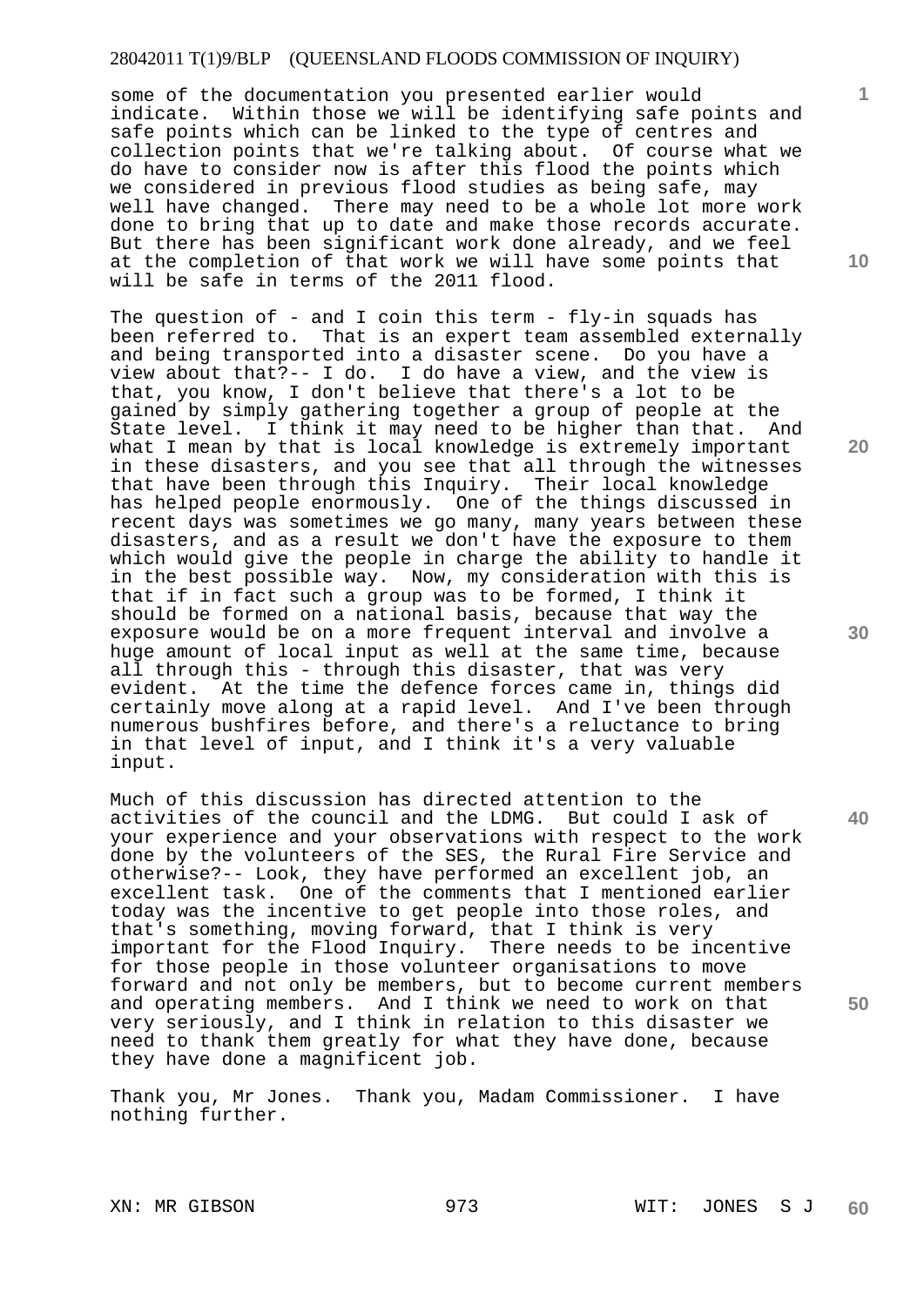some of the documentation you presented earlier would indicate. Within those we will be identifying safe points and safe points which can be linked to the type of centres and collection points that we're talking about. Of course what we do have to consider now is after this flood the points which we considered in previous flood studies as being safe, may well have changed. There may need to be a whole lot more work done to bring that up to date and make those records accurate. But there has been significant work done already, and we feel at the completion of that work we will have some points that will be safe in terms of the 2011 flood.

The question of - and I coin this term - fly-in squads has been referred to. That is an expert team assembled externally and being transported into a disaster scene. Do you have a view about that?-- I do. I do have a view, and the view is that, you know, I don't believe that there's a lot to be gained by simply gathering together a group of people at the State level. I think it may need to be higher than that. And what I mean by that is local knowledge is extremely important in these disasters, and you see that all through the witnesses that have been through this Inquiry. Their local knowledge has helped people enormously. One of the things discussed in recent days was sometimes we go many, many years between these disasters, and as a result we don't have the exposure to them which would give the people in charge the ability to handle it in the best possible way. Now, my consideration with this is that if in fact such a group was to be formed, I think it should be formed on a national basis, because that way the exposure would be on a more frequent interval and involve a huge amount of local input as well at the same time, because all through this - through this disaster, that was very evident. At the time the defence forces came in, things did certainly move along at a rapid level. And I've been through numerous bushfires before, and there's a reluctance to bring in that level of input, and I think it's a very valuable input.

Much of this discussion has directed attention to the activities of the council and the LDMG. But could I ask of your experience and your observations with respect to the work done by the volunteers of the SES, the Rural Fire Service and otherwise?-- Look, they have performed an excellent job, an excellent task. One of the comments that I mentioned earlier today was the incentive to get people into those roles, and that's something, moving forward, that I think is very important for the Flood Inquiry. There needs to be incentive for those people in those volunteer organisations to move forward and not only be members, but to become current members and operating members. And I think we need to work on that very seriously, and I think in relation to this disaster we need to thank them greatly for what they have done, because they have done a magnificent job.

Thank you, Mr Jones. Thank you, Madam Commissioner. I have nothing further.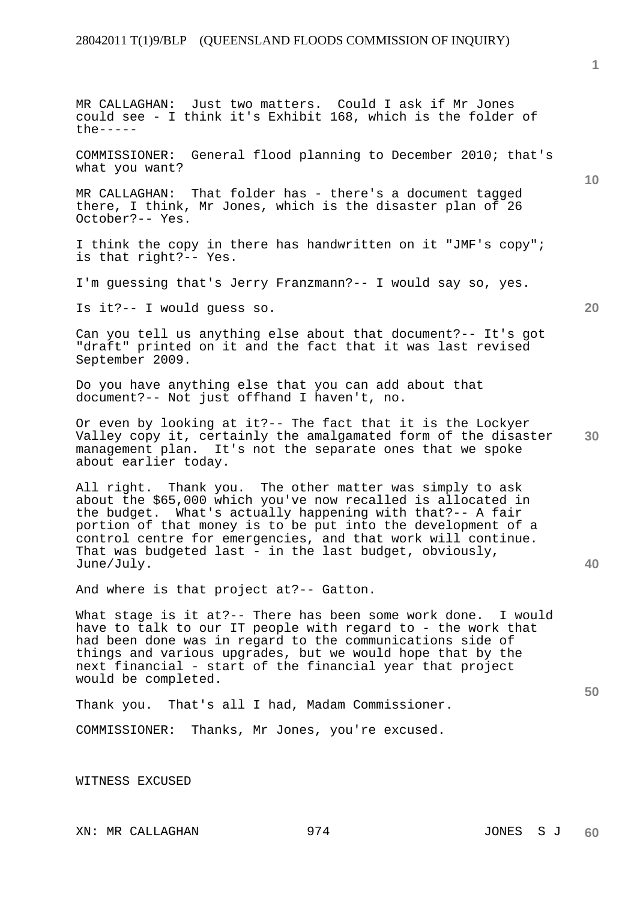MR CALLAGHAN: Just two matters. Could I ask if Mr Jones could see - I think it's Exhibit 168, which is the folder of the-----

COMMISSIONER: General flood planning to December 2010; that's what you want?

MR CALLAGHAN: That folder has - there's a document tagged there, I think, Mr Jones, which is the disaster plan of 26 October?-- Yes.

I think the copy in there has handwritten on it "JMF's copy"; is that right?-- Yes.

I'm guessing that's Jerry Franzmann?-- I would say so, yes.

Is it?-- I would guess so.

Can you tell us anything else about that document?-- It's got "draft" printed on it and the fact that it was last revised September 2009.

Do you have anything else that you can add about that document?-- Not just offhand I haven't, no.

Or even by looking at it?-- The fact that it is the Lockyer Valley copy it, certainly the amalgamated form of the disaster management plan. It's not the separate ones that we spoke about earlier today.

All right. Thank you. The other matter was simply to ask about the $65,000 which you've now recalled is allocated in the budget. What's actually happening with that?-- A fair portion of that money is to be put into the development of a control centre for emergencies, and that work will continue. That was budgeted last - in the last budget, obviously, June/July.

And where is that project at?-- Gatton.

What stage is it at?-- There has been some work done. I would have to talk to our IT people with regard to - the work that had been done was in regard to the communications side of things and various upgrades, but we would hope that by the next financial - start of the financial year that project would be completed.

Thank you. That's all I had, Madam Commissioner.

COMMISSIONER: Thanks, Mr Jones, you're excused.

WITNESS EXCUSED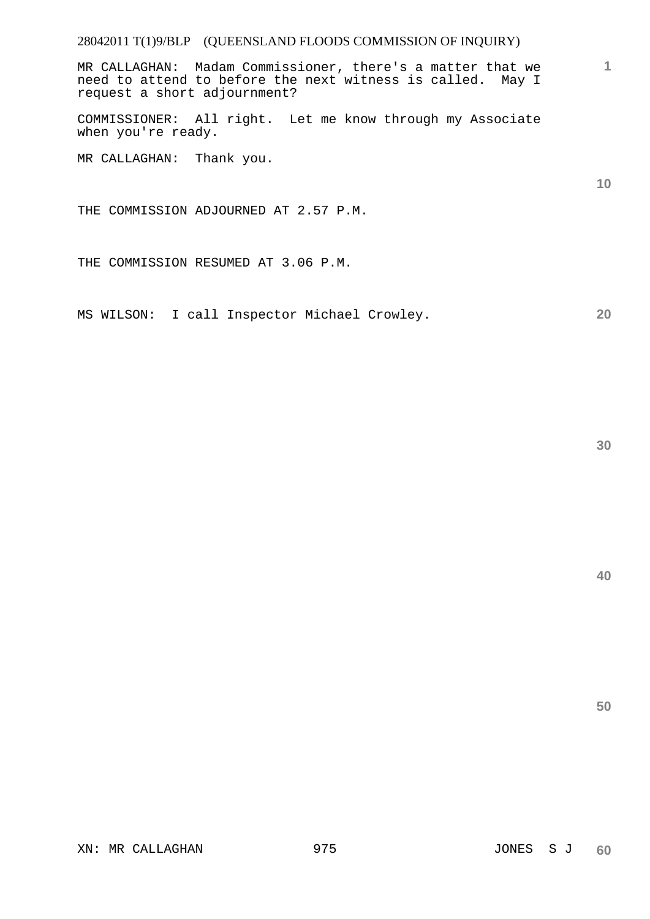MR CALLAGHAN: Madam Commissioner, there's a matter that we need to attend to before the next witness is called. May I request a short adjournment?

COMMISSIONER: All right. Let me know through my Associate when you're ready.

MR CALLAGHAN: Thank you.

THE COMMISSION ADJOURNED AT 2.57 P.M.

THE COMMISSION RESUMED AT 3.06 P.M.

MS WILSON: I call Inspector Michael Crowley.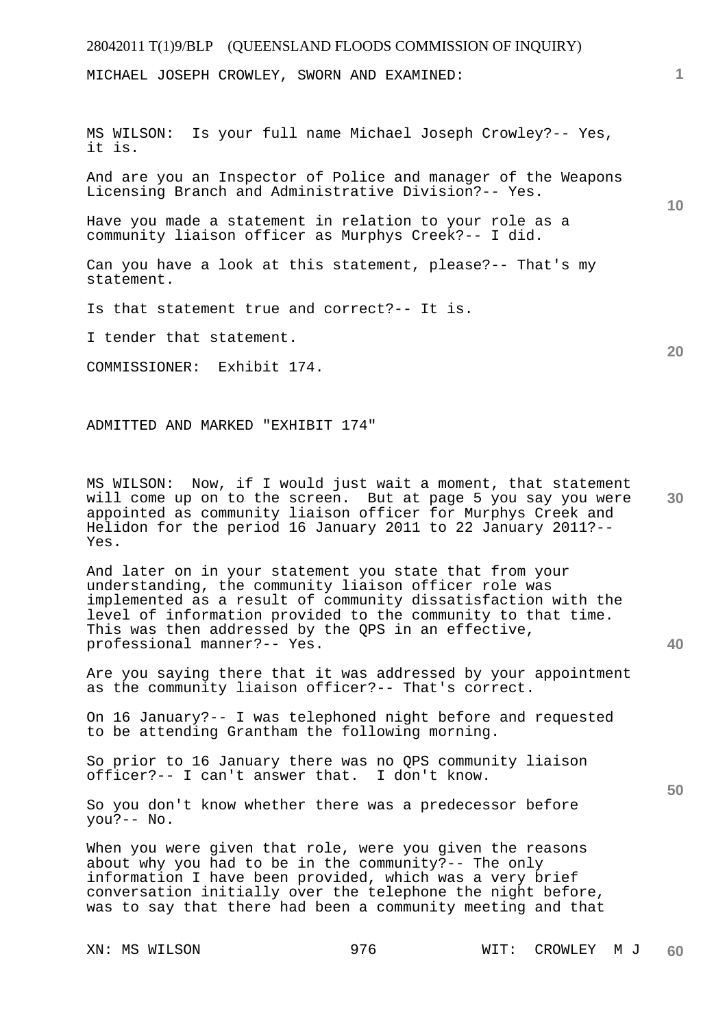MICHAEL JOSEPH CROWLEY, SWORN AND EXAMINED:

MS WILSON: Is your full name Michael Joseph Crowley?-- Yes, it is.

And are you an Inspector of Police and manager of the Weapons Licensing Branch and Administrative Division?-- Yes.

Have you made a statement in relation to your role as a community liaison officer as Murphys Creek?-- I did.

Can you have a look at this statement, please?-- That's my statement.

Is that statement true and correct?-- It is.

I tender that statement.

COMMISSIONER: Exhibit 174.

ADMITTED AND MARKED "EXHIBIT 174"

MS WILSON: Now, if I would just wait a moment, that statement will come up on to the screen. But at page 5 you say you were appointed as community liaison officer for Murphys Creek and Helidon for the period 16 January 2011 to 22 January 2011?-- Yes.

And later on in your statement you state that from your understanding, the community liaison officer role was implemented as a result of community dissatisfaction with the level of information provided to the community to that time. This was then addressed by the QPS in an effective, professional manner?-- Yes.

Are you saying there that it was addressed by your appointment as the community liaison officer?-- That's correct.

On 16 January?-- I was telephoned night before and requested to be attending Grantham the following morning.

So prior to 16 January there was no QPS community liaison officer?-- I can't answer that. I don't know.

So you don't know whether there was a predecessor before you?-- No.

When you were given that role, were you given the reasons about why you had to be in the community?-- The only information I have been provided, which was a very brief conversation initially over the telephone the night before, was to say that there had been a community meeting and that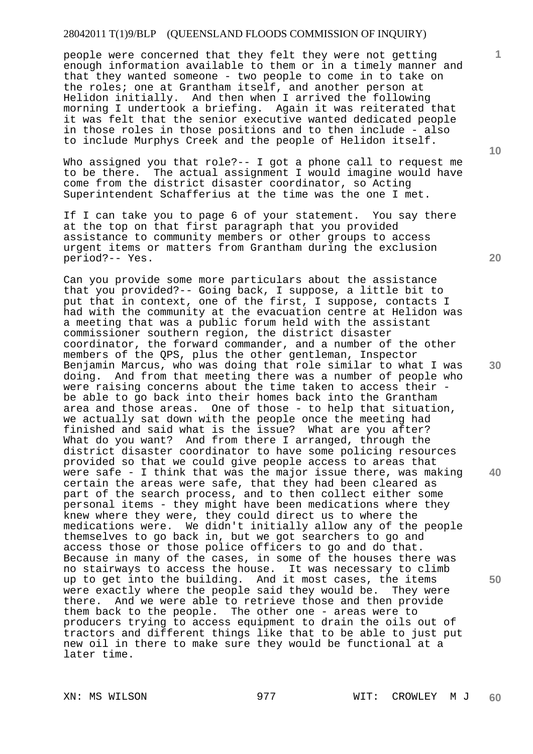people were concerned that they felt they were not getting enough information available to them or in a timely manner and that they wanted someone - two people to come in to take on the roles; one at Grantham itself, and another person at Helidon initially. And then when I arrived the following morning I undertook a briefing. Again it was reiterated that it was felt that the senior executive wanted dedicated people in those roles in those positions and to then include - also to include Murphys Creek and the people of Helidon itself.

Who assigned you that role?-- I got a phone call to request me to be there. The actual assignment I would imagine would have come from the district disaster coordinator, so Acting Superintendent Schafferius at the time was the one I met.

If I can take you to page 6 of your statement. You say there at the top on that first paragraph that you provided assistance to community members or other groups to access urgent items or matters from Grantham during the exclusion period?-- Yes.

Can you provide some more particulars about the assistance that you provided?-- Going back, I suppose, a little bit to put that in context, one of the first, I suppose, contacts I had with the community at the evacuation centre at Helidon was a meeting that was a public forum held with the assistant commissioner southern region, the district disaster coordinator, the forward commander, and a number of the other members of the QPS, plus the other gentleman, Inspector Benjamin Marcus, who was doing that role similar to what I was doing. And from that meeting there was a number of people who were raising concerns about the time taken to access their - be able to go back into their homes back into the Grantham area and those areas. One of those - to help that situation, we actually sat down with the people once the meeting had finished and said what is the issue? What are you after? What do you want? And from there I arranged, through the district disaster coordinator to have some policing resources provided so that we could give people access to areas that were safe - I think that was the major issue there, was making certain the areas were safe, that they had been cleared as part of the search process, and to then collect either some personal items - they might have been medications where they knew where they were, they could direct us to where the medications were. We didn't initially allow any of the people themselves to go back in, but we got searchers to go and access those or those police officers to go and do that. Because in many of the cases, in some of the houses there was no stairways to access the house. It was necessary to climb up to get into the building. And it most cases, the items were exactly where the people said they would be. They were there. And we were able to retrieve those and then provide them back to the people. The other one - areas were to producers trying to access equipment to drain the oils out of tractors and different things like that to be able to just put new oil in there to make sure they would be functional at a later time.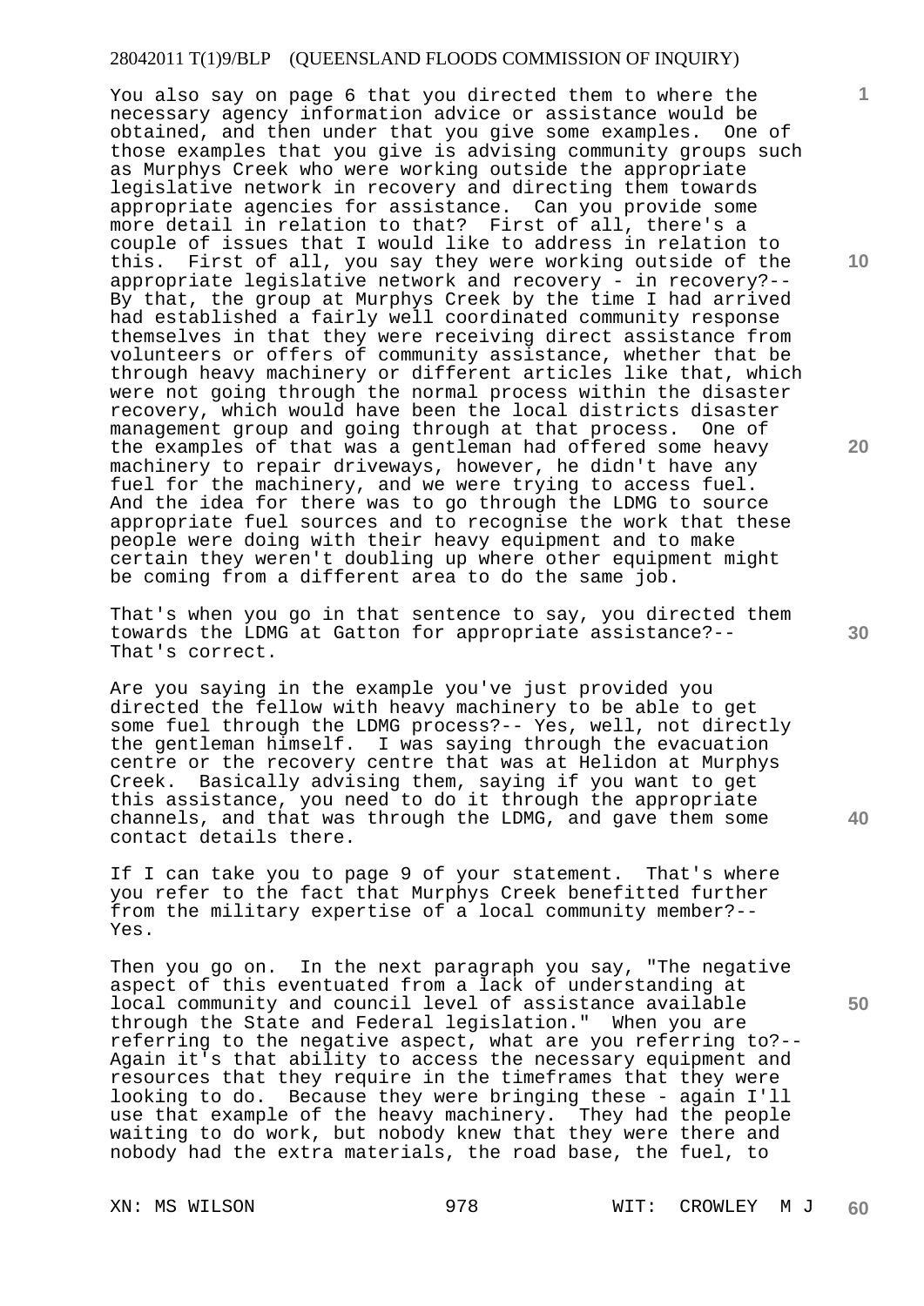You also say on page 6 that you directed them to where the necessary agency information advice or assistance would be obtained, and then under that you give some examples. One of those examples that you give is advising community groups such as Murphys Creek who were working outside the appropriate legislative network in recovery and directing them towards appropriate agencies for assistance. Can you provide some more detail in relation to that? First of all, there's a couple of issues that I would like to address in relation to this. First of all, you say they were working outside of the appropriate legislative network and recovery - in recovery?-- By that, the group at Murphys Creek by the time I had arrived had established a fairly well coordinated community response themselves in that they were receiving direct assistance from volunteers or offers of community assistance, whether that be through heavy machinery or different articles like that, which were not going through the normal process within the disaster recovery, which would have been the local districts disaster management group and going through at that process. One of the examples of that was a gentleman had offered some heavy machinery to repair driveways, however, he didn't have any fuel for the machinery, and we were trying to access fuel. And the idea for there was to go through the LDMG to source appropriate fuel sources and to recognise the work that these people were doing with their heavy equipment and to make certain they weren't doubling up where other equipment might be coming from a different area to do the same job.

That's when you go in that sentence to say, you directed them towards the LDMG at Gatton for appropriate assistance?-- That's correct.

Are you saying in the example you've just provided you directed the fellow with heavy machinery to be able to get some fuel through the LDMG process?-- Yes, well, not directly the gentleman himself. I was saying through the evacuation centre or the recovery centre that was at Helidon at Murphys Creek. Basically advising them, saying if you want to get this assistance, you need to do it through the appropriate channels, and that was through the LDMG, and gave them some contact details there.

If I can take you to page 9 of your statement. That's where you refer to the fact that Murphys Creek benefitted further from the military expertise of a local community member?-- Yes.

Then you go on. In the next paragraph you say, "The negative aspect of this eventuated from a lack of understanding at local community and council level of assistance available through the State and Federal legislation." When you are referring to the negative aspect, what are you referring to?-- Again it's that ability to access the necessary equipment and resources that they require in the timeframes that they were looking to do. Because they were bringing these - again I'll use that example of the heavy machinery. They had the people waiting to do work, but nobody knew that they were there and nobody had the extra materials, the road base, the fuel, to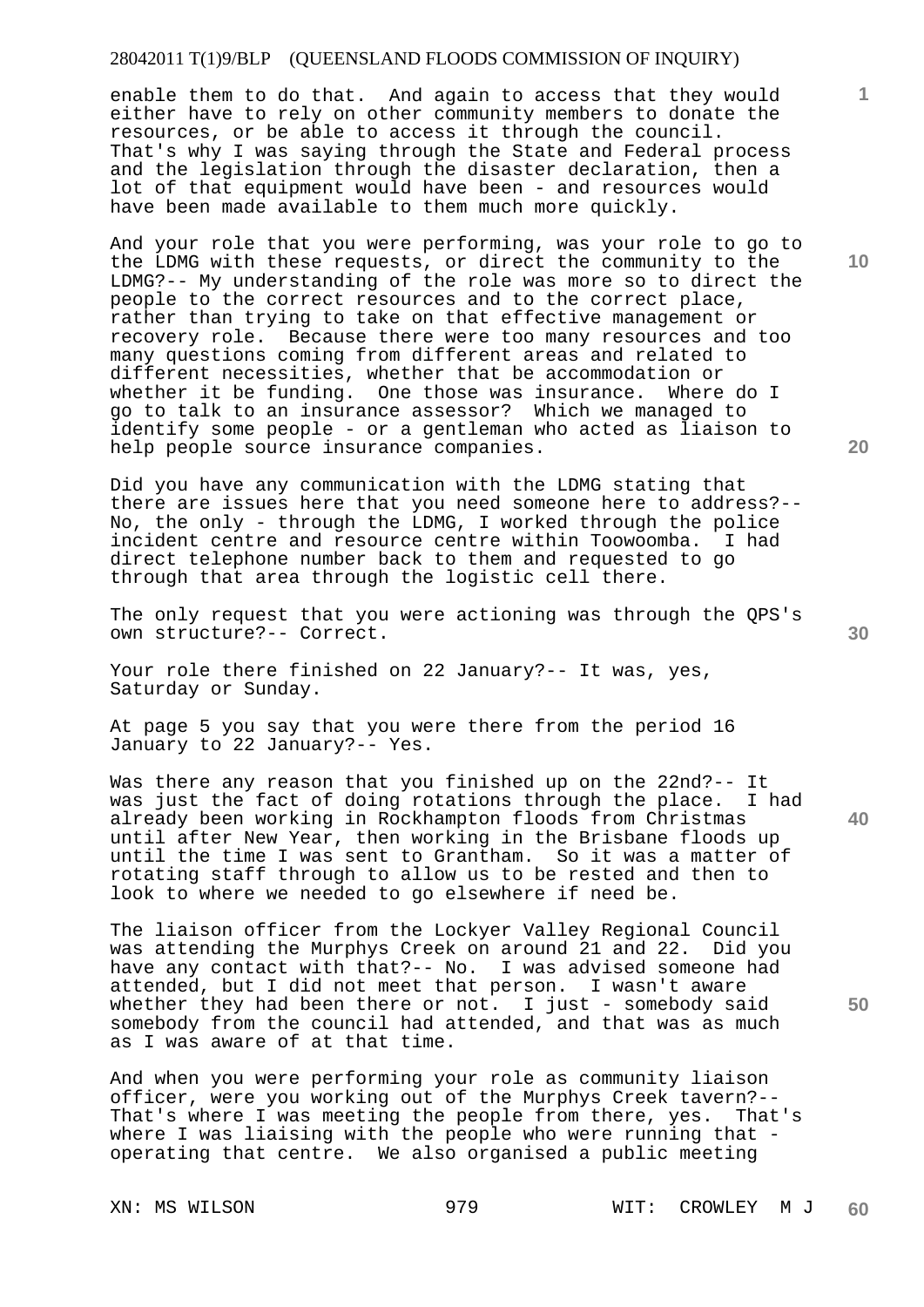enable them to do that. And again to access that they would either have to rely on other community members to donate the resources, or be able to access it through the council. That's why I was saying through the State and Federal process and the legislation through the disaster declaration, then a lot of that equipment would have been - and resources would have been made available to them much more quickly.

And your role that you were performing, was your role to go to the LDMG with these requests, or direct the community to the LDMG?-- My understanding of the role was more so to direct the people to the correct resources and to the correct place, rather than trying to take on that effective management or recovery role. Because there were too many resources and too many questions coming from different areas and related to different necessities, whether that be accommodation or whether it be funding. One those was insurance. Where do I go to talk to an insurance assessor? Which we managed to identify some people - or a gentleman who acted as liaison to help people source insurance companies.

Did you have any communication with the LDMG stating that there are issues here that you need someone here to address?-- No, the only - through the LDMG, I worked through the police incident centre and resource centre within Toowoomba. I had direct telephone number back to them and requested to go through that area through the logistic cell there.

The only request that you were actioning was through the QPS's own structure?-- Correct.

Your role there finished on 22 January?-- It was, yes, Saturday or Sunday.

At page 5 you say that you were there from the period 16 January to 22 January?-- Yes.

Was there any reason that you finished up on the 22nd?-- It was just the fact of doing rotations through the place. I had already been working in Rockhampton floods from Christmas until after New Year, then working in the Brisbane floods up until the time I was sent to Grantham. So it was a matter of rotating staff through to allow us to be rested and then to look to where we needed to go elsewhere if need be.

The liaison officer from the Lockyer Valley Regional Council was attending the Murphys Creek on around 21 and 22. Did you have any contact with that?-- No. I was advised someone had attended, but I did not meet that person. I wasn't aware whether they had been there or not. I just - somebody said somebody from the council had attended, and that was as much as I was aware of at that time.

And when you were performing your role as community liaison officer, were you working out of the Murphys Creek tavern?-- That's where I was meeting the people from there, yes. That's where I was liaising with the people who were running that - operating that centre. We also organised a public meeting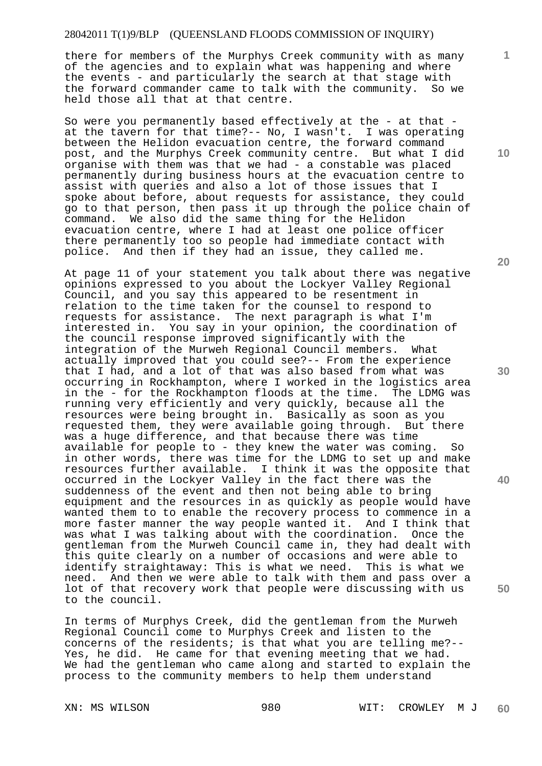there for members of the Murphys Creek community with as many of the agencies and to explain what was happening and where the events - and particularly the search at that stage with the forward commander came to talk with the community. So we held those all that at that centre.

So were you permanently based effectively at the - at that - at the tavern for that time?-- No, I wasn't. I was operating between the Helidon evacuation centre, the forward command post, and the Murphys Creek community centre. But what I did organise with them was that we had - a constable was placed permanently during business hours at the evacuation centre to assist with queries and also a lot of those issues that I spoke about before, about requests for assistance, they could go to that person, then pass it up through the police chain of command. We also did the same thing for the Helidon evacuation centre, where I had at least one police officer there permanently too so people had immediate contact with police. And then if they had an issue, they called me.

At page 11 of your statement you talk about there was negative opinions expressed to you about the Lockyer Valley Regional Council, and you say this appeared to be resentment in relation to the time taken for the counsel to respond to requests for assistance. The next paragraph is what I'm interested in. You say in your opinion, the coordination of the council response improved significantly with the integration of the Murweh Regional Council members. What actually improved that you could see?-- From the experience that I had, and a lot of that was also based from what was occurring in Rockhampton, where I worked in the logistics area in the - for the Rockhampton floods at the time. The LDMG was running very efficiently and very quickly, because all the resources were being brought in. Basically as soon as you requested them, they were available going through. But there was a huge difference, and that because there was time available for people to - they knew the water was coming. So in other words, there was time for the LDMG to set up and make resources further available. I think it was the opposite that occurred in the Lockyer Valley in the fact there was the suddenness of the event and then not being able to bring equipment and the resources in as quickly as people would have wanted them to to enable the recovery process to commence in a more faster manner the way people wanted it. And I think that was what I was talking about with the coordination. Once the gentleman from the Murweh Council came in, they had dealt with this quite clearly on a number of occasions and were able to identify straightaway: This is what we need. This is what we need. And then we were able to talk with them and pass over a lot of that recovery work that people were discussing with us to the council.

In terms of Murphys Creek, did the gentleman from the Murweh Regional Council come to Murphys Creek and listen to the concerns of the residents; is that what you are telling me?-- Yes, he did. He came for that evening meeting that we had. We had the gentleman who came along and started to explain the process to the community members to help them understand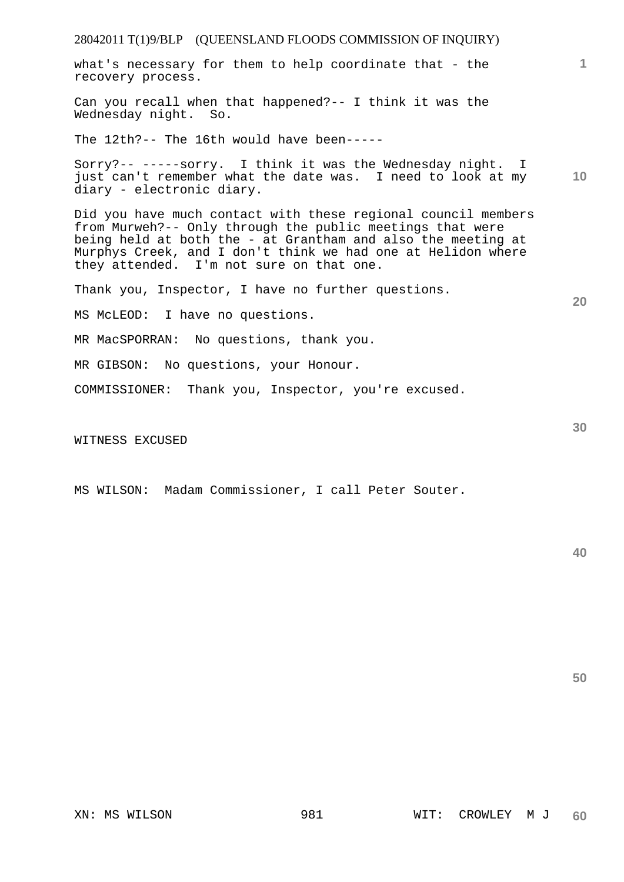what's necessary for them to help coordinate that - the recovery process.

Can you recall when that happened?-- I think it was the Wednesday night. So.

The 12th?-- The 16th would have been-----

Sorry?-- -----sorry. I think it was the Wednesday night. I just can't remember what the date was. I need to look at my diary - electronic diary.

Did you have much contact with these regional council members from Murweh?-- Only through the public meetings that were being held at both the - at Grantham and also the meeting at Murphys Creek, and I don't think we had one at Helidon where they attended. I'm not sure on that one.

Thank you, Inspector, I have no further questions.

MS McLEOD: I have no questions.

MR MacSPORRAN: No questions, thank you.

MR GIBSON: No questions, your Honour.

COMMISSIONER: Thank you, Inspector, you're excused.

WITNESS EXCUSED

MS WILSON: Madam Commissioner, I call Peter Souter.

XN: MS WILSON WIT: CROWLEY M J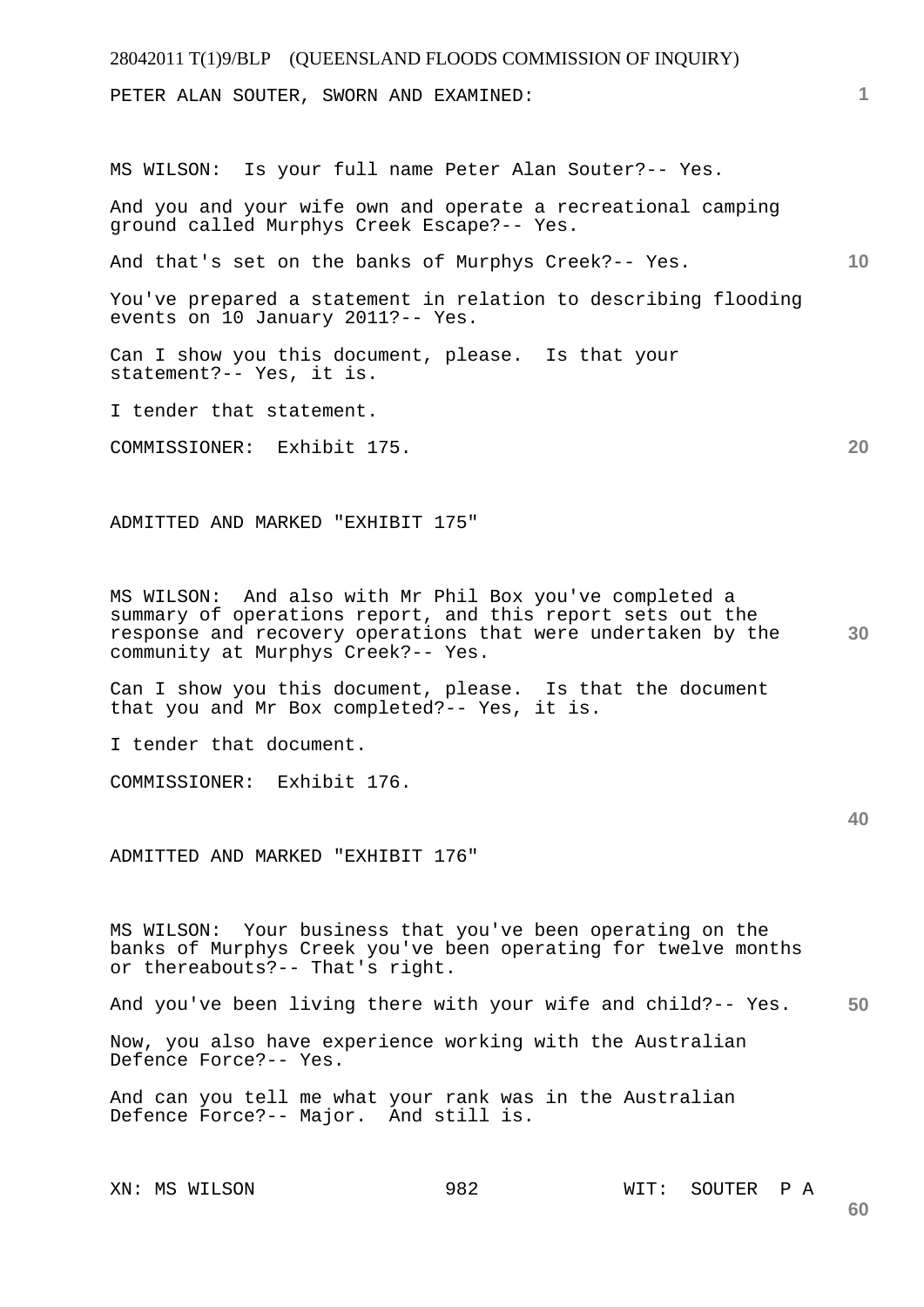PETER ALAN SOUTER, SWORN AND EXAMINED:

MS WILSON: Is your full name Peter Alan Souter?-- Yes.

And you and your wife own and operate a recreational camping ground called Murphys Creek Escape?-- Yes.

And that's set on the banks of Murphys Creek?-- Yes.

You've prepared a statement in relation to describing flooding events on 10 January 2011?-- Yes.

Can I show you this document, please. Is that your statement?-- Yes, it is.

I tender that statement.

COMMISSIONER: Exhibit 175.

ADMITTED AND MARKED "EXHIBIT 175"

MS WILSON: And also with Mr Phil Box you've completed a summary of operations report, and this report sets out the response and recovery operations that were undertaken by the community at Murphys Creek?-- Yes.

Can I show you this document, please. Is that the document that you and Mr Box completed?-- Yes, it is.

I tender that document.

COMMISSIONER: Exhibit 176.

ADMITTED AND MARKED "EXHIBIT 176"

MS WILSON: Your business that you've been operating on the banks of Murphys Creek you've been operating for twelve months or thereabouts?-- That's right.

And you've been living there with your wife and child?-- Yes.

Now, you also have experience working with the Australian Defence Force?-- Yes.

And can you tell me what your rank was in the Australian Defence Force?-- Major. And still is.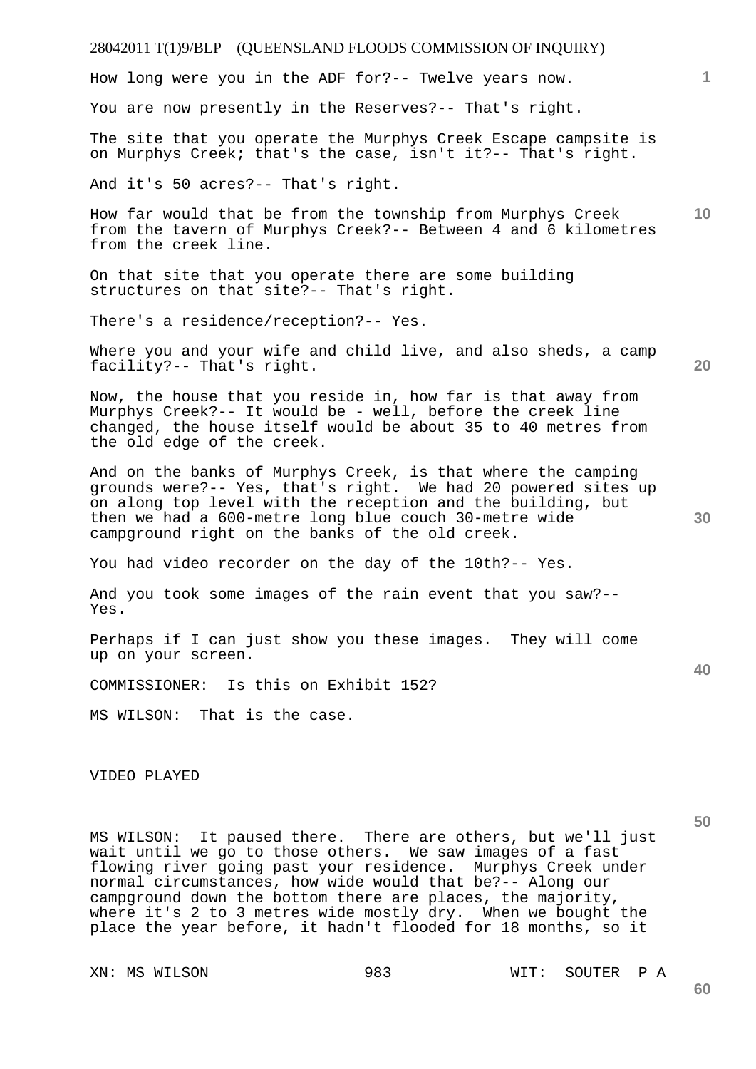How long were you in the ADF for?-- Twelve years now.

You are now presently in the Reserves?-- That's right.

The site that you operate the Murphys Creek Escape campsite is on Murphys Creek; that's the case, isn't it?-- That's right.

And it's 50 acres?-- That's right.

How far would that be from the township from Murphys Creek from the tavern of Murphys Creek?-- Between 4 and 6 kilometres from the creek line.

On that site that you operate there are some building structures on that site?-- That's right.

There's a residence/reception?-- Yes.

Where you and your wife and child live, and also sheds, a camp facility?-- That's right.

Now, the house that you reside in, how far is that away from Murphys Creek?-- It would be - well, before the creek line changed, the house itself would be about 35 to 40 metres from the old edge of the creek.

And on the banks of Murphys Creek, is that where the camping grounds were?-- Yes, that's right. We had 20 powered sites up on along top level with the reception and the building, but then we had a 600-metre long blue couch 30-metre wide campground right on the banks of the old creek.

You had video recorder on the day of the 10th?-- Yes.

And you took some images of the rain event that you saw?-- Yes.

Perhaps if I can just show you these images. They will come up on your screen.

COMMISSIONER: Is this on Exhibit 152?

MS WILSON: That is the case.

VIDEO PLAYED

MS WILSON: It paused there. There are others, but we'll just wait until we go to those others. We saw images of a fast flowing river going past your residence. Murphys Creek under normal circumstances, how wide would that be?-- Along our campground down the bottom there are places, the majority, where it's 2 to 3 metres wide mostly dry. When we bought the place the year before, it hadn't flooded for 18 months, so it

XN: MS WILSON WIT: SOUTER P A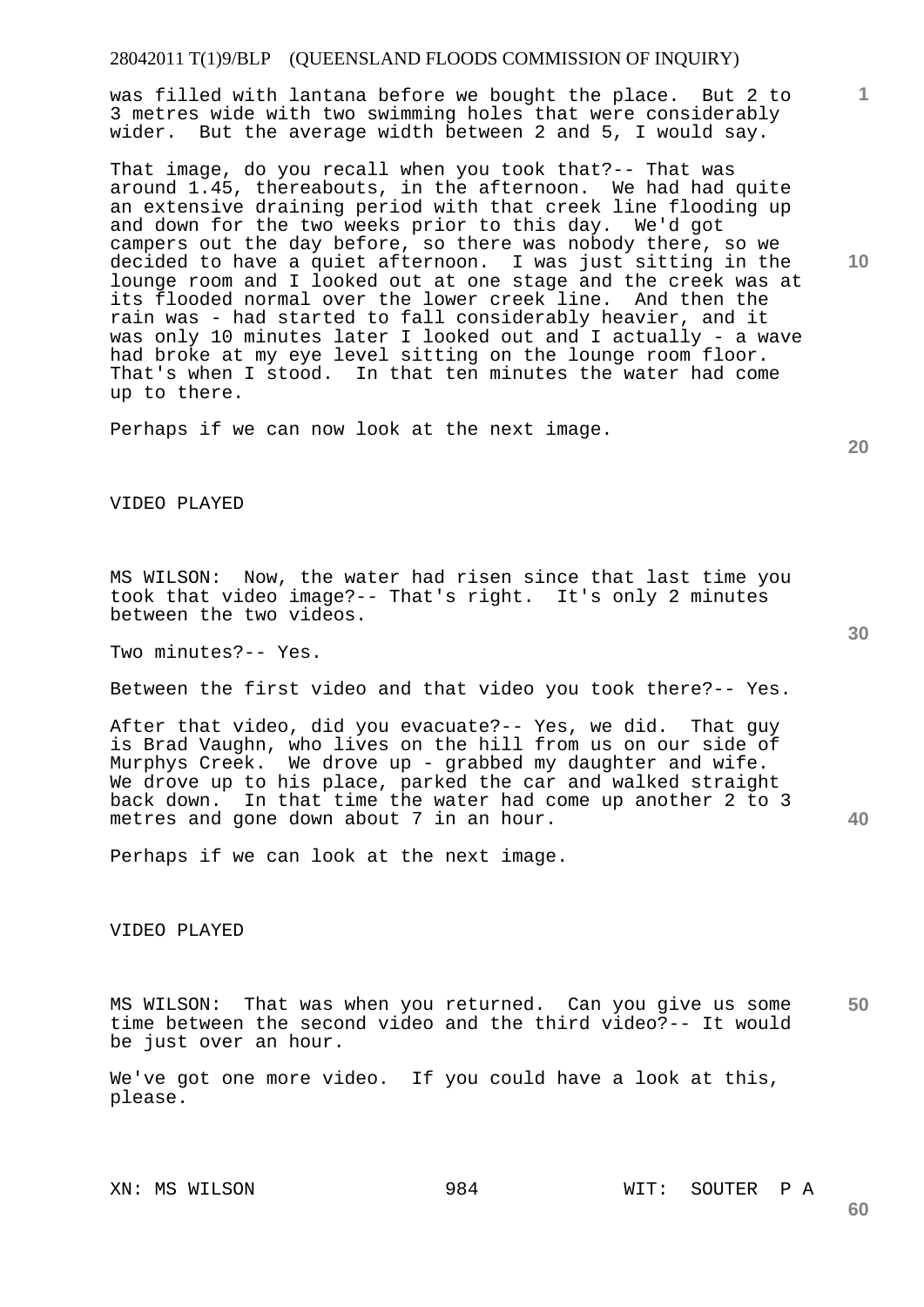was filled with lantana before we bought the place. But 2 to 3 metres wide with two swimming holes that were considerably wider. But the average width between 2 and 5, I would say.

That image, do you recall when you took that?-- That was around 1.45, thereabouts, in the afternoon. We had had quite an extensive draining period with that creek line flooding up and down for the two weeks prior to this day. We'd got campers out the day before, so there was nobody there, so we decided to have a quiet afternoon. I was just sitting in the lounge room and I looked out at one stage and the creek was at its flooded normal over the lower creek line. And then the rain was - had started to fall considerably heavier, and it was only 10 minutes later I looked out and I actually - a wave had broke at my eye level sitting on the lounge room floor. That's when I stood. In that ten minutes the water had come up to there.

Perhaps if we can now look at the next image.

VIDEO PLAYED

MS WILSON: Now, the water had risen since that last time you took that video image?-- That's right. It's only 2 minutes between the two videos.

Two minutes?-- Yes.

Between the first video and that video you took there?-- Yes.

After that video, did you evacuate?-- Yes, we did. That guy is Brad Vaughn, who lives on the hill from us on our side of Murphys Creek. We drove up - grabbed my daughter and wife. We drove up to his place, parked the car and walked straight back down. In that time the water had come up another 2 to 3 metres and gone down about 7 in an hour.

Perhaps if we can look at the next image.

VIDEO PLAYED

MS WILSON: That was when you returned. Can you give us some time between the second video and the third video?-- It would be just over an hour.

We've got one more video. If you could have a look at this, please.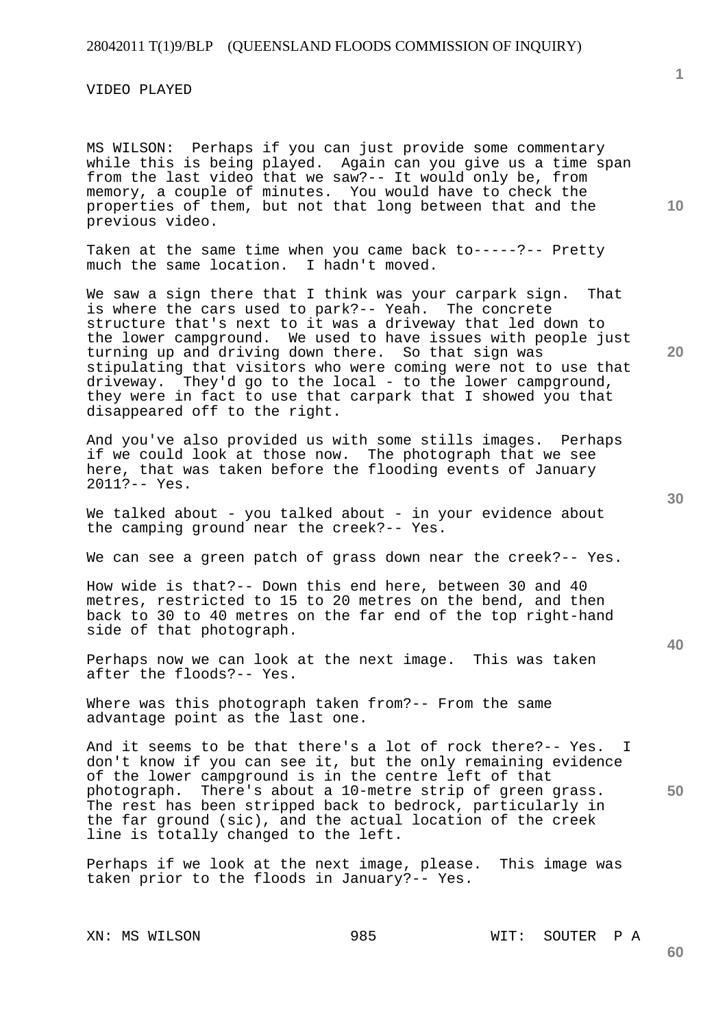VIDEO PLAYED

MS WILSON: Perhaps if you can just provide some commentary while this is being played. Again can you give us a time span from the last video that we saw?-- It would only be, from memory, a couple of minutes. You would have to check the properties of them, but not that long between that and the previous video.

Taken at the same time when you came back to-----?-- Pretty much the same location. I hadn't moved.

We saw a sign there that I think was your carpark sign. That is where the cars used to park?-- Yeah. The concrete structure that's next to it was a driveway that led down to the lower campground. We used to have issues with people just turning up and driving down there. So that sign was stipulating that visitors who were coming were not to use that driveway. They'd go to the local - to the lower campground, they were in fact to use that carpark that I showed you that disappeared off to the right.

And you've also provided us with some stills images. Perhaps if we could look at those now. The photograph that we see here, that was taken before the flooding events of January 2011?-- Yes.

We talked about - you talked about - in your evidence about the camping ground near the creek?-- Yes.

We can see a green patch of grass down near the creek?-- Yes.

How wide is that?-- Down this end here, between 30 and 40 metres, restricted to 15 to 20 metres on the bend, and then back to 30 to 40 metres on the far end of the top right-hand side of that photograph.

Perhaps now we can look at the next image. This was taken after the floods?-- Yes.

Where was this photograph taken from?-- From the same advantage point as the last one.

And it seems to be that there's a lot of rock there?-- Yes. I don't know if you can see it, but the only remaining evidence of the lower campground is in the centre left of that photograph. There's about a 10-metre strip of green grass. The rest has been stripped back to bedrock, particularly in the far ground (sic), and the actual location of the creek line is totally changed to the left.

Perhaps if we look at the next image, please. This image was taken prior to the floods in January?-- Yes.

XN: MS WILSON WIT: SOUTER P A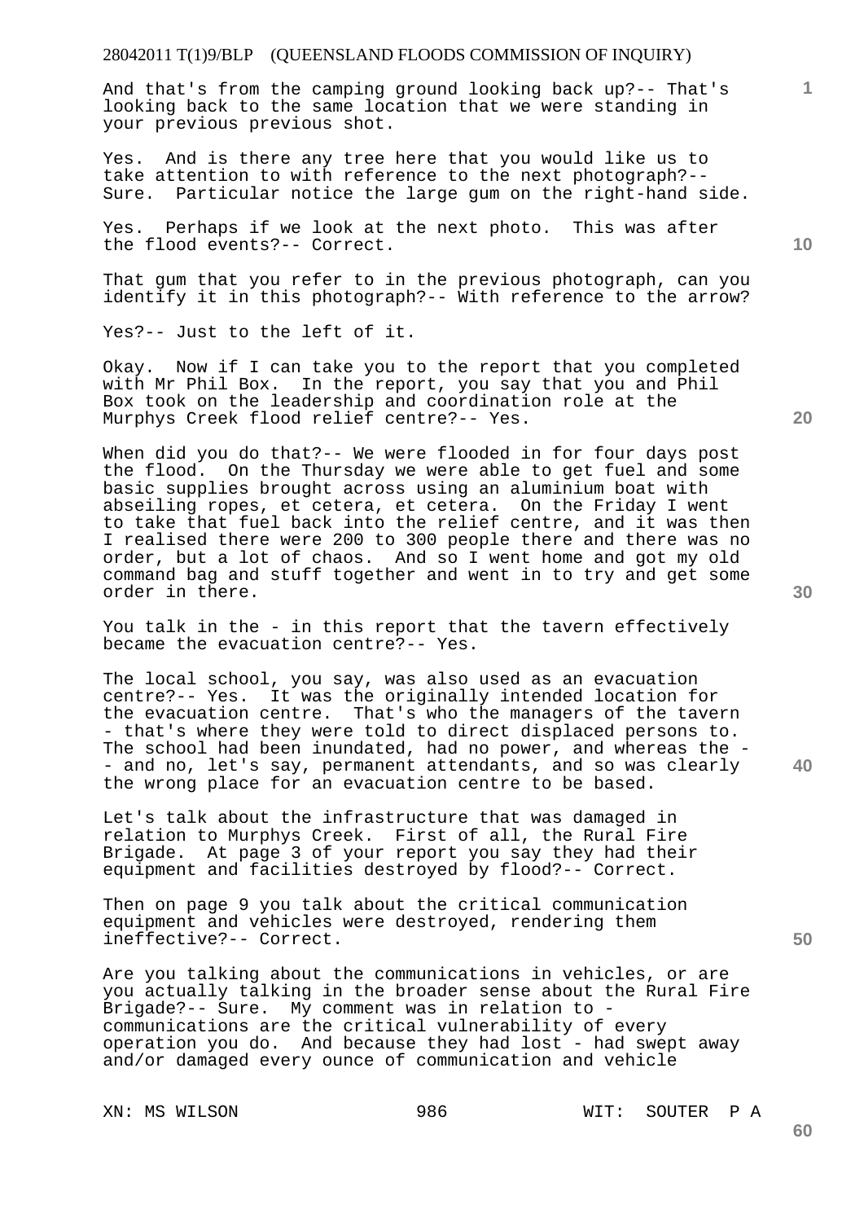And that's from the camping ground looking back up?-- That's looking back to the same location that we were standing in your previous previous shot.

Yes. And is there any tree here that you would like us to take attention to with reference to the next photograph?-- Sure. Particular notice the large gum on the right-hand side.

Yes. Perhaps if we look at the next photo. This was after the flood events?-- Correct.

That gum that you refer to in the previous photograph, can you identify it in this photograph?-- With reference to the arrow?

Yes?-- Just to the left of it.

Okay. Now if I can take you to the report that you completed with Mr Phil Box. In the report, you say that you and Phil Box took on the leadership and coordination role at the Murphys Creek flood relief centre?-- Yes.

When did you do that?-- We were flooded in for four days post the flood. On the Thursday we were able to get fuel and some basic supplies brought across using an aluminium boat with abseiling ropes, et cetera, et cetera. On the Friday I went to take that fuel back into the relief centre, and it was then I realised there were 200 to 300 people there and there was no order, but a lot of chaos. And so I went home and got my old command bag and stuff together and went in to try and get some order in there.

You talk in the - in this report that the tavern effectively became the evacuation centre?-- Yes.

The local school, you say, was also used as an evacuation centre?-- Yes. It was the originally intended location for the evacuation centre. That's who the managers of the tavern - that's where they were told to direct displaced persons to. The school had been inundated, had no power, and whereas the - - and no, let's say, permanent attendants, and so was clearly the wrong place for an evacuation centre to be based.

Let's talk about the infrastructure that was damaged in relation to Murphys Creek. First of all, the Rural Fire Brigade. At page 3 of your report you say they had their equipment and facilities destroyed by flood?-- Correct.

Then on page 9 you talk about the critical communication equipment and vehicles were destroyed, rendering them ineffective?-- Correct.

Are you talking about the communications in vehicles, or are you actually talking in the broader sense about the Rural Fire Brigade?-- Sure. My comment was in relation to - communications are the critical vulnerability of every operation you do. And because they had lost - had swept away and/or damaged every ounce of communication and vehicle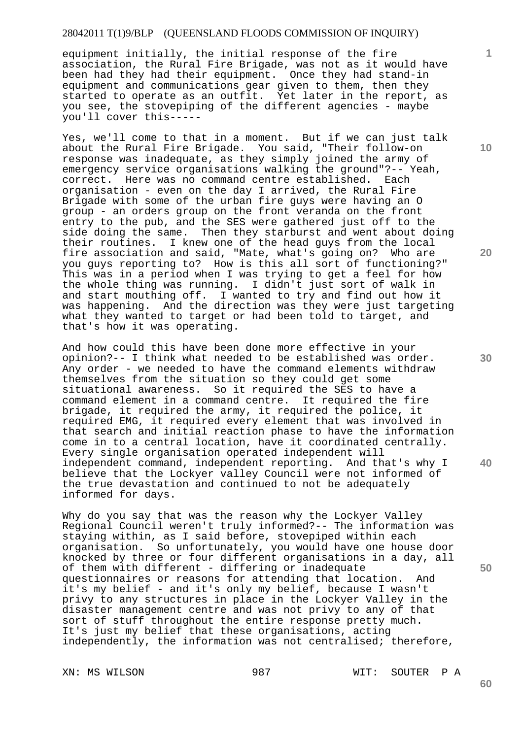equipment initially, the initial response of the fire association, the Rural Fire Brigade, was not as it would have been had they had their equipment. Once they had stand-in equipment and communications gear given to them, then they started to operate as an outfit. Yet later in the report, as you see, the stovepiping of the different agencies - maybe you'll cover this-----

Yes, we'll come to that in a moment. But if we can just talk about the Rural Fire Brigade. You said, "Their follow-on response was inadequate, as they simply joined the army of emergency service organisations walking the ground"?-- Yeah, correct. Here was no command centre established. Each organisation - even on the day I arrived, the Rural Fire Brigade with some of the urban fire guys were having an O group - an orders group on the front veranda on the front entry to the pub, and the SES were gathered just off to the side doing the same. Then they starburst and went about doing their routines. I knew one of the head guys from the local fire association and said, "Mate, what's going on? Who are you guys reporting to? How is this all sort of functioning?" This was in a period when I was trying to get a feel for how the whole thing was running. I didn't just sort of walk in and start mouthing off. I wanted to try and find out how it was happening. And the direction was they were just targeting what they wanted to target or had been told to target, and that's how it was operating.

And how could this have been done more effective in your opinion?-- I think what needed to be established was order. Any order - we needed to have the command elements withdraw themselves from the situation so they could get some situational awareness. So it required the SES to have a command element in a command centre. It required the fire brigade, it required the army, it required the police, it required EMG, it required every element that was involved in that search and initial reaction phase to have the information come in to a central location, have it coordinated centrally. Every single organisation operated independent will independent command, independent reporting. And that's why I believe that the Lockyer valley Council were not informed of the true devastation and continued to not be adequately informed for days.

Why do you say that was the reason why the Lockyer Valley Regional Council weren't truly informed?-- The information was staying within, as I said before, stovepiped within each organisation. So unfortunately, you would have one house door knocked by three or four different organisations in a day, all of them with different - differing or inadequate questionnaires or reasons for attending that location. And it's my belief - and it's only my belief, because I wasn't privy to any structures in place in the Lockyer Valley in the disaster management centre and was not privy to any of that sort of stuff throughout the entire response pretty much. It's just my belief that these organisations, acting independently, the information was not centralised; therefore,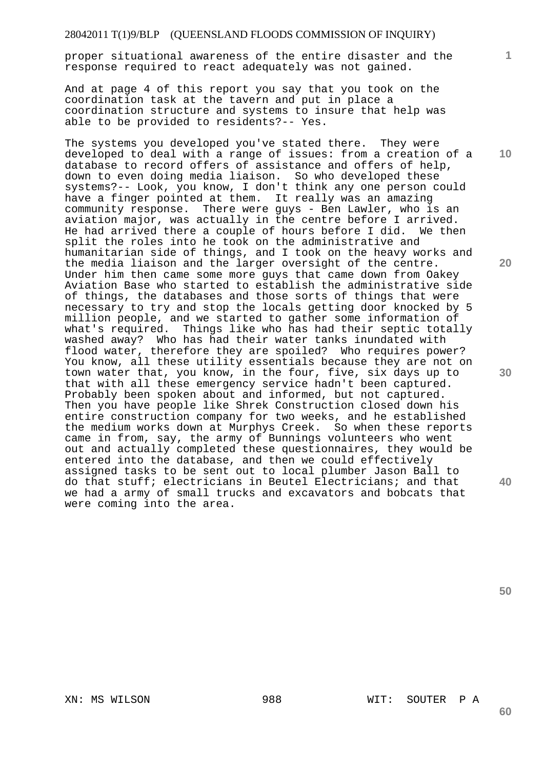proper situational awareness of the entire disaster and the response required to react adequately was not gained.

And at page 4 of this report you say that you took on the coordination task at the tavern and put in place a coordination structure and systems to insure that help was able to be provided to residents?-- Yes.

The systems you developed you've stated there. They were developed to deal with a range of issues: from a creation of a database to record offers of assistance and offers of help, down to even doing media liaison. So who developed these systems?-- Look, you know, I don't think any one person could have a finger pointed at them. It really was an amazing community response. There were guys - Ben Lawler, who is an aviation major, was actually in the centre before I arrived. He had arrived there a couple of hours before I did. We then split the roles into he took on the administrative and humanitarian side of things, and I took on the heavy works and the media liaison and the larger oversight of the centre. Under him then came some more guys that came down from Oakey Aviation Base who started to establish the administrative side of things, the databases and those sorts of things that were necessary to try and stop the locals getting door knocked by 5 million people, and we started to gather some information of what's required. Things like who has had their septic totally washed away? Who has had their water tanks inundated with flood water, therefore they are spoiled? Who requires power? You know, all these utility essentials because they are not on town water that, you know, in the four, five, six days up to that with all these emergency service hadn't been captured. Probably been spoken about and informed, but not captured. Then you have people like Shrek Construction closed down his entire construction company for two weeks, and he established the medium works down at Murphys Creek. So when these reports came in from, say, the army of Bunnings volunteers who went out and actually completed these questionnaires, they would be entered into the database, and then we could effectively assigned tasks to be sent out to local plumber Jason Ball to do that stuff; electricians in Beutel Electricians; and that we had a army of small trucks and excavators and bobcats that were coming into the area.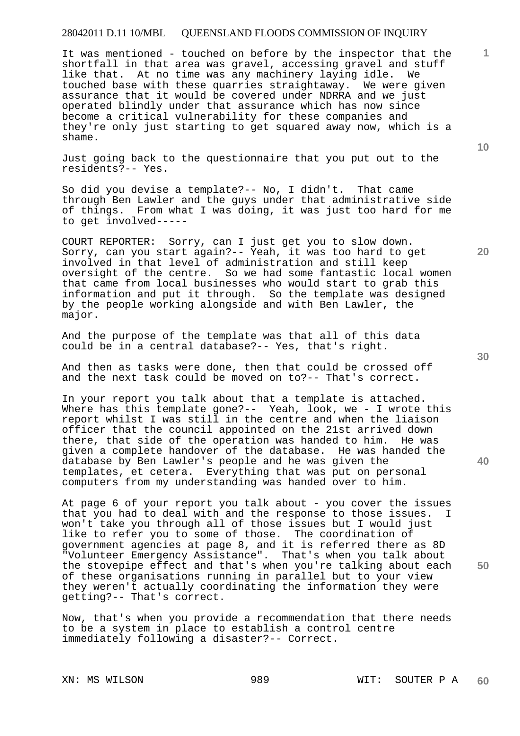It was mentioned - touched on before by the inspector that the shortfall in that area was gravel, accessing gravel and stuff like that. At no time was any machinery laying idle. We touched base with these quarries straightaway. We were given assurance that it would be covered under NDRRA and we just operated blindly under that assurance which has now since become a critical vulnerability for these companies and they're only just starting to get squared away now, which is a shame.

Just going back to the questionnaire that you put out to the residents?-- Yes.

So did you devise a template?-- No, I didn't. That came through Ben Lawler and the guys under that administrative side of things. From what I was doing, it was just too hard for me to get involved-----

COURT REPORTER: Sorry, can I just get you to slow down. Sorry, can you start again?-- Yeah, it was too hard to get involved in that level of administration and still keep oversight of the centre. So we had some fantastic local women that came from local businesses who would start to grab this information and put it through. So the template was designed by the people working alongside and with Ben Lawler, the major.

And the purpose of the template was that all of this data could be in a central database?-- Yes, that's right.

And then as tasks were done, then that could be crossed off and the next task could be moved on to?-- That's correct.

In your report you talk about that a template is attached. Where has this template gone?-- Yeah, look, we - I wrote this report whilst I was still in the centre and when the liaison officer that the council appointed on the 21st arrived down there, that side of the operation was handed to him. He was given a complete handover of the database. He was handed the database by Ben Lawler's people and he was given the templates, et cetera. Everything that was put on personal computers from my understanding was handed over to him.

At page 6 of your report you talk about - you cover the issues that you had to deal with and the response to those issues. I won't take you through all of those issues but I would just like to refer you to some of those. The coordination of government agencies at page 8, and it is referred there as 8D "Volunteer Emergency Assistance". That's when you talk about the stovepipe effect and that's when you're talking about each of these organisations running in parallel but to your view they weren't actually coordinating the information they were getting?-- That's correct.

Now, that's when you provide a recommendation that there needs to be a system in place to establish a control centre immediately following a disaster?-- Correct.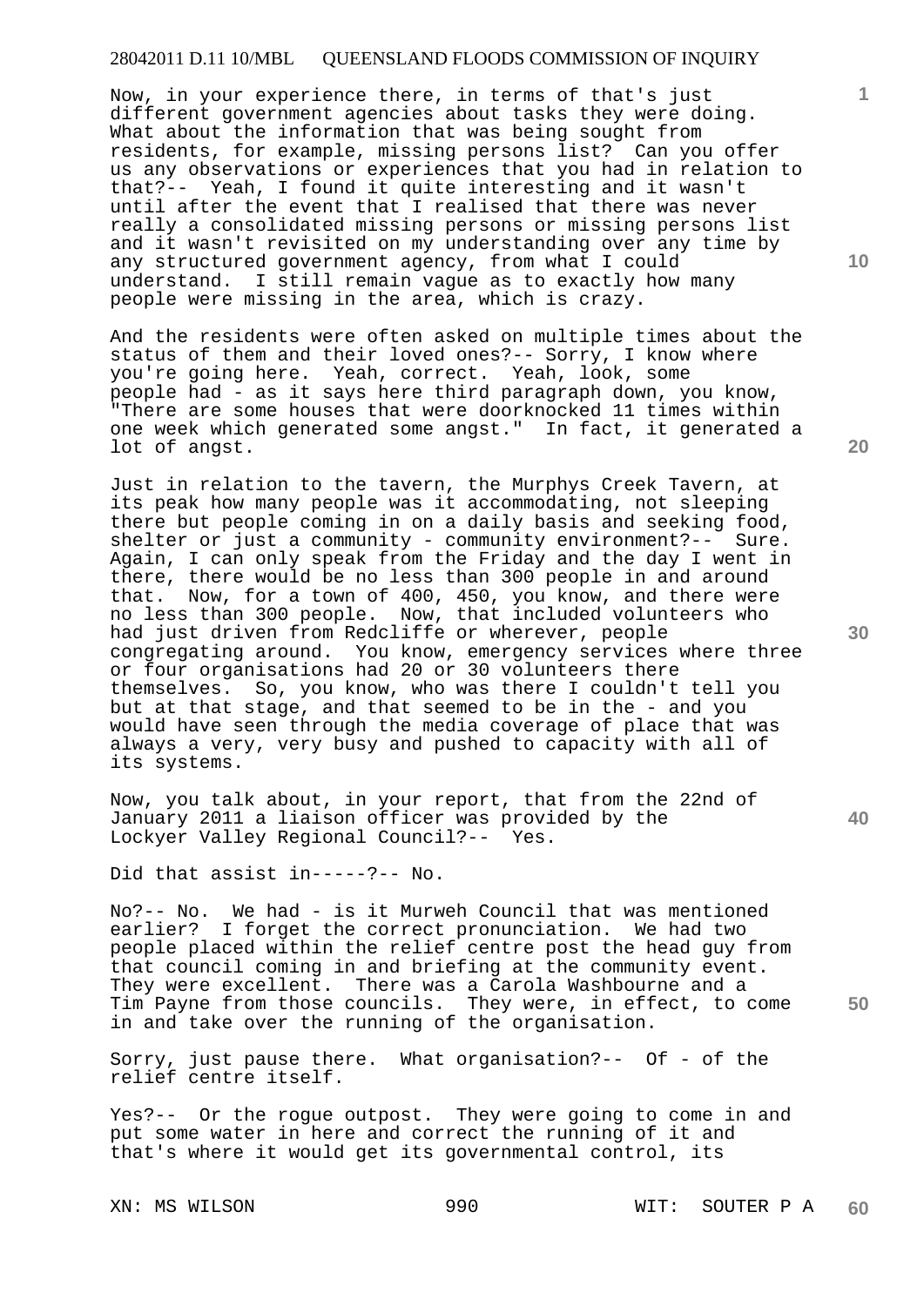Now, in your experience there, in terms of that's just different government agencies about tasks they were doing. What about the information that was being sought from residents, for example, missing persons list? Can you offer us any observations or experiences that you had in relation to that?-- Yeah, I found it quite interesting and it wasn't until after the event that I realised that there was never really a consolidated missing persons or missing persons list and it wasn't revisited on my understanding over any time by any structured government agency, from what I could understand. I still remain vague as to exactly how many people were missing in the area, which is crazy.

And the residents were often asked on multiple times about the status of them and their loved ones?-- Sorry, I know where you're going here. Yeah, correct. Yeah, look, some people had - as it says here third paragraph down, you know, "There are some houses that were doorknocked 11 times within one week which generated some angst." In fact, it generated a lot of angst.

Just in relation to the tavern, the Murphys Creek Tavern, at its peak how many people was it accommodating, not sleeping there but people coming in on a daily basis and seeking food, shelter or just a community - community environment?-- Sure. Again, I can only speak from the Friday and the day I went in there, there would be no less than 300 people in and around that. Now, for a town of 400, 450, you know, and there were no less than 300 people. Now, that included volunteers who had just driven from Redcliffe or wherever, people congregating around. You know, emergency services where three or four organisations had 20 or 30 volunteers there themselves. So, you know, who was there I couldn't tell you but at that stage, and that seemed to be in the - and you would have seen through the media coverage of place that was always a very, very busy and pushed to capacity with all of its systems.

Now, you talk about, in your report, that from the 22nd of January 2011 a liaison officer was provided by the Lockyer Valley Regional Council?-- Yes.

Did that assist in-----?-- No.

No?-- No. We had - is it Murweh Council that was mentioned earlier? I forget the correct pronunciation. We had two people placed within the relief centre post the head guy from that council coming in and briefing at the community event. They were excellent. There was a Carola Washbourne and a Tim Payne from those councils. They were, in effect, to come in and take over the running of the organisation.

Sorry, just pause there. What organisation?-- Of - of the relief centre itself.

Yes?-- Or the rogue outpost. They were going to come in and put some water in here and correct the running of it and that's where it would get its governmental control, its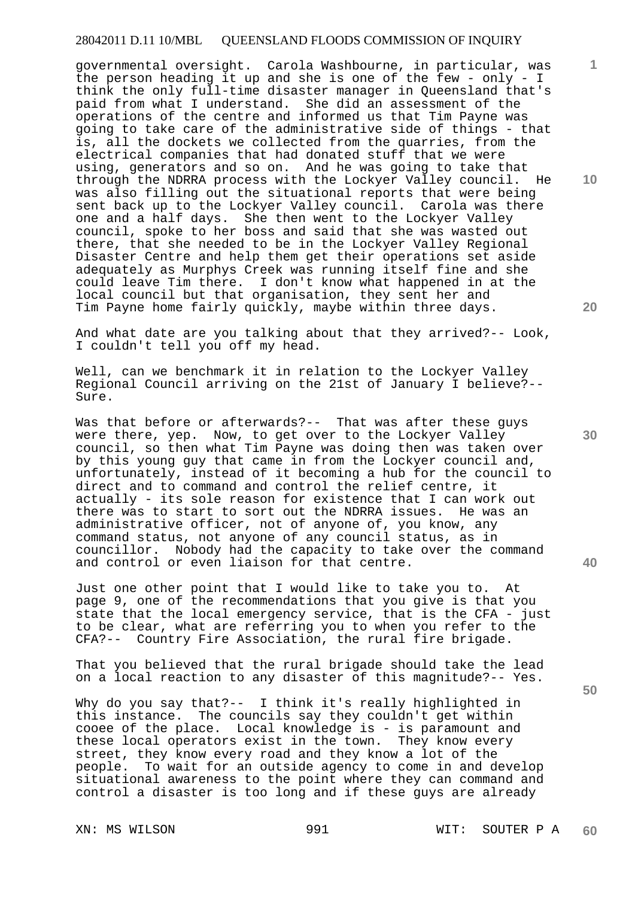governmental oversight. Carola Washbourne, in particular, was the person heading it up and she is one of the few - only - I think the only full-time disaster manager in Queensland that's paid from what I understand. She did an assessment of the operations of the centre and informed us that Tim Payne was going to take care of the administrative side of things - that is, all the dockets we collected from the quarries, from the electrical companies that had donated stuff that we were using, generators and so on. And he was going to take that through the NDRRA process with the Lockyer Valley council. He was also filling out the situational reports that were being sent back up to the Lockyer Valley council. Carola was there one and a half days. She then went to the Lockyer Valley council, spoke to her boss and said that she was wasted out there, that she needed to be in the Lockyer Valley Regional Disaster Centre and help them get their operations set aside adequately as Murphys Creek was running itself fine and she could leave Tim there. I don't know what happened in at the local council but that organisation, they sent her and Tim Payne home fairly quickly, maybe within three days.

And what date are you talking about that they arrived?-- Look, I couldn't tell you off my head.

Well, can we benchmark it in relation to the Lockyer Valley Regional Council arriving on the 21st of January I believe?-- Sure.

Was that before or afterwards?-- That was after these guys were there, yep. Now, to get over to the Lockyer Valley council, so then what Tim Payne was doing then was taken over by this young guy that came in from the Lockyer council and, unfortunately, instead of it becoming a hub for the council to direct and to command and control the relief centre, it actually - its sole reason for existence that I can work out there was to start to sort out the NDRRA issues. He was an administrative officer, not of anyone of, you know, any command status, not anyone of any council status, as in councillor. Nobody had the capacity to take over the command and control or even liaison for that centre.

Just one other point that I would like to take you to. At page 9, one of the recommendations that you give is that you state that the local emergency service, that is the CFA - just to be clear, what are referring you to when you refer to the CFA?-- Country Fire Association, the rural fire brigade.

That you believed that the rural brigade should take the lead on a local reaction to any disaster of this magnitude?-- Yes.

Why do you say that?-- I think it's really highlighted in this instance. The councils say they couldn't get within cooee of the place. Local knowledge is - is paramount and these local operators exist in the town. They know every street, they know every road and they know a lot of the people. To wait for an outside agency to come in and develop situational awareness to the point where they can command and control a disaster is too long and if these guys are already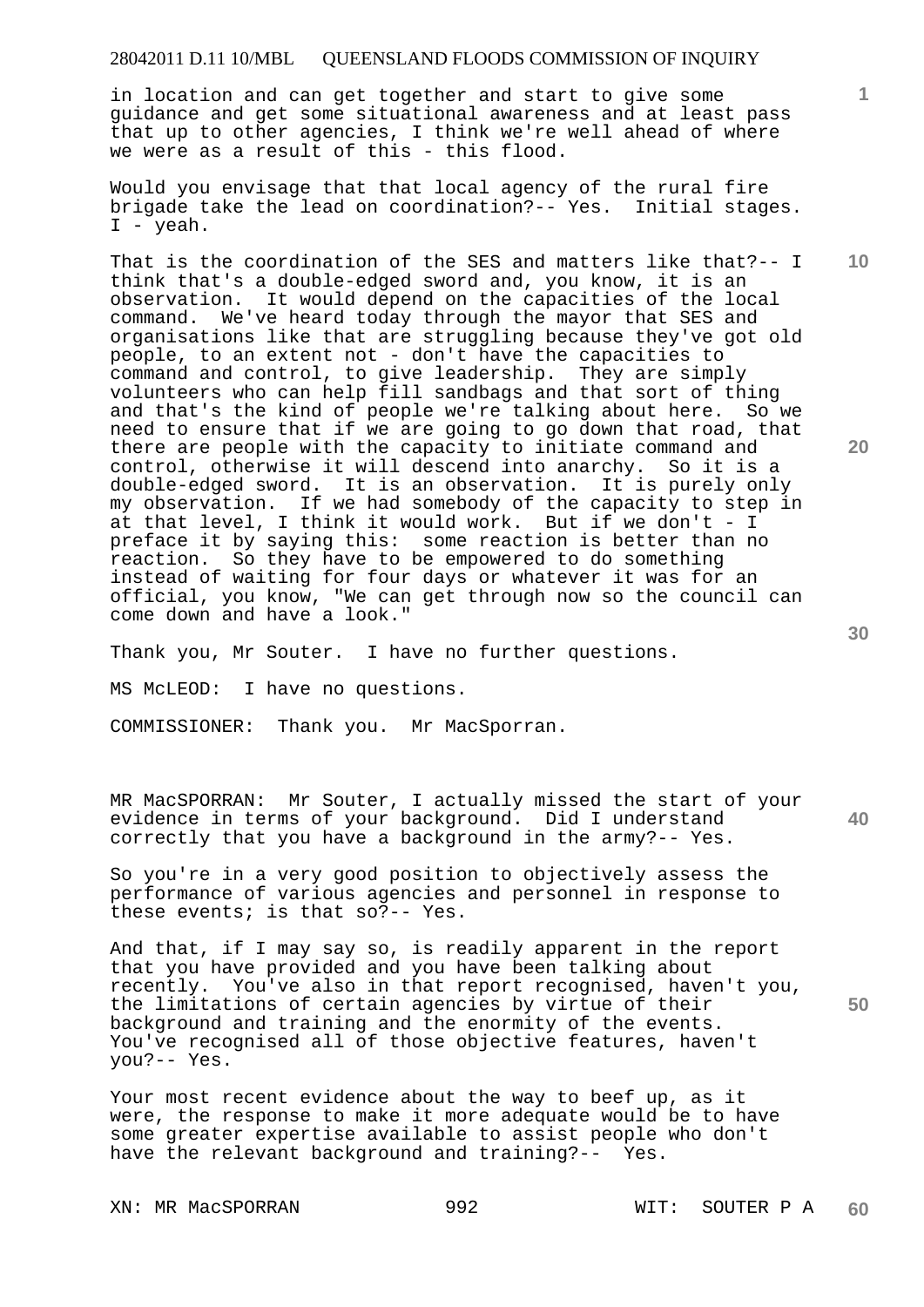in location and can get together and start to give some guidance and get some situational awareness and at least pass that up to other agencies, I think we're well ahead of where we were as a result of this - this flood.

Would you envisage that that local agency of the rural fire brigade take the lead on coordination?-- Yes. Initial stages. I - yeah.

That is the coordination of the SES and matters like that?-- I think that's a double-edged sword and, you know, it is an observation. It would depend on the capacities of the local command. We've heard today through the mayor that SES and organisations like that are struggling because they've got old people, to an extent not - don't have the capacities to command and control, to give leadership. They are simply volunteers who can help fill sandbags and that sort of thing and that's the kind of people we're talking about here. So we need to ensure that if we are going to go down that road, that there are people with the capacity to initiate command and control, otherwise it will descend into anarchy. So it is a double-edged sword. It is an observation. It is purely only my observation. If we had somebody of the capacity to step in at that level, I think it would work. But if we don't - I preface it by saying this: some reaction is better than no reaction. So they have to be empowered to do something instead of waiting for four days or whatever it was for an official, you know, "We can get through now so the council can come down and have a look."

Thank you, Mr Souter. I have no further questions.

MS McLEOD: I have no questions.

COMMISSIONER: Thank you. Mr MacSporran.

MR MacSPORRAN: Mr Souter, I actually missed the start of your evidence in terms of your background. Did I understand correctly that you have a background in the army?-- Yes.

So you're in a very good position to objectively assess the performance of various agencies and personnel in response to these events; is that so?-- Yes.

And that, if I may say so, is readily apparent in the report that you have provided and you have been talking about recently. You've also in that report recognised, haven't you, the limitations of certain agencies by virtue of their background and training and the enormity of the events. You've recognised all of those objective features, haven't you?-- Yes.

Your most recent evidence about the way to beef up, as it were, the response to make it more adequate would be to have some greater expertise available to assist people who don't have the relevant background and training?-- Yes.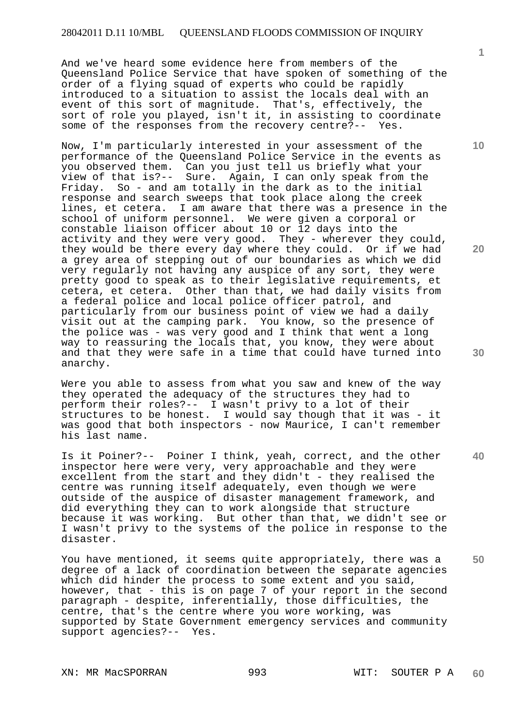And we've heard some evidence here from members of the Queensland Police Service that have spoken of something of the order of a flying squad of experts who could be rapidly introduced to a situation to assist the locals deal with an event of this sort of magnitude. That's, effectively, the sort of role you played, isn't it, in assisting to coordinate some of the responses from the recovery centre?-- Yes.

Now, I'm particularly interested in your assessment of the performance of the Queensland Police Service in the events as you observed them. Can you just tell us briefly what your view of that is?-- Sure. Again, I can only speak from the Friday. So - and am totally in the dark as to the initial response and search sweeps that took place along the creek lines, et cetera. I am aware that there was a presence in the school of uniform personnel. We were given a corporal or constable liaison officer about 10 or 12 days into the activity and they were very good. They - wherever they could, they would be there every day where they could. Or if we had a grey area of stepping out of our boundaries as which we did very regularly not having any auspice of any sort, they were pretty good to speak as to their legislative requirements, et cetera, et cetera. Other than that, we had daily visits from a federal police and local police officer patrol, and particularly from our business point of view we had a daily visit out at the camping park. You know, so the presence of the police was - was very good and I think that went a long way to reassuring the locals that, you know, they were about and that they were safe in a time that could have turned into anarchy.

Were you able to assess from what you saw and knew of the way they operated the adequacy of the structures they had to perform their roles?-- I wasn't privy to a lot of their structures to be honest. I would say though that it was - it was good that both inspectors - now Maurice, I can't remember his last name.

Is it Poiner?-- Poiner I think, yeah, correct, and the other inspector here were very, very approachable and they were excellent from the start and they didn't - they realised the centre was running itself adequately, even though we were outside of the auspice of disaster management framework, and did everything they can to work alongside that structure because it was working. But other than that, we didn't see or I wasn't privy to the systems of the police in response to the disaster.

You have mentioned, it seems quite appropriately, there was a degree of a lack of coordination between the separate agencies which did hinder the process to some extent and you said, however, that - this is on page 7 of your report in the second paragraph - despite, inferentially, those difficulties, the centre, that's the centre where you wore working, was supported by State Government emergency services and community support agencies?-- Yes.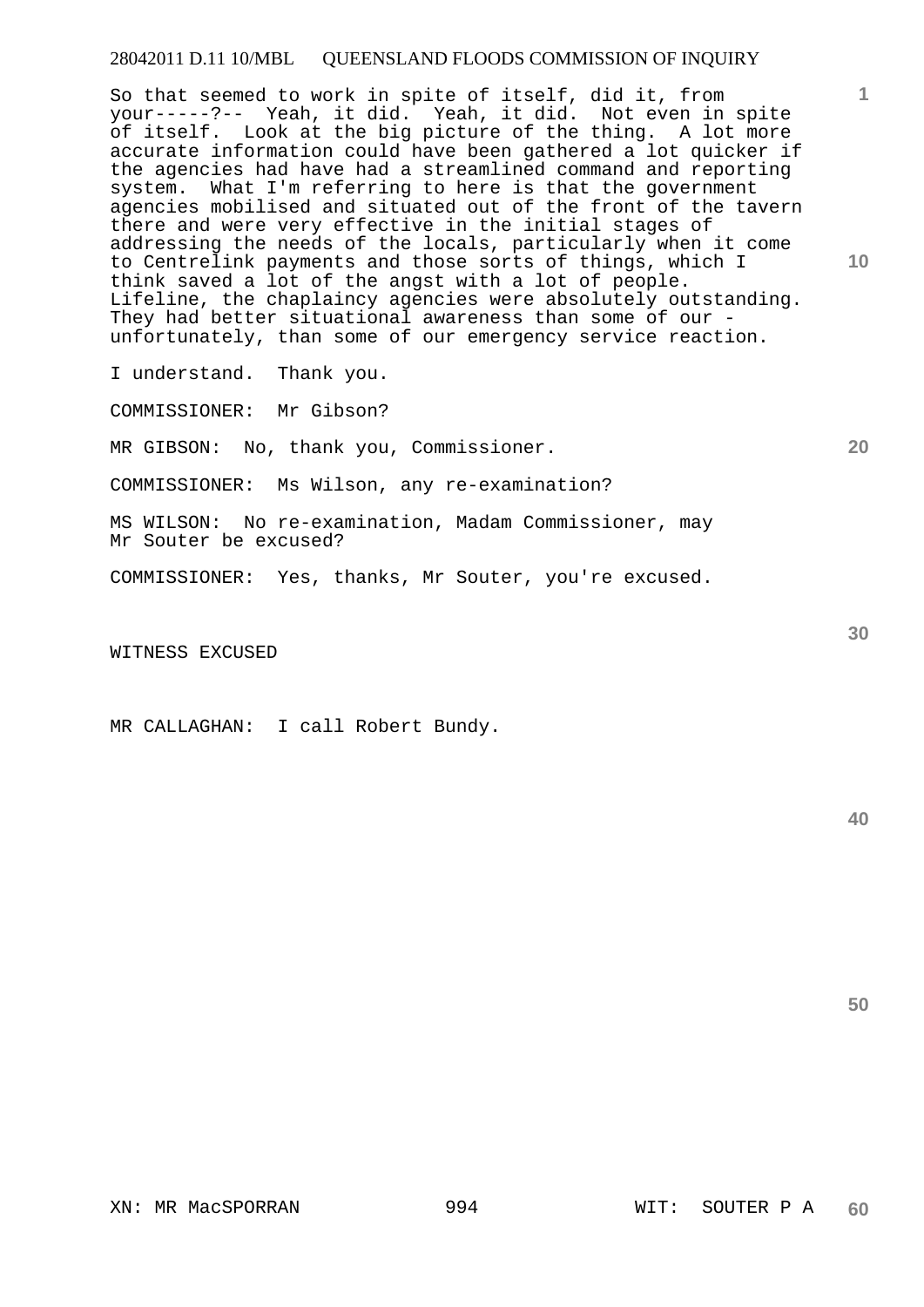So that seemed to work in spite of itself, did it, from your-----?-- Yeah, it did. Yeah, it did. Not even in spite of itself. Look at the big picture of the thing. A lot more accurate information could have been gathered a lot quicker if the agencies had have had a streamlined command and reporting system. What I'm referring to here is that the government agencies mobilised and situated out of the front of the tavern there and were very effective in the initial stages of addressing the needs of the locals, particularly when it come to Centrelink payments and those sorts of things, which I think saved a lot of the angst with a lot of people. Lifeline, the chaplaincy agencies were absolutely outstanding. They had better situational awareness than some of our - unfortunately, than some of our emergency service reaction.

I understand. Thank you.

COMMISSIONER: Mr Gibson?

MR GIBSON: No, thank you, Commissioner.

COMMISSIONER: Ms Wilson, any re-examination?

MS WILSON: No re-examination, Madam Commissioner, may Mr Souter be excused?

COMMISSIONER: Yes, thanks, Mr Souter, you're excused.

WITNESS EXCUSED

MR CALLAGHAN: I call Robert Bundy.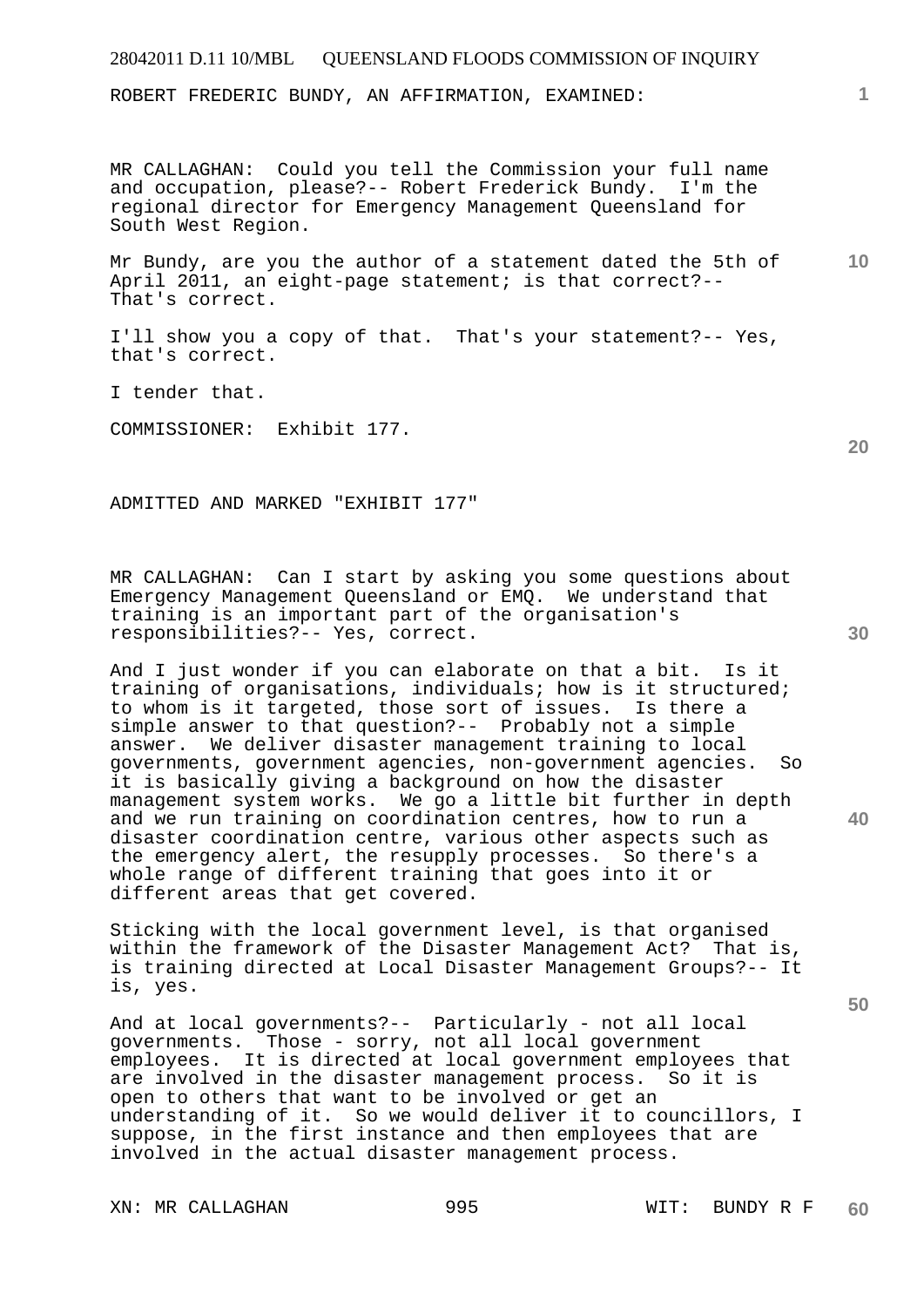ROBERT FREDERIC BUNDY, AN AFFIRMATION, EXAMINED:

MR CALLAGHAN: Could you tell the Commission your full name and occupation, please?-- Robert Frederick Bundy. I'm the regional director for Emergency Management Queensland for South West Region.

Mr Bundy, are you the author of a statement dated the 5th of April 2011, an eight-page statement; is that correct?-- That's correct.

I'll show you a copy of that. That's your statement?-- Yes, that's correct.

I tender that.

COMMISSIONER: Exhibit 177.

ADMITTED AND MARKED "EXHIBIT 177"

MR CALLAGHAN: Can I start by asking you some questions about Emergency Management Queensland or EMQ. We understand that training is an important part of the organisation's responsibilities?-- Yes, correct.

And I just wonder if you can elaborate on that a bit. Is it training of organisations, individuals; how is it structured; to whom is it targeted, those sort of issues. Is there a simple answer to that question?-- Probably not a simple answer. We deliver disaster management training to local governments, government agencies, non-government agencies. So it is basically giving a background on how the disaster management system works. We go a little bit further in depth and we run training on coordination centres, how to run a disaster coordination centre, various other aspects such as the emergency alert, the resupply processes. So there's a whole range of different training that goes into it or different areas that get covered.

Sticking with the local government level, is that organised within the framework of the Disaster Management Act? That is, is training directed at Local Disaster Management Groups?-- It is, yes.

And at local governments?-- Particularly - not all local governments. Those - sorry, not all local government employees. It is directed at local government employees that are involved in the disaster management process. So it is open to others that want to be involved or get an understanding of it. So we would deliver it to councillors, I suppose, in the first instance and then employees that are involved in the actual disaster management process.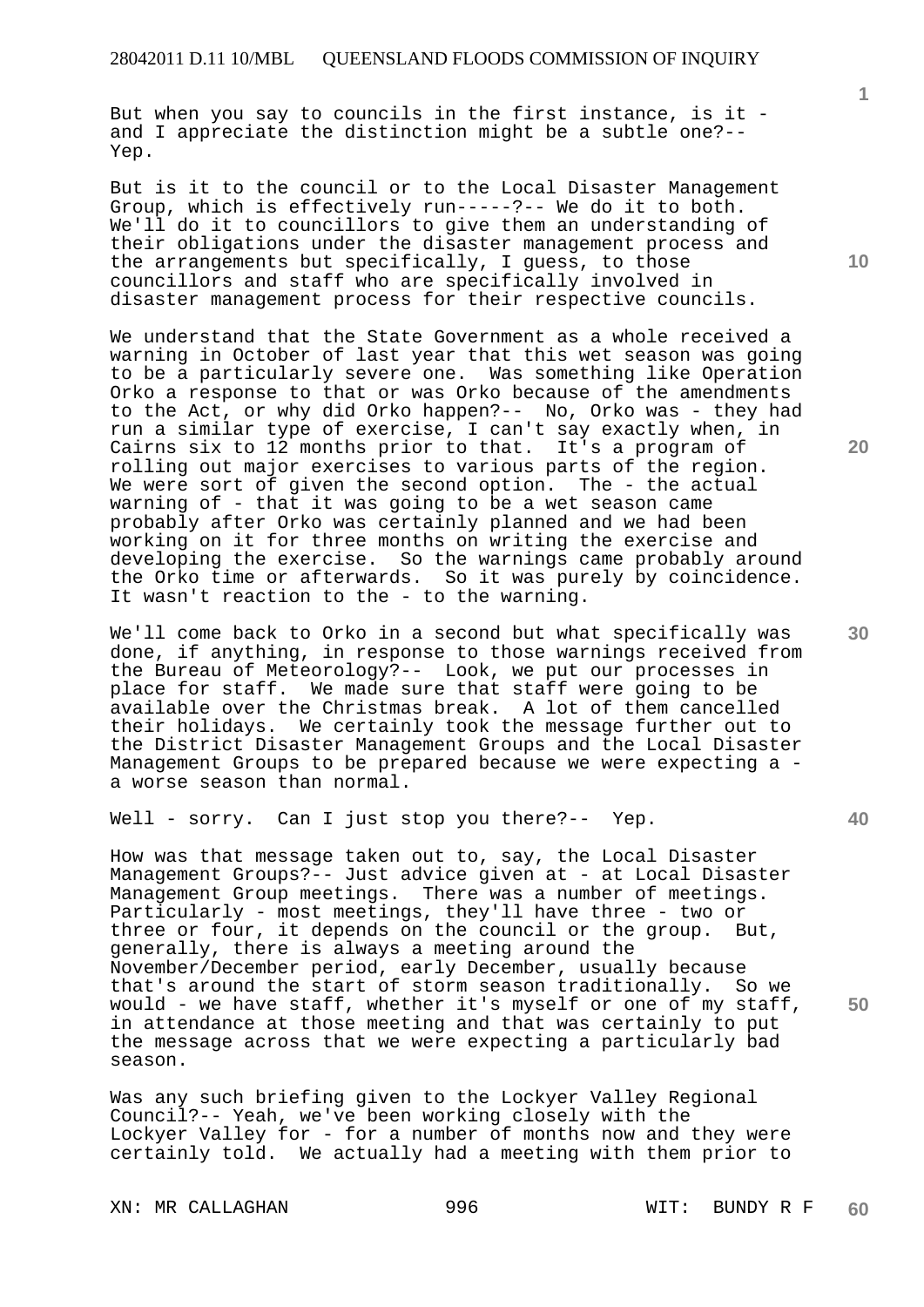But when you say to councils in the first instance, is it - and I appreciate the distinction might be a subtle one?-- Yep.

But is it to the council or to the Local Disaster Management Group, which is effectively run-----?-- We do it to both. We'll do it to councillors to give them an understanding of their obligations under the disaster management process and the arrangements but specifically, I guess, to those councillors and staff who are specifically involved in disaster management process for their respective councils.

We understand that the State Government as a whole received a warning in October of last year that this wet season was going to be a particularly severe one. Was something like Operation Orko a response to that or was Orko because of the amendments to the Act, or why did Orko happen?-- No, Orko was - they had run a similar type of exercise, I can't say exactly when, in Cairns six to 12 months prior to that. It's a program of rolling out major exercises to various parts of the region. We were sort of given the second option. The - the actual warning of - that it was going to be a wet season came probably after Orko was certainly planned and we had been working on it for three months on writing the exercise and developing the exercise. So the warnings came probably around the Orko time or afterwards. So it was purely by coincidence. It wasn't reaction to the - to the warning.

We'll come back to Orko in a second but what specifically was done, if anything, in response to those warnings received from the Bureau of Meteorology?-- Look, we put our processes in place for staff. We made sure that staff were going to be available over the Christmas break. A lot of them cancelled their holidays. We certainly took the message further out to the District Disaster Management Groups and the Local Disaster Management Groups to be prepared because we were expecting a - a worse season than normal.

Well - sorry. Can I just stop you there?-- Yep.

How was that message taken out to, say, the Local Disaster Management Groups?-- Just advice given at - at Local Disaster Management Group meetings. There was a number of meetings. Particularly - most meetings, they'll have three - two or three or four, it depends on the council or the group. But, generally, there is always a meeting around the November/December period, early December, usually because that's around the start of storm season traditionally. So we would - we have staff, whether it's myself or one of my staff, in attendance at those meeting and that was certainly to put the message across that we were expecting a particularly bad season.

Was any such briefing given to the Lockyer Valley Regional Council?-- Yeah, we've been working closely with the Lockyer Valley for - for a number of months now and they were certainly told. We actually had a meeting with them prior to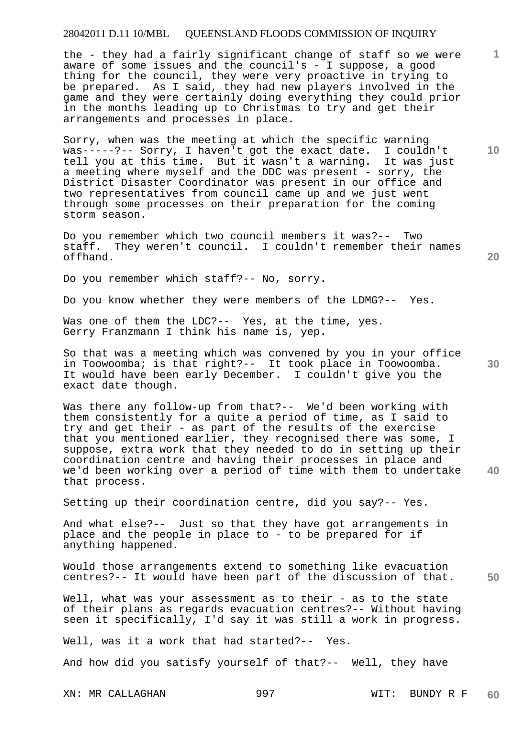the - they had a fairly significant change of staff so we were aware of some issues and the council's - I suppose, a good thing for the council, they were very proactive in trying to be prepared. As I said, they had new players involved in the game and they were certainly doing everything they could prior in the months leading up to Christmas to try and get their arrangements and processes in place.

Sorry, when was the meeting at which the specific warning was-----?-- Sorry, I haven't got the exact date. I couldn't tell you at this time. But it wasn't a warning. It was just a meeting where myself and the DDC was present - sorry, the District Disaster Coordinator was present in our office and two representatives from council came up and we just went through some processes on their preparation for the coming storm season.

Do you remember which two council members it was?-- Two staff. They weren't council. I couldn't remember their names offhand.

Do you remember which staff?-- No, sorry.

Do you know whether they were members of the LDMG?-- Yes.

Was one of them the LDC?-- Yes, at the time, yes. Gerry Franzmann I think his name is, yep.

So that was a meeting which was convened by you in your office in Toowoomba; is that right?-- It took place in Toowoomba. It would have been early December. I couldn't give you the exact date though.

Was there any follow-up from that?-- We'd been working with them consistently for a quite a period of time, as I said to try and get their - as part of the results of the exercise that you mentioned earlier, they recognised there was some, I suppose, extra work that they needed to do in setting up their coordination centre and having their processes in place and we'd been working over a period of time with them to undertake that process.

Setting up their coordination centre, did you say?-- Yes.

And what else?-- Just so that they have got arrangements in place and the people in place to - to be prepared for if anything happened.

Would those arrangements extend to something like evacuation centres?-- It would have been part of the discussion of that.

Well, what was your assessment as to their - as to the state of their plans as regards evacuation centres?-- Without having seen it specifically, I'd say it was still a work in progress.

Well, was it a work that had started?-- Yes.

And how did you satisfy yourself of that?-- Well, they have

XN: MR CALLAGHAN WIT: BUNDY R F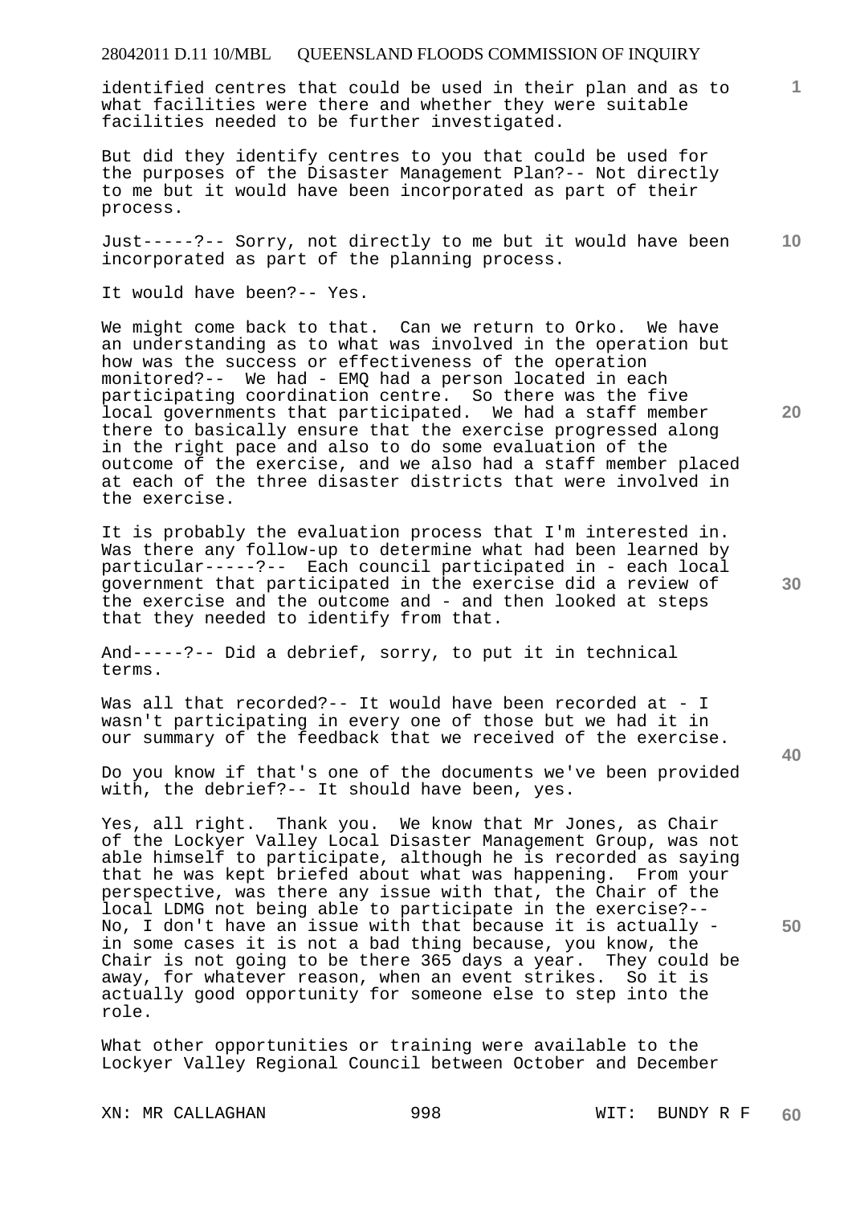identified centres that could be used in their plan and as to what facilities were there and whether they were suitable facilities needed to be further investigated.

But did they identify centres to you that could be used for the purposes of the Disaster Management Plan?-- Not directly to me but it would have been incorporated as part of their process.

Just-----?-- Sorry, not directly to me but it would have been incorporated as part of the planning process.

It would have been?-- Yes.

We might come back to that. Can we return to Orko. We have an understanding as to what was involved in the operation but how was the success or effectiveness of the operation monitored?-- We had - EMQ had a person located in each participating coordination centre. So there was the five local governments that participated. We had a staff member there to basically ensure that the exercise progressed along in the right pace and also to do some evaluation of the outcome of the exercise, and we also had a staff member placed at each of the three disaster districts that were involved in the exercise.

It is probably the evaluation process that I'm interested in. Was there any follow-up to determine what had been learned by particular-----?-- Each council participated in - each local government that participated in the exercise did a review of the exercise and the outcome and - and then looked at steps that they needed to identify from that.

And-----?-- Did a debrief, sorry, to put it in technical terms.

Was all that recorded?-- It would have been recorded at - I wasn't participating in every one of those but we had it in our summary of the feedback that we received of the exercise.

Do you know if that's one of the documents we've been provided with, the debrief?-- It should have been, yes.

Yes, all right. Thank you. We know that Mr Jones, as Chair of the Lockyer Valley Local Disaster Management Group, was not able himself to participate, although he is recorded as saying that he was kept briefed about what was happening. From your perspective, was there any issue with that, the Chair of the local LDMG not being able to participate in the exercise?-- No, I don't have an issue with that because it is actually - in some cases it is not a bad thing because, you know, the Chair is not going to be there 365 days a year. They could be away, for whatever reason, when an event strikes. So it is actually good opportunity for someone else to step into the role.

What other opportunities or training were available to the Lockyer Valley Regional Council between October and December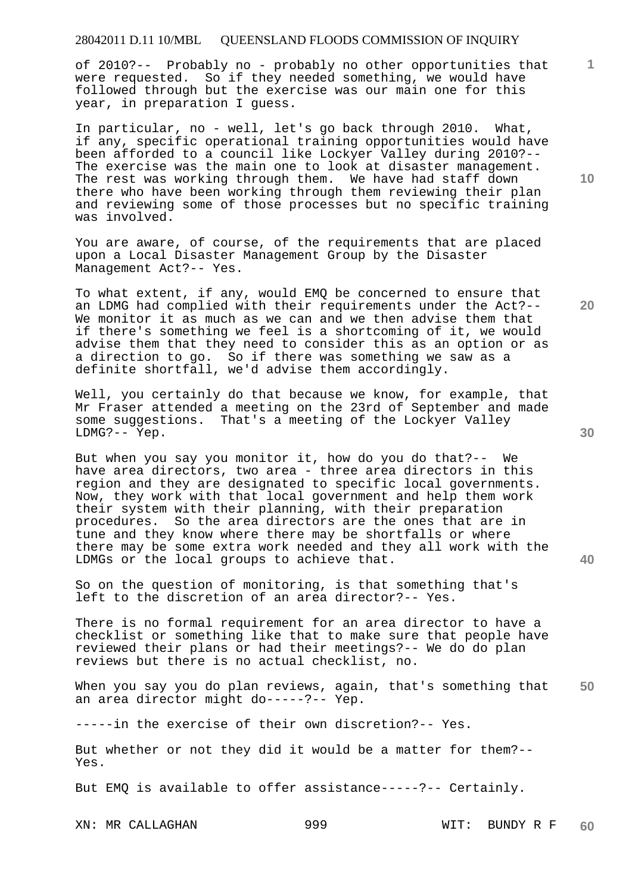of 2010?-- Probably no - probably no other opportunities that were requested. So if they needed something, we would have followed through but the exercise was our main one for this year, in preparation I guess.

In particular, no - well, let's go back through 2010. What, if any, specific operational training opportunities would have been afforded to a council like Lockyer Valley during 2010?-- The exercise was the main one to look at disaster management. The rest was working through them. We have had staff down there who have been working through them reviewing their plan and reviewing some of those processes but no specific training was involved.

You are aware, of course, of the requirements that are placed upon a Local Disaster Management Group by the Disaster Management Act?-- Yes.

To what extent, if any, would EMQ be concerned to ensure that an LDMG had complied with their requirements under the Act?-- We monitor it as much as we can and we then advise them that if there's something we feel is a shortcoming of it, we would advise them that they need to consider this as an option or as a direction to go. So if there was something we saw as a definite shortfall, we'd advise them accordingly.

Well, you certainly do that because we know, for example, that Mr Fraser attended a meeting on the 23rd of September and made some suggestions. That's a meeting of the Lockyer Valley LDMG?-- Yep.

But when you say you monitor it, how do you do that?-- We have area directors, two area - three area directors in this region and they are designated to specific local governments. Now, they work with that local government and help them work their system with their planning, with their preparation procedures. So the area directors are the ones that are in tune and they know where there may be shortfalls or where there may be some extra work needed and they all work with the LDMGs or the local groups to achieve that.

So on the question of monitoring, is that something that's left to the discretion of an area director?-- Yes.

There is no formal requirement for an area director to have a checklist or something like that to make sure that people have reviewed their plans or had their meetings?-- We do do plan reviews but there is no actual checklist, no.

When you say you do plan reviews, again, that's something that an area director might do-----?-- Yep.

-----in the exercise of their own discretion?-- Yes.

But whether or not they did it would be a matter for them?-- Yes.

But EMQ is available to offer assistance-----?-- Certainly.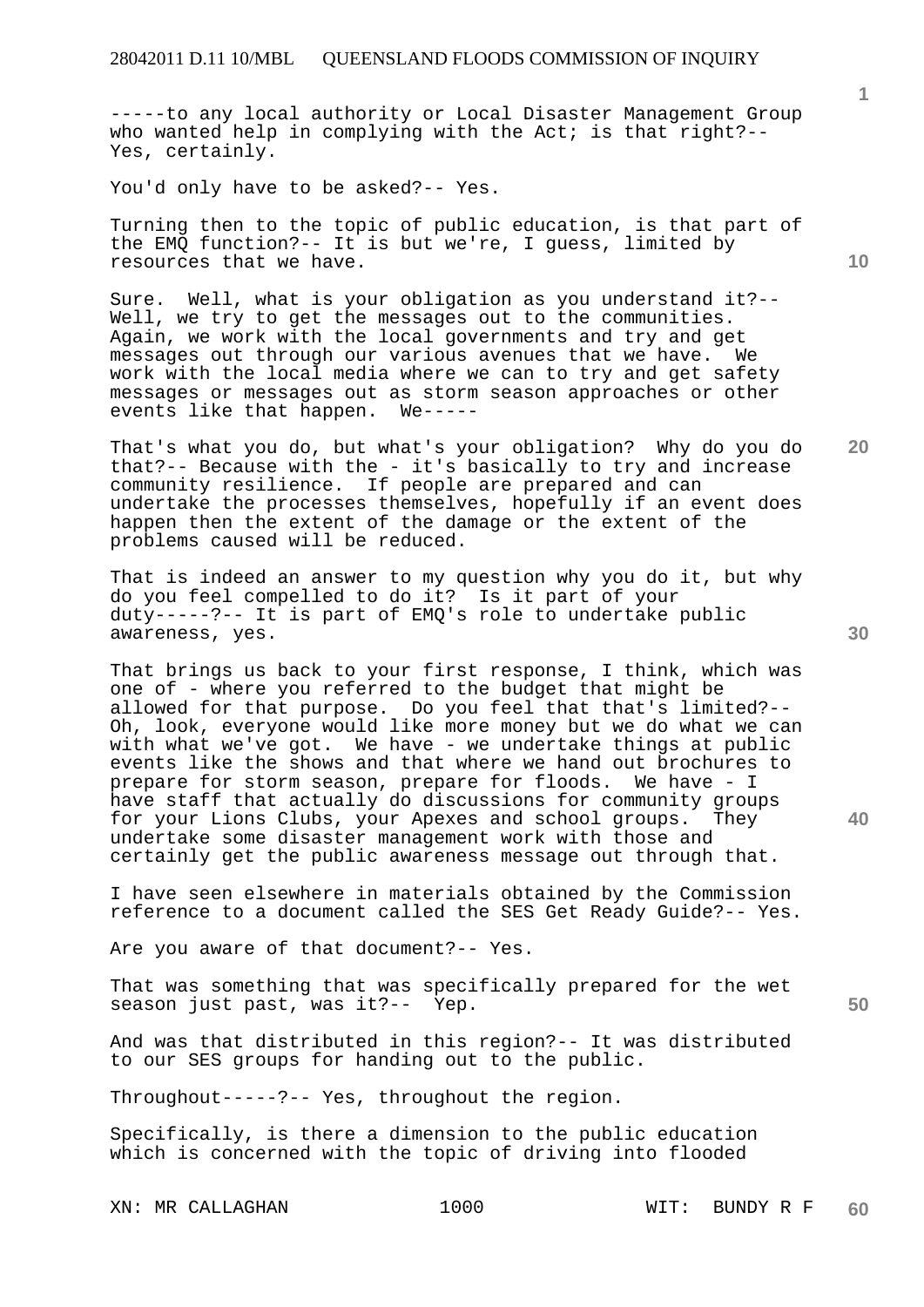-----to any local authority or Local Disaster Management Group who wanted help in complying with the Act; is that right?-- Yes, certainly.

You'd only have to be asked?-- Yes.

Turning then to the topic of public education, is that part of the EMQ function?-- It is but we're, I guess, limited by resources that we have.

Sure. Well, what is your obligation as you understand it?-- Well, we try to get the messages out to the communities. Again, we work with the local governments and try and get messages out through our various avenues that we have. We work with the local media where we can to try and get safety messages or messages out as storm season approaches or other events like that happen. We-----

That's what you do, but what's your obligation? Why do you do that?-- Because with the - it's basically to try and increase community resilience. If people are prepared and can undertake the processes themselves, hopefully if an event does happen then the extent of the damage or the extent of the problems caused will be reduced.

That is indeed an answer to my question why you do it, but why do you feel compelled to do it? Is it part of your duty-----?-- It is part of EMQ's role to undertake public awareness, yes.

That brings us back to your first response, I think, which was one of - where you referred to the budget that might be allowed for that purpose. Do you feel that that's limited?-- Oh, look, everyone would like more money but we do what we can with what we've got. We have - we undertake things at public events like the shows and that where we hand out brochures to prepare for storm season, prepare for floods. We have - I have staff that actually do discussions for community groups for your Lions Clubs, your Apexes and school groups. They undertake some disaster management work with those and certainly get the public awareness message out through that.

I have seen elsewhere in materials obtained by the Commission reference to a document called the SES Get Ready Guide?-- Yes.

Are you aware of that document?-- Yes.

That was something that was specifically prepared for the wet season just past, was it?-- Yep.

And was that distributed in this region?-- It was distributed to our SES groups for handing out to the public.

Throughout-----?-- Yes, throughout the region.

Specifically, is there a dimension to the public education which is concerned with the topic of driving into flooded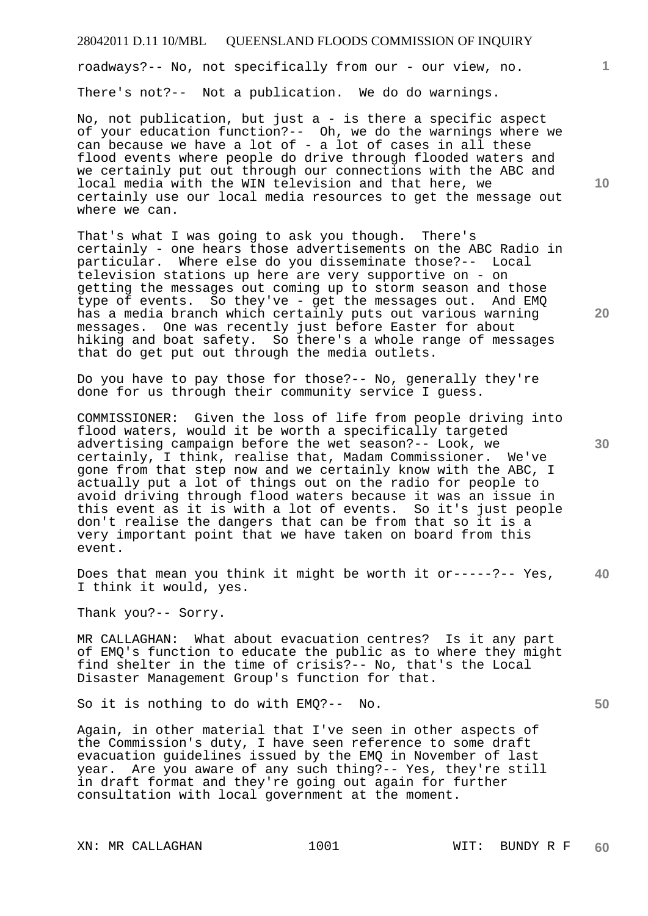roadways?-- No, not specifically from our - our view, no.

There's not?-- Not a publication. We do do warnings.

No, not publication, but just a - is there a specific aspect of your education function?-- Oh, we do the warnings where we can because we have a lot of - a lot of cases in all these flood events where people do drive through flooded waters and we certainly put out through our connections with the ABC and local media with the WIN television and that here, we certainly use our local media resources to get the message out where we can.

That's what I was going to ask you though. There's certainly - one hears those advertisements on the ABC Radio in particular. Where else do you disseminate those?-- Local television stations up here are very supportive on - on getting the messages out coming up to storm season and those type of events. So they've - get the messages out. And EMQ has a media branch which certainly puts out various warning messages. One was recently just before Easter for about hiking and boat safety. So there's a whole range of messages that do get put out through the media outlets.

Do you have to pay those for those?-- No, generally they're done for us through their community service I guess.

COMMISSIONER: Given the loss of life from people driving into flood waters, would it be worth a specifically targeted advertising campaign before the wet season?-- Look, we certainly, I think, realise that, Madam Commissioner. We've gone from that step now and we certainly know with the ABC, I actually put a lot of things out on the radio for people to avoid driving through flood waters because it was an issue in this event as it is with a lot of events. So it's just people don't realise the dangers that can be from that so it is a very important point that we have taken on board from this event.

Does that mean you think it might be worth it or-----?-- Yes, I think it would, yes.

Thank you?-- Sorry.

MR CALLAGHAN: What about evacuation centres? Is it any part of EMQ's function to educate the public as to where they might find shelter in the time of crisis?-- No, that's the Local Disaster Management Group's function for that.

So it is nothing to do with EMQ?-- No.

Again, in other material that I've seen in other aspects of the Commission's duty, I have seen reference to some draft evacuation guidelines issued by the EMQ in November of last year. Are you aware of any such thing?-- Yes, they're still in draft format and they're going out again for further consultation with local government at the moment.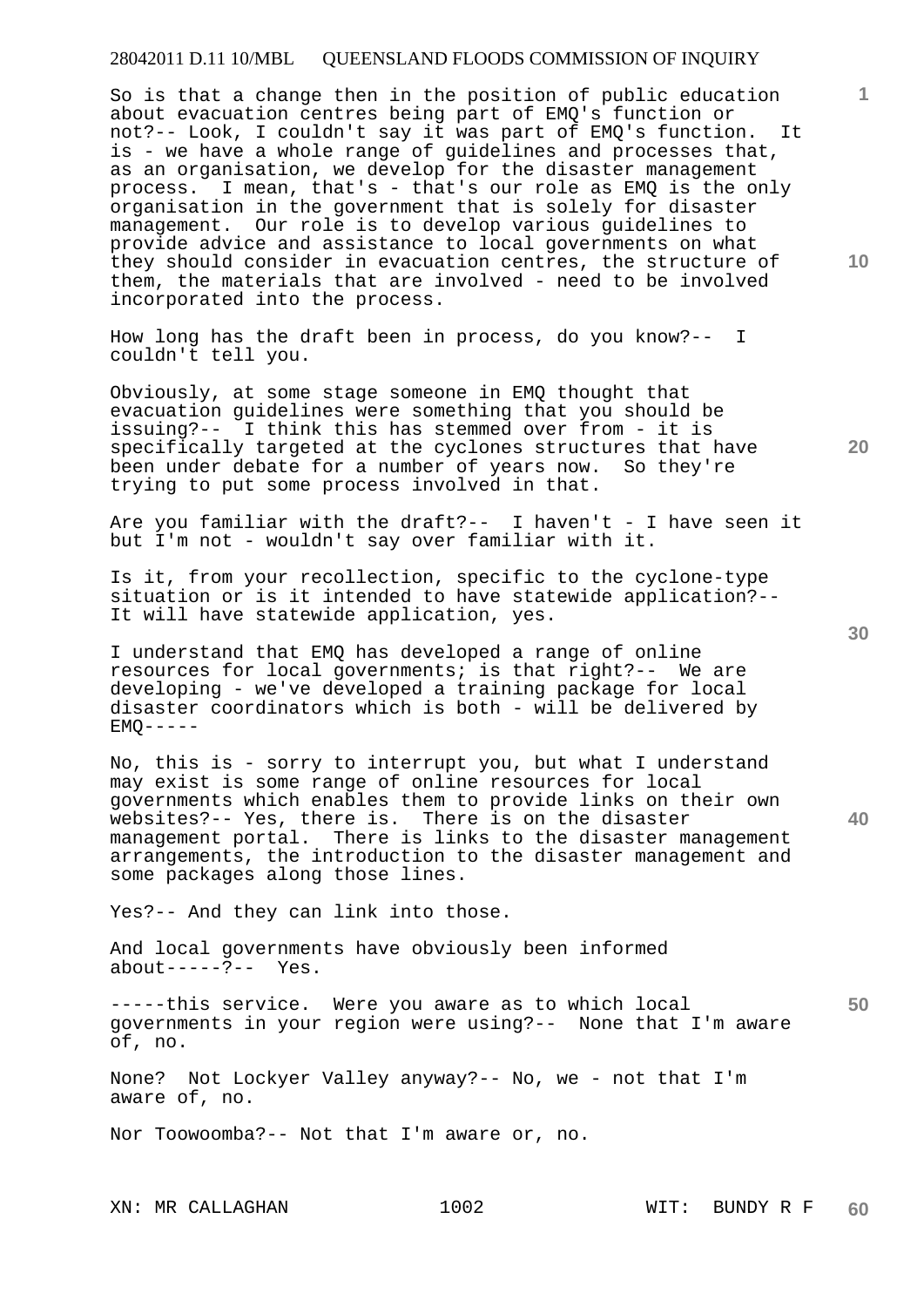So is that a change then in the position of public education about evacuation centres being part of EMQ's function or not?-- Look, I couldn't say it was part of EMQ's function. It is - we have a whole range of guidelines and processes that, as an organisation, we develop for the disaster management process. I mean, that's - that's our role as EMQ is the only organisation in the government that is solely for disaster management. Our role is to develop various guidelines to provide advice and assistance to local governments on what they should consider in evacuation centres, the structure of them, the materials that are involved - need to be involved incorporated into the process.

How long has the draft been in process, do you know?-- I couldn't tell you.

Obviously, at some stage someone in EMQ thought that evacuation guidelines were something that you should be issuing?-- I think this has stemmed over from - it is specifically targeted at the cyclones structures that have been under debate for a number of years now. So they're trying to put some process involved in that.

Are you familiar with the draft?-- I haven't - I have seen it but I'm not - wouldn't say over familiar with it.

Is it, from your recollection, specific to the cyclone-type situation or is it intended to have statewide application?-- It will have statewide application, yes.

I understand that EMQ has developed a range of online resources for local governments; is that right?-- We are developing - we've developed a training package for local disaster coordinators which is both - will be delivered by EMQ-----

No, this is - sorry to interrupt you, but what I understand may exist is some range of online resources for local governments which enables them to provide links on their own websites?-- Yes, there is. There is on the disaster management portal. There is links to the disaster management arrangements, the introduction to the disaster management and some packages along those lines.

Yes?-- And they can link into those.

And local governments have obviously been informed about-----?-- Yes.

-----this service. Were you aware as to which local governments in your region were using?-- None that I'm aware of, no.

None? Not Lockyer Valley anyway?-- No, we - not that I'm aware of, no.

Nor Toowoomba?-- Not that I'm aware or, no.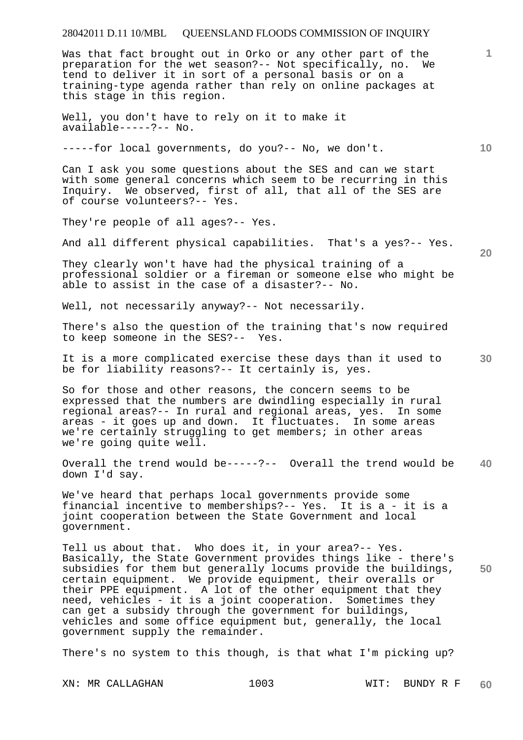Was that fact brought out in Orko or any other part of the preparation for the wet season?-- Not specifically, no. We tend to deliver it in sort of a personal basis or on a training-type agenda rather than rely on online packages at this stage in this region.

Well, you don't have to rely on it to make it available-----?-- No.

-----for local governments, do you?-- No, we don't.

Can I ask you some questions about the SES and can we start with some general concerns which seem to be recurring in this Inquiry. We observed, first of all, that all of the SES are of course volunteers?-- Yes.

They're people of all ages?-- Yes.

And all different physical capabilities. That's a yes?-- Yes.

They clearly won't have had the physical training of a professional soldier or a fireman or someone else who might be able to assist in the case of a disaster?-- No.

Well, not necessarily anyway?-- Not necessarily.

There's also the question of the training that's now required to keep someone in the SES?-- Yes.

It is a more complicated exercise these days than it used to be for liability reasons?-- It certainly is, yes.

So for those and other reasons, the concern seems to be expressed that the numbers are dwindling especially in rural regional areas?-- In rural and regional areas, yes. In some areas - it goes up and down. It fluctuates. In some areas we're certainly struggling to get members; in other areas we're going quite well.

Overall the trend would be-----?-- Overall the trend would be down I'd say.

We've heard that perhaps local governments provide some financial incentive to memberships?-- Yes. It is a - it is a joint cooperation between the State Government and local government.

Tell us about that. Who does it, in your area?-- Yes. Basically, the State Government provides things like - there's subsidies for them but generally locums provide the buildings, certain equipment. We provide equipment, their overalls or their PPE equipment. A lot of the other equipment that they need, vehicles - it is a joint cooperation. Sometimes they can get a subsidy through the government for buildings, vehicles and some office equipment but, generally, the local government supply the remainder.

There's no system to this though, is that what I'm picking up?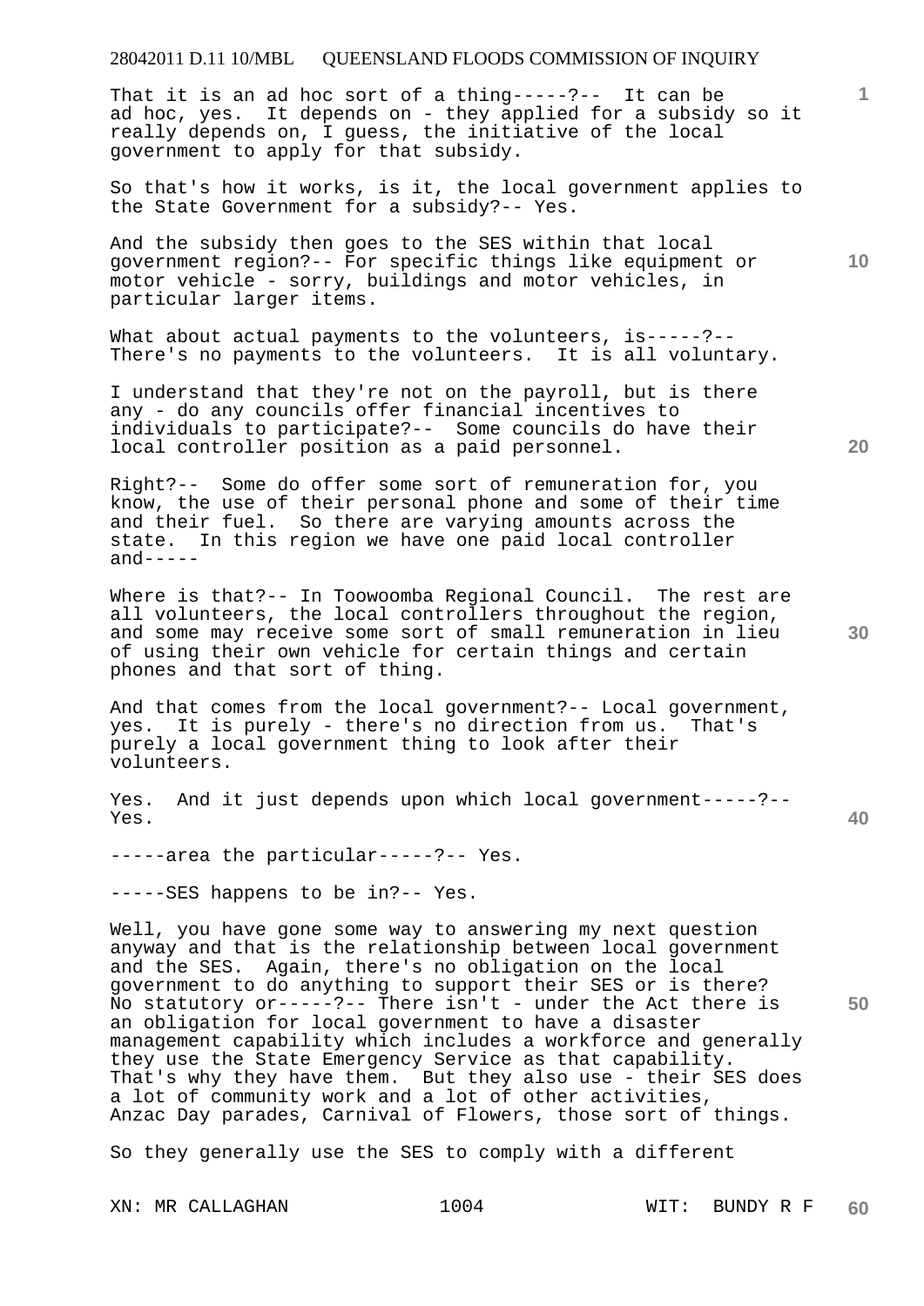That it is an ad hoc sort of a thing-----?-- It can be ad hoc, yes. It depends on - they applied for a subsidy so it really depends on, I guess, the initiative of the local government to apply for that subsidy.

So that's how it works, is it, the local government applies to the State Government for a subsidy?-- Yes.

And the subsidy then goes to the SES within that local government region?-- For specific things like equipment or motor vehicle - sorry, buildings and motor vehicles, in particular larger items.

What about actual payments to the volunteers, is-----?-- There's no payments to the volunteers. It is all voluntary.

I understand that they're not on the payroll, but is there any - do any councils offer financial incentives to individuals to participate?-- Some councils do have their local controller position as a paid personnel.

Right?-- Some do offer some sort of remuneration for, you know, the use of their personal phone and some of their time and their fuel. So there are varying amounts across the state. In this region we have one paid local controller and-----

Where is that?-- In Toowoomba Regional Council. The rest are all volunteers, the local controllers throughout the region, and some may receive some sort of small remuneration in lieu of using their own vehicle for certain things and certain phones and that sort of thing.

And that comes from the local government?-- Local government, yes. It is purely - there's no direction from us. That's purely a local government thing to look after their volunteers.

Yes. And it just depends upon which local government-----?-- Yes.

-----area the particular-----?-- Yes.

-----SES happens to be in?-- Yes.

Well, you have gone some way to answering my next question anyway and that is the relationship between local government and the SES. Again, there's no obligation on the local government to do anything to support their SES or is there? No statutory or-----?-- There isn't - under the Act there is an obligation for local government to have a disaster management capability which includes a workforce and generally they use the State Emergency Service as that capability. That's why they have them. But they also use - their SES does a lot of community work and a lot of other activities, Anzac Day parades, Carnival of Flowers, those sort of things.

So they generally use the SES to comply with a different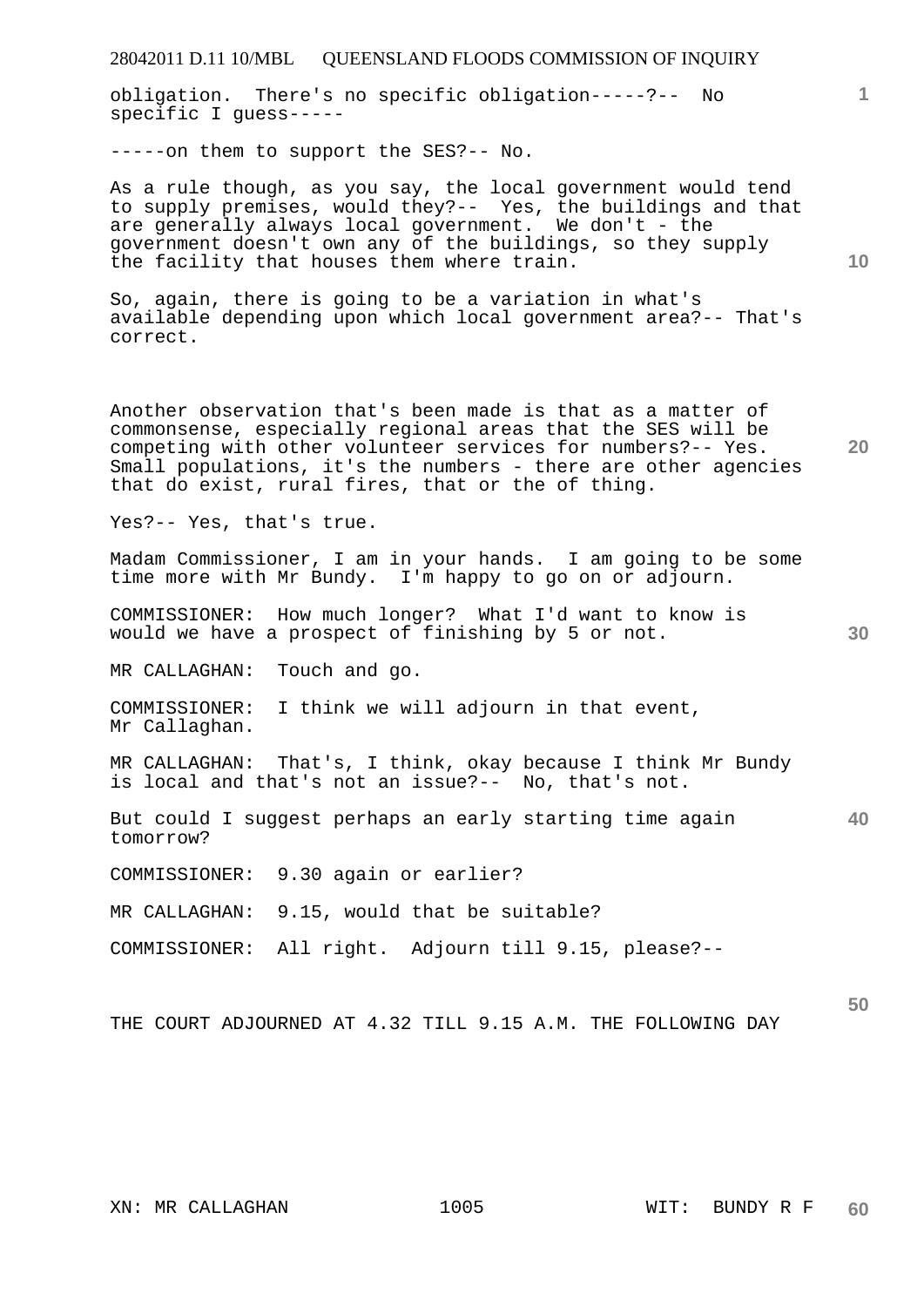obligation. There's no specific obligation-----?-- No specific I guess-----

-----on them to support the SES?-- No.

As a rule though, as you say, the local government would tend to supply premises, would they?-- Yes, the buildings and that are generally always local government. We don't - the government doesn't own any of the buildings, so they supply the facility that houses them where train.

So, again, there is going to be a variation in what's available depending upon which local government area?-- That's correct.

Another observation that's been made is that as a matter of commonsense, especially regional areas that the SES will be competing with other volunteer services for numbers?-- Yes. Small populations, it's the numbers - there are other agencies that do exist, rural fires, that or the of thing.

Yes?-- Yes, that's true.

Madam Commissioner, I am in your hands. I am going to be some time more with Mr Bundy. I'm happy to go on or adjourn.

COMMISSIONER: How much longer? What I'd want to know is would we have a prospect of finishing by 5 or not.

MR CALLAGHAN: Touch and go.

COMMISSIONER: I think we will adjourn in that event, Mr Callaghan.

MR CALLAGHAN: That's, I think, okay because I think Mr Bundy is local and that's not an issue?-- No, that's not.

But could I suggest perhaps an early starting time again tomorrow?

COMMISSIONER: 9.30 again or earlier?

MR CALLAGHAN: 9.15, would that be suitable?

COMMISSIONER: All right. Adjourn till 9.15, please?--

THE COURT ADJOURNED AT 4.32 TILL 9.15 A.M. THE FOLLOWING DAY